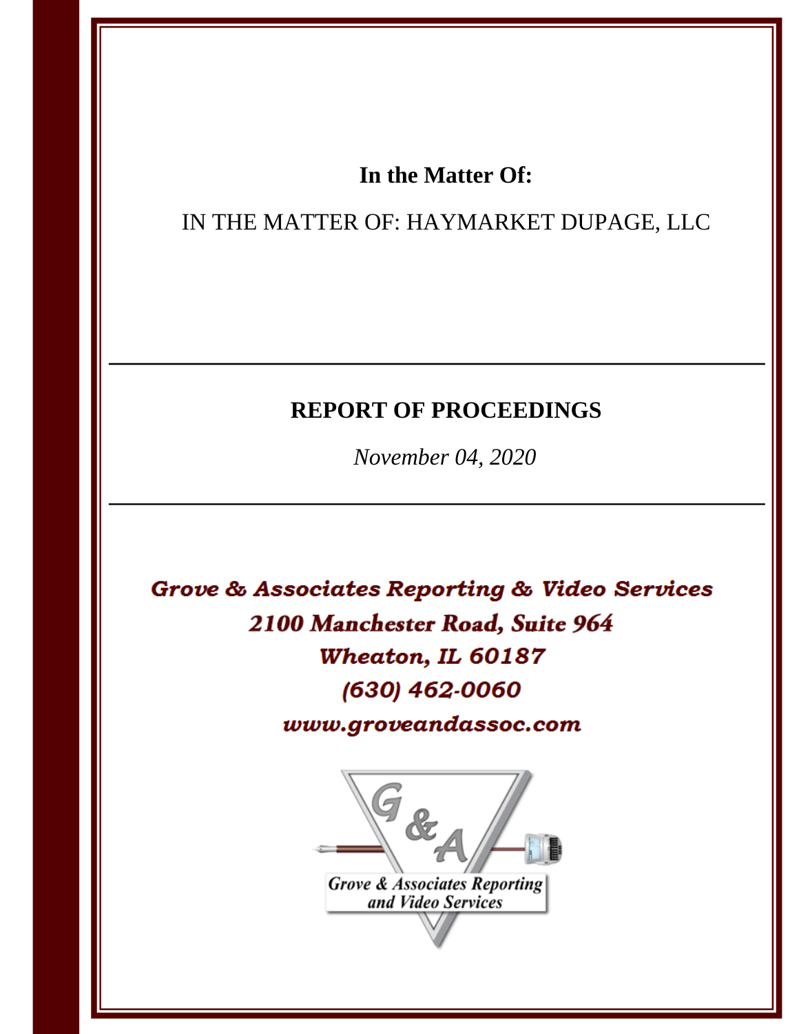**In the Matter Of:**

IN THE MATTER OF: HAYMARKET DUPAGE, LLC

---

# REPORT OF PROCEEDINGS

*November 04, 2020*

---

***Grove & Associates Reporting & Video Services***
***2100 Manchester Road, Suite 964***
***Wheaton, IL 60187***
***(630) 462-0060***
***www.groveandassoc.com***

*Grove & Associates Reporting and Video Services*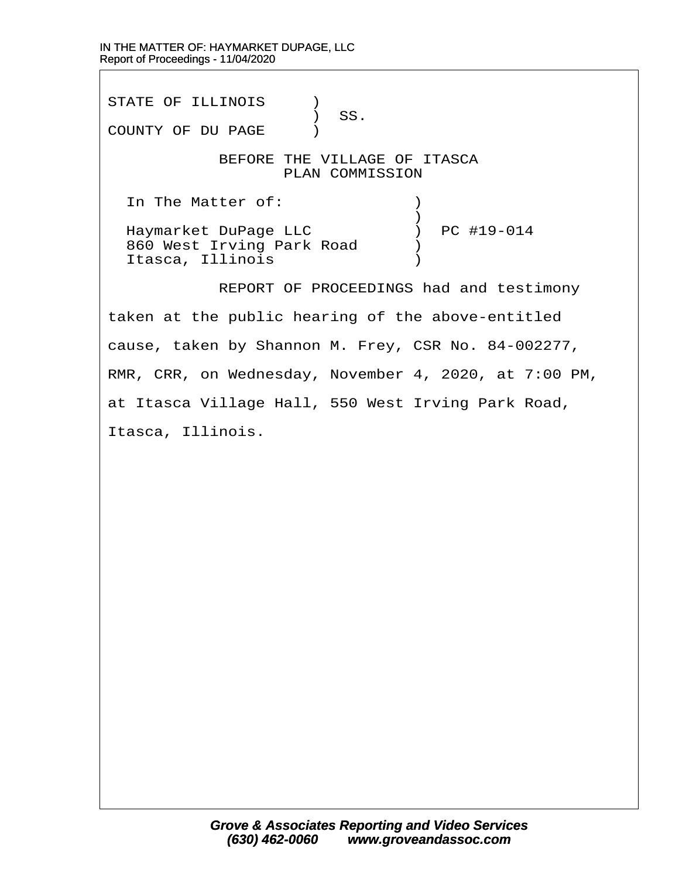STATE OF ILLINOIS )
) SS.
COUNTY OF DU PAGE )

BEFORE THE VILLAGE OF ITASCA
PLAN COMMISSION

In The Matter of: )
)
Haymarket DuPage LLC ) PC #19-014
860 West Irving Park Road )
Itasca, Illinois )

REPORT OF PROCEEDINGS had and testimony taken at the public hearing of the above-entitled cause, taken by Shannon M. Frey, CSR No. 84-002277, RMR, CRR, on Wednesday, November 4, 2020, at 7:00 PM, at Itasca Village Hall, 550 West Irving Park Road, Itasca, Illinois.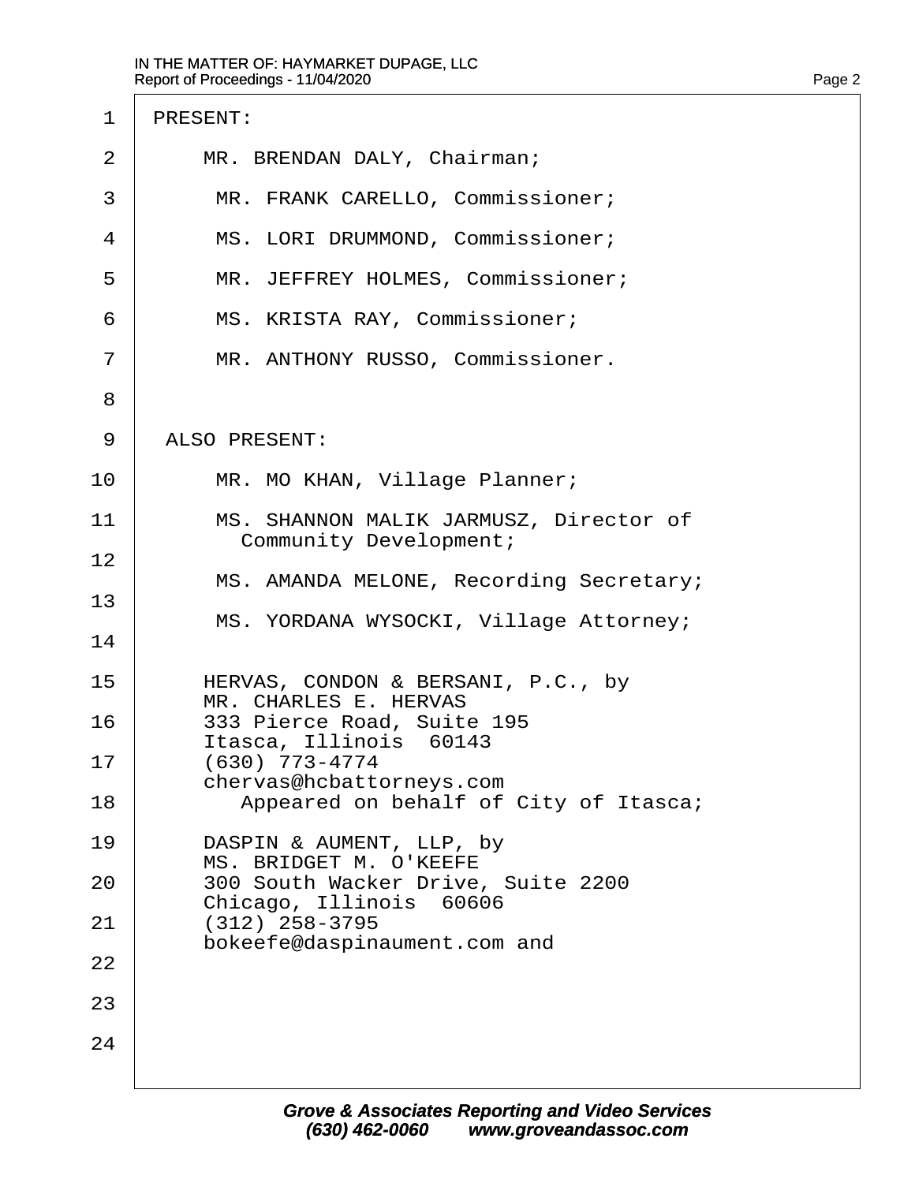PRESENT:

MR. BRENDAN DALY, Chairman;

MR. FRANK CARELLO, Commissioner;

MS. LORI DRUMMOND, Commissioner;

MR. JEFFREY HOLMES, Commissioner;

MS. KRISTA RAY, Commissioner;

MR. ANTHONY RUSSO, Commissioner.

ALSO PRESENT:

MR. MO KHAN, Village Planner;

MS. SHANNON MALIK JARMUSZ, Director of Community Development;

MS. AMANDA MELONE, Recording Secretary;

MS. YORDANA WYSOCKI, Village Attorney;

HERVAS, CONDON & BERSANI, P.C., by
MR. CHARLES E. HERVAS
333 Pierce Road, Suite 195
Itasca, Illinois 60143
(630) 773-4774
chervas@hcbattorneys.com
Appeared on behalf of City of Itasca;

DASPIN & AUMENT, LLP, by
MS. BRIDGET M. O'KEEFE
300 South Wacker Drive, Suite 2200
Chicago, Illinois 60606
(312) 258-3795
bokeefe@daspinaument.com and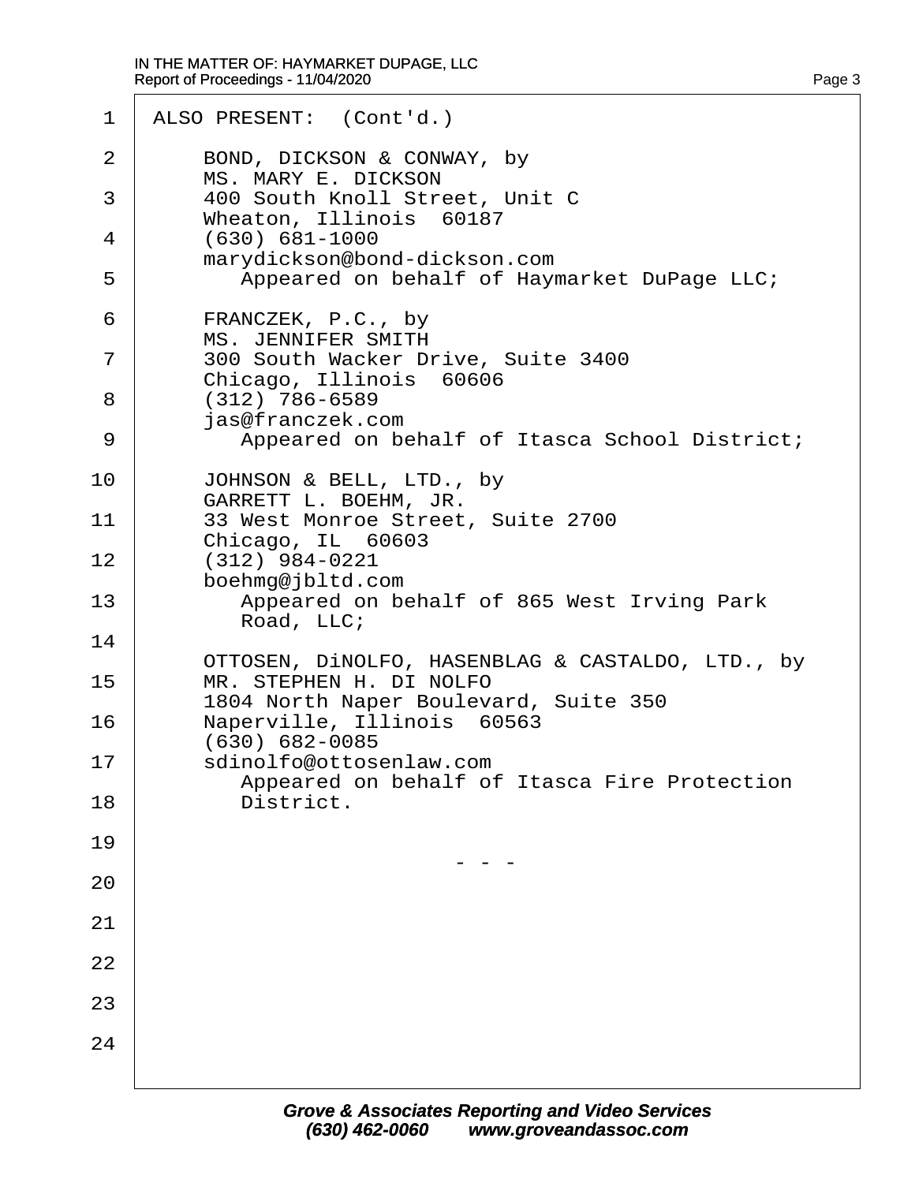ALSO PRESENT: (Cont'd.)

BOND, DICKSON & CONWAY, by
MS. MARY E. DICKSON
400 South Knoll Street, Unit C
Wheaton, Illinois 60187
(630) 681-1000
marydickson@bond-dickson.com
Appeared on behalf of Haymarket DuPage LLC;

FRANCZEK, P.C., by
MS. JENNIFER SMITH
300 South Wacker Drive, Suite 3400
Chicago, Illinois 60606
(312) 786-6589
jas@franczek.com
Appeared on behalf of Itasca School District;

JOHNSON & BELL, LTD., by
GARRETT L. BOEHM, JR.
33 West Monroe Street, Suite 2700
Chicago, IL 60603
(312) 984-0221
boehmg@jbltd.com
Appeared on behalf of 865 West Irving Park Road, LLC;

OTTOSEN, DiNOLFO, HASENBLAG & CASTALDO, LTD., by
MR. STEPHEN H. DI NOLFO
1804 North Naper Boulevard, Suite 350
Naperville, Illinois 60563
(630) 682-0085
sdinolfo@ottosenlaw.com
Appeared on behalf of Itasca Fire Protection District.

- - -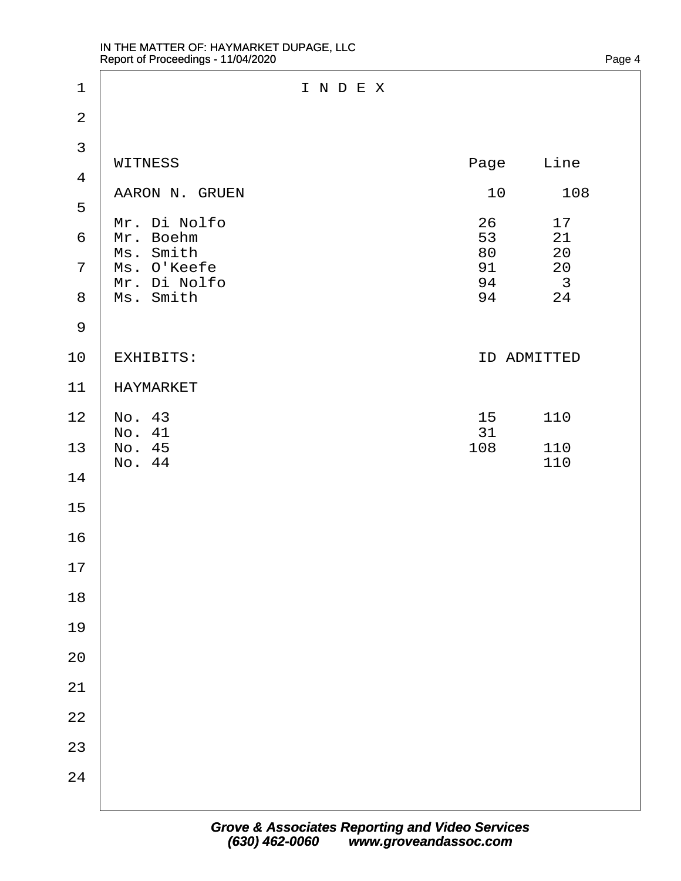# I N D E X

| WITNESS | Page | Line |
|---|---|---|
| AARON N. GRUEN | 10 | 108 |
| Mr. Di Nolfo | 26 | 17 |
| Mr. Boehm | 53 | 21 |
| Ms. Smith | 80 | 20 |
| Ms. O'Keefe | 91 | 20 |
| Mr. Di Nolfo | 94 | 3 |
| Ms. Smith | 94 | 24 |

| EXHIBITS: | ID | ADMITTED |
|---|---|---|
| HAYMARKET | | |
| No. 43 | 15 | 110 |
| No. 41 | 31 | |
| No. 45 | 108 | 110 |
| No. 44 | | 110 |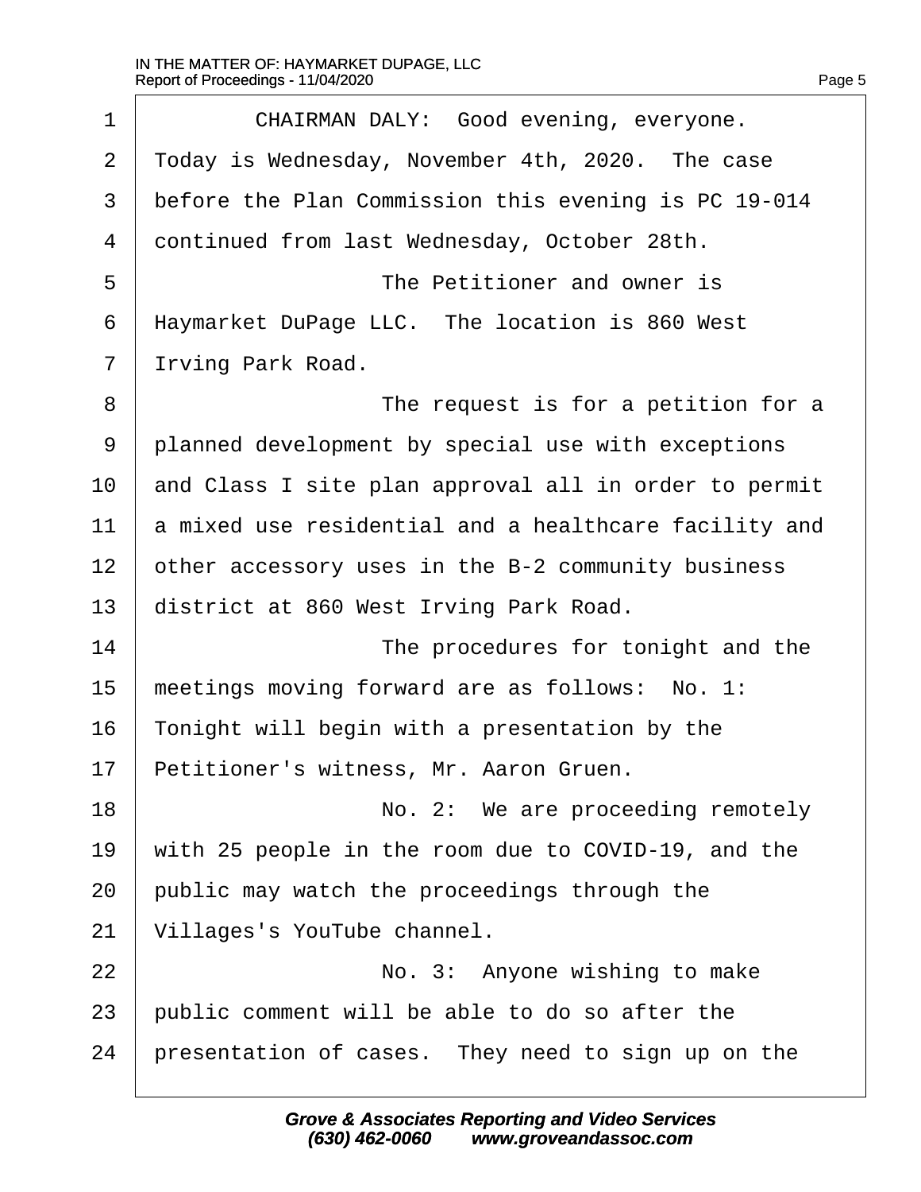CHAIRMAN DALY: Good evening, everyone. Today is Wednesday, November 4th, 2020. The case before the Plan Commission this evening is PC 19-014 continued from last Wednesday, October 28th.

The Petitioner and owner is Haymarket DuPage LLC. The location is 860 West Irving Park Road.

The request is for a petition for a planned development by special use with exceptions and Class I site plan approval all in order to permit a mixed use residential and a healthcare facility and other accessory uses in the B-2 community business district at 860 West Irving Park Road.

The procedures for tonight and the meetings moving forward are as follows: No. 1: Tonight will begin with a presentation by the Petitioner's witness, Mr. Aaron Gruen.

No. 2: We are proceeding remotely with 25 people in the room due to COVID-19, and the public may watch the proceedings through the Villages's YouTube channel.

No. 3: Anyone wishing to make public comment will be able to do so after the presentation of cases. They need to sign up on the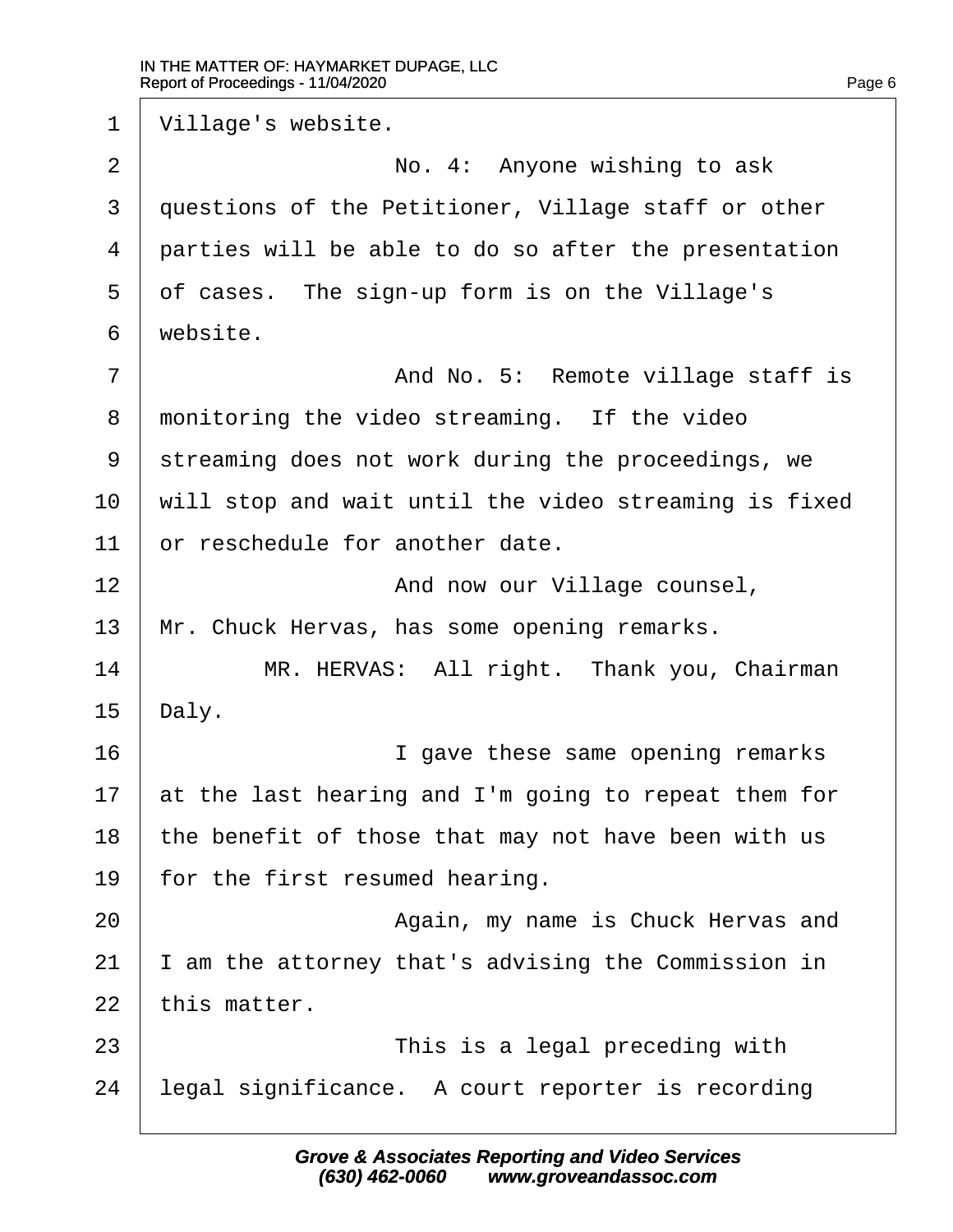Village's website.

No. 4: Anyone wishing to ask questions of the Petitioner, Village staff or other parties will be able to do so after the presentation of cases. The sign-up form is on the Village's website.

And No. 5: Remote village staff is monitoring the video streaming. If the video streaming does not work during the proceedings, we will stop and wait until the video streaming is fixed or reschedule for another date.

And now our Village counsel, Mr. Chuck Hervas, has some opening remarks.

MR. HERVAS: All right. Thank you, Chairman Daly.

I gave these same opening remarks at the last hearing and I'm going to repeat them for the benefit of those that may not have been with us for the first resumed hearing.

Again, my name is Chuck Hervas and I am the attorney that's advising the Commission in this matter.

This is a legal preceding with legal significance. A court reporter is recording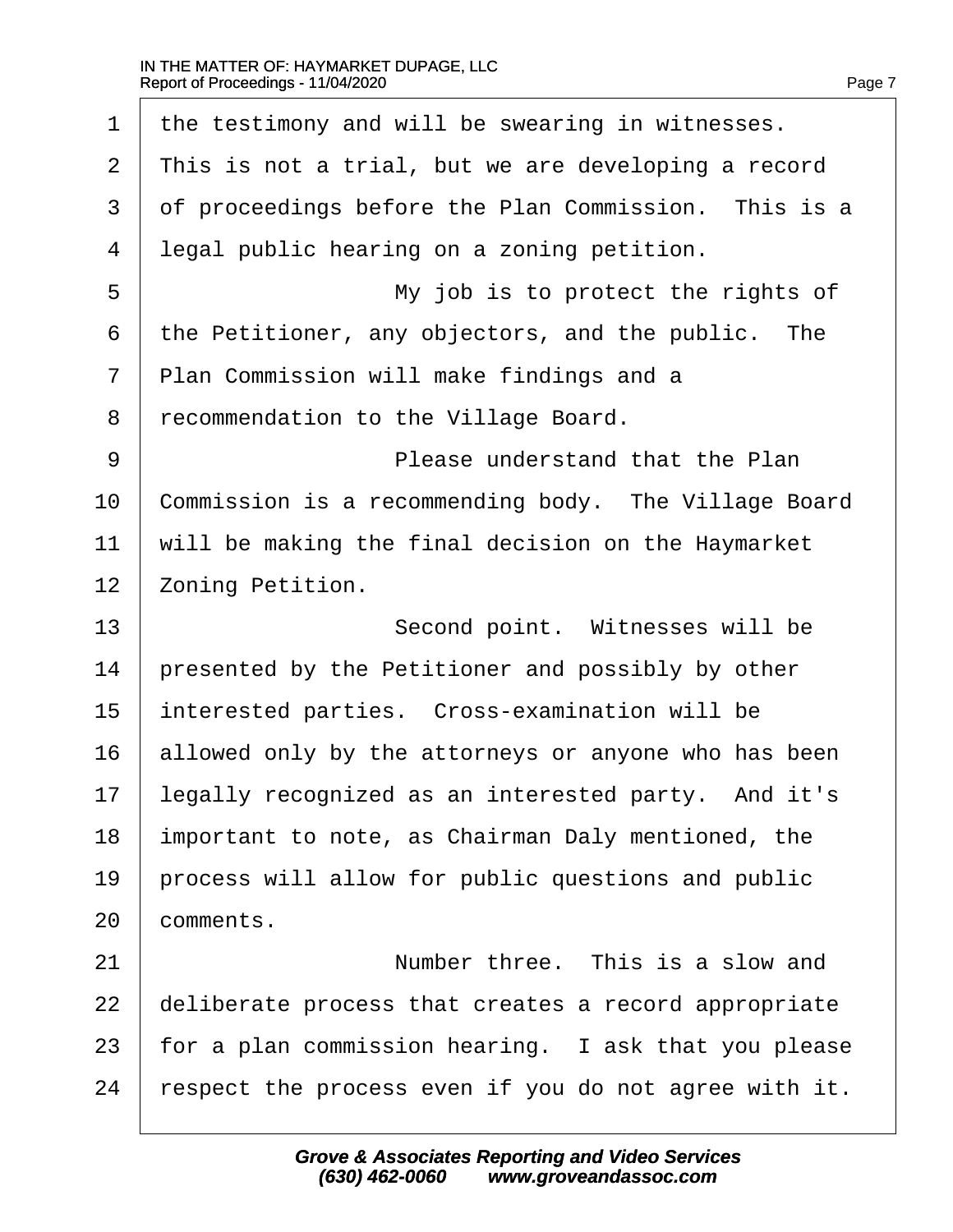the testimony and will be swearing in witnesses. This is not a trial, but we are developing a record of proceedings before the Plan Commission. This is a legal public hearing on a zoning petition.

My job is to protect the rights of the Petitioner, any objectors, and the public. The Plan Commission will make findings and a recommendation to the Village Board.

Please understand that the Plan Commission is a recommending body. The Village Board will be making the final decision on the Haymarket Zoning Petition.

Second point. Witnesses will be presented by the Petitioner and possibly by other interested parties. Cross-examination will be allowed only by the attorneys or anyone who has been legally recognized as an interested party. And it's important to note, as Chairman Daly mentioned, the process will allow for public questions and public comments.

Number three. This is a slow and deliberate process that creates a record appropriate for a plan commission hearing. I ask that you please respect the process even if you do not agree with it.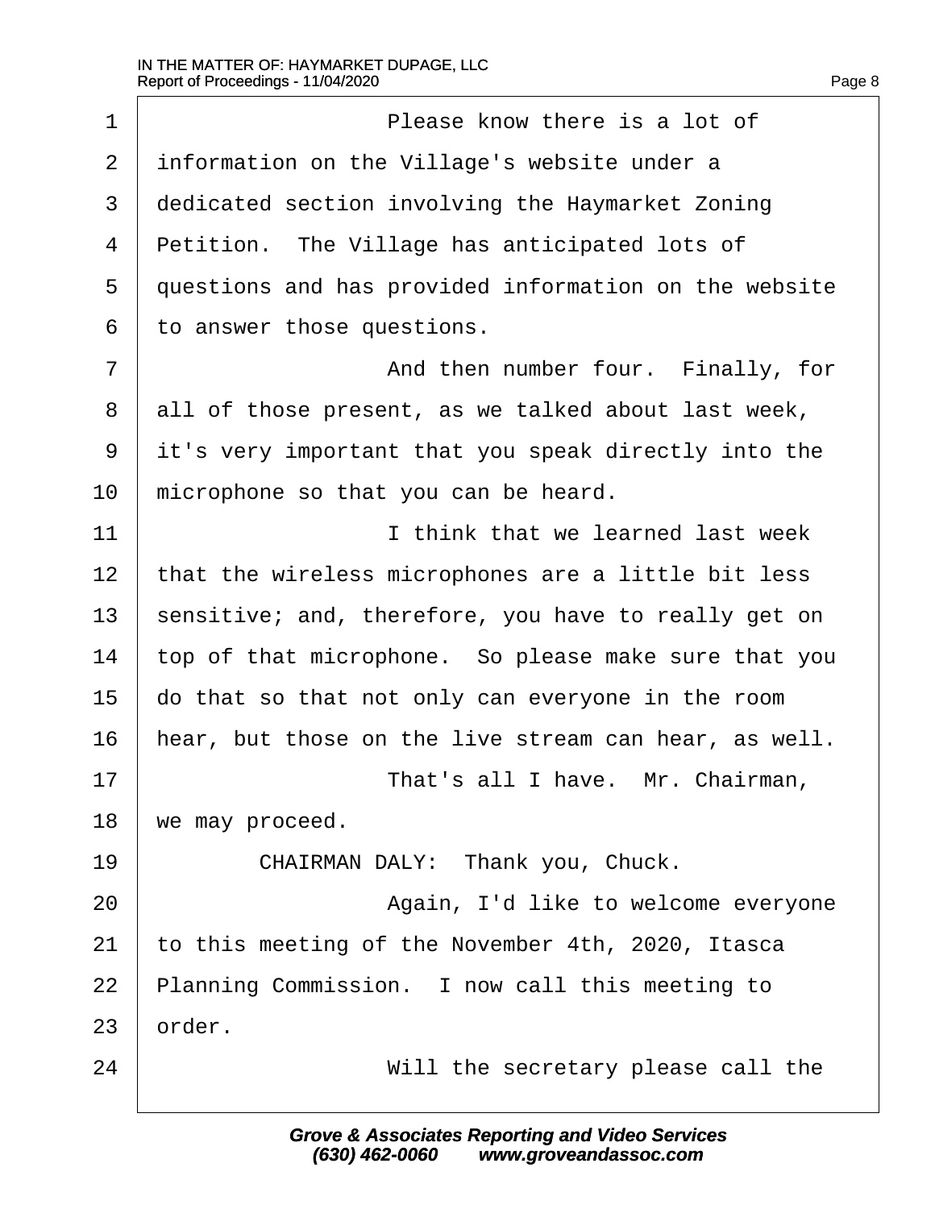Please know there is a lot of information on the Village's website under a dedicated section involving the Haymarket Zoning Petition. The Village has anticipated lots of questions and has provided information on the website to answer those questions.

And then number four. Finally, for all of those present, as we talked about last week, it's very important that you speak directly into the microphone so that you can be heard.

I think that we learned last week that the wireless microphones are a little bit less sensitive; and, therefore, you have to really get on top of that microphone. So please make sure that you do that so that not only can everyone in the room hear, but those on the live stream can hear, as well.

That's all I have. Mr. Chairman, we may proceed.

CHAIRMAN DALY: Thank you, Chuck.

Again, I'd like to welcome everyone to this meeting of the November 4th, 2020, Itasca Planning Commission. I now call this meeting to order.

Will the secretary please call the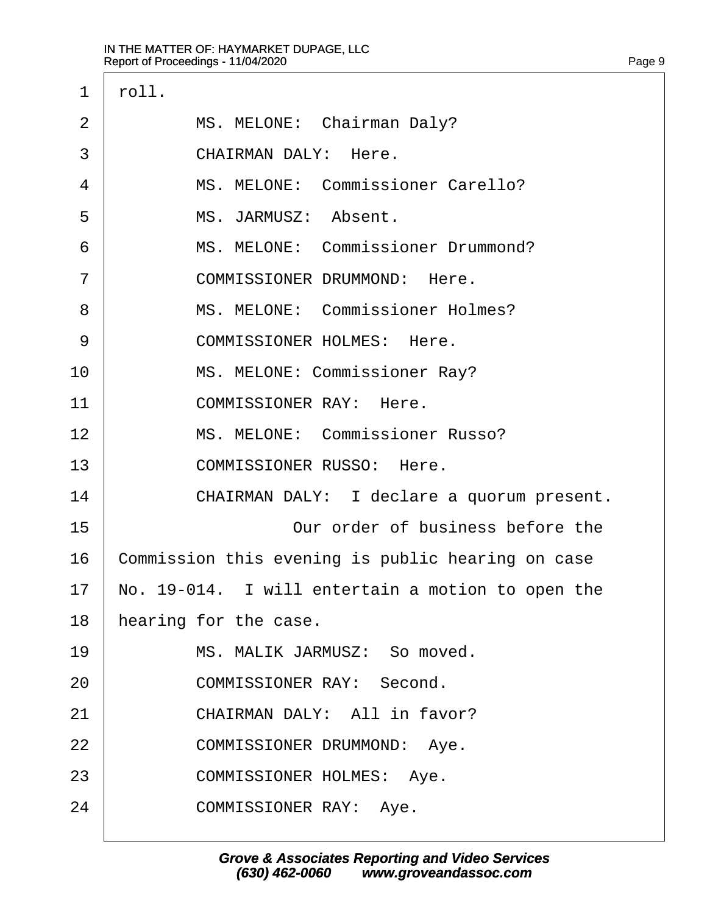1 roll.

2 MS. MELONE: Chairman Daly?

3 CHAIRMAN DALY: Here.

4 MS. MELONE: Commissioner Carello?

5 MS. JARMUSZ: Absent.

6 MS. MELONE: Commissioner Drummond?

7 COMMISSIONER DRUMMOND: Here.

8 MS. MELONE: Commissioner Holmes?

9 COMMISSIONER HOLMES: Here.

10 MS. MELONE: Commissioner Ray?

11 COMMISSIONER RAY: Here.

12 MS. MELONE: Commissioner Russo?

13 COMMISSIONER RUSSO: Here.

14 CHAIRMAN DALY: I declare a quorum present.

15 Our order of business before the

16 Commission this evening is public hearing on case

17 No. 19-014. I will entertain a motion to open the

18 hearing for the case.

19 MS. MALIK JARMUSZ: So moved.

20 COMMISSIONER RAY: Second.

21 CHAIRMAN DALY: All in favor?

22 COMMISSIONER DRUMMOND: Aye.

23 COMMISSIONER HOLMES: Aye.

24 COMMISSIONER RAY: Aye.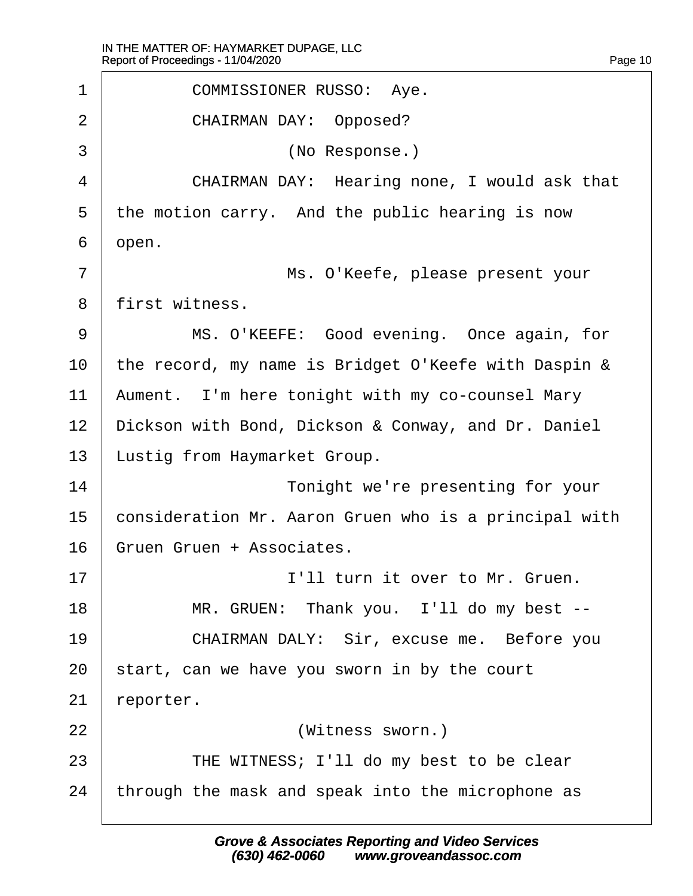1 COMMISSIONER RUSSO: Aye.

2 CHAIRMAN DAY: Opposed?

3 (No Response.)

4 CHAIRMAN DAY: Hearing none, I would ask that

5 the motion carry. And the public hearing is now

6 open.

7 Ms. O'Keefe, please present your

8 first witness.

9 MS. O'KEEFE: Good evening. Once again, for

10 the record, my name is Bridget O'Keefe with Daspin &

11 Aument. I'm here tonight with my co-counsel Mary

12 Dickson with Bond, Dickson & Conway, and Dr. Daniel

13 Lustig from Haymarket Group.

14 Tonight we're presenting for your

15 consideration Mr. Aaron Gruen who is a principal with

16 Gruen Gruen + Associates.

17 I'll turn it over to Mr. Gruen.

18 MR. GRUEN: Thank you. I'll do my best --

19 CHAIRMAN DALY: Sir, excuse me. Before you

20 start, can we have you sworn in by the court

21 reporter.

22 (Witness sworn.)

23 THE WITNESS; I'll do my best to be clear

24 through the mask and speak into the microphone as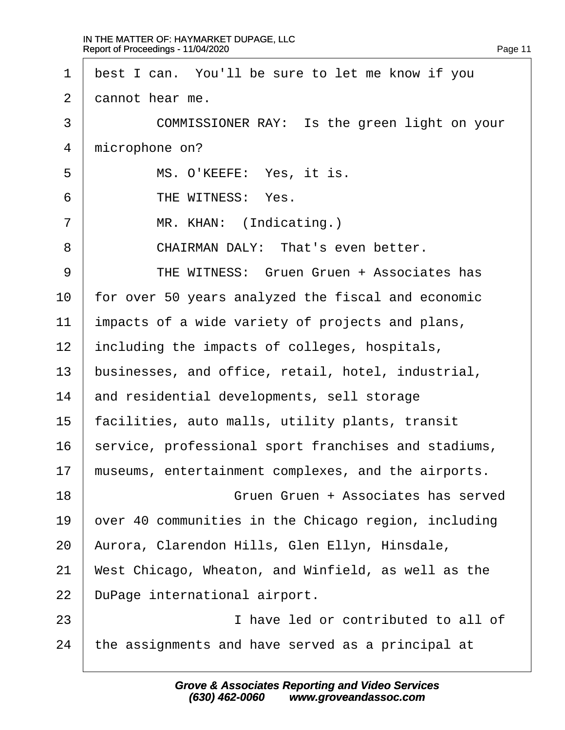1 best I can. You'll be sure to let me know if you
2 cannot hear me.
3 COMMISSIONER RAY: Is the green light on your
4 microphone on?
5 MS. O'KEEFE: Yes, it is.
6 THE WITNESS: Yes.
7 MR. KHAN: (Indicating.)
8 CHAIRMAN DALY: That's even better.
9 THE WITNESS: Gruen Gruen + Associates has
10 for over 50 years analyzed the fiscal and economic
11 impacts of a wide variety of projects and plans,
12 including the impacts of colleges, hospitals,
13 businesses, and office, retail, hotel, industrial,
14 and residential developments, sell storage
15 facilities, auto malls, utility plants, transit
16 service, professional sport franchises and stadiums,
17 museums, entertainment complexes, and the airports.
18 Gruen Gruen + Associates has served
19 over 40 communities in the Chicago region, including
20 Aurora, Clarendon Hills, Glen Ellyn, Hinsdale,
21 West Chicago, Wheaton, and Winfield, as well as the
22 DuPage international airport.
23 I have led or contributed to all of
24 the assignments and have served as a principal at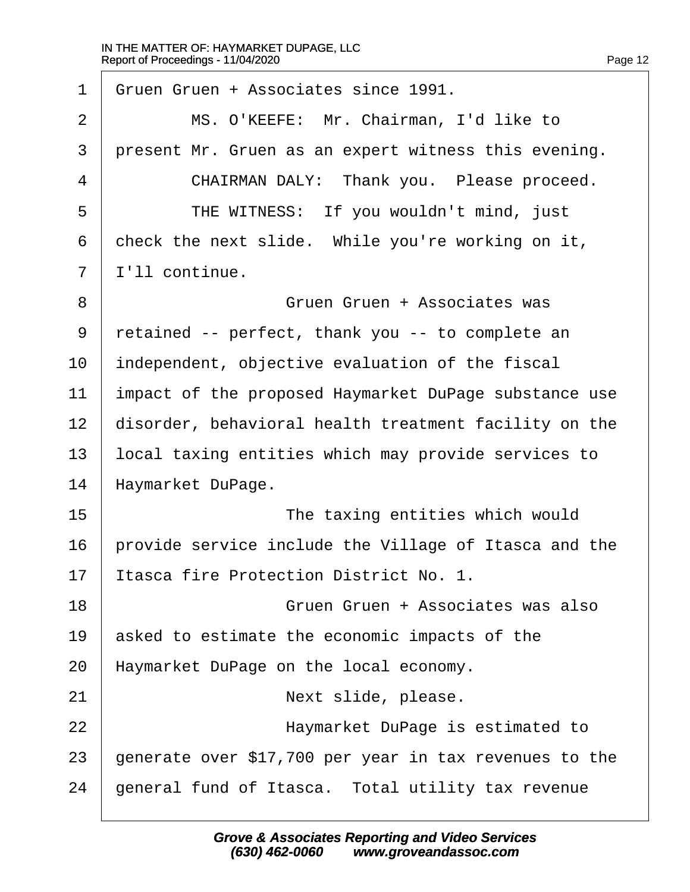1 Gruen Gruen + Associates since 1991.

2 MS. O'KEEFE: Mr. Chairman, I'd like to

3 present Mr. Gruen as an expert witness this evening.

4 CHAIRMAN DALY: Thank you. Please proceed.

5 THE WITNESS: If you wouldn't mind, just

6 check the next slide. While you're working on it,

7 I'll continue.

8 Gruen Gruen + Associates was

9 retained -- perfect, thank you -- to complete an

10 independent, objective evaluation of the fiscal

11 impact of the proposed Haymarket DuPage substance use

12 disorder, behavioral health treatment facility on the

13 local taxing entities which may provide services to

14 Haymarket DuPage.

15 The taxing entities which would

16 provide service include the Village of Itasca and the

17 Itasca fire Protection District No. 1.

18 Gruen Gruen + Associates was also

19 asked to estimate the economic impacts of the

20 Haymarket DuPage on the local economy.

21 Next slide, please.

22 Haymarket DuPage is estimated to

23 generate over $17,700 per year in tax revenues to the

24 general fund of Itasca. Total utility tax revenue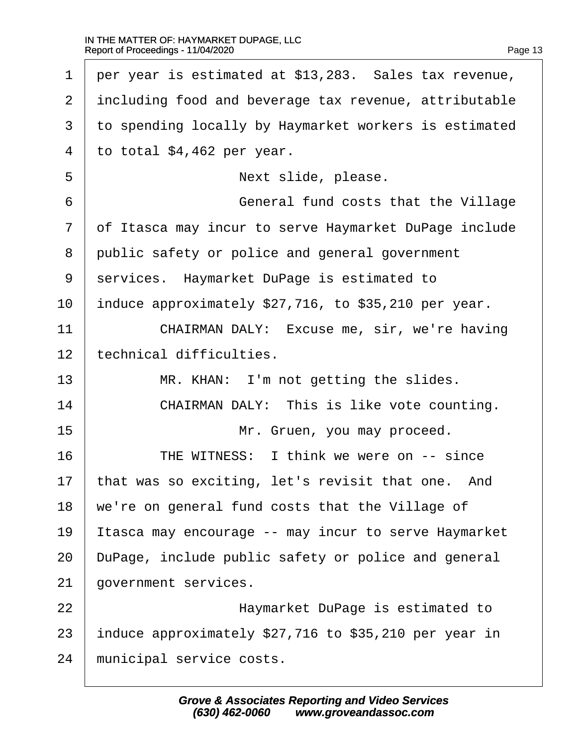per year is estimated at $13,283. Sales tax revenue, including food and beverage tax revenue, attributable to spending locally by Haymarket workers is estimated to total $4,462 per year.

Next slide, please.

General fund costs that the Village of Itasca may incur to serve Haymarket DuPage include public safety or police and general government services. Haymarket DuPage is estimated to induce approximately $27,716, to $35,210 per year.

CHAIRMAN DALY: Excuse me, sir, we're having technical difficulties.

MR. KHAN: I'm not getting the slides.

CHAIRMAN DALY: This is like vote counting.

Mr. Gruen, you may proceed.

THE WITNESS: I think we were on -- since that was so exciting, let's revisit that one. And we're on general fund costs that the Village of Itasca may encourage -- may incur to serve Haymarket DuPage, include public safety or police and general government services.

Haymarket DuPage is estimated to induce approximately $27,716 to $35,210 per year in municipal service costs.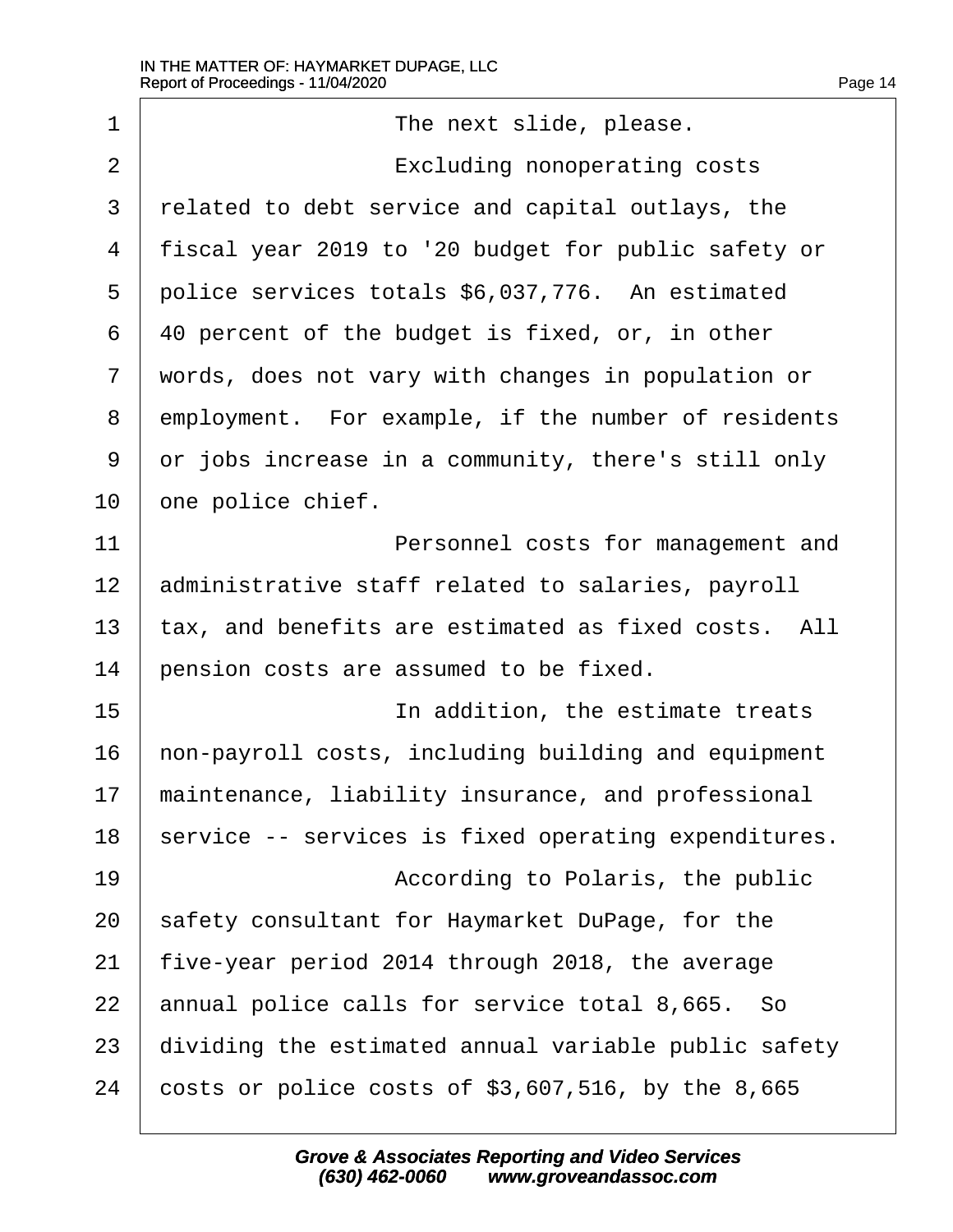The next slide, please.

Excluding nonoperating costs related to debt service and capital outlays, the fiscal year 2019 to '20 budget for public safety or police services totals $6,037,776. An estimated 40 percent of the budget is fixed, or, in other words, does not vary with changes in population or employment. For example, if the number of residents or jobs increase in a community, there's still only one police chief.

Personnel costs for management and administrative staff related to salaries, payroll tax, and benefits are estimated as fixed costs. All pension costs are assumed to be fixed.

In addition, the estimate treats non-payroll costs, including building and equipment maintenance, liability insurance, and professional service -- services is fixed operating expenditures.

According to Polaris, the public safety consultant for Haymarket DuPage, for the five-year period 2014 through 2018, the average annual police calls for service total 8,665. So dividing the estimated annual variable public safety costs or police costs of $3,607,516, by the 8,665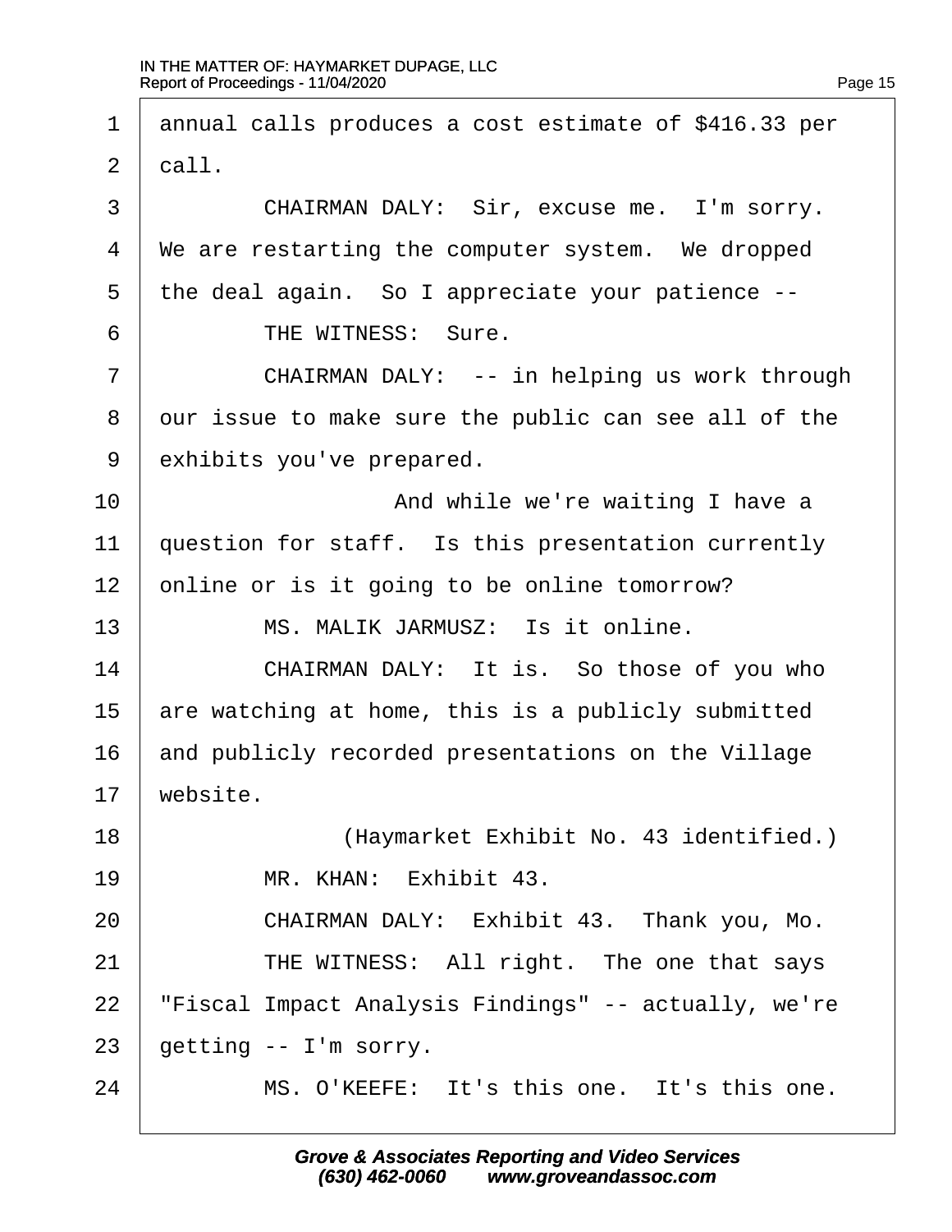1 annual calls produces a cost estimate of $416.33 per
2 call.
3 CHAIRMAN DALY: Sir, excuse me. I'm sorry.
4 We are restarting the computer system. We dropped
5 the deal again. So I appreciate your patience --
6 THE WITNESS: Sure.
7 CHAIRMAN DALY: -- in helping us work through
8 our issue to make sure the public can see all of the
9 exhibits you've prepared.
10 And while we're waiting I have a
11 question for staff. Is this presentation currently
12 online or is it going to be online tomorrow?
13 MS. MALIK JARMUSZ: Is it online.
14 CHAIRMAN DALY: It is. So those of you who
15 are watching at home, this is a publicly submitted
16 and publicly recorded presentations on the Village
17 website.
18 (Haymarket Exhibit No. 43 identified.)
19 MR. KHAN: Exhibit 43.
20 CHAIRMAN DALY: Exhibit 43. Thank you, Mo.
21 THE WITNESS: All right. The one that says
22 "Fiscal Impact Analysis Findings" -- actually, we're
23 getting -- I'm sorry.
24 MS. O'KEEFE: It's this one. It's this one.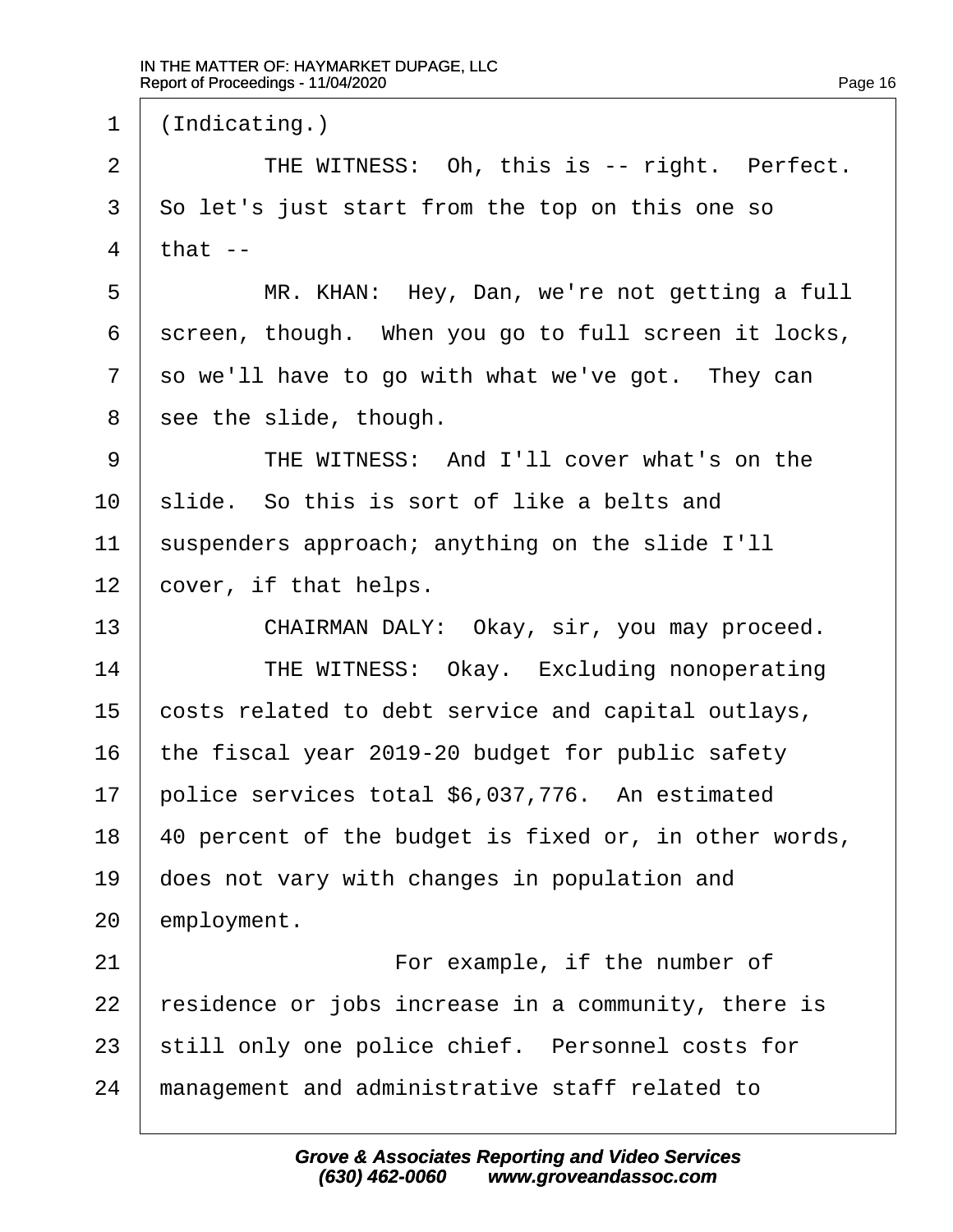(Indicating.)

THE WITNESS: Oh, this is -- right. Perfect. So let's just start from the top on this one so that --

MR. KHAN: Hey, Dan, we're not getting a full screen, though. When you go to full screen it locks, so we'll have to go with what we've got. They can see the slide, though.

THE WITNESS: And I'll cover what's on the slide. So this is sort of like a belts and suspenders approach; anything on the slide I'll cover, if that helps.

CHAIRMAN DALY: Okay, sir, you may proceed.

THE WITNESS: Okay. Excluding nonoperating costs related to debt service and capital outlays, the fiscal year 2019-20 budget for public safety police services total $6,037,776. An estimated 40 percent of the budget is fixed or, in other words, does not vary with changes in population and employment.

For example, if the number of residence or jobs increase in a community, there is still only one police chief. Personnel costs for management and administrative staff related to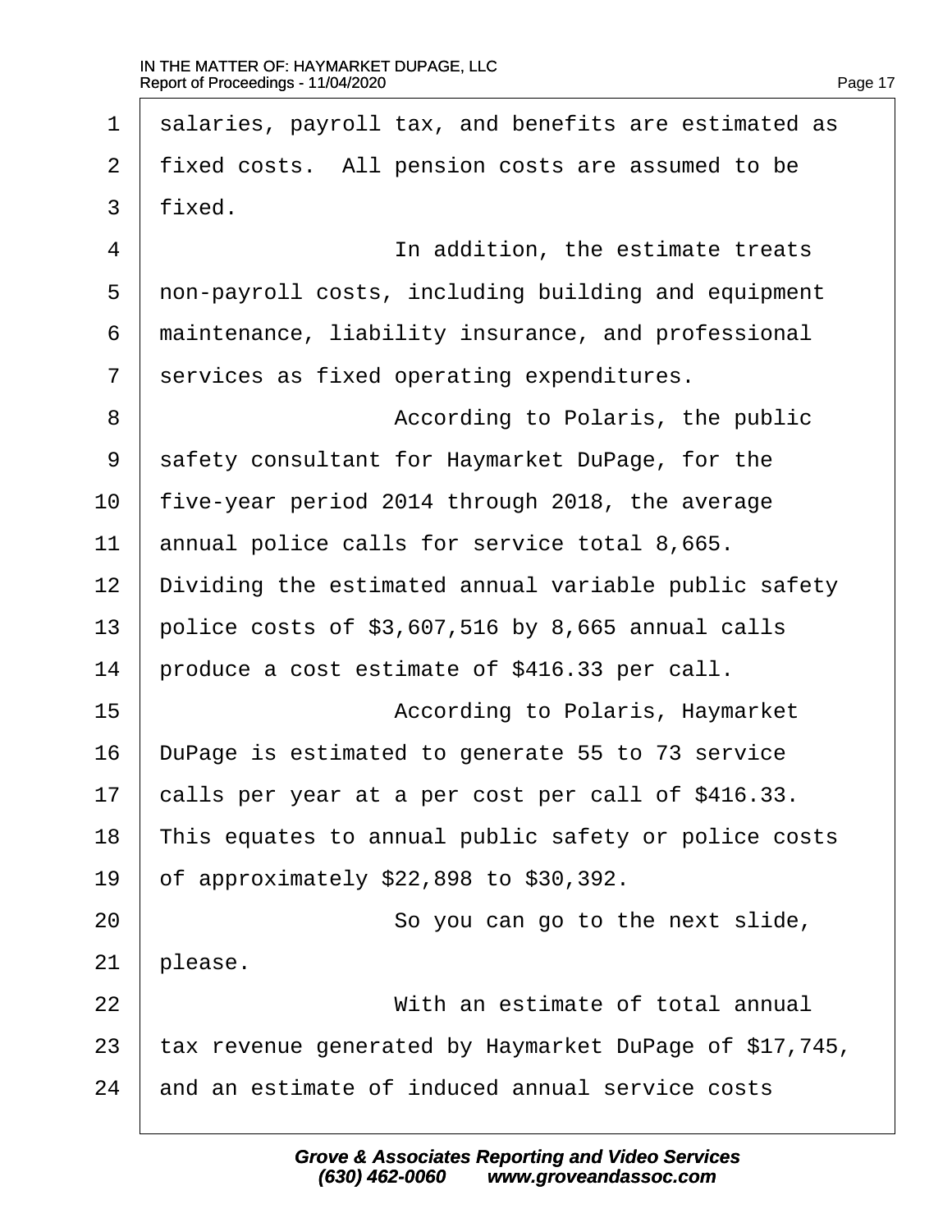salaries, payroll tax, and benefits are estimated as fixed costs. All pension costs are assumed to be fixed.

In addition, the estimate treats non-payroll costs, including building and equipment maintenance, liability insurance, and professional services as fixed operating expenditures.

According to Polaris, the public safety consultant for Haymarket DuPage, for the five-year period 2014 through 2018, the average annual police calls for service total 8,665. Dividing the estimated annual variable public safety police costs of $3,607,516 by 8,665 annual calls produce a cost estimate of $416.33 per call.

According to Polaris, Haymarket DuPage is estimated to generate 55 to 73 service calls per year at a per cost per call of $416.33. This equates to annual public safety or police costs of approximately $22,898 to $30,392.

So you can go to the next slide, please.

With an estimate of total annual tax revenue generated by Haymarket DuPage of $17,745, and an estimate of induced annual service costs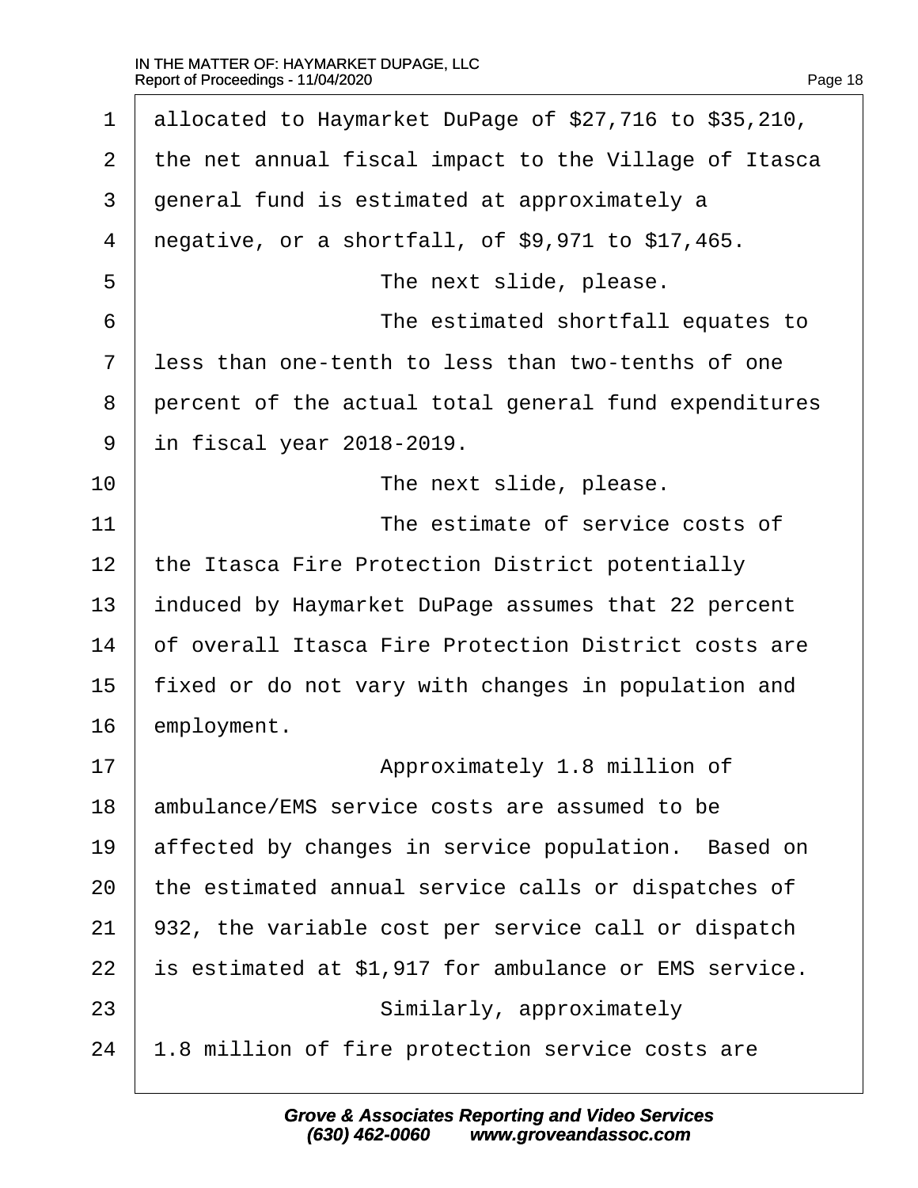allocated to Haymarket DuPage of $27,716 to $35,210, the net annual fiscal impact to the Village of Itasca general fund is estimated at approximately a negative, or a shortfall, of $9,971 to $17,465.

The next slide, please.

The estimated shortfall equates to less than one-tenth to less than two-tenths of one percent of the actual total general fund expenditures in fiscal year 2018-2019.

The next slide, please.

The estimate of service costs of the Itasca Fire Protection District potentially induced by Haymarket DuPage assumes that 22 percent of overall Itasca Fire Protection District costs are fixed or do not vary with changes in population and employment.

Approximately 1.8 million of ambulance/EMS service costs are assumed to be affected by changes in service population. Based on the estimated annual service calls or dispatches of 932, the variable cost per service call or dispatch is estimated at $1,917 for ambulance or EMS service.

Similarly, approximately 1.8 million of fire protection service costs are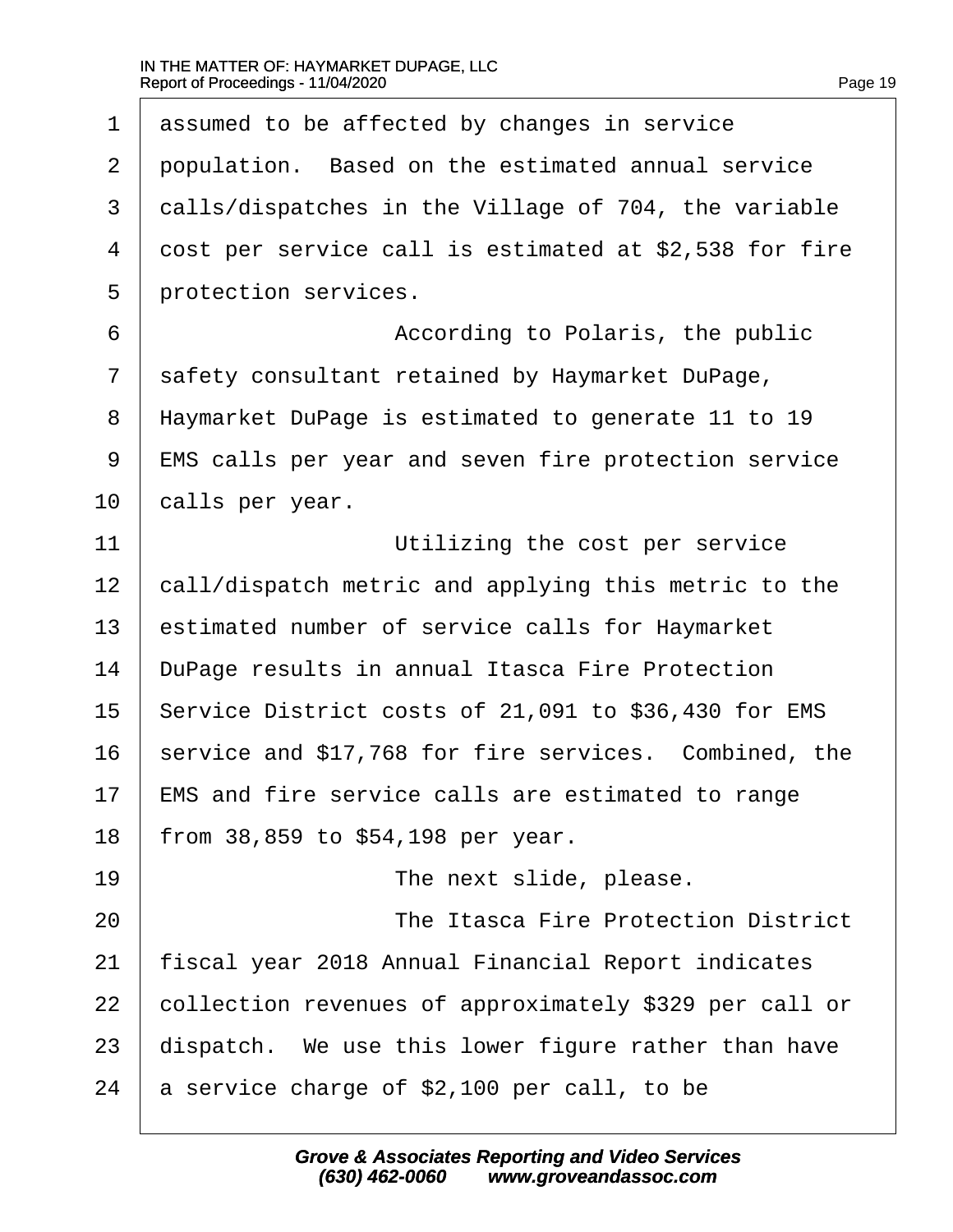assumed to be affected by changes in service population. Based on the estimated annual service calls/dispatches in the Village of 704, the variable cost per service call is estimated at $2,538 for fire protection services.

According to Polaris, the public safety consultant retained by Haymarket DuPage, Haymarket DuPage is estimated to generate 11 to 19 EMS calls per year and seven fire protection service calls per year.

Utilizing the cost per service call/dispatch metric and applying this metric to the estimated number of service calls for Haymarket DuPage results in annual Itasca Fire Protection Service District costs of 21,091 to $36,430 for EMS service and $17,768 for fire services. Combined, the EMS and fire service calls are estimated to range from 38,859 to $54,198 per year.

The next slide, please.

The Itasca Fire Protection District fiscal year 2018 Annual Financial Report indicates collection revenues of approximately $329 per call or dispatch. We use this lower figure rather than have a service charge of $2,100 per call, to be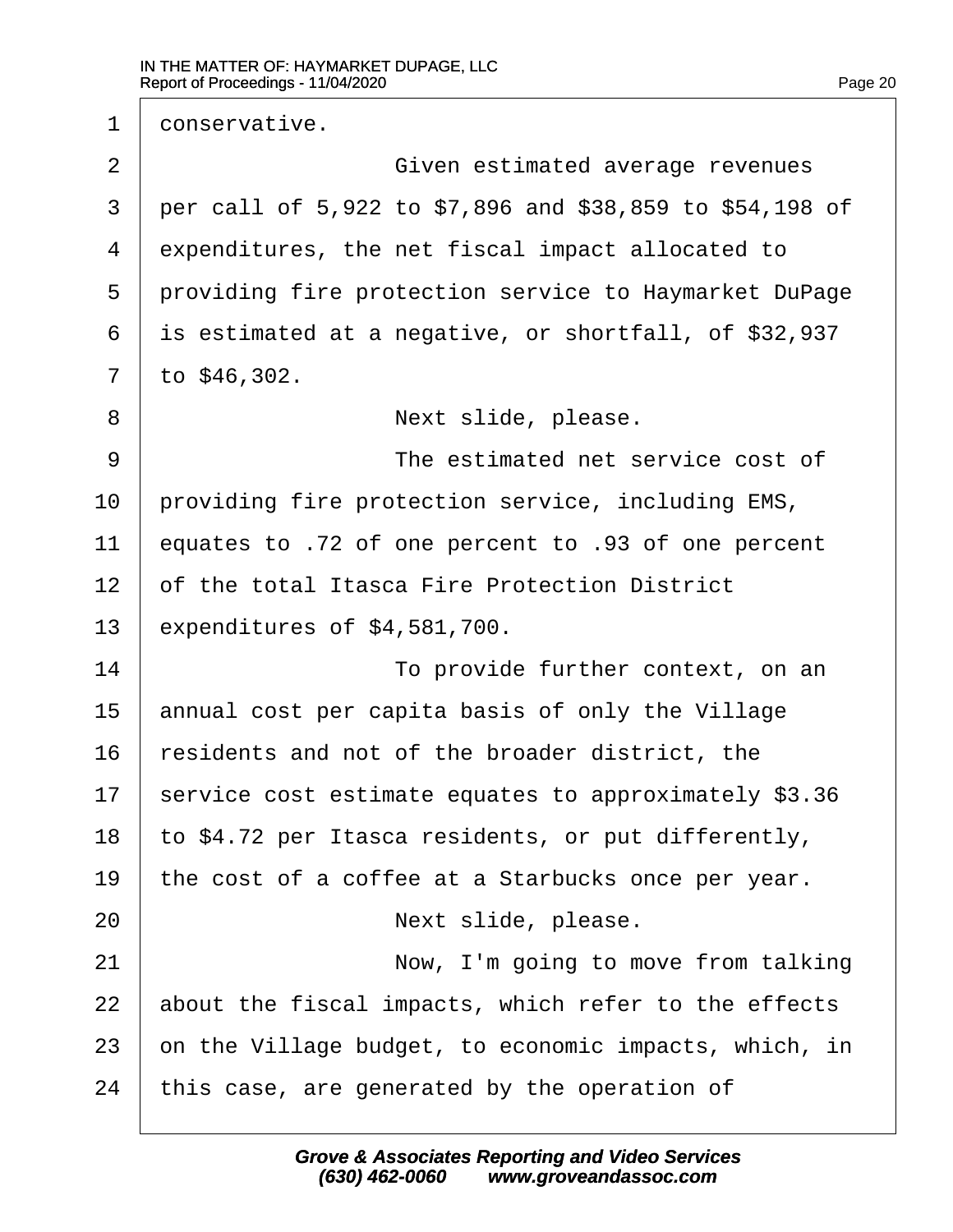1 conservative.

2 Given estimated average revenues

3 per call of 5,922 to $7,896 and $38,859 to $54,198 of

4 expenditures, the net fiscal impact allocated to

5 providing fire protection service to Haymarket DuPage

6 is estimated at a negative, or shortfall, of $32,937

7 to $46,302.

8 Next slide, please.

9 The estimated net service cost of

10 providing fire protection service, including EMS,

11 equates to .72 of one percent to .93 of one percent

12 of the total Itasca Fire Protection District

13 expenditures of $4,581,700.

14 To provide further context, on an

15 annual cost per capita basis of only the Village

16 residents and not of the broader district, the

17 service cost estimate equates to approximately $3.36

18 to $4.72 per Itasca residents, or put differently,

19 the cost of a coffee at a Starbucks once per year.

20 Next slide, please.

21 Now, I'm going to move from talking

22 about the fiscal impacts, which refer to the effects

23 on the Village budget, to economic impacts, which, in

24 this case, are generated by the operation of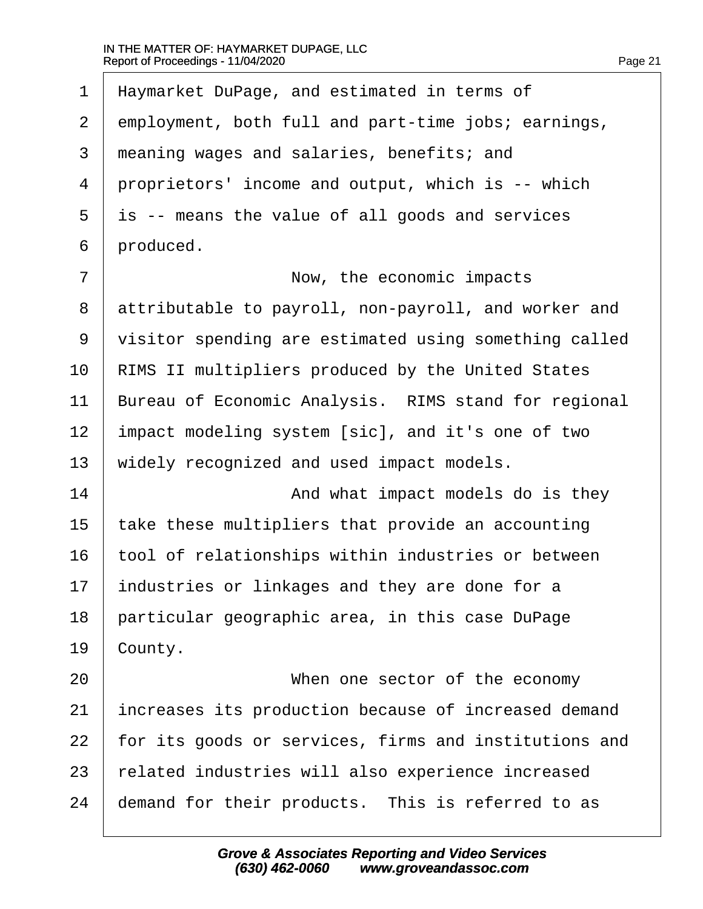Haymarket DuPage, and estimated in terms of employment, both full and part-time jobs; earnings, meaning wages and salaries, benefits; and proprietors' income and output, which is -- which is -- means the value of all goods and services produced.

Now, the economic impacts attributable to payroll, non-payroll, and worker and visitor spending are estimated using something called RIMS II multipliers produced by the United States Bureau of Economic Analysis. RIMS stand for regional impact modeling system [sic], and it's one of two widely recognized and used impact models.

And what impact models do is they take these multipliers that provide an accounting tool of relationships within industries or between industries or linkages and they are done for a particular geographic area, in this case DuPage County.

When one sector of the economy increases its production because of increased demand for its goods or services, firms and institutions and related industries will also experience increased demand for their products. This is referred to as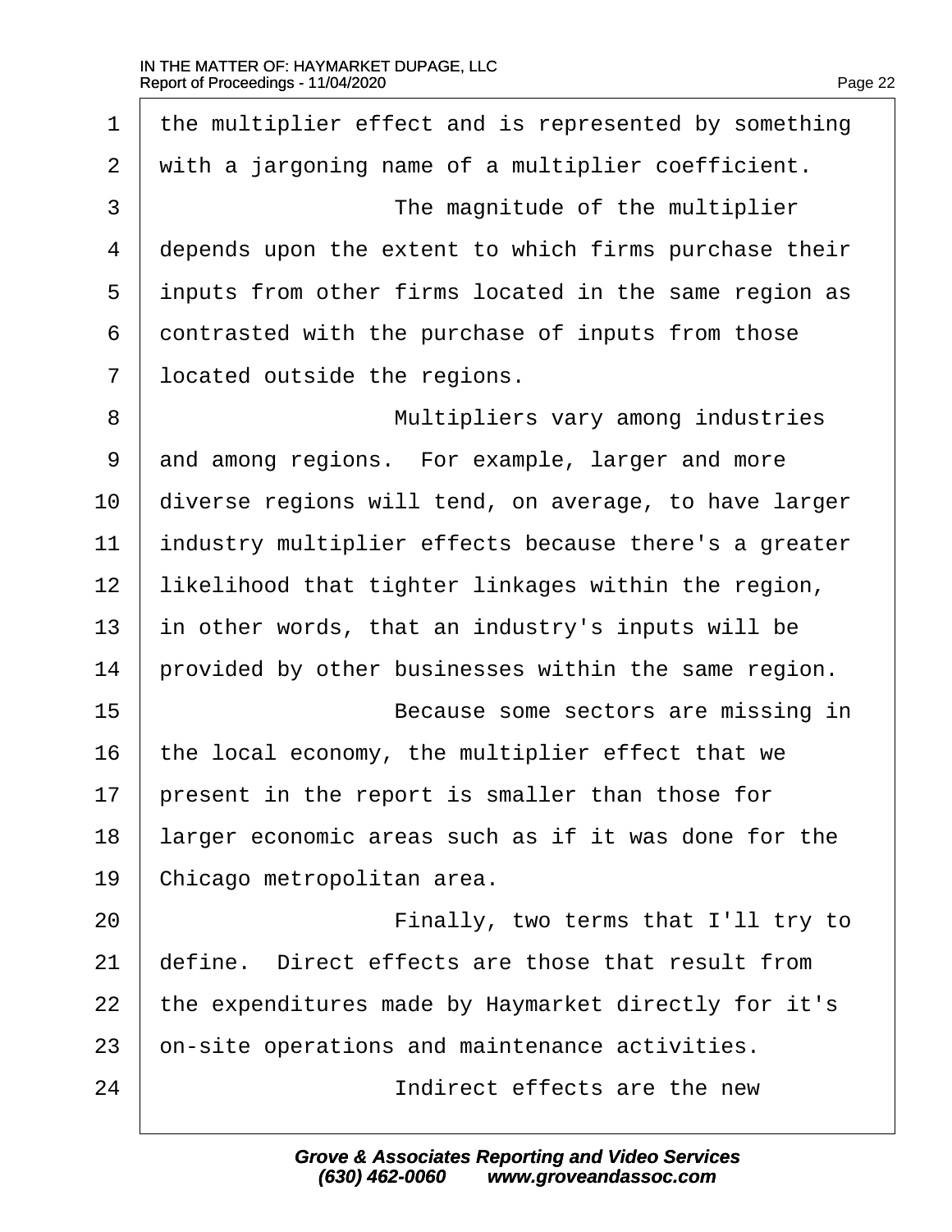1 the multiplier effect and is represented by something
2 with a jargoning name of a multiplier coefficient.
3 The magnitude of the multiplier
4 depends upon the extent to which firms purchase their
5 inputs from other firms located in the same region as
6 contrasted with the purchase of inputs from those
7 located outside the regions.
8 Multipliers vary among industries
9 and among regions. For example, larger and more
10 diverse regions will tend, on average, to have larger
11 industry multiplier effects because there's a greater
12 likelihood that tighter linkages within the region,
13 in other words, that an industry's inputs will be
14 provided by other businesses within the same region.
15 Because some sectors are missing in
16 the local economy, the multiplier effect that we
17 present in the report is smaller than those for
18 larger economic areas such as if it was done for the
19 Chicago metropolitan area.
20 Finally, two terms that I'll try to
21 define. Direct effects are those that result from
22 the expenditures made by Haymarket directly for it's
23 on-site operations and maintenance activities.
24 Indirect effects are the new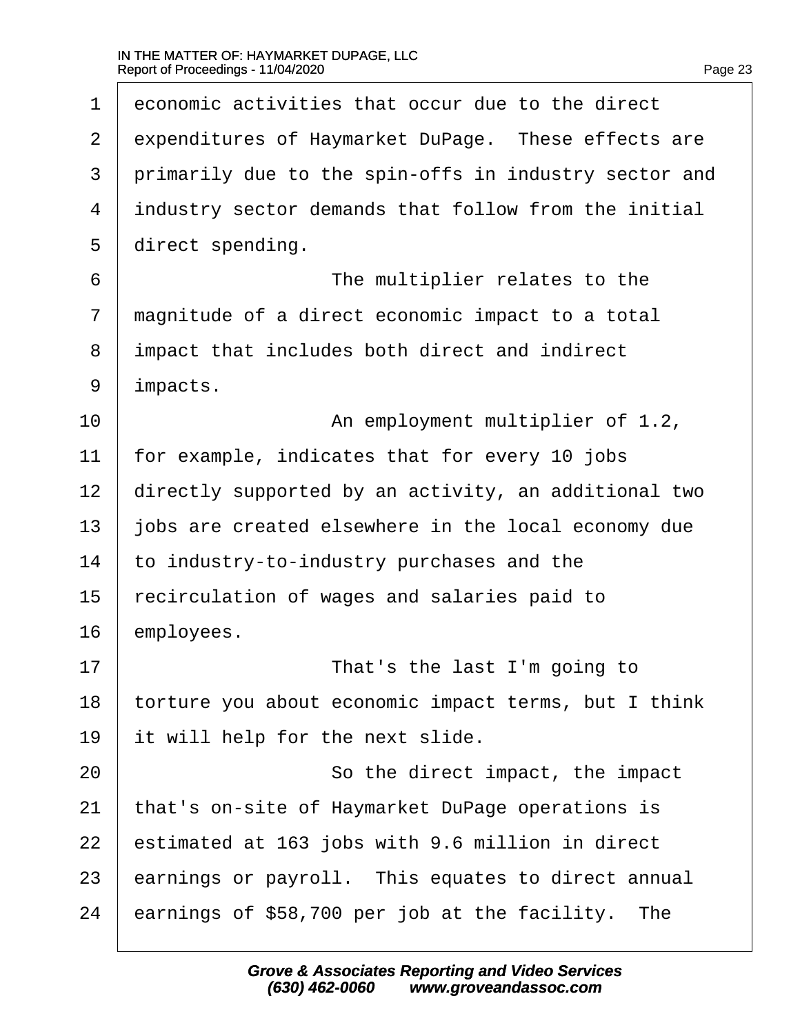economic activities that occur due to the direct expenditures of Haymarket DuPage. These effects are primarily due to the spin-offs in industry sector and industry sector demands that follow from the initial direct spending.

The multiplier relates to the magnitude of a direct economic impact to a total impact that includes both direct and indirect impacts.

An employment multiplier of 1.2, for example, indicates that for every 10 jobs directly supported by an activity, an additional two jobs are created elsewhere in the local economy due to industry-to-industry purchases and the recirculation of wages and salaries paid to employees.

That's the last I'm going to torture you about economic impact terms, but I think it will help for the next slide.

So the direct impact, the impact that's on-site of Haymarket DuPage operations is estimated at 163 jobs with 9.6 million in direct earnings or payroll. This equates to direct annual earnings of $58,700 per job at the facility. The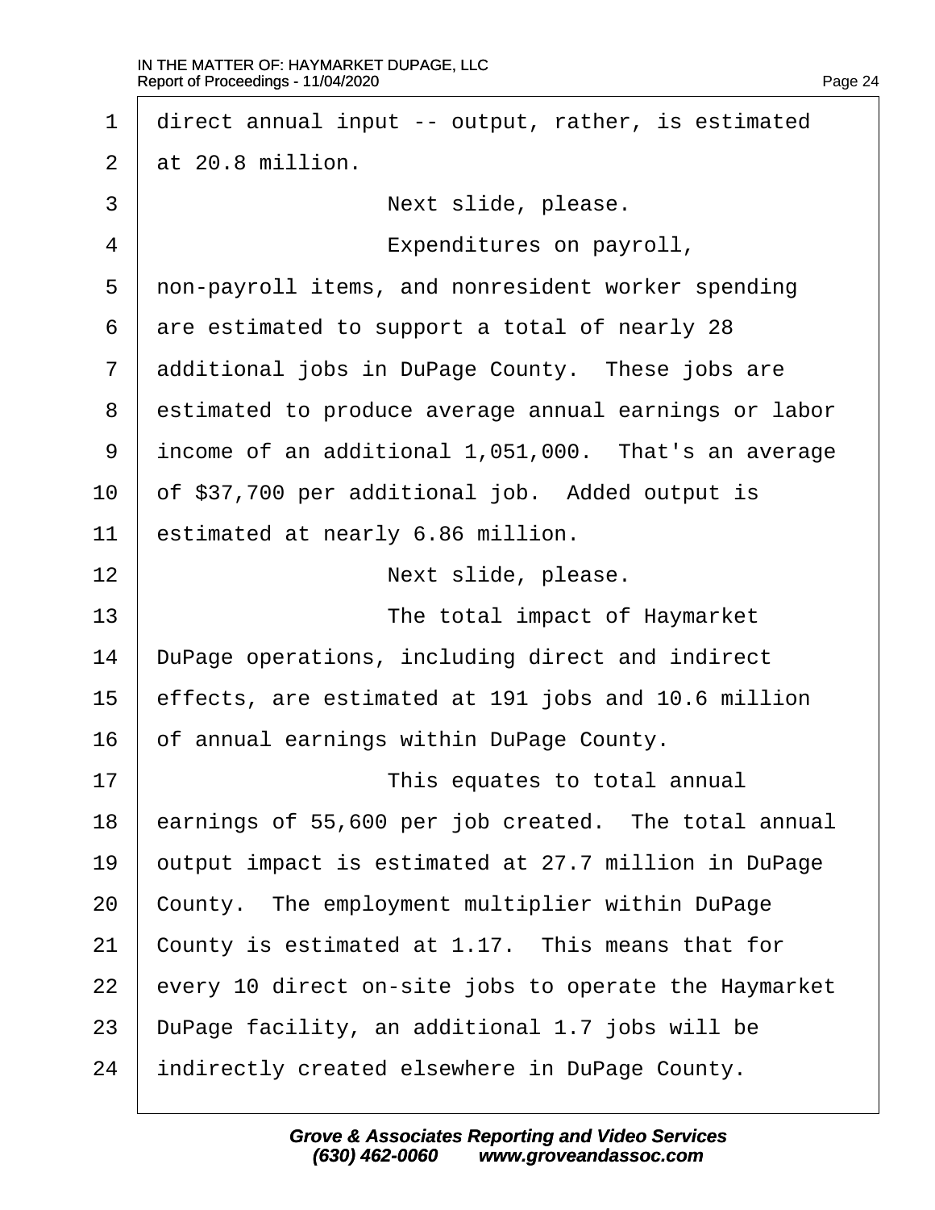direct annual input -- output, rather, is estimated at 20.8 million.

Next slide, please.

Expenditures on payroll, non-payroll items, and nonresident worker spending are estimated to support a total of nearly 28 additional jobs in DuPage County. These jobs are estimated to produce average annual earnings or labor income of an additional 1,051,000. That's an average of $37,700 per additional job. Added output is estimated at nearly 6.86 million.

Next slide, please.

The total impact of Haymarket DuPage operations, including direct and indirect effects, are estimated at 191 jobs and 10.6 million of annual earnings within DuPage County.

This equates to total annual earnings of 55,600 per job created. The total annual output impact is estimated at 27.7 million in DuPage County. The employment multiplier within DuPage County is estimated at 1.17. This means that for every 10 direct on-site jobs to operate the Haymarket DuPage facility, an additional 1.7 jobs will be indirectly created elsewhere in DuPage County.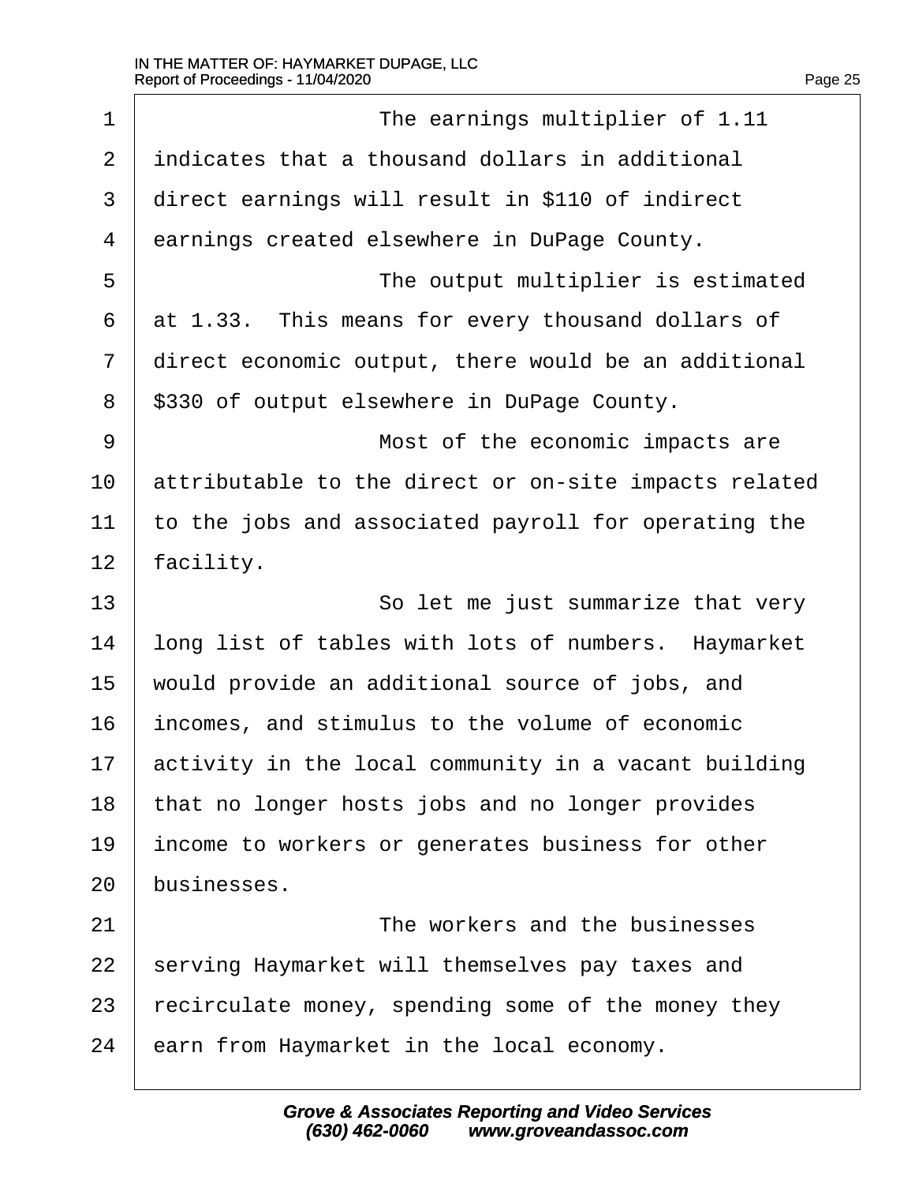The earnings multiplier of 1.11 indicates that a thousand dollars in additional direct earnings will result in $110 of indirect earnings created elsewhere in DuPage County.

The output multiplier is estimated at 1.33. This means for every thousand dollars of direct economic output, there would be an additional $330 of output elsewhere in DuPage County.

Most of the economic impacts are attributable to the direct or on-site impacts related to the jobs and associated payroll for operating the facility.

So let me just summarize that very long list of tables with lots of numbers. Haymarket would provide an additional source of jobs, and incomes, and stimulus to the volume of economic activity in the local community in a vacant building that no longer hosts jobs and no longer provides income to workers or generates business for other businesses.

The workers and the businesses serving Haymarket will themselves pay taxes and recirculate money, spending some of the money they earn from Haymarket in the local economy.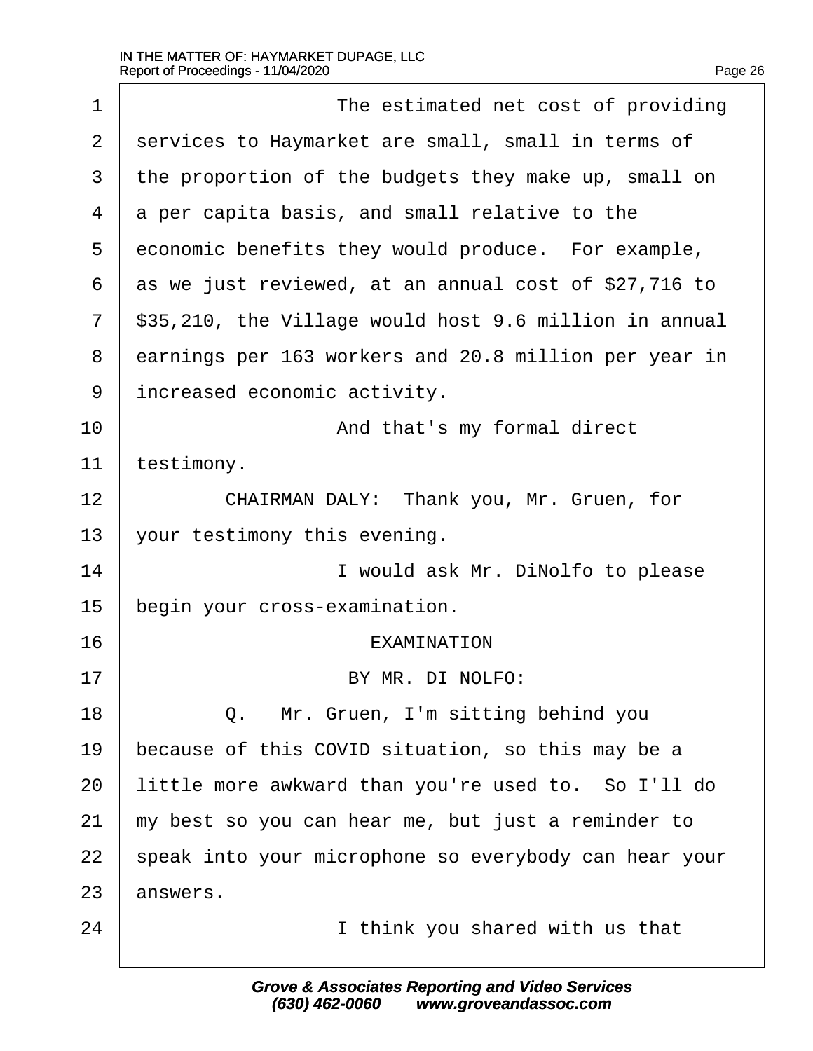The estimated net cost of providing services to Haymarket are small, small in terms of the proportion of the budgets they make up, small on a per capita basis, and small relative to the economic benefits they would produce. For example, as we just reviewed, at an annual cost of $27,716 to $35,210, the Village would host 9.6 million in annual earnings per 163 workers and 20.8 million per year in increased economic activity.

And that's my formal direct testimony.

CHAIRMAN DALY: Thank you, Mr. Gruen, for your testimony this evening.

I would ask Mr. DiNolfo to please begin your cross-examination.

EXAMINATION

BY MR. DI NOLFO:

Q. Mr. Gruen, I'm sitting behind you because of this COVID situation, so this may be a little more awkward than you're used to. So I'll do my best so you can hear me, but just a reminder to speak into your microphone so everybody can hear your answers.

I think you shared with us that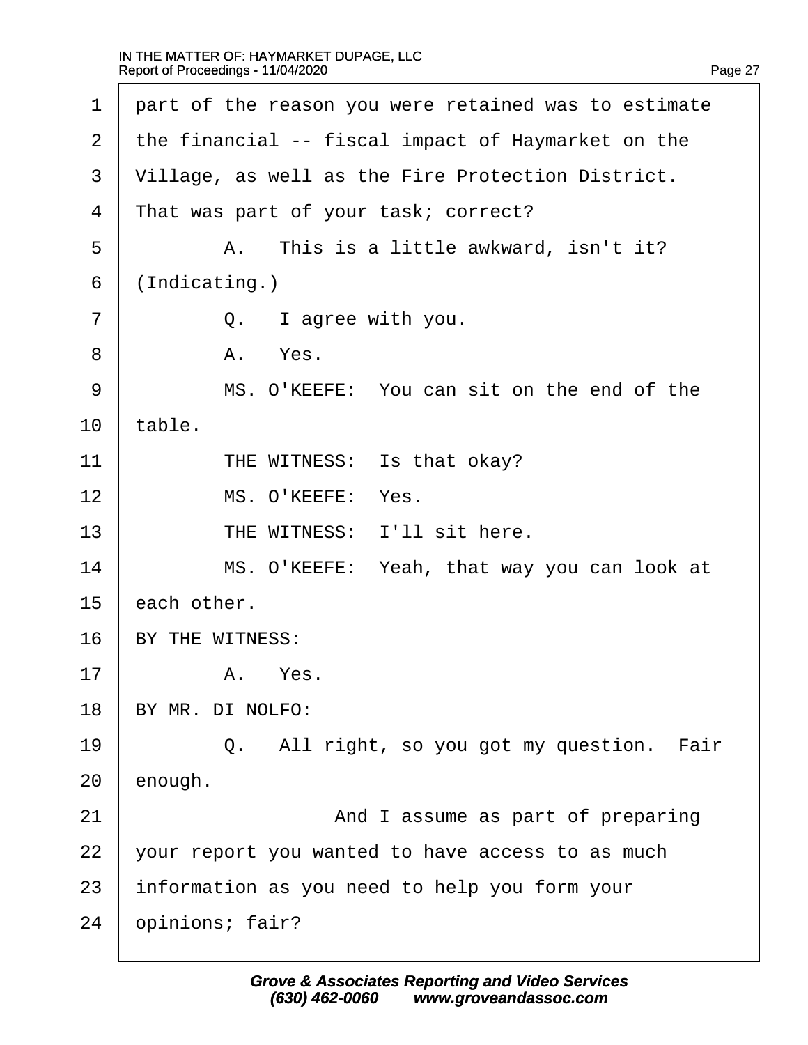1 part of the reason you were retained was to estimate
2 the financial -- fiscal impact of Haymarket on the
3 Village, as well as the Fire Protection District.
4 That was part of your task; correct?
5 A. This is a little awkward, isn't it?
6 (Indicating.)
7 Q. I agree with you.
8 A. Yes.
9 MS. O'KEEFE: You can sit on the end of the
10 table.
11 THE WITNESS: Is that okay?
12 MS. O'KEEFE: Yes.
13 THE WITNESS: I'll sit here.
14 MS. O'KEEFE: Yeah, that way you can look at
15 each other.
16 BY THE WITNESS:
17 A. Yes.
18 BY MR. DI NOLFO:
19 Q. All right, so you got my question. Fair
20 enough.
21 And I assume as part of preparing
22 your report you wanted to have access to as much
23 information as you need to help you form your
24 opinions; fair?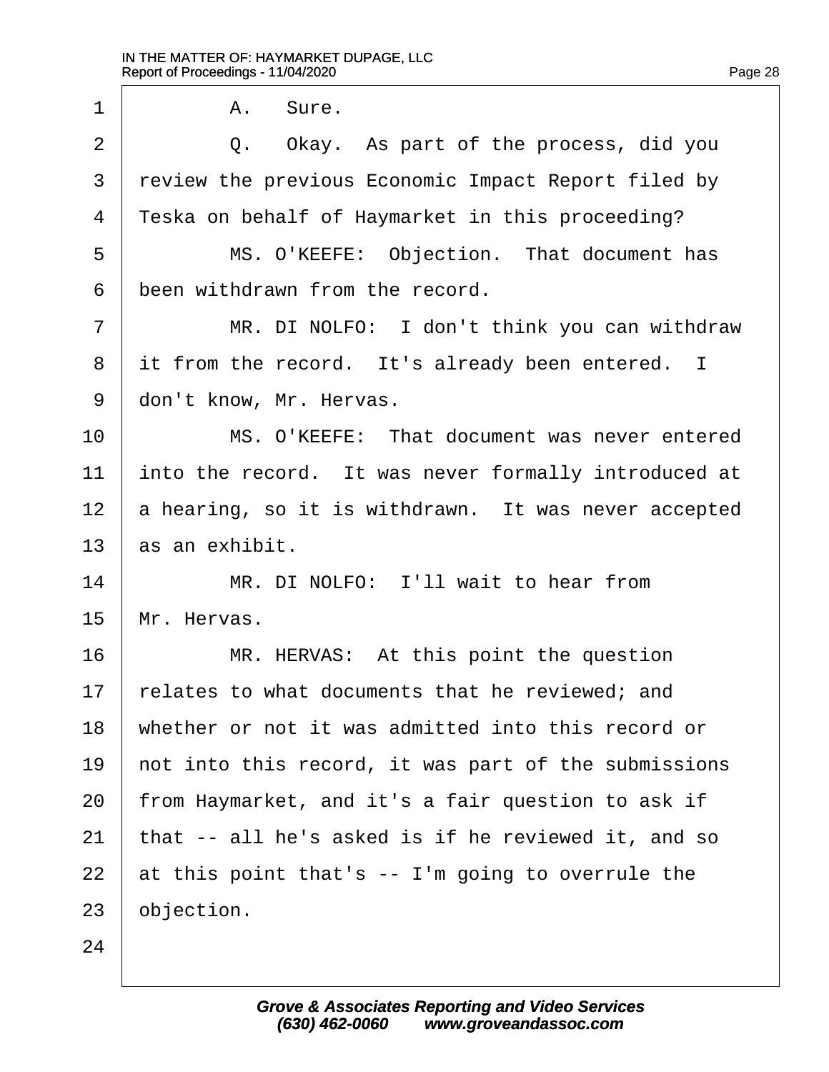A. Sure.

Q. Okay. As part of the process, did you review the previous Economic Impact Report filed by Teska on behalf of Haymarket in this proceeding?

MS. O'KEEFE: Objection. That document has been withdrawn from the record.

MR. DI NOLFO: I don't think you can withdraw it from the record. It's already been entered. I don't know, Mr. Hervas.

MS. O'KEEFE: That document was never entered into the record. It was never formally introduced at a hearing, so it is withdrawn. It was never accepted as an exhibit.

MR. DI NOLFO: I'll wait to hear from Mr. Hervas.

MR. HERVAS: At this point the question relates to what documents that he reviewed; and whether or not it was admitted into this record or not into this record, it was part of the submissions from Haymarket, and it's a fair question to ask if that -- all he's asked is if he reviewed it, and so at this point that's -- I'm going to overrule the objection.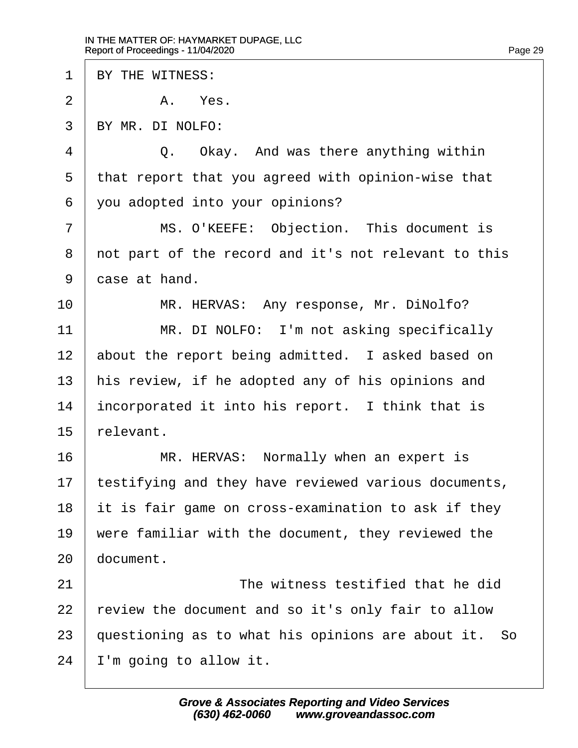BY THE WITNESS:

A. Yes.

BY MR. DI NOLFO:

Q. Okay. And was there anything within that report that you agreed with opinion-wise that you adopted into your opinions?

MS. O'KEEFE: Objection. This document is not part of the record and it's not relevant to this case at hand.

MR. HERVAS: Any response, Mr. DiNolfo?

MR. DI NOLFO: I'm not asking specifically about the report being admitted. I asked based on his review, if he adopted any of his opinions and incorporated it into his report. I think that is relevant.

MR. HERVAS: Normally when an expert is testifying and they have reviewed various documents, it is fair game on cross-examination to ask if they were familiar with the document, they reviewed the document.

The witness testified that he did review the document and so it's only fair to allow questioning as to what his opinions are about it. So I'm going to allow it.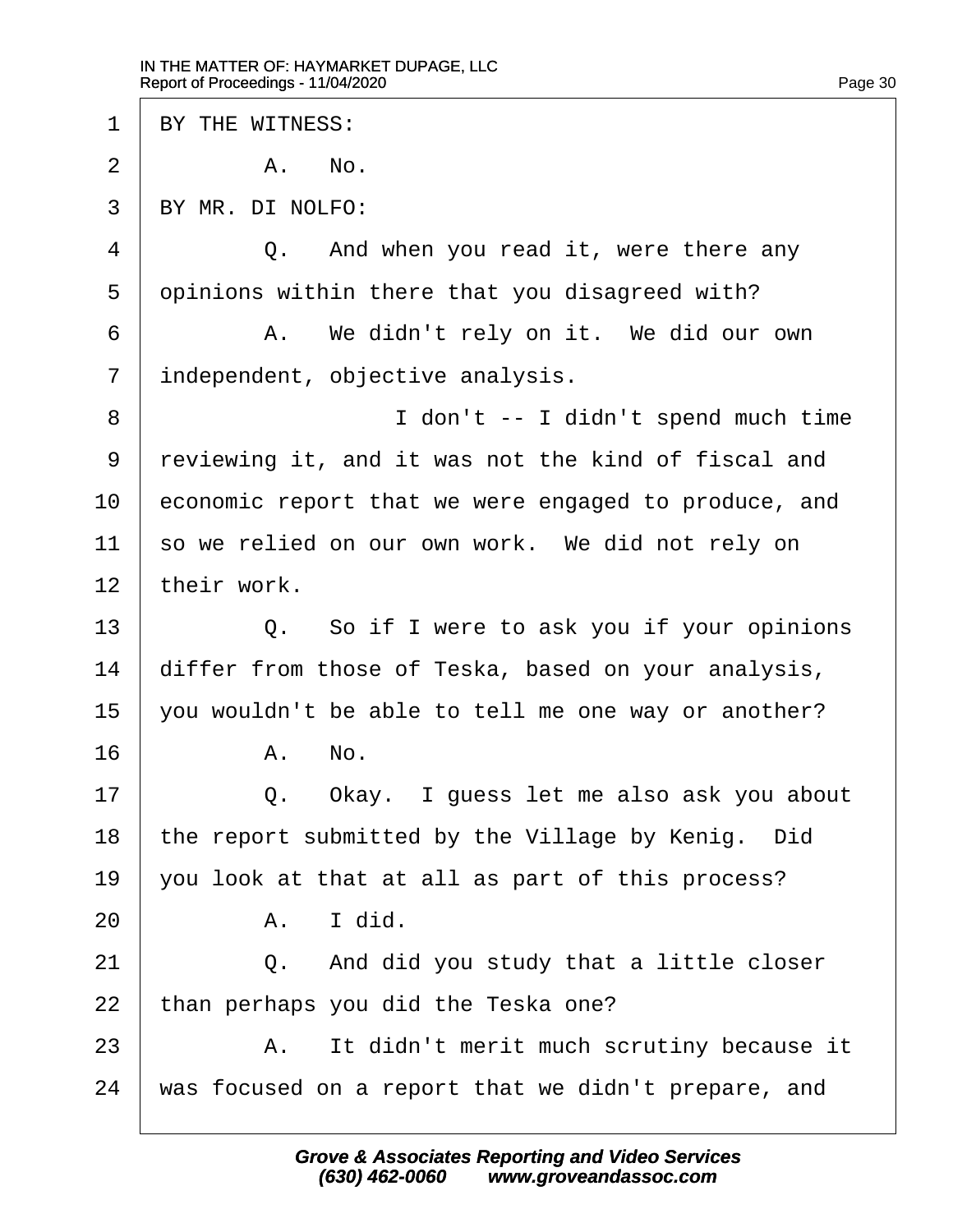BY THE WITNESS:

A. No.

BY MR. DI NOLFO:

Q. And when you read it, were there any opinions within there that you disagreed with?

A. We didn't rely on it. We did our own independent, objective analysis.

I don't -- I didn't spend much time reviewing it, and it was not the kind of fiscal and economic report that we were engaged to produce, and so we relied on our own work. We did not rely on their work.

Q. So if I were to ask you if your opinions differ from those of Teska, based on your analysis, you wouldn't be able to tell me one way or another?

A. No.

Q. Okay. I guess let me also ask you about the report submitted by the Village by Kenig. Did you look at that at all as part of this process?

A. I did.

Q. And did you study that a little closer than perhaps you did the Teska one?

A. It didn't merit much scrutiny because it was focused on a report that we didn't prepare, and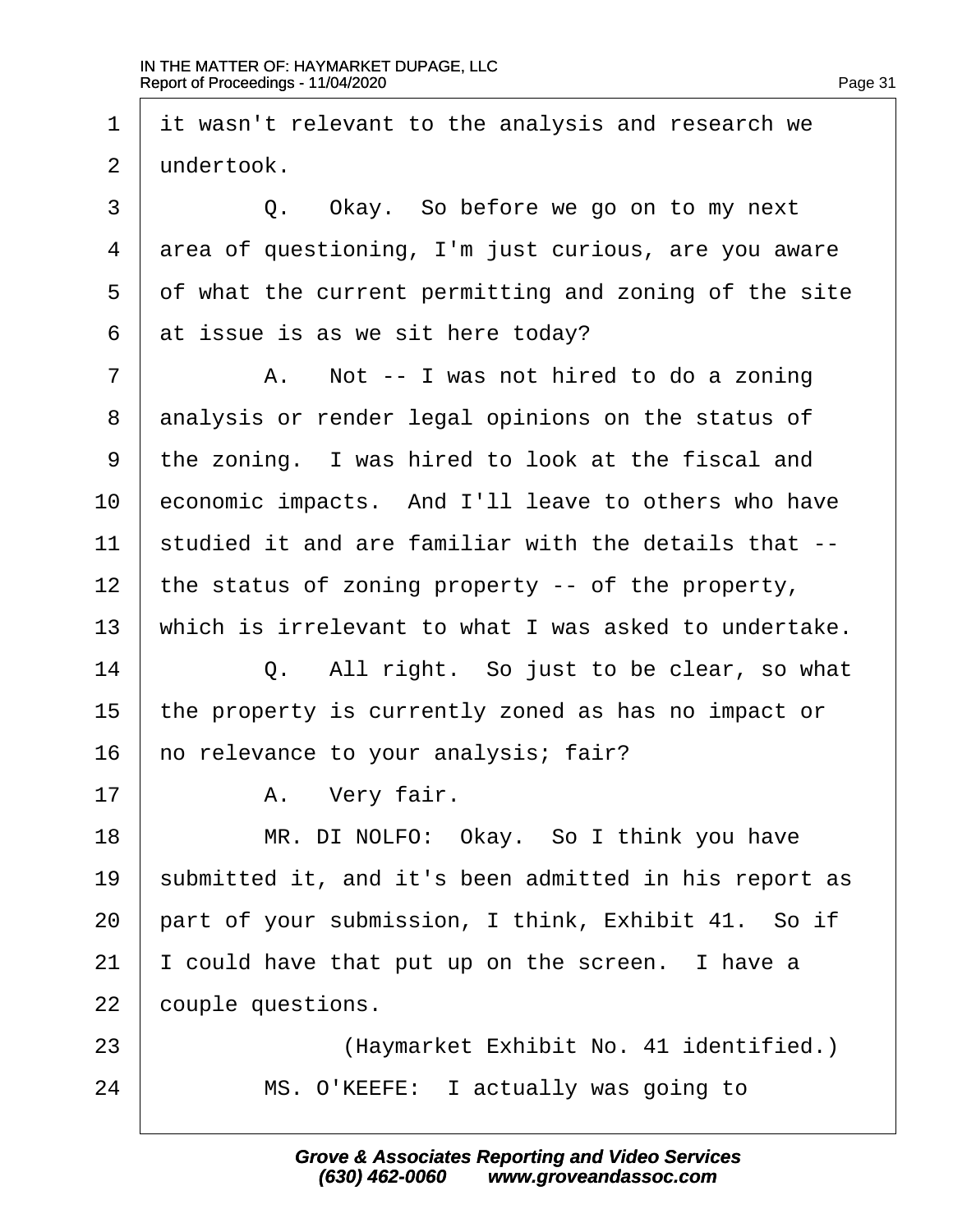1 it wasn't relevant to the analysis and research we
2 undertook.
3 Q. Okay. So before we go on to my next
4 area of questioning, I'm just curious, are you aware
5 of what the current permitting and zoning of the site
6 at issue is as we sit here today?
7 A. Not -- I was not hired to do a zoning
8 analysis or render legal opinions on the status of
9 the zoning. I was hired to look at the fiscal and
10 economic impacts. And I'll leave to others who have
11 studied it and are familiar with the details that --
12 the status of zoning property -- of the property,
13 which is irrelevant to what I was asked to undertake.
14 Q. All right. So just to be clear, so what
15 the property is currently zoned as has no impact or
16 no relevance to your analysis; fair?
17 A. Very fair.
18 MR. DI NOLFO: Okay. So I think you have
19 submitted it, and it's been admitted in his report as
20 part of your submission, I think, Exhibit 41. So if
21 I could have that put up on the screen. I have a
22 couple questions.
23 (Haymarket Exhibit No. 41 identified.)
24 MS. O'KEEFE: I actually was going to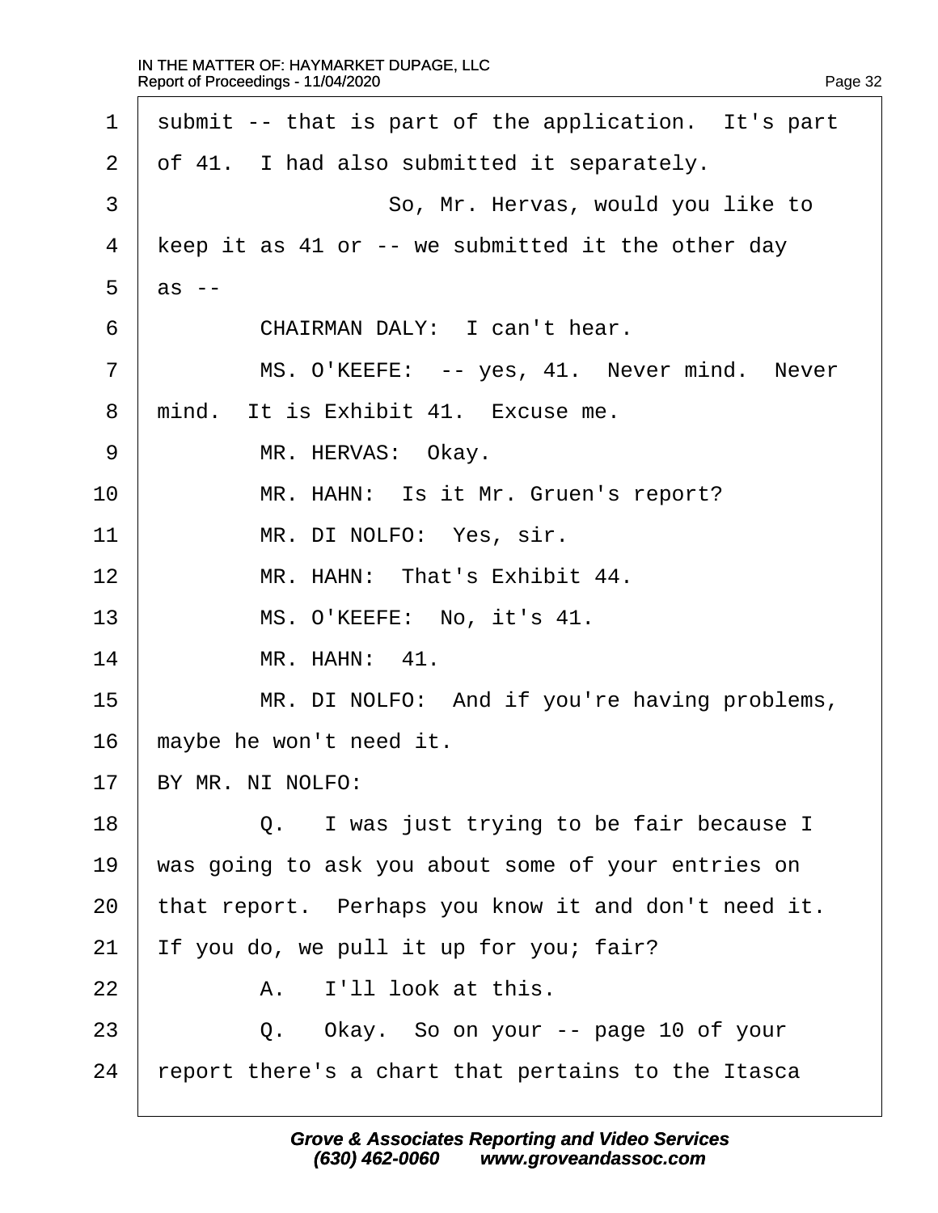1 submit -- that is part of the application. It's part
2 of 41. I had also submitted it separately.
3 So, Mr. Hervas, would you like to
4 keep it as 41 or -- we submitted it the other day
5 as --
6 CHAIRMAN DALY: I can't hear.
7 MS. O'KEEFE: -- yes, 41. Never mind. Never
8 mind. It is Exhibit 41. Excuse me.
9 MR. HERVAS: Okay.
10 MR. HAHN: Is it Mr. Gruen's report?
11 MR. DI NOLFO: Yes, sir.
12 MR. HAHN: That's Exhibit 44.
13 MS. O'KEEFE: No, it's 41.
14 MR. HAHN: 41.
15 MR. DI NOLFO: And if you're having problems,
16 maybe he won't need it.
17 BY MR. NI NOLFO:
18 Q. I was just trying to be fair because I
19 was going to ask you about some of your entries on
20 that report. Perhaps you know it and don't need it.
21 If you do, we pull it up for you; fair?
22 A. I'll look at this.
23 Q. Okay. So on your -- page 10 of your
24 report there's a chart that pertains to the Itasca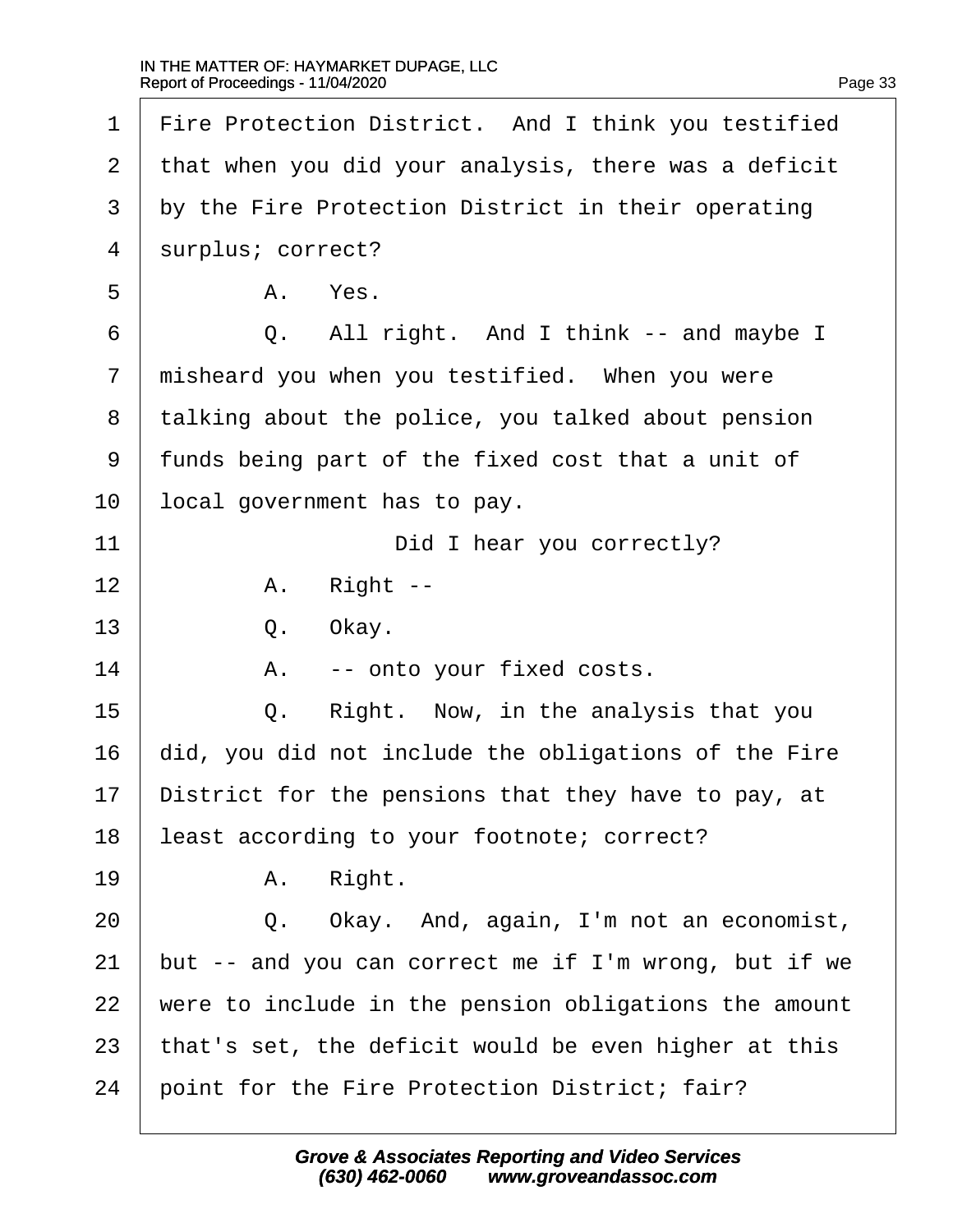1 Fire Protection District. And I think you testified
2 that when you did your analysis, there was a deficit
3 by the Fire Protection District in their operating
4 surplus; correct?
5 A. Yes.
6 Q. All right. And I think -- and maybe I
7 misheard you when you testified. When you were
8 talking about the police, you talked about pension
9 funds being part of the fixed cost that a unit of
10 local government has to pay.
11 Did I hear you correctly?
12 A. Right --
13 Q. Okay.
14 A. -- onto your fixed costs.
15 Q. Right. Now, in the analysis that you
16 did, you did not include the obligations of the Fire
17 District for the pensions that they have to pay, at
18 least according to your footnote; correct?
19 A. Right.
20 Q. Okay. And, again, I'm not an economist,
21 but -- and you can correct me if I'm wrong, but if we
22 were to include in the pension obligations the amount
23 that's set, the deficit would be even higher at this
24 point for the Fire Protection District; fair?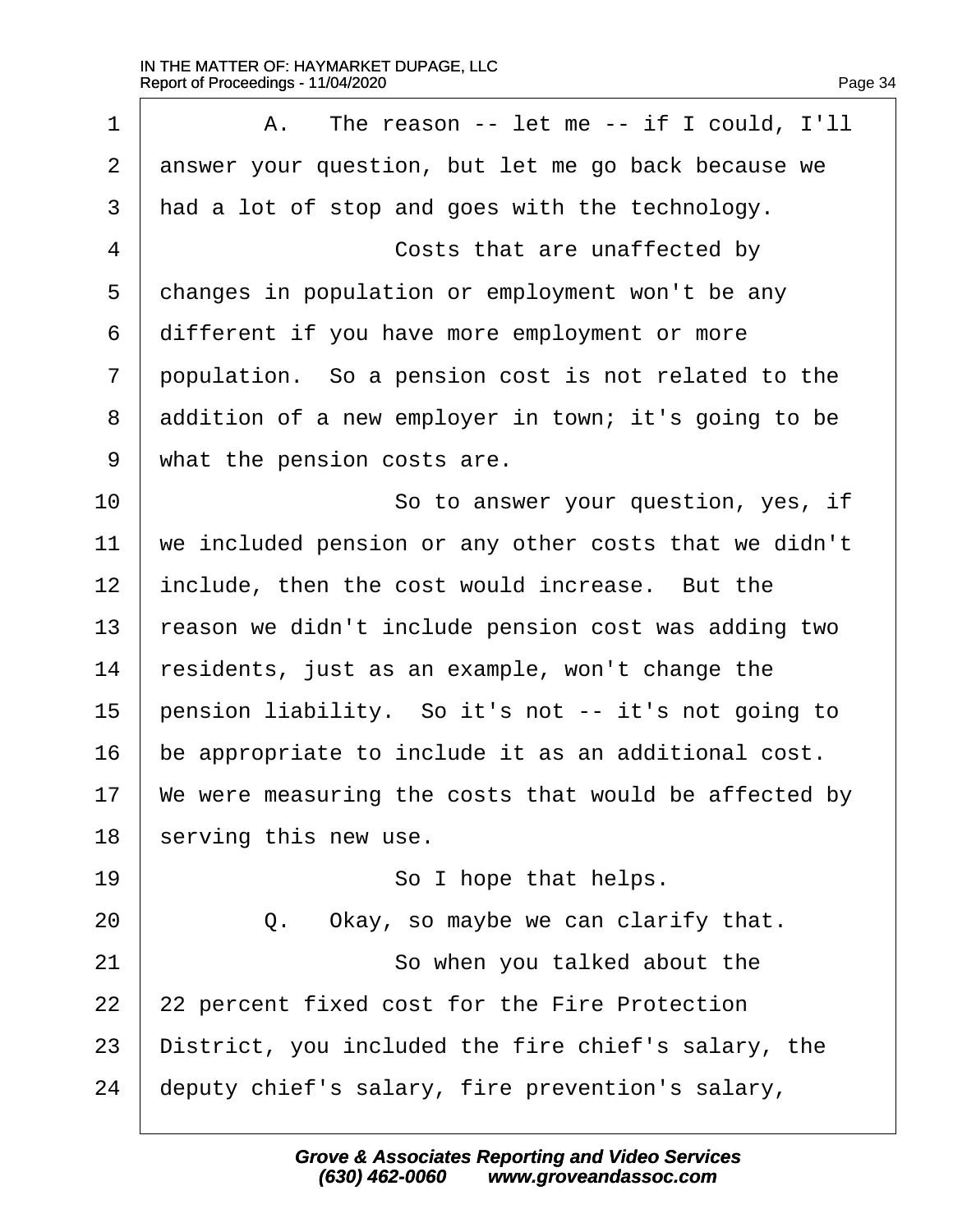A. The reason -- let me -- if I could, I'll answer your question, but let me go back because we had a lot of stop and goes with the technology.

Costs that are unaffected by changes in population or employment won't be any different if you have more employment or more population. So a pension cost is not related to the addition of a new employer in town; it's going to be what the pension costs are.

So to answer your question, yes, if we included pension or any other costs that we didn't include, then the cost would increase. But the reason we didn't include pension cost was adding two residents, just as an example, won't change the pension liability. So it's not -- it's not going to be appropriate to include it as an additional cost. We were measuring the costs that would be affected by serving this new use.

So I hope that helps.

Q. Okay, so maybe we can clarify that.

So when you talked about the 22 percent fixed cost for the Fire Protection District, you included the fire chief's salary, the deputy chief's salary, fire prevention's salary,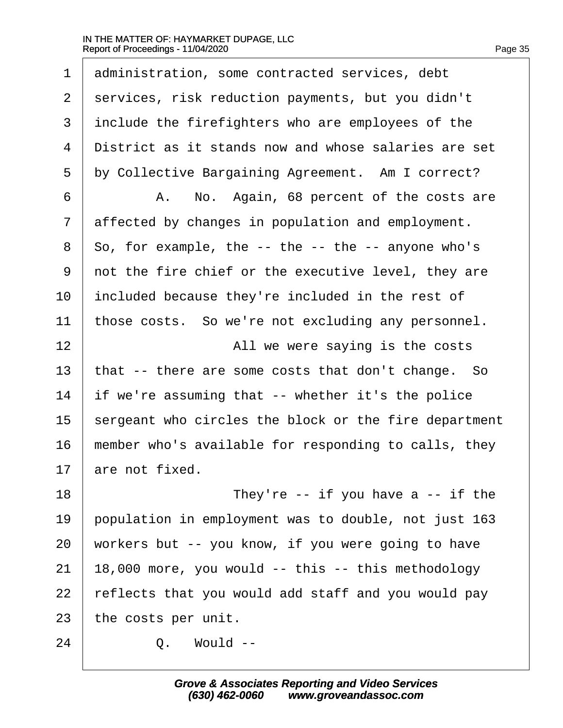1 administration, some contracted services, debt
2 services, risk reduction payments, but you didn't
3 include the firefighters who are employees of the
4 District as it stands now and whose salaries are set
5 by Collective Bargaining Agreement. Am I correct?
6 A. No. Again, 68 percent of the costs are
7 affected by changes in population and employment.
8 So, for example, the -- the -- the -- anyone who's
9 not the fire chief or the executive level, they are
10 included because they're included in the rest of
11 those costs. So we're not excluding any personnel.
12 All we were saying is the costs
13 that -- there are some costs that don't change. So
14 if we're assuming that -- whether it's the police
15 sergeant who circles the block or the fire department
16 member who's available for responding to calls, they
17 are not fixed.
18 They're -- if you have a -- if the
19 population in employment was to double, not just 163
20 workers but -- you know, if you were going to have
21 18,000 more, you would -- this -- this methodology
22 reflects that you would add staff and you would pay
23 the costs per unit.
24 Q. Would --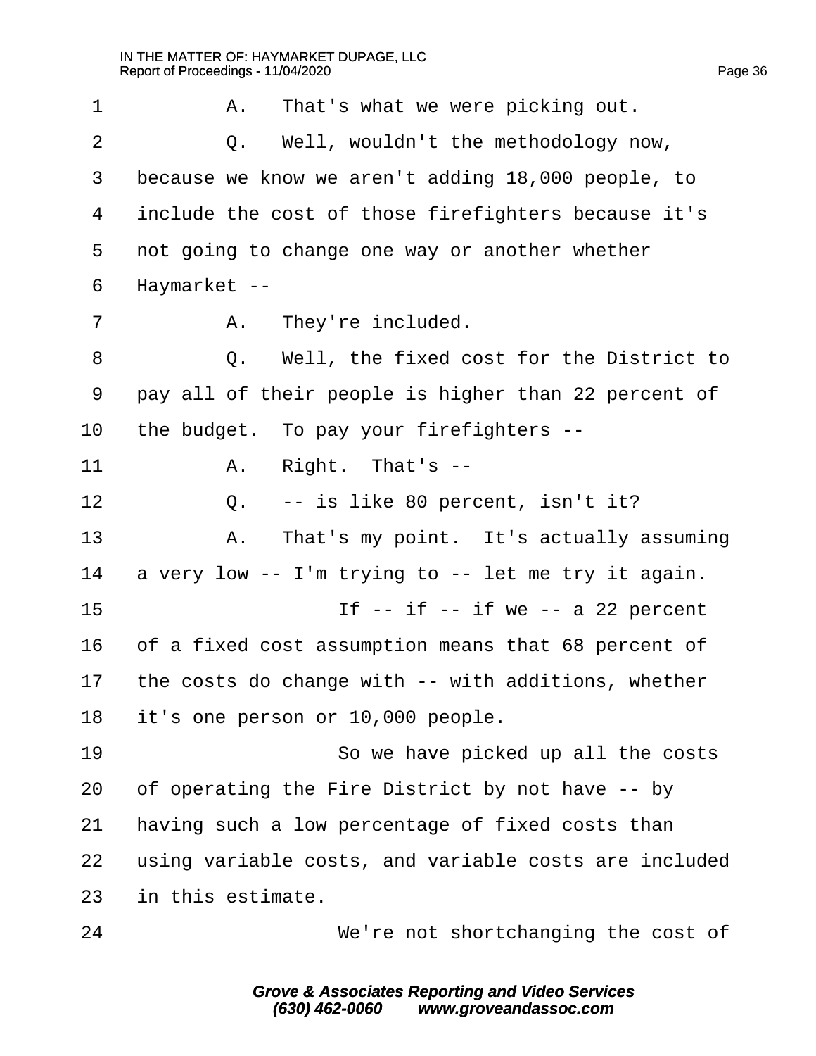1 A. That's what we were picking out.

2 Q. Well, wouldn't the methodology now,

3 because we know we aren't adding 18,000 people, to

4 include the cost of those firefighters because it's

5 not going to change one way or another whether

6 Haymarket --

7 A. They're included.

8 Q. Well, the fixed cost for the District to

9 pay all of their people is higher than 22 percent of

10 the budget. To pay your firefighters --

11 A. Right. That's --

12 Q. -- is like 80 percent, isn't it?

13 A. That's my point. It's actually assuming

14 a very low -- I'm trying to -- let me try it again.

15 If -- if -- if we -- a 22 percent

16 of a fixed cost assumption means that 68 percent of

17 the costs do change with -- with additions, whether

18 it's one person or 10,000 people.

19 So we have picked up all the costs

20 of operating the Fire District by not have -- by

21 having such a low percentage of fixed costs than

22 using variable costs, and variable costs are included

23 in this estimate.

24 We're not shortchanging the cost of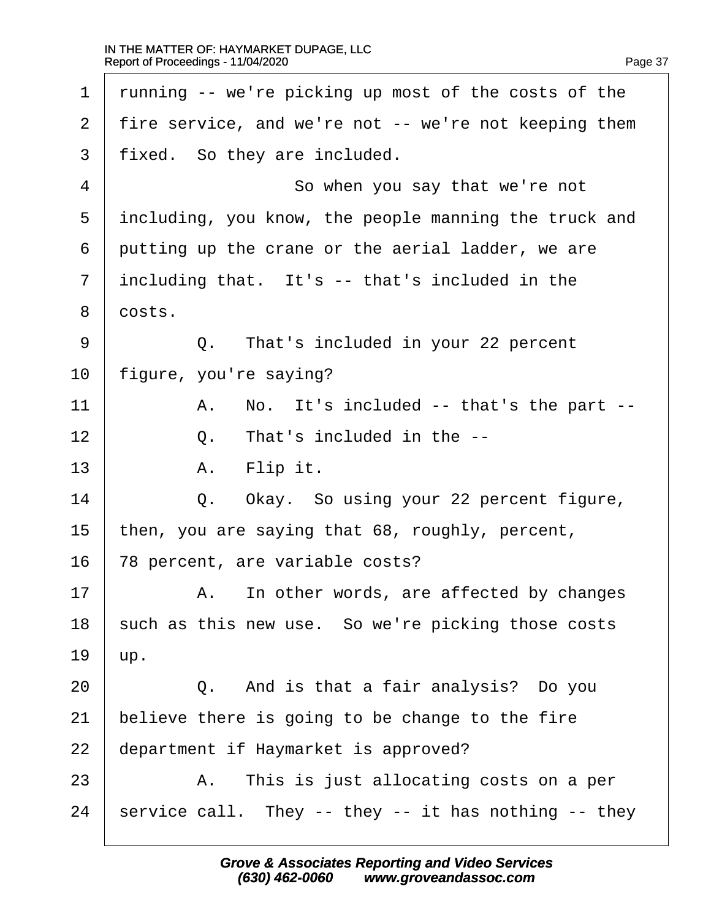running -- we're picking up most of the costs of the fire service, and we're not -- we're not keeping them fixed. So they are included.

So when you say that we're not including, you know, the people manning the truck and putting up the crane or the aerial ladder, we are including that. It's -- that's included in the costs.

Q. That's included in your 22 percent figure, you're saying?

A. No. It's included -- that's the part --

Q. That's included in the --

A. Flip it.

Q. Okay. So using your 22 percent figure, then, you are saying that 68, roughly, percent, 78 percent, are variable costs?

A. In other words, are affected by changes such as this new use. So we're picking those costs up.

Q. And is that a fair analysis? Do you believe there is going to be change to the fire department if Haymarket is approved?

A. This is just allocating costs on a per service call. They -- they -- it has nothing -- they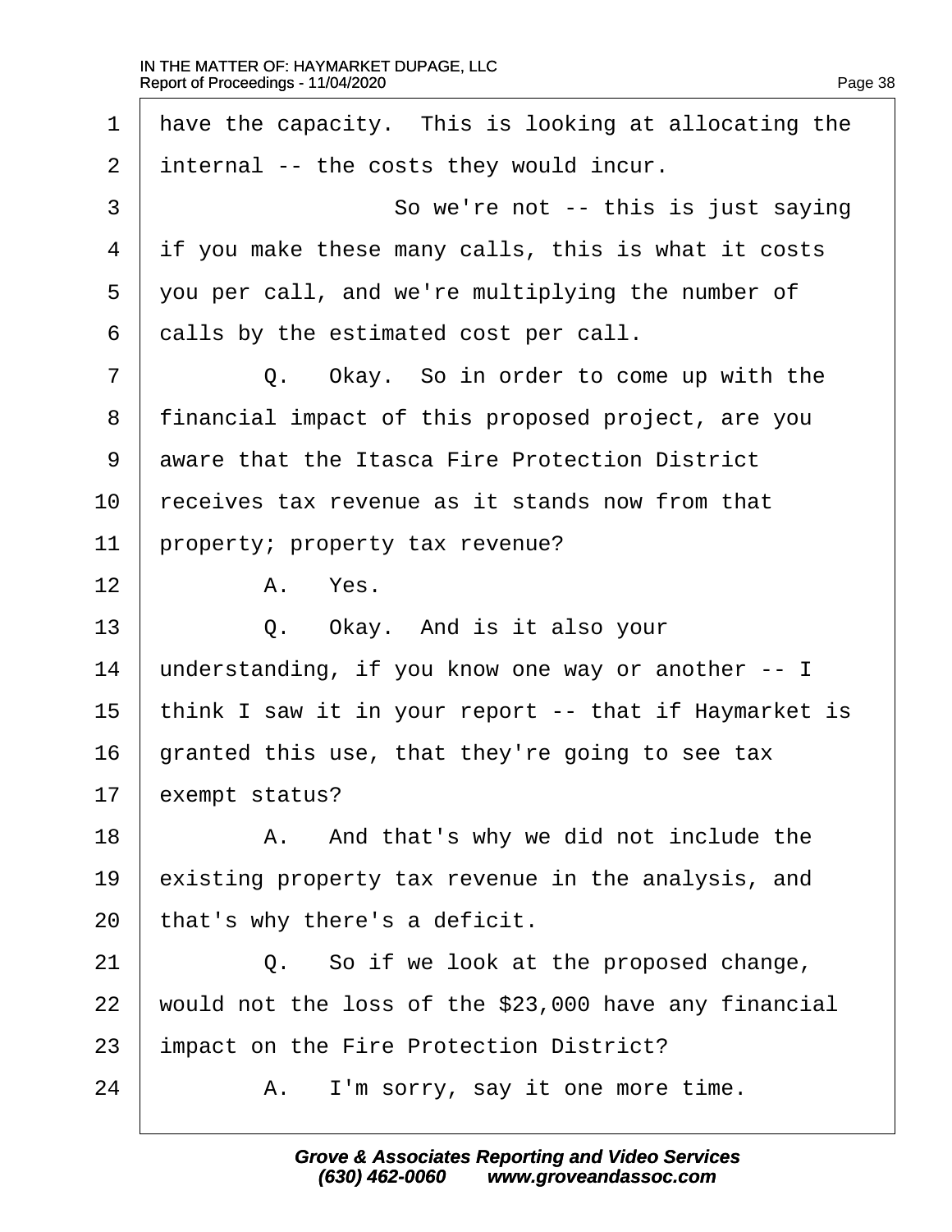1 have the capacity. This is looking at allocating the
2 internal -- the costs they would incur.
3 So we're not -- this is just saying
4 if you make these many calls, this is what it costs
5 you per call, and we're multiplying the number of
6 calls by the estimated cost per call.
7 Q. Okay. So in order to come up with the
8 financial impact of this proposed project, are you
9 aware that the Itasca Fire Protection District
10 receives tax revenue as it stands now from that
11 property; property tax revenue?
12 A. Yes.
13 Q. Okay. And is it also your
14 understanding, if you know one way or another -- I
15 think I saw it in your report -- that if Haymarket is
16 granted this use, that they're going to see tax
17 exempt status?
18 A. And that's why we did not include the
19 existing property tax revenue in the analysis, and
20 that's why there's a deficit.
21 Q. So if we look at the proposed change,
22 would not the loss of the $23,000 have any financial
23 impact on the Fire Protection District?
24 A. I'm sorry, say it one more time.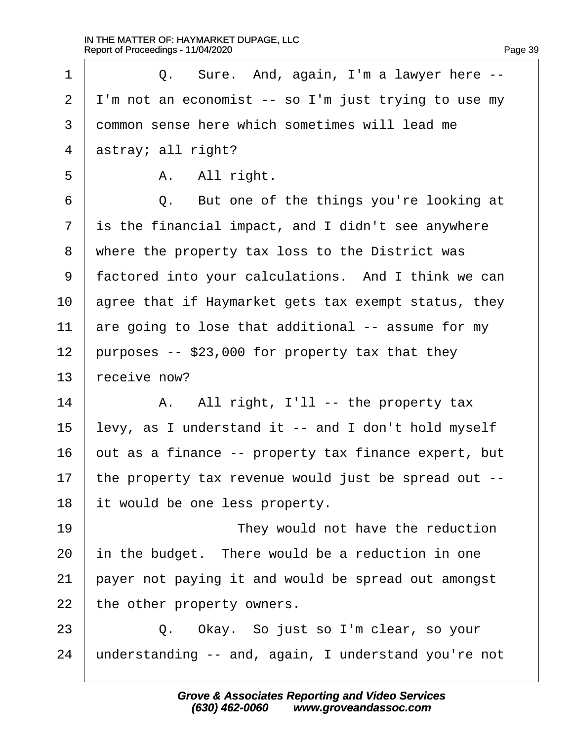1 Q. Sure. And, again, I'm a lawyer here --
2 I'm not an economist -- so I'm just trying to use my
3 common sense here which sometimes will lead me
4 astray; all right?
5 A. All right.
6 Q. But one of the things you're looking at
7 is the financial impact, and I didn't see anywhere
8 where the property tax loss to the District was
9 factored into your calculations. And I think we can
10 agree that if Haymarket gets tax exempt status, they
11 are going to lose that additional -- assume for my
12 purposes -- $23,000 for property tax that they
13 receive now?
14 A. All right, I'll -- the property tax
15 levy, as I understand it -- and I don't hold myself
16 out as a finance -- property tax finance expert, but
17 the property tax revenue would just be spread out --
18 it would be one less property.
19 They would not have the reduction
20 in the budget. There would be a reduction in one
21 payer not paying it and would be spread out amongst
22 the other property owners.
23 Q. Okay. So just so I'm clear, so your
24 understanding -- and, again, I understand you're not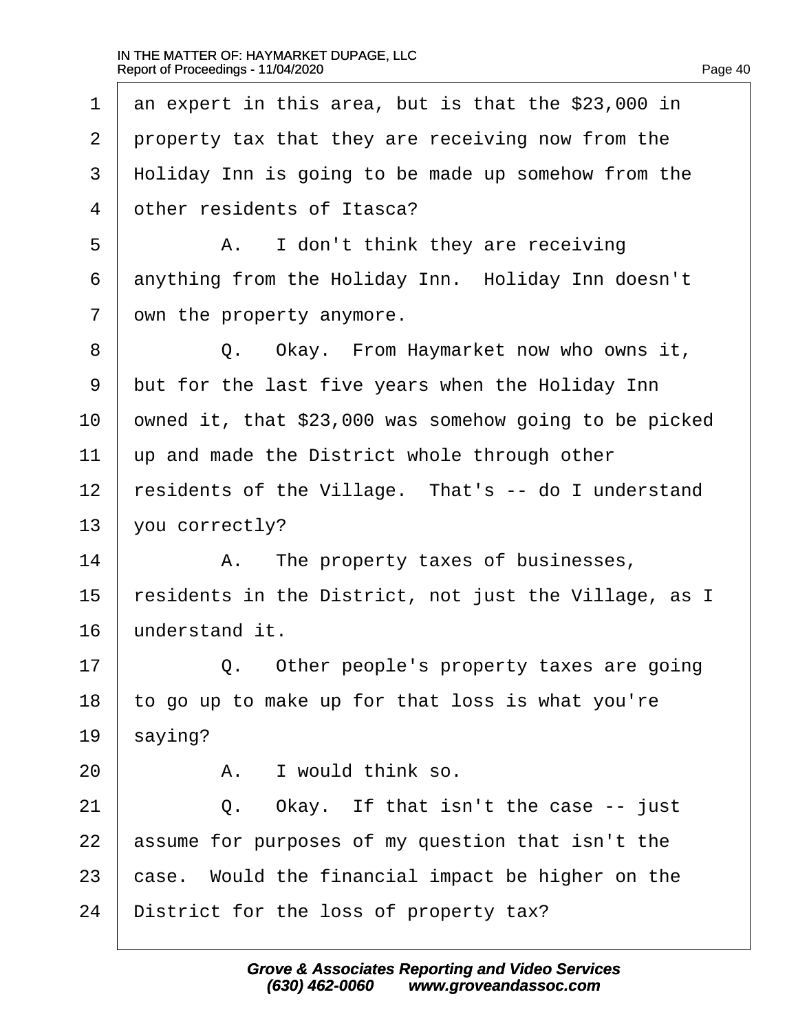1 an expert in this area, but is that the $23,000 in
2 property tax that they are receiving now from the
3 Holiday Inn is going to be made up somehow from the
4 other residents of Itasca?

5 A. I don't think they are receiving
6 anything from the Holiday Inn. Holiday Inn doesn't
7 own the property anymore.

8 Q. Okay. From Haymarket now who owns it,
9 but for the last five years when the Holiday Inn
10 owned it, that $23,000 was somehow going to be picked
11 up and made the District whole through other
12 residents of the Village. That's -- do I understand
13 you correctly?

14 A. The property taxes of businesses,
15 residents in the District, not just the Village, as I
16 understand it.

17 Q. Other people's property taxes are going
18 to go up to make up for that loss is what you're
19 saying?

20 A. I would think so.

21 Q. Okay. If that isn't the case -- just
22 assume for purposes of my question that isn't the
23 case. Would the financial impact be higher on the
24 District for the loss of property tax?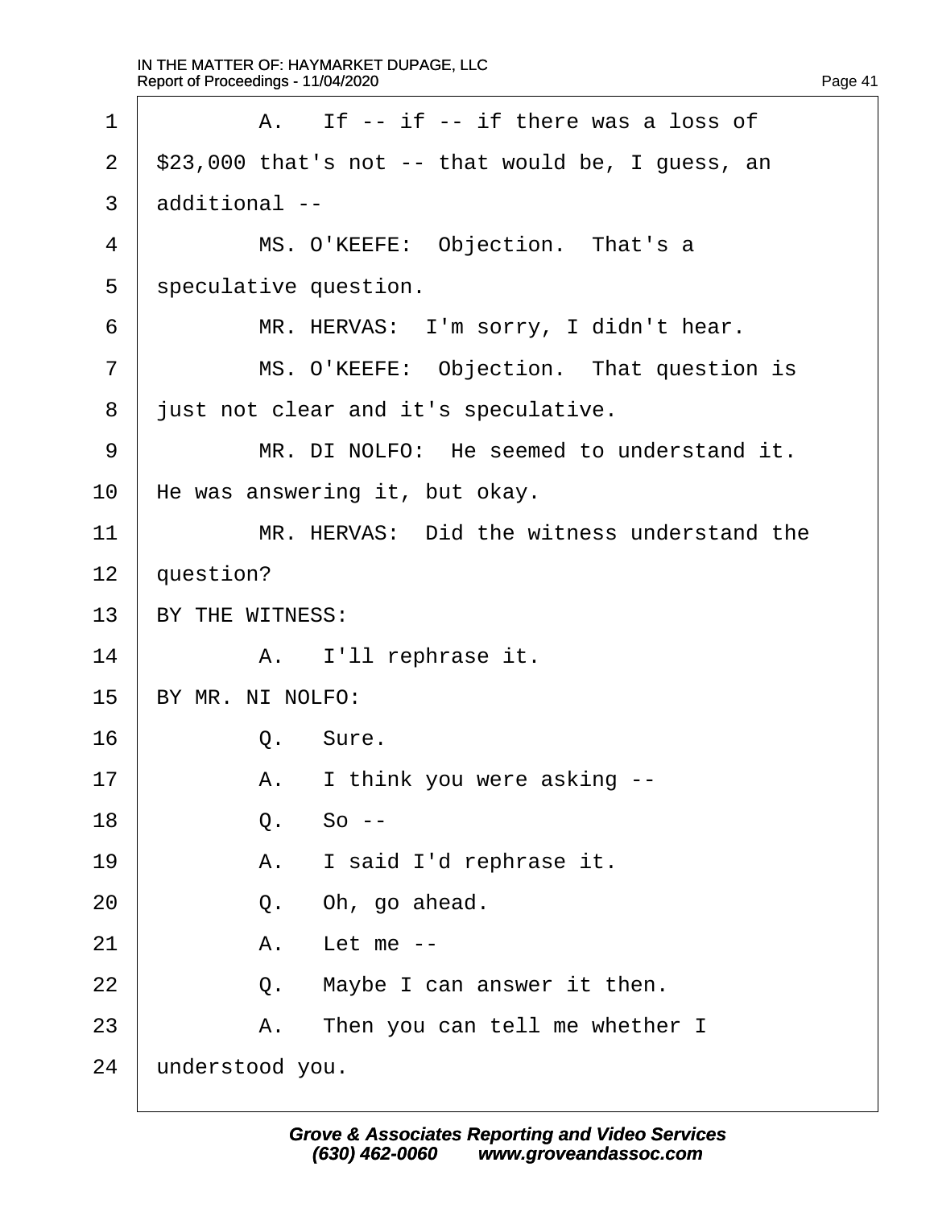1 A. If -- if -- if there was a loss of
2 $23,000 that's not -- that would be, I guess, an
3 additional --
4 MS. O'KEEFE: Objection. That's a
5 speculative question.
6 MR. HERVAS: I'm sorry, I didn't hear.
7 MS. O'KEEFE: Objection. That question is
8 just not clear and it's speculative.
9 MR. DI NOLFO: He seemed to understand it.
10 He was answering it, but okay.
11 MR. HERVAS: Did the witness understand the
12 question?
13 BY THE WITNESS:
14 A. I'll rephrase it.
15 BY MR. NI NOLFO:
16 Q. Sure.
17 A. I think you were asking --
18 Q. So --
19 A. I said I'd rephrase it.
20 Q. Oh, go ahead.
21 A. Let me --
22 Q. Maybe I can answer it then.
23 A. Then you can tell me whether I
24 understood you.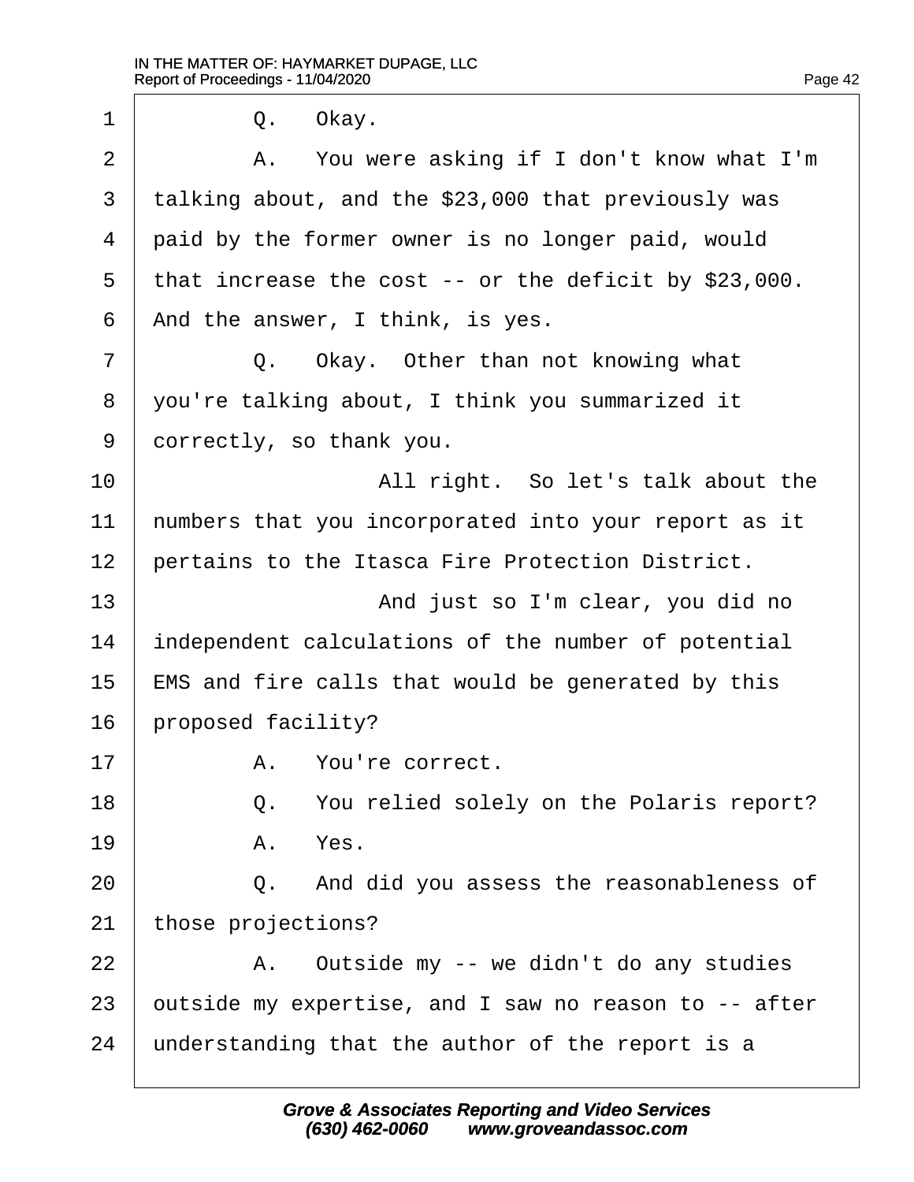Q. Okay.

A. You were asking if I don't know what I'm talking about, and the $23,000 that previously was paid by the former owner is no longer paid, would that increase the cost -- or the deficit by $23,000. And the answer, I think, is yes.

Q. Okay. Other than not knowing what you're talking about, I think you summarized it correctly, so thank you.

All right. So let's talk about the numbers that you incorporated into your report as it pertains to the Itasca Fire Protection District.

And just so I'm clear, you did no independent calculations of the number of potential EMS and fire calls that would be generated by this proposed facility?

A. You're correct.

Q. You relied solely on the Polaris report?

A. Yes.

Q. And did you assess the reasonableness of those projections?

A. Outside my -- we didn't do any studies outside my expertise, and I saw no reason to -- after understanding that the author of the report is a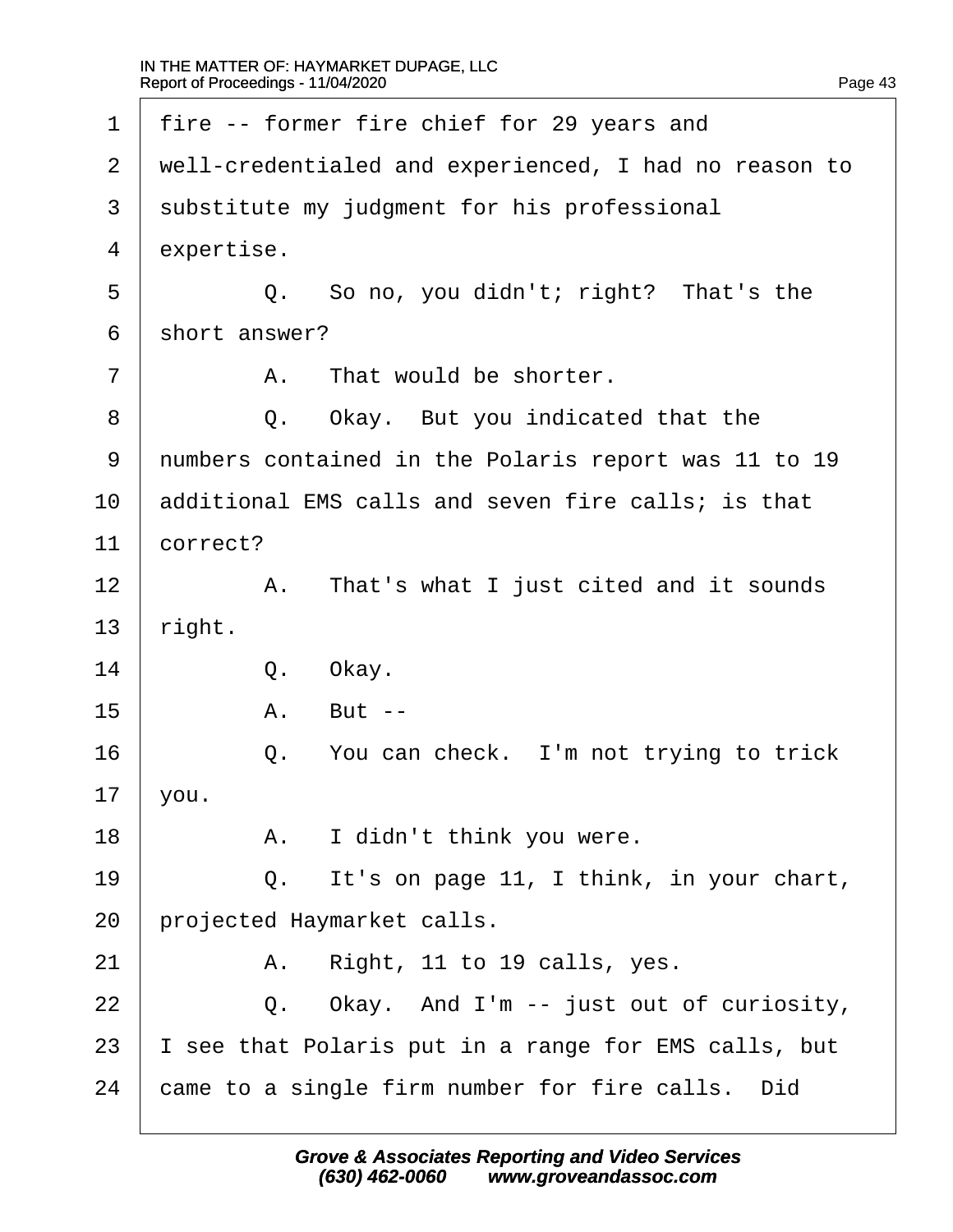fire -- former fire chief for 29 years and well-credentialed and experienced, I had no reason to substitute my judgment for his professional expertise.

Q. So no, you didn't; right? That's the short answer?

A. That would be shorter.

Q. Okay. But you indicated that the numbers contained in the Polaris report was 11 to 19 additional EMS calls and seven fire calls; is that correct?

A. That's what I just cited and it sounds right.

Q. Okay.

A. But --

Q. You can check. I'm not trying to trick you.

A. I didn't think you were.

Q. It's on page 11, I think, in your chart, projected Haymarket calls.

A. Right, 11 to 19 calls, yes.

Q. Okay. And I'm -- just out of curiosity, I see that Polaris put in a range for EMS calls, but came to a single firm number for fire calls. Did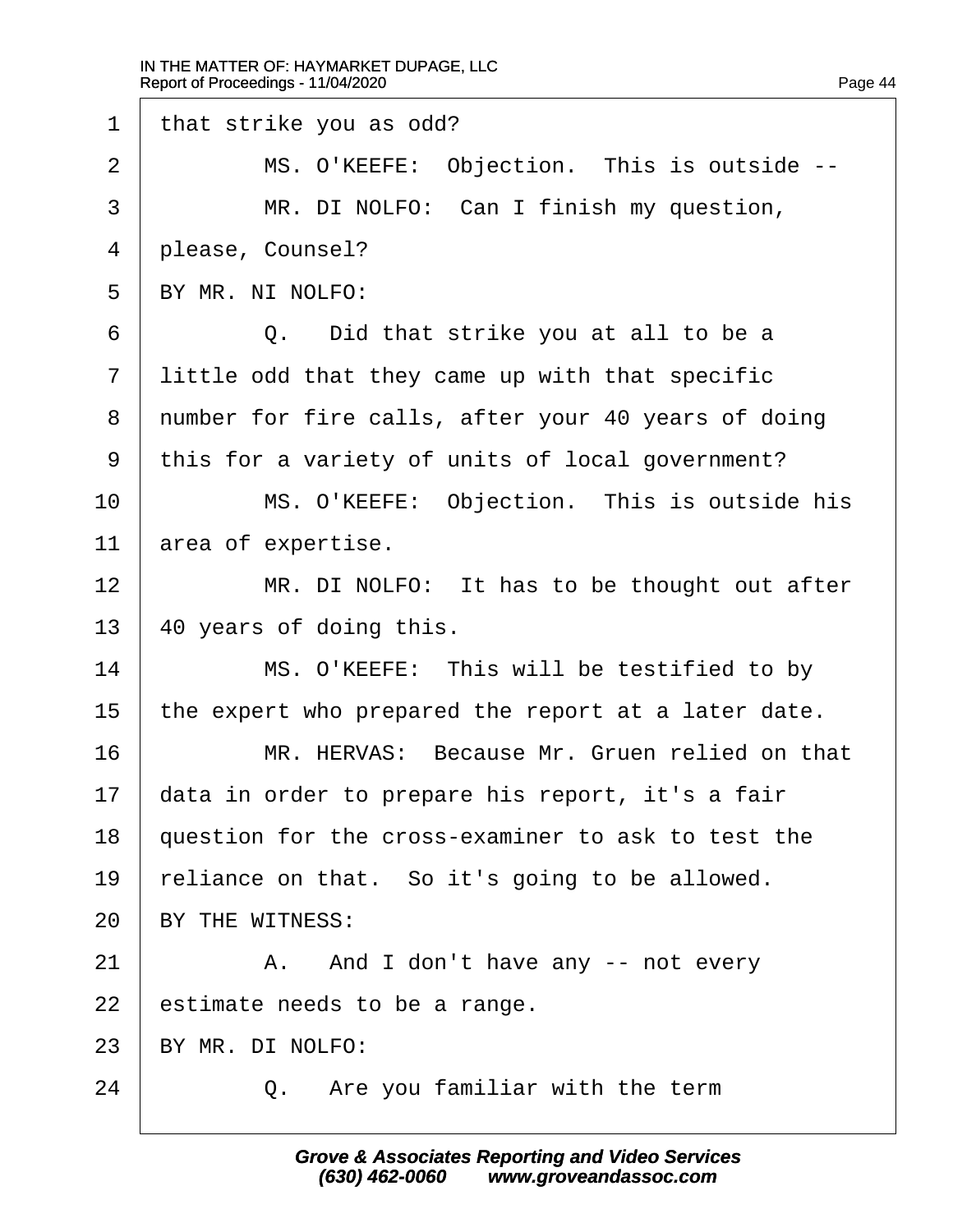1 that strike you as odd?

2 MS. O'KEEFE: Objection. This is outside --

3 MR. DI NOLFO: Can I finish my question,

4 please, Counsel?

5 BY MR. NI NOLFO:

6 Q. Did that strike you at all to be a

7 little odd that they came up with that specific

8 number for fire calls, after your 40 years of doing

9 this for a variety of units of local government?

10 MS. O'KEEFE: Objection. This is outside his

11 area of expertise.

12 MR. DI NOLFO: It has to be thought out after

13 40 years of doing this.

14 MS. O'KEEFE: This will be testified to by

15 the expert who prepared the report at a later date.

16 MR. HERVAS: Because Mr. Gruen relied on that

17 data in order to prepare his report, it's a fair

18 question for the cross-examiner to ask to test the

19 reliance on that. So it's going to be allowed.

20 BY THE WITNESS:

21 A. And I don't have any -- not every

22 estimate needs to be a range.

23 BY MR. DI NOLFO:

24 Q. Are you familiar with the term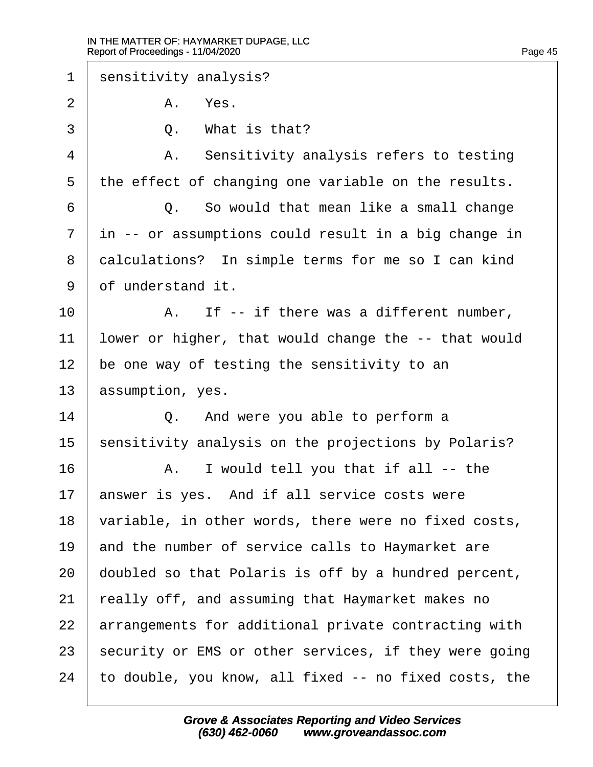1 sensitivity analysis?

2 A. Yes.

3 Q. What is that?

4 A. Sensitivity analysis refers to testing

5 the effect of changing one variable on the results.

6 Q. So would that mean like a small change

7 in -- or assumptions could result in a big change in

8 calculations? In simple terms for me so I can kind

9 of understand it.

10 A. If -- if there was a different number,

11 lower or higher, that would change the -- that would

12 be one way of testing the sensitivity to an

13 assumption, yes.

14 Q. And were you able to perform a

15 sensitivity analysis on the projections by Polaris?

16 A. I would tell you that if all -- the

17 answer is yes. And if all service costs were

18 variable, in other words, there were no fixed costs,

19 and the number of service calls to Haymarket are

20 doubled so that Polaris is off by a hundred percent,

21 really off, and assuming that Haymarket makes no

22 arrangements for additional private contracting with

23 security or EMS or other services, if they were going

24 to double, you know, all fixed -- no fixed costs, the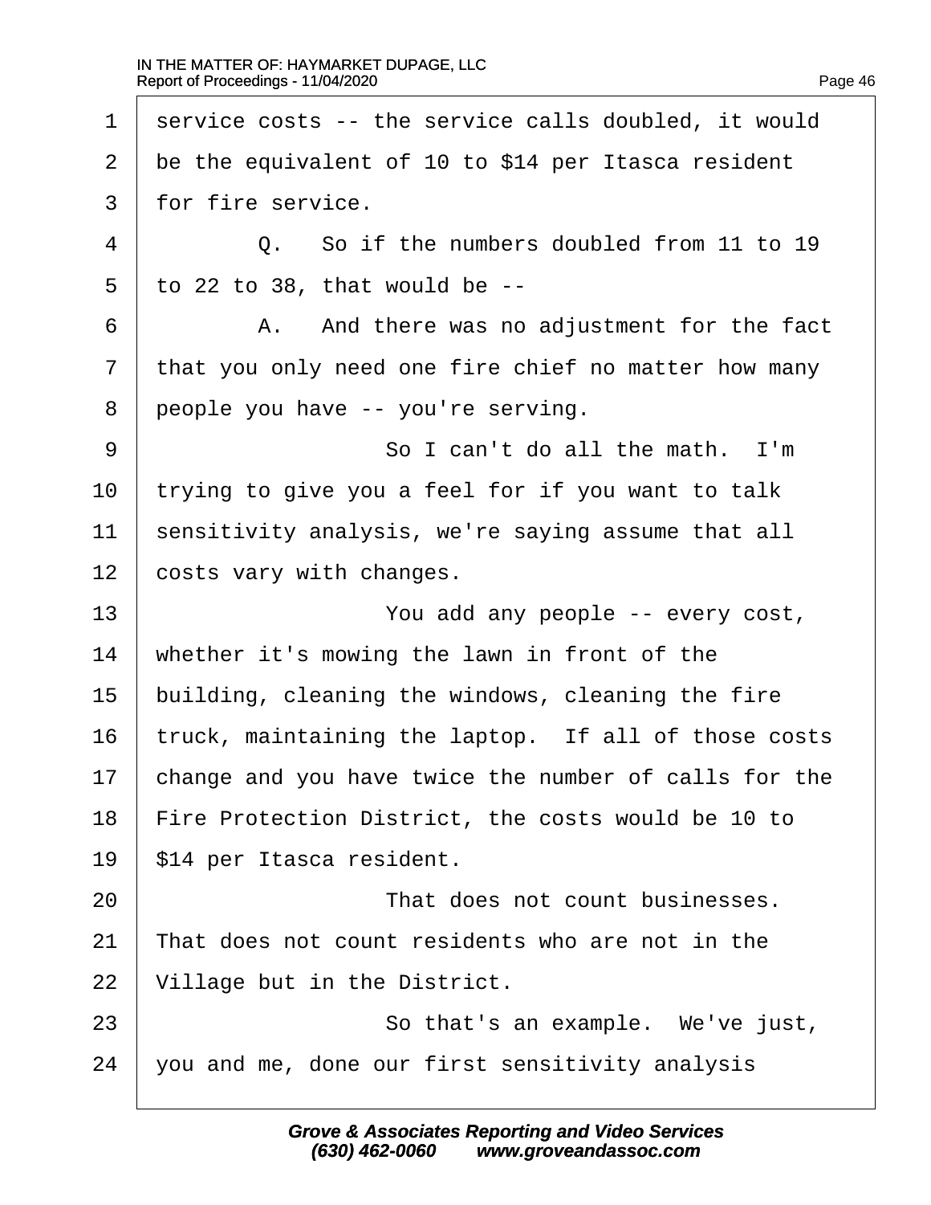service costs -- the service calls doubled, it would be the equivalent of 10 to $14 per Itasca resident for fire service.

Q. So if the numbers doubled from 11 to 19 to 22 to 38, that would be --

A. And there was no adjustment for the fact that you only need one fire chief no matter how many people you have -- you're serving.

So I can't do all the math. I'm trying to give you a feel for if you want to talk sensitivity analysis, we're saying assume that all costs vary with changes.

You add any people -- every cost, whether it's mowing the lawn in front of the building, cleaning the windows, cleaning the fire truck, maintaining the laptop. If all of those costs change and you have twice the number of calls for the Fire Protection District, the costs would be 10 to $14 per Itasca resident.

That does not count businesses. That does not count residents who are not in the Village but in the District.

So that's an example. We've just, you and me, done our first sensitivity analysis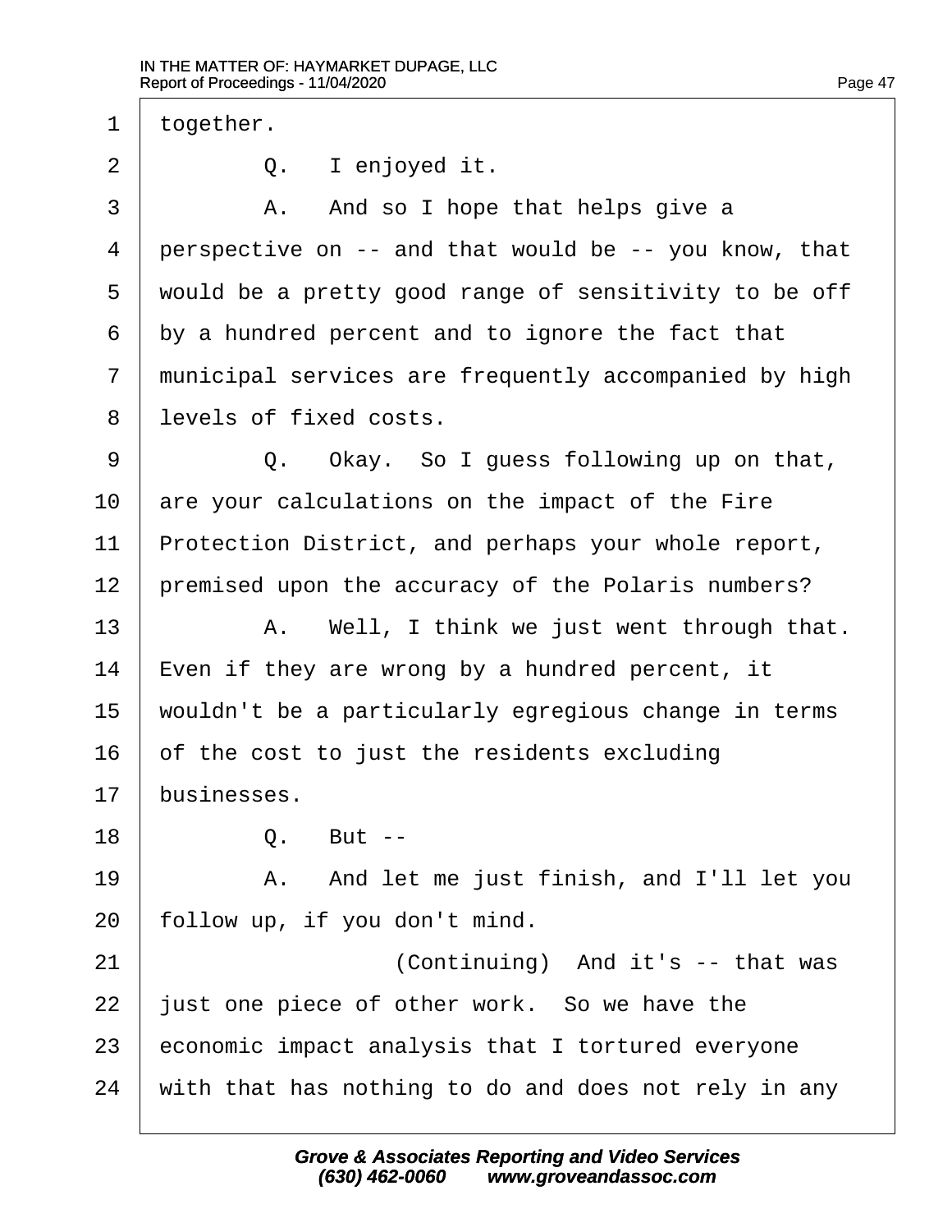1 together.

2 Q. I enjoyed it.

3 A. And so I hope that helps give a

4 perspective on -- and that would be -- you know, that

5 would be a pretty good range of sensitivity to be off

6 by a hundred percent and to ignore the fact that

7 municipal services are frequently accompanied by high

8 levels of fixed costs.

9 Q. Okay. So I guess following up on that,

10 are your calculations on the impact of the Fire

11 Protection District, and perhaps your whole report,

12 premised upon the accuracy of the Polaris numbers?

13 A. Well, I think we just went through that.

14 Even if they are wrong by a hundred percent, it

15 wouldn't be a particularly egregious change in terms

16 of the cost to just the residents excluding

17 businesses.

18 Q. But --

19 A. And let me just finish, and I'll let you

20 follow up, if you don't mind.

21 (Continuing) And it's -- that was

22 just one piece of other work. So we have the

23 economic impact analysis that I tortured everyone

24 with that has nothing to do and does not rely in any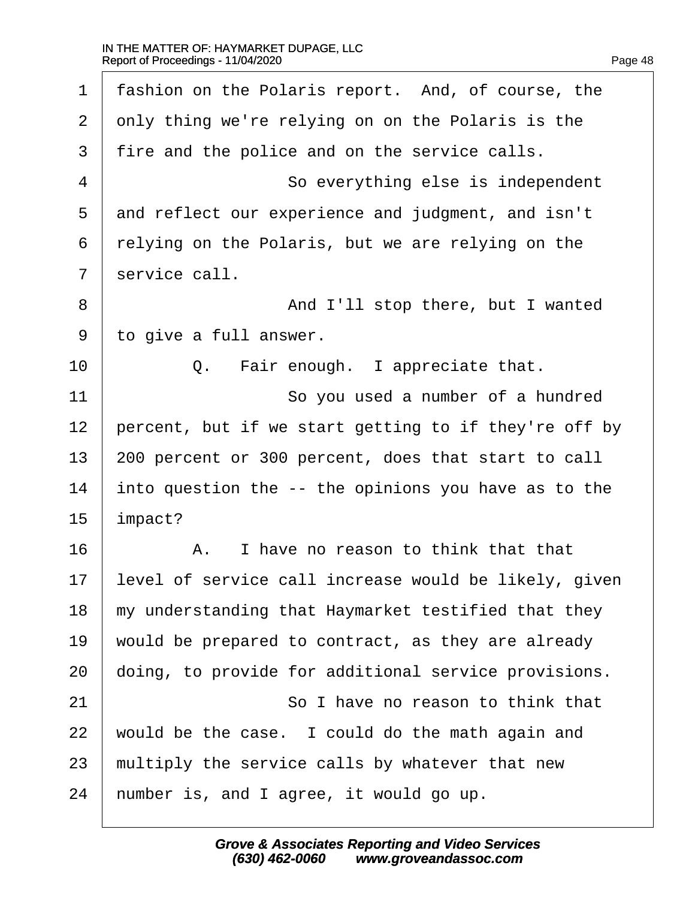fashion on the Polaris report. And, of course, the only thing we're relying on on the Polaris is the fire and the police and on the service calls.

So everything else is independent and reflect our experience and judgment, and isn't relying on the Polaris, but we are relying on the service call.

And I'll stop there, but I wanted to give a full answer.

Q. Fair enough. I appreciate that.

So you used a number of a hundred percent, but if we start getting to if they're off by 200 percent or 300 percent, does that start to call into question the -- the opinions you have as to the impact?

A. I have no reason to think that that level of service call increase would be likely, given my understanding that Haymarket testified that they would be prepared to contract, as they are already doing, to provide for additional service provisions.

So I have no reason to think that would be the case. I could do the math again and multiply the service calls by whatever that new number is, and I agree, it would go up.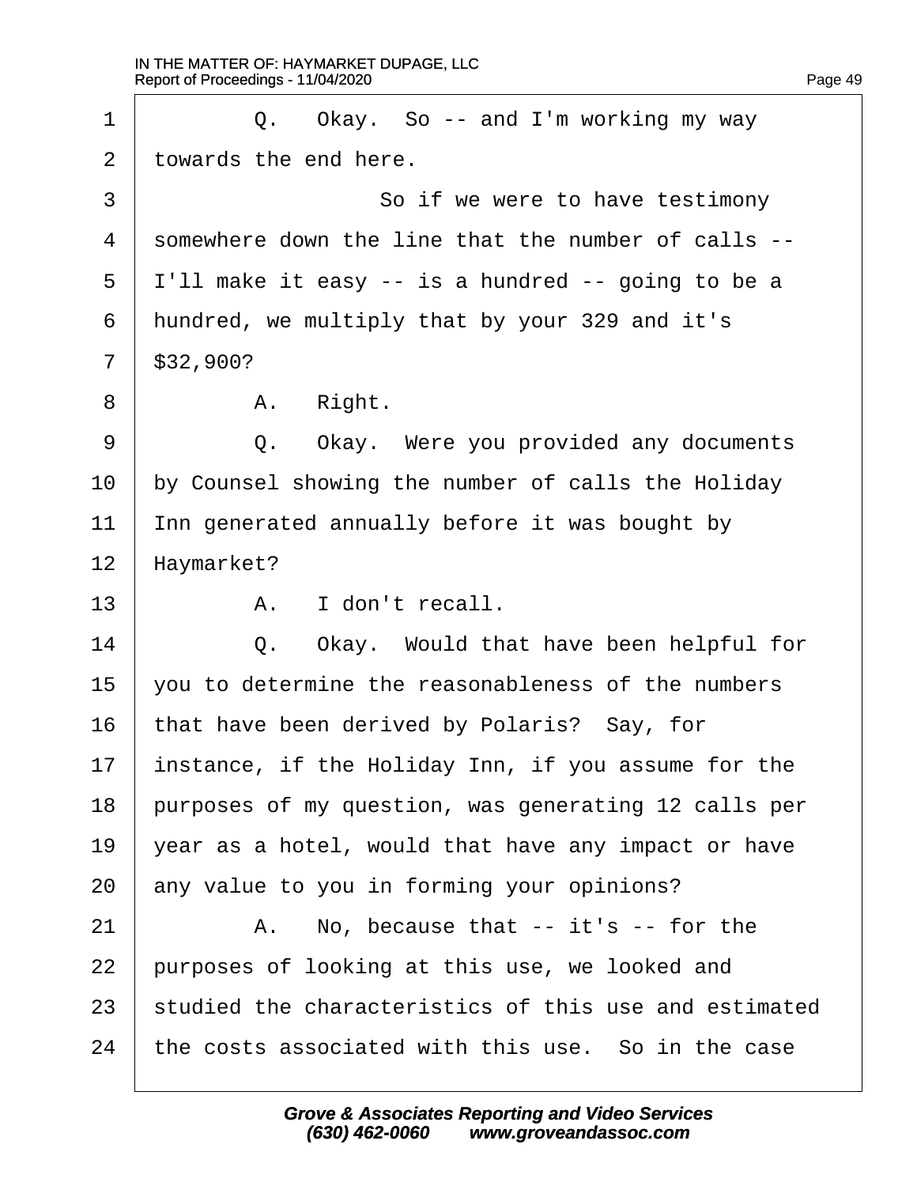1 Q. Okay. So -- and I'm working my way
2 towards the end here.
3 So if we were to have testimony
4 somewhere down the line that the number of calls --
5 I'll make it easy -- is a hundred -- going to be a
6 hundred, we multiply that by your 329 and it's
7 $32,900?
8 A. Right.
9 Q. Okay. Were you provided any documents
10 by Counsel showing the number of calls the Holiday
11 Inn generated annually before it was bought by
12 Haymarket?
13 A. I don't recall.
14 Q. Okay. Would that have been helpful for
15 you to determine the reasonableness of the numbers
16 that have been derived by Polaris? Say, for
17 instance, if the Holiday Inn, if you assume for the
18 purposes of my question, was generating 12 calls per
19 year as a hotel, would that have any impact or have
20 any value to you in forming your opinions?
21 A. No, because that -- it's -- for the
22 purposes of looking at this use, we looked and
23 studied the characteristics of this use and estimated
24 the costs associated with this use. So in the case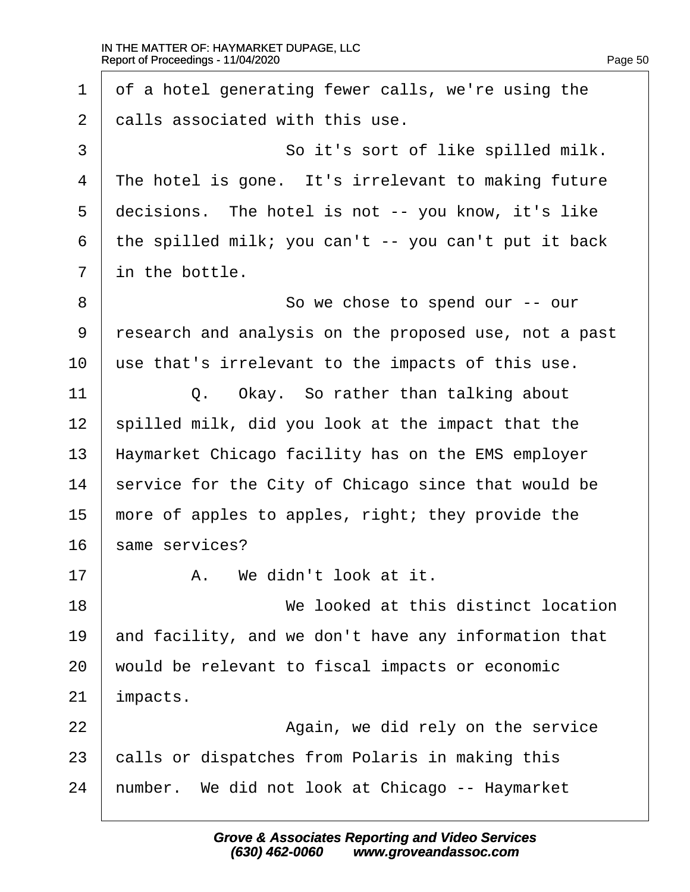1 of a hotel generating fewer calls, we're using the
2 calls associated with this use.
3 So it's sort of like spilled milk.
4 The hotel is gone. It's irrelevant to making future
5 decisions. The hotel is not -- you know, it's like
6 the spilled milk; you can't -- you can't put it back
7 in the bottle.
8 So we chose to spend our -- our
9 research and analysis on the proposed use, not a past
10 use that's irrelevant to the impacts of this use.
11 Q. Okay. So rather than talking about
12 spilled milk, did you look at the impact that the
13 Haymarket Chicago facility has on the EMS employer
14 service for the City of Chicago since that would be
15 more of apples to apples, right; they provide the
16 same services?
17 A. We didn't look at it.
18 We looked at this distinct location
19 and facility, and we don't have any information that
20 would be relevant to fiscal impacts or economic
21 impacts.
22 Again, we did rely on the service
23 calls or dispatches from Polaris in making this
24 number. We did not look at Chicago -- Haymarket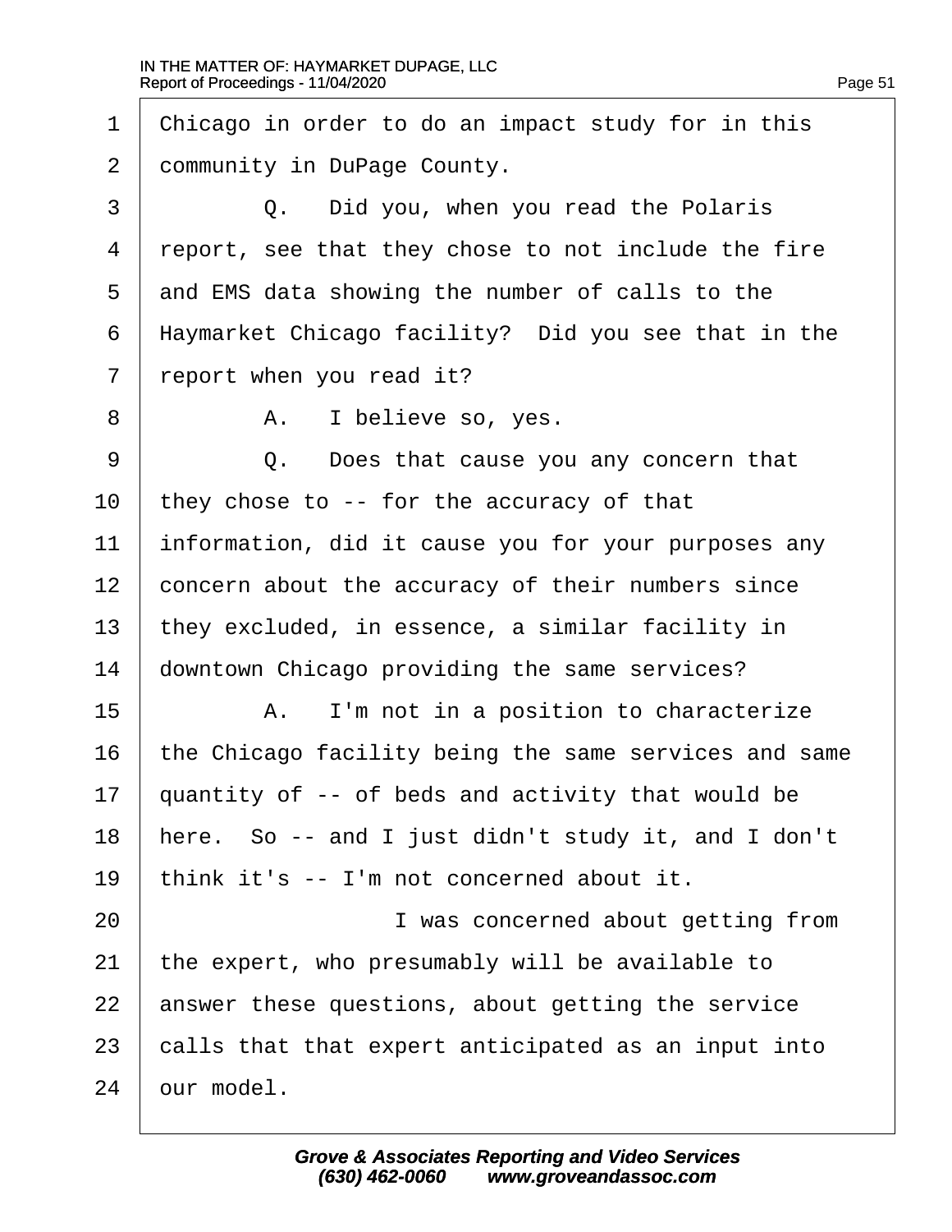Chicago in order to do an impact study for in this community in DuPage County.

Q. Did you, when you read the Polaris report, see that they chose to not include the fire and EMS data showing the number of calls to the Haymarket Chicago facility? Did you see that in the report when you read it?

A. I believe so, yes.

Q. Does that cause you any concern that they chose to -- for the accuracy of that information, did it cause you for your purposes any concern about the accuracy of their numbers since they excluded, in essence, a similar facility in downtown Chicago providing the same services?

A. I'm not in a position to characterize the Chicago facility being the same services and same quantity of -- of beds and activity that would be here. So -- and I just didn't study it, and I don't think it's -- I'm not concerned about it.

I was concerned about getting from the expert, who presumably will be available to answer these questions, about getting the service calls that that expert anticipated as an input into our model.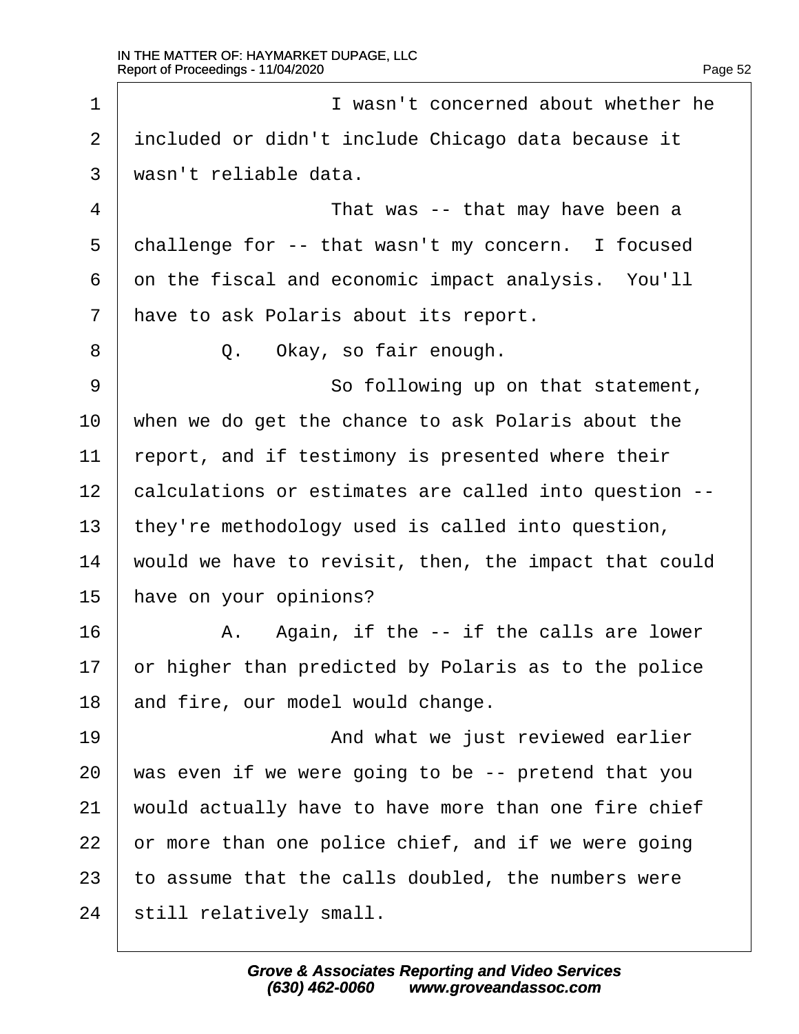I wasn't concerned about whether he included or didn't include Chicago data because it wasn't reliable data.

That was -- that may have been a challenge for -- that wasn't my concern. I focused on the fiscal and economic impact analysis. You'll have to ask Polaris about its report.

Q. Okay, so fair enough.

So following up on that statement, when we do get the chance to ask Polaris about the report, and if testimony is presented where their calculations or estimates are called into question -- they're methodology used is called into question, would we have to revisit, then, the impact that could have on your opinions?

A. Again, if the -- if the calls are lower or higher than predicted by Polaris as to the police and fire, our model would change.

And what we just reviewed earlier was even if we were going to be -- pretend that you would actually have to have more than one fire chief or more than one police chief, and if we were going to assume that the calls doubled, the numbers were still relatively small.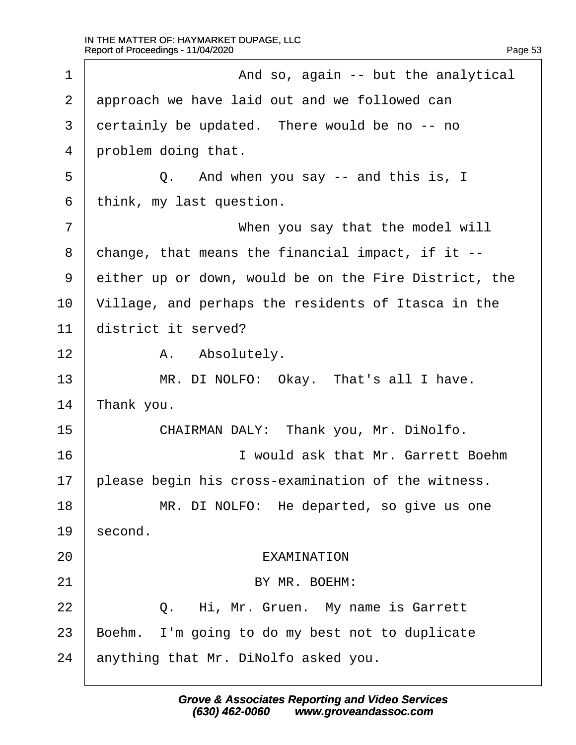And so, again -- but the analytical approach we have laid out and we followed can certainly be updated. There would be no -- no problem doing that.

Q. And when you say -- and this is, I think, my last question.

When you say that the model will change, that means the financial impact, if it -- either up or down, would be on the Fire District, the Village, and perhaps the residents of Itasca in the district it served?

A. Absolutely.

MR. DI NOLFO: Okay. That's all I have. Thank you.

CHAIRMAN DALY: Thank you, Mr. DiNolfo.

I would ask that Mr. Garrett Boehm please begin his cross-examination of the witness.

MR. DI NOLFO: He departed, so give us one second.

EXAMINATION

BY MR. BOEHM:

Q. Hi, Mr. Gruen. My name is Garrett Boehm. I'm going to do my best not to duplicate anything that Mr. DiNolfo asked you.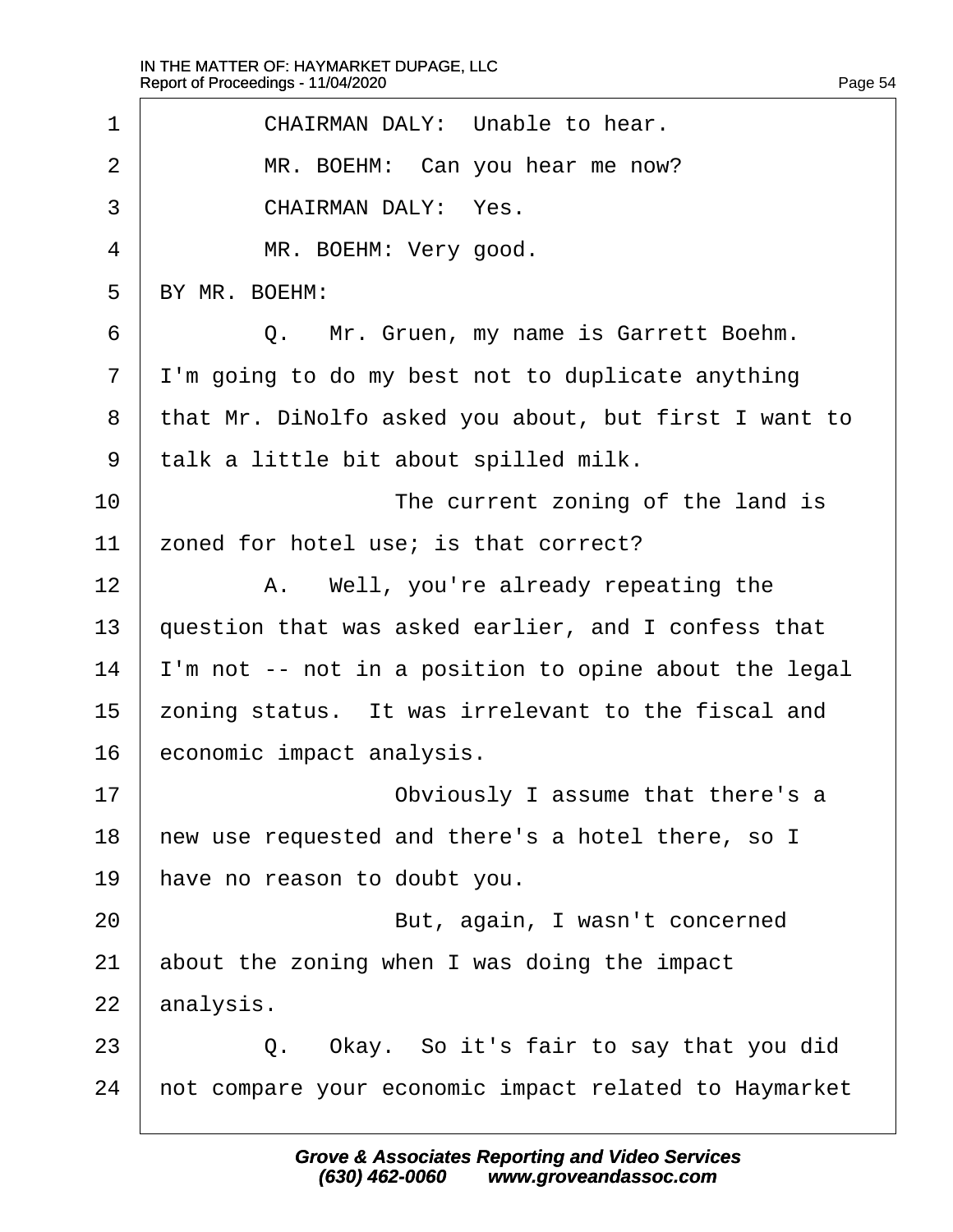CHAIRMAN DALY: Unable to hear.

MR. BOEHM: Can you hear me now?

CHAIRMAN DALY: Yes.

MR. BOEHM: Very good.

BY MR. BOEHM:

Q. Mr. Gruen, my name is Garrett Boehm. I'm going to do my best not to duplicate anything that Mr. DiNolfo asked you about, but first I want to talk a little bit about spilled milk.

The current zoning of the land is zoned for hotel use; is that correct?

A. Well, you're already repeating the question that was asked earlier, and I confess that I'm not -- not in a position to opine about the legal zoning status. It was irrelevant to the fiscal and economic impact analysis.

Obviously I assume that there's a new use requested and there's a hotel there, so I have no reason to doubt you.

But, again, I wasn't concerned about the zoning when I was doing the impact analysis.

Q. Okay. So it's fair to say that you did not compare your economic impact related to Haymarket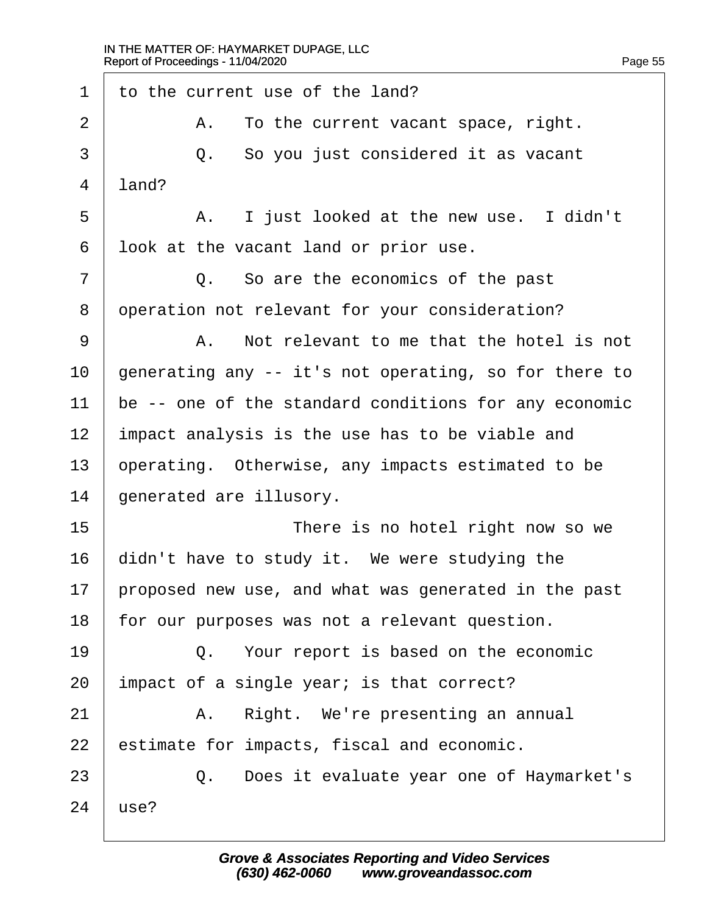1 to the current use of the land?

2 A. To the current vacant space, right.

3 Q. So you just considered it as vacant

4 land?

5 A. I just looked at the new use. I didn't

6 look at the vacant land or prior use.

7 Q. So are the economics of the past

8 operation not relevant for your consideration?

9 A. Not relevant to me that the hotel is not

10 generating any -- it's not operating, so for there to

11 be -- one of the standard conditions for any economic

12 impact analysis is the use has to be viable and

13 operating. Otherwise, any impacts estimated to be

14 generated are illusory.

15 There is no hotel right now so we

16 didn't have to study it. We were studying the

17 proposed new use, and what was generated in the past

18 for our purposes was not a relevant question.

19 Q. Your report is based on the economic

20 impact of a single year; is that correct?

21 A. Right. We're presenting an annual

22 estimate for impacts, fiscal and economic.

23 Q. Does it evaluate year one of Haymarket's

24 use?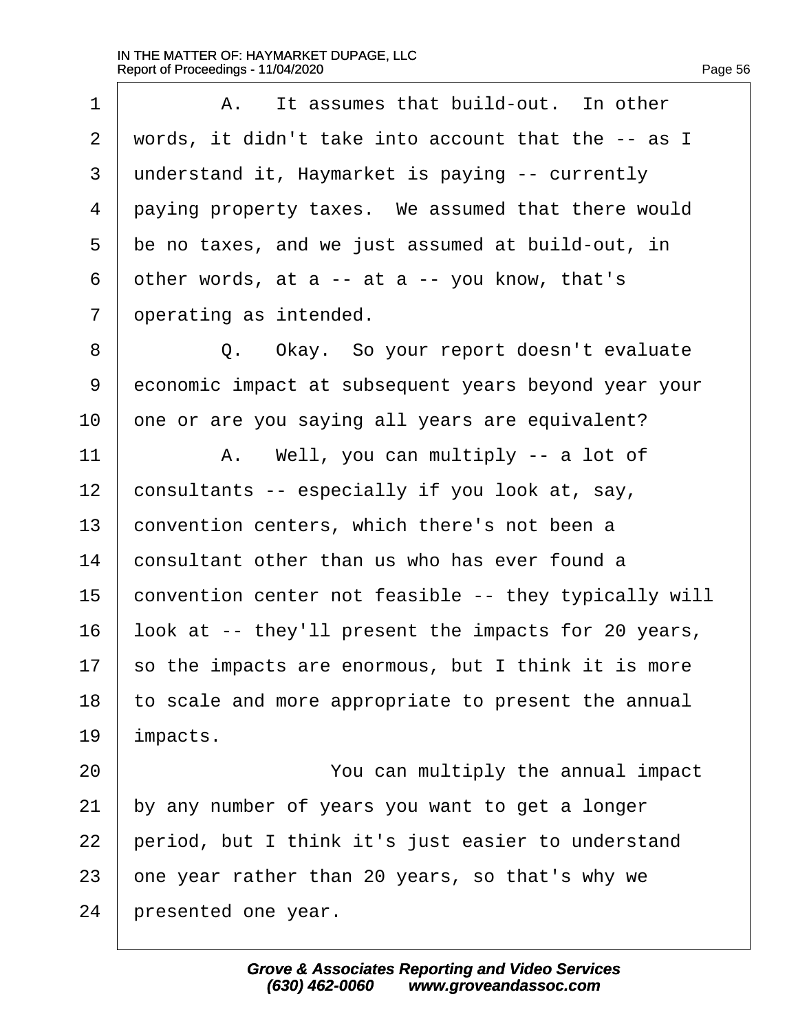1 A. It assumes that build-out. In other
2 words, it didn't take into account that the -- as I
3 understand it, Haymarket is paying -- currently
4 paying property taxes. We assumed that there would
5 be no taxes, and we just assumed at build-out, in
6 other words, at a -- at a -- you know, that's
7 operating as intended.
8 Q. Okay. So your report doesn't evaluate
9 economic impact at subsequent years beyond year your
10 one or are you saying all years are equivalent?
11 A. Well, you can multiply -- a lot of
12 consultants -- especially if you look at, say,
13 convention centers, which there's not been a
14 consultant other than us who has ever found a
15 convention center not feasible -- they typically will
16 look at -- they'll present the impacts for 20 years,
17 so the impacts are enormous, but I think it is more
18 to scale and more appropriate to present the annual
19 impacts.
20 You can multiply the annual impact
21 by any number of years you want to get a longer
22 period, but I think it's just easier to understand
23 one year rather than 20 years, so that's why we
24 presented one year.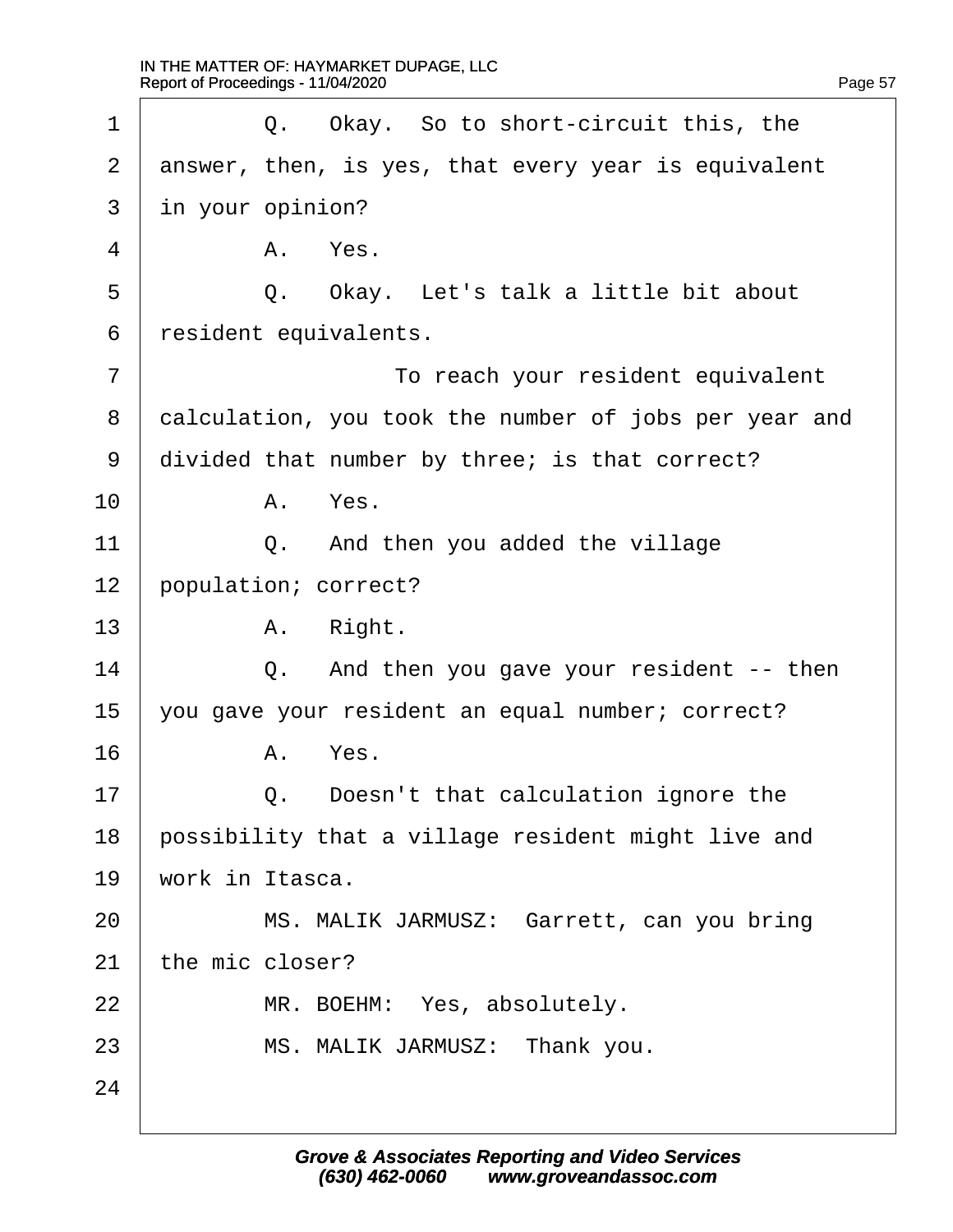Q. Okay. So to short-circuit this, the answer, then, is yes, that every year is equivalent in your opinion?

A. Yes.

Q. Okay. Let's talk a little bit about resident equivalents.

To reach your resident equivalent calculation, you took the number of jobs per year and divided that number by three; is that correct?

A. Yes.

Q. And then you added the village population; correct?

A. Right.

Q. And then you gave your resident -- then you gave your resident an equal number; correct?

A. Yes.

Q. Doesn't that calculation ignore the possibility that a village resident might live and work in Itasca.

MS. MALIK JARMUSZ: Garrett, can you bring the mic closer?

MR. BOEHM: Yes, absolutely.

MS. MALIK JARMUSZ: Thank you.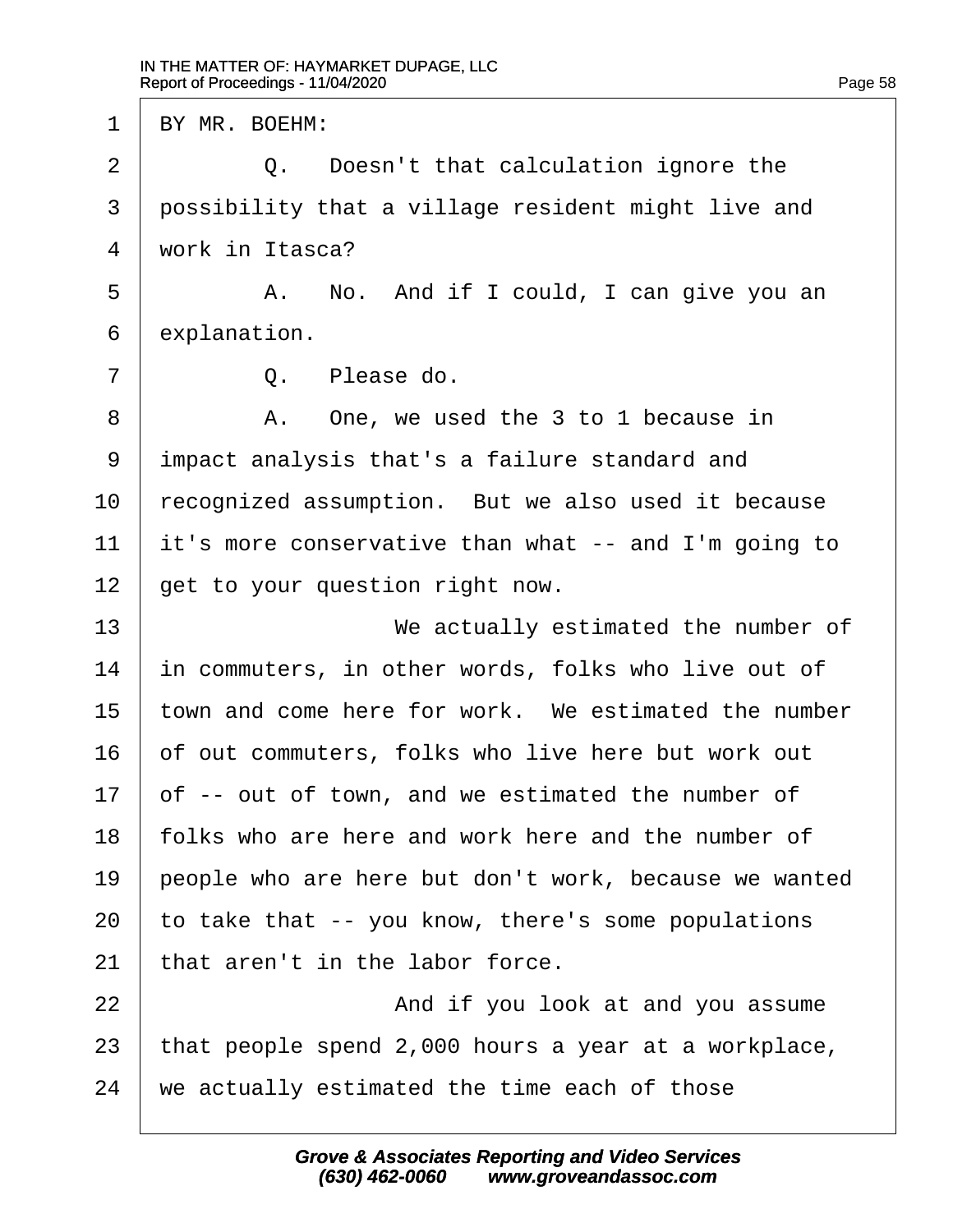BY MR. BOEHM:

Q. Doesn't that calculation ignore the possibility that a village resident might live and work in Itasca?

A. No. And if I could, I can give you an explanation.

Q. Please do.

A. One, we used the 3 to 1 because in impact analysis that's a failure standard and recognized assumption. But we also used it because it's more conservative than what -- and I'm going to get to your question right now.

We actually estimated the number of in commuters, in other words, folks who live out of town and come here for work. We estimated the number of out commuters, folks who live here but work out of -- out of town, and we estimated the number of folks who are here and work here and the number of people who are here but don't work, because we wanted to take that -- you know, there's some populations that aren't in the labor force.

And if you look at and you assume that people spend 2,000 hours a year at a workplace, we actually estimated the time each of those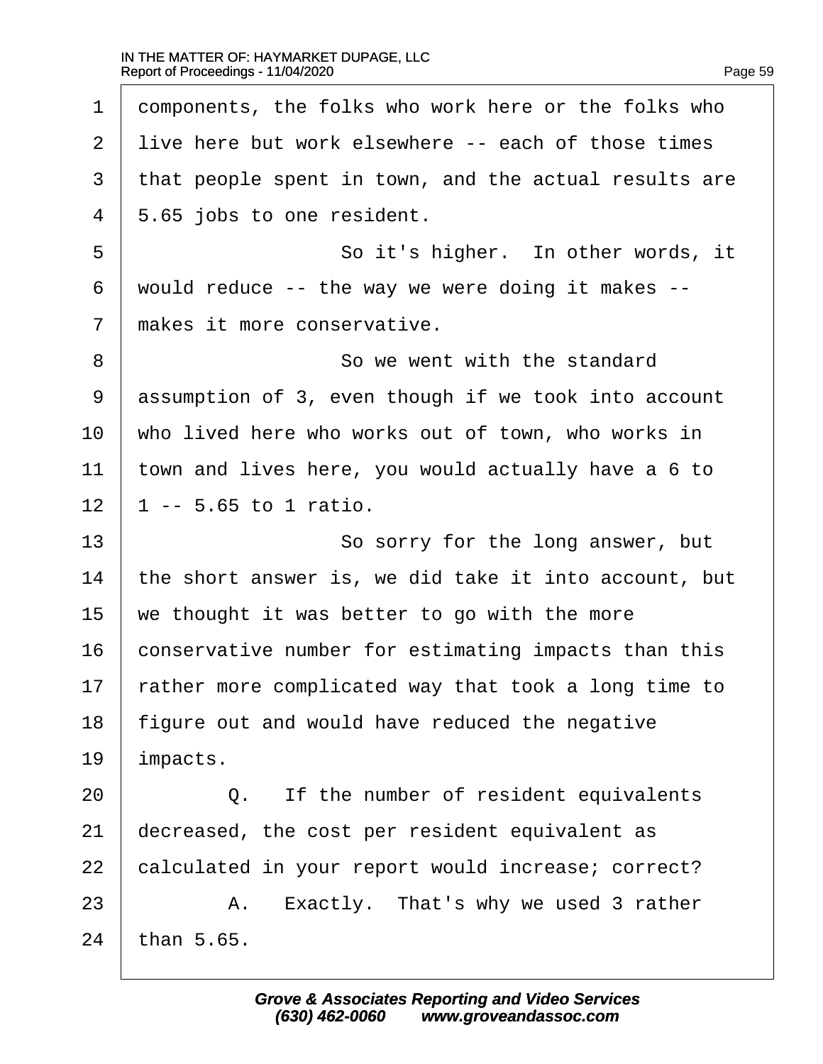1 components, the folks who work here or the folks who
2 live here but work elsewhere -- each of those times
3 that people spent in town, and the actual results are
4 5.65 jobs to one resident.
5 So it's higher. In other words, it
6 would reduce -- the way we were doing it makes --
7 makes it more conservative.
8 So we went with the standard
9 assumption of 3, even though if we took into account
10 who lived here who works out of town, who works in
11 town and lives here, you would actually have a 6 to
12 1 -- 5.65 to 1 ratio.
13 So sorry for the long answer, but
14 the short answer is, we did take it into account, but
15 we thought it was better to go with the more
16 conservative number for estimating impacts than this
17 rather more complicated way that took a long time to
18 figure out and would have reduced the negative
19 impacts.
20 Q. If the number of resident equivalents
21 decreased, the cost per resident equivalent as
22 calculated in your report would increase; correct?
23 A. Exactly. That's why we used 3 rather
24 than 5.65.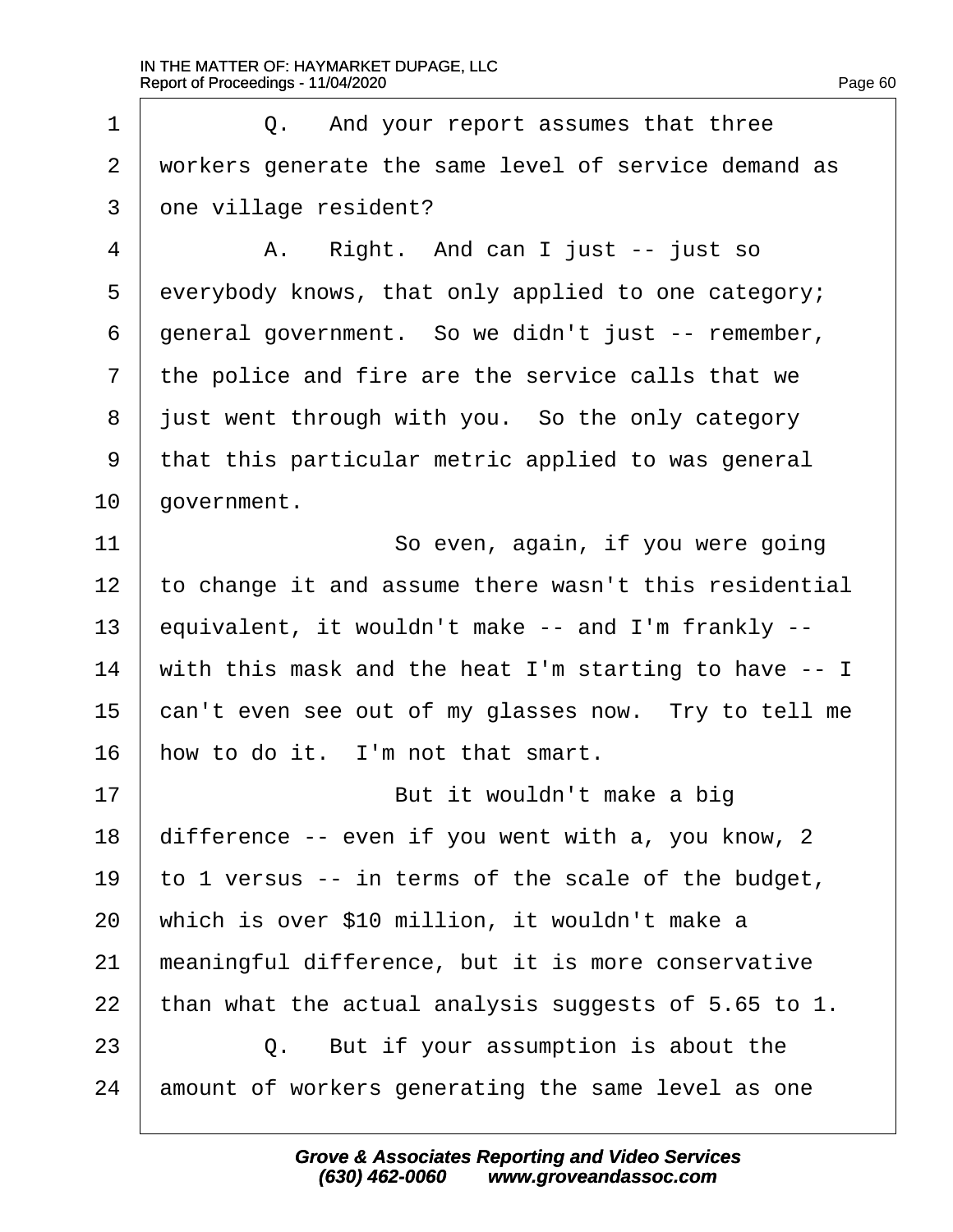1 Q. And your report assumes that three
2 workers generate the same level of service demand as
3 one village resident?
4 A. Right. And can I just -- just so
5 everybody knows, that only applied to one category;
6 general government. So we didn't just -- remember,
7 the police and fire are the service calls that we
8 just went through with you. So the only category
9 that this particular metric applied to was general
10 government.
11 So even, again, if you were going
12 to change it and assume there wasn't this residential
13 equivalent, it wouldn't make -- and I'm frankly --
14 with this mask and the heat I'm starting to have -- I
15 can't even see out of my glasses now. Try to tell me
16 how to do it. I'm not that smart.
17 But it wouldn't make a big
18 difference -- even if you went with a, you know, 2
19 to 1 versus -- in terms of the scale of the budget,
20 which is over $10 million, it wouldn't make a
21 meaningful difference, but it is more conservative
22 than what the actual analysis suggests of 5.65 to 1.
23 Q. But if your assumption is about the
24 amount of workers generating the same level as one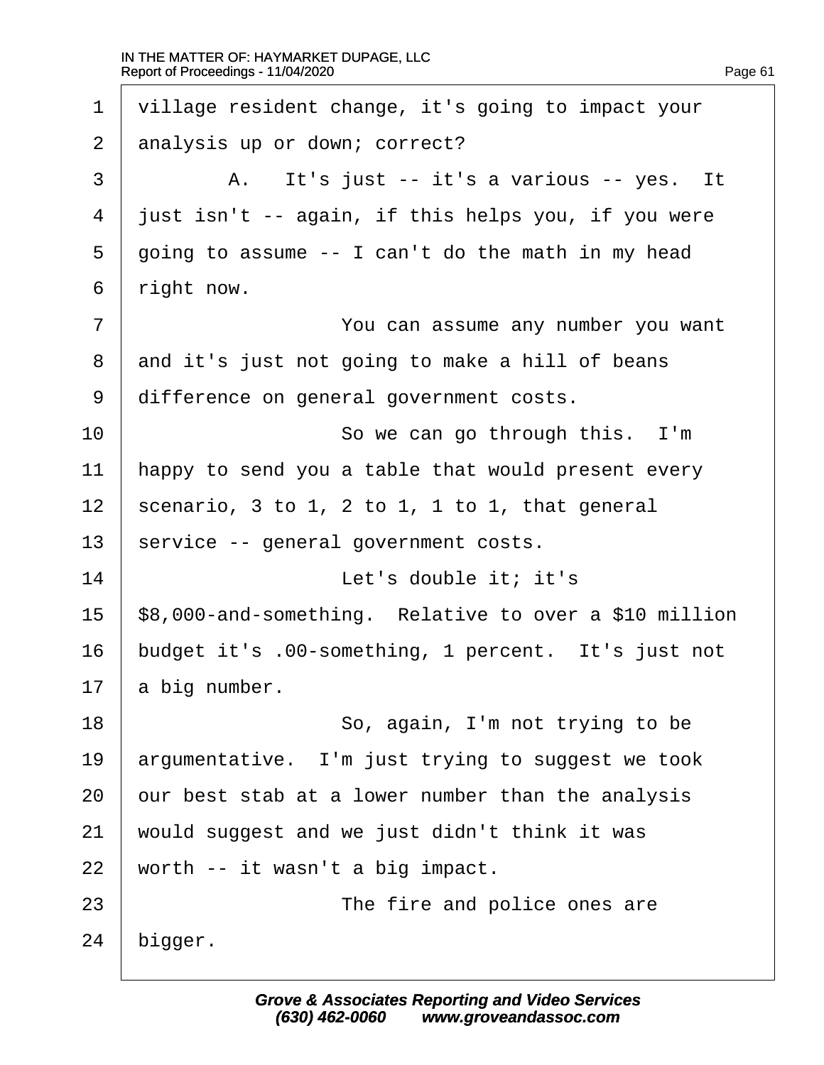1 village resident change, it's going to impact your
2 analysis up or down; correct?
3 A. It's just -- it's a various -- yes. It
4 just isn't -- again, if this helps you, if you were
5 going to assume -- I can't do the math in my head
6 right now.
7 You can assume any number you want
8 and it's just not going to make a hill of beans
9 difference on general government costs.
10 So we can go through this. I'm
11 happy to send you a table that would present every
12 scenario, 3 to 1, 2 to 1, 1 to 1, that general
13 service -- general government costs.
14 Let's double it; it's
15 $8,000-and-something. Relative to over a $10 million
16 budget it's .00-something, 1 percent. It's just not
17 a big number.
18 So, again, I'm not trying to be
19 argumentative. I'm just trying to suggest we took
20 our best stab at a lower number than the analysis
21 would suggest and we just didn't think it was
22 worth -- it wasn't a big impact.
23 The fire and police ones are
24 bigger.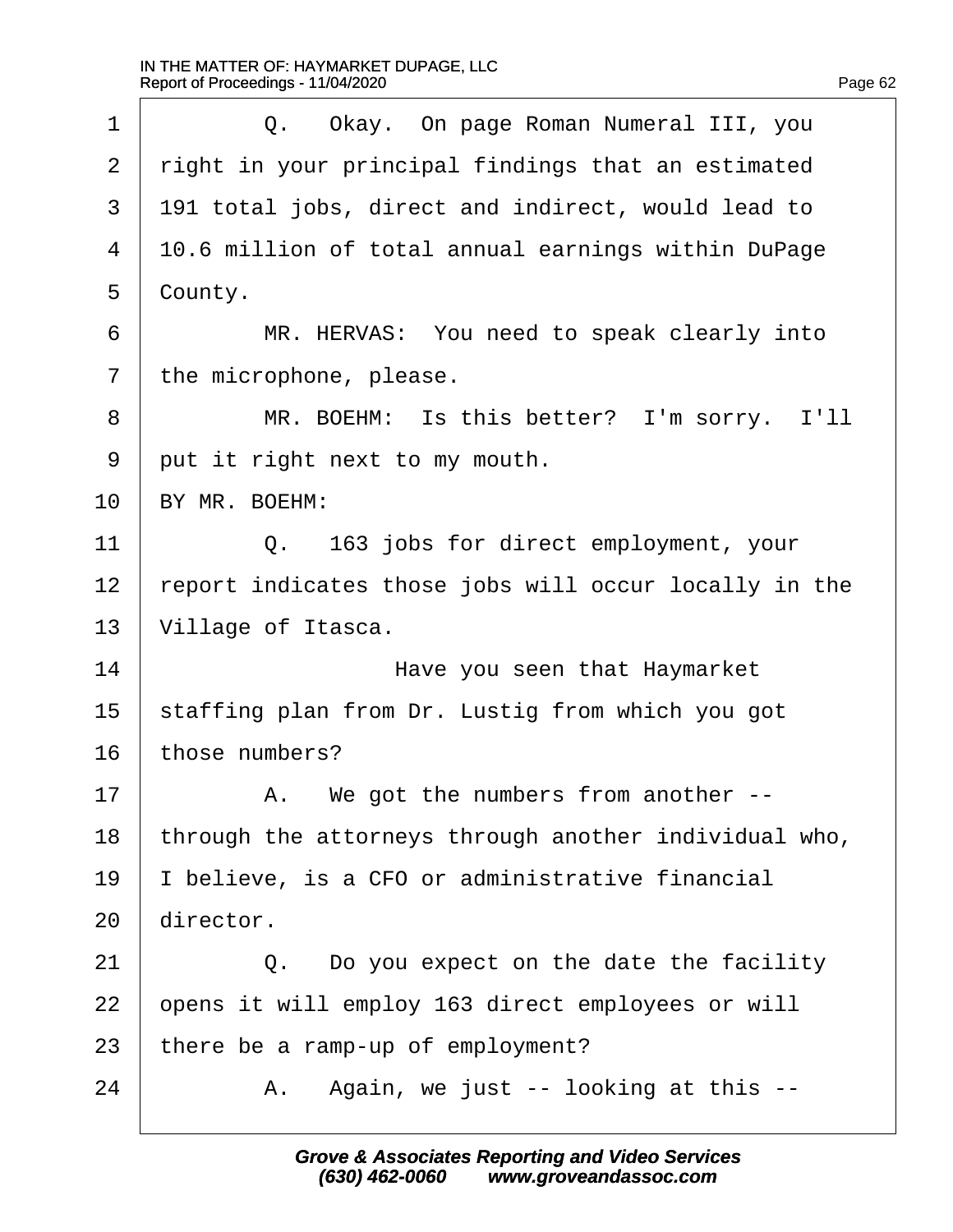1 Q. Okay. On page Roman Numeral III, you
2 right in your principal findings that an estimated
3 191 total jobs, direct and indirect, would lead to
4 10.6 million of total annual earnings within DuPage
5 County.
6 MR. HERVAS: You need to speak clearly into
7 the microphone, please.
8 MR. BOEHM: Is this better? I'm sorry. I'll
9 put it right next to my mouth.
10 BY MR. BOEHM:
11 Q. 163 jobs for direct employment, your
12 report indicates those jobs will occur locally in the
13 Village of Itasca.
14 Have you seen that Haymarket
15 staffing plan from Dr. Lustig from which you got
16 those numbers?
17 A. We got the numbers from another --
18 through the attorneys through another individual who,
19 I believe, is a CFO or administrative financial
20 director.
21 Q. Do you expect on the date the facility
22 opens it will employ 163 direct employees or will
23 there be a ramp-up of employment?
24 A. Again, we just -- looking at this --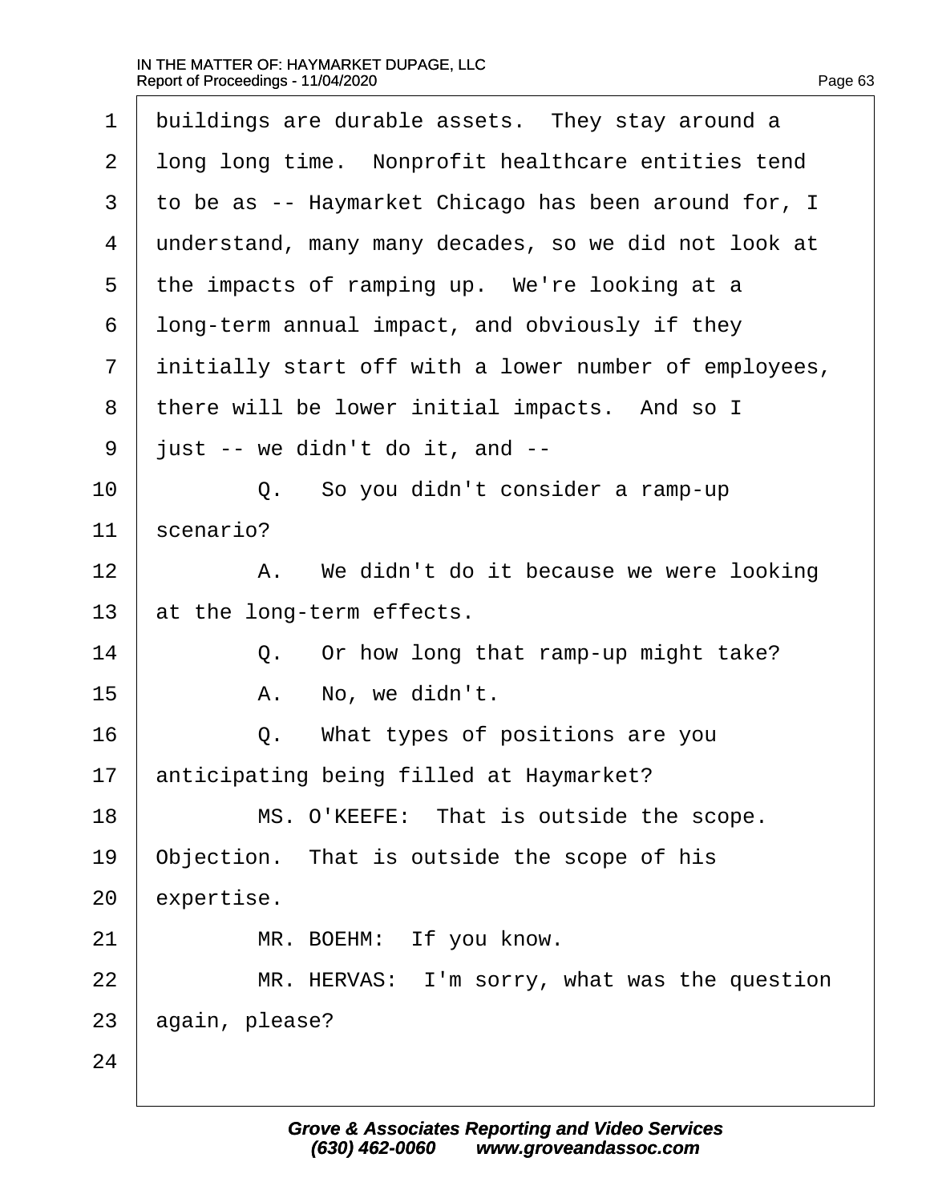1 buildings are durable assets. They stay around a
2 long long time. Nonprofit healthcare entities tend
3 to be as -- Haymarket Chicago has been around for, I
4 understand, many many decades, so we did not look at
5 the impacts of ramping up. We're looking at a
6 long-term annual impact, and obviously if they
7 initially start off with a lower number of employees,
8 there will be lower initial impacts. And so I
9 just -- we didn't do it, and --
10 Q. So you didn't consider a ramp-up
11 scenario?
12 A. We didn't do it because we were looking
13 at the long-term effects.
14 Q. Or how long that ramp-up might take?
15 A. No, we didn't.
16 Q. What types of positions are you
17 anticipating being filled at Haymarket?
18 MS. O'KEEFE: That is outside the scope.
19 Objection. That is outside the scope of his
20 expertise.
21 MR. BOEHM: If you know.
22 MR. HERVAS: I'm sorry, what was the question
23 again, please?
24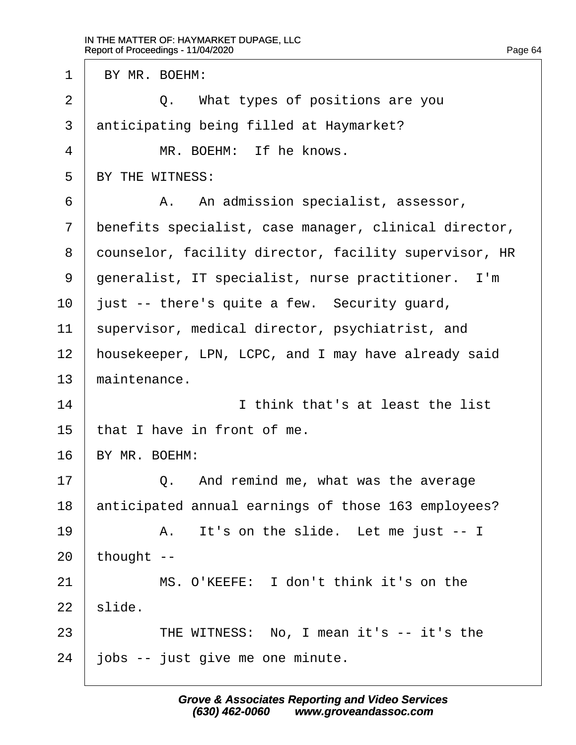BY MR. BOEHM:

Q. What types of positions are you anticipating being filled at Haymarket?

MR. BOEHM: If he knows.

BY THE WITNESS:

A. An admission specialist, assessor, benefits specialist, case manager, clinical director, counselor, facility director, facility supervisor, HR generalist, IT specialist, nurse practitioner. I'm just -- there's quite a few. Security guard, supervisor, medical director, psychiatrist, and housekeeper, LPN, LCPC, and I may have already said maintenance.

I think that's at least the list that I have in front of me.

BY MR. BOEHM:

Q. And remind me, what was the average anticipated annual earnings of those 163 employees?

A. It's on the slide. Let me just -- I thought --

MS. O'KEEFE: I don't think it's on the slide.

THE WITNESS: No, I mean it's -- it's the jobs -- just give me one minute.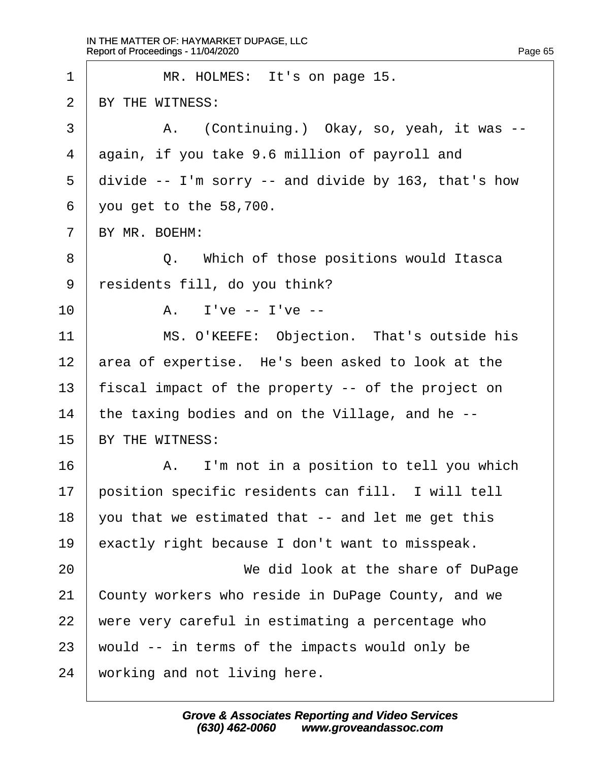MR. HOLMES: It's on page 15.

BY THE WITNESS:

A. (Continuing.) Okay, so, yeah, it was -- again, if you take 9.6 million of payroll and divide -- I'm sorry -- and divide by 163, that's how you get to the 58,700.

BY MR. BOEHM:

Q. Which of those positions would Itasca residents fill, do you think?

A. I've -- I've --

MS. O'KEEFE: Objection. That's outside his area of expertise. He's been asked to look at the fiscal impact of the property -- of the project on the taxing bodies and on the Village, and he --

BY THE WITNESS:

A. I'm not in a position to tell you which position specific residents can fill. I will tell you that we estimated that -- and let me get this exactly right because I don't want to misspeak.

We did look at the share of DuPage County workers who reside in DuPage County, and we were very careful in estimating a percentage who would -- in terms of the impacts would only be working and not living here.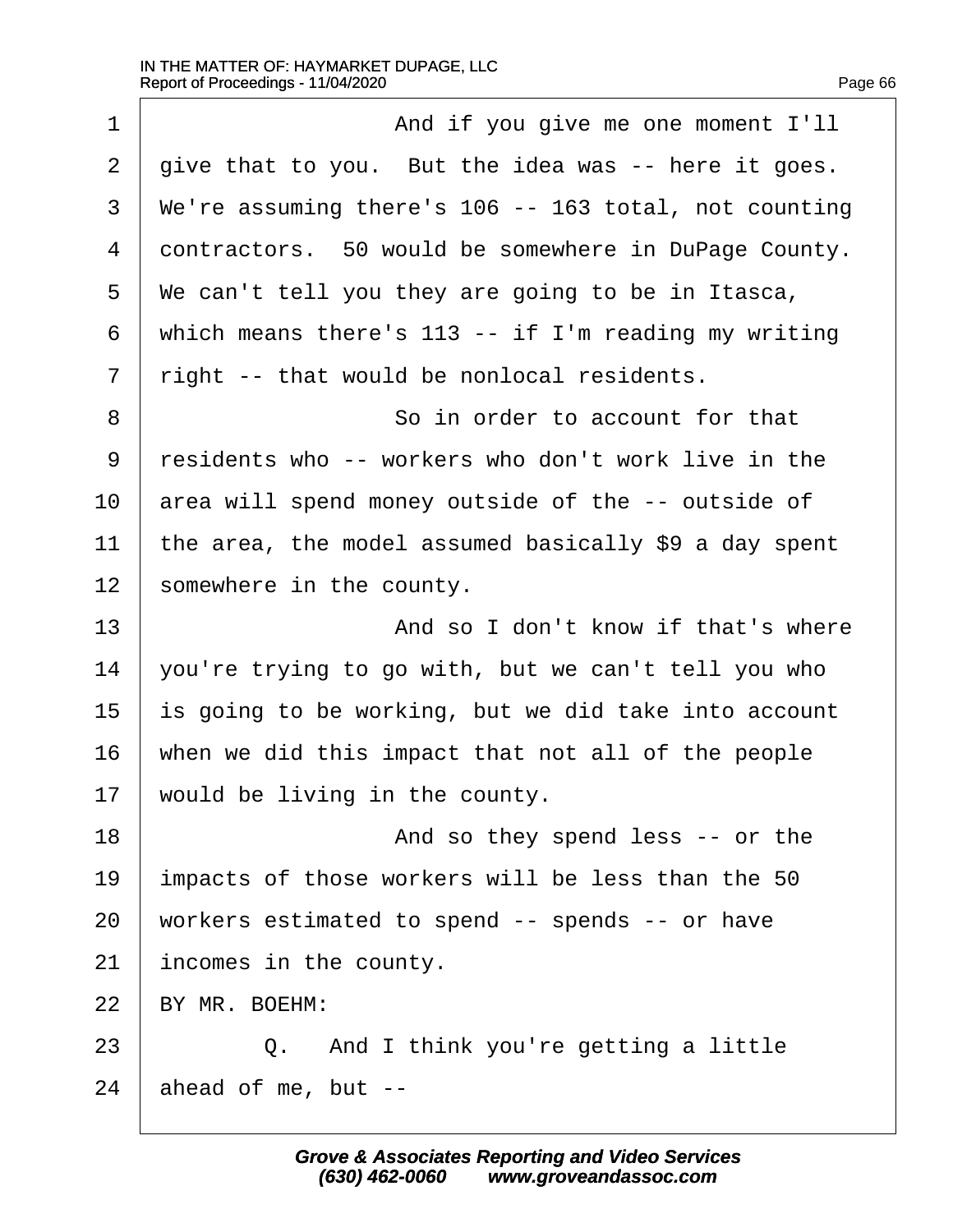1 And if you give me one moment I'll
2 give that to you. But the idea was -- here it goes.
3 We're assuming there's 106 -- 163 total, not counting
4 contractors. 50 would be somewhere in DuPage County.
5 We can't tell you they are going to be in Itasca,
6 which means there's 113 -- if I'm reading my writing
7 right -- that would be nonlocal residents.
8 So in order to account for that
9 residents who -- workers who don't work live in the
10 area will spend money outside of the -- outside of
11 the area, the model assumed basically $9 a day spent
12 somewhere in the county.
13 And so I don't know if that's where
14 you're trying to go with, but we can't tell you who
15 is going to be working, but we did take into account
16 when we did this impact that not all of the people
17 would be living in the county.
18 And so they spend less -- or the
19 impacts of those workers will be less than the 50
20 workers estimated to spend -- spends -- or have
21 incomes in the county.
22 BY MR. BOEHM:
23 Q. And I think you're getting a little
24 ahead of me, but --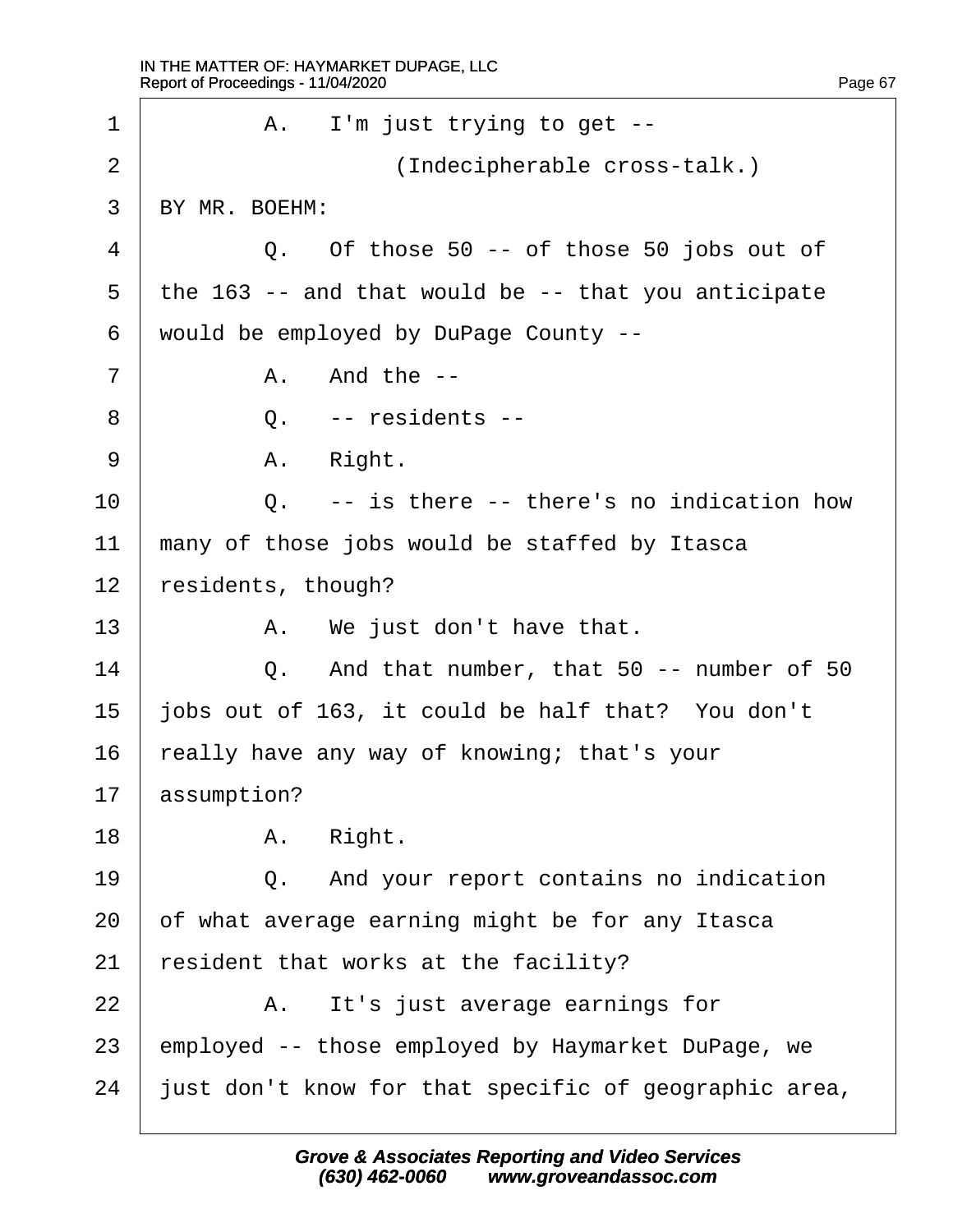1 A. I'm just trying to get --

2 (Indecipherable cross-talk.)

3 BY MR. BOEHM:

4 Q. Of those 50 -- of those 50 jobs out of

5 the 163 -- and that would be -- that you anticipate

6 would be employed by DuPage County --

7 A. And the --

8 Q. -- residents --

9 A. Right.

10 Q. -- is there -- there's no indication how

11 many of those jobs would be staffed by Itasca

12 residents, though?

13 A. We just don't have that.

14 Q. And that number, that 50 -- number of 50

15 jobs out of 163, it could be half that? You don't

16 really have any way of knowing; that's your

17 assumption?

18 A. Right.

19 Q. And your report contains no indication

20 of what average earning might be for any Itasca

21 resident that works at the facility?

22 A. It's just average earnings for

23 employed -- those employed by Haymarket DuPage, we

24 just don't know for that specific of geographic area,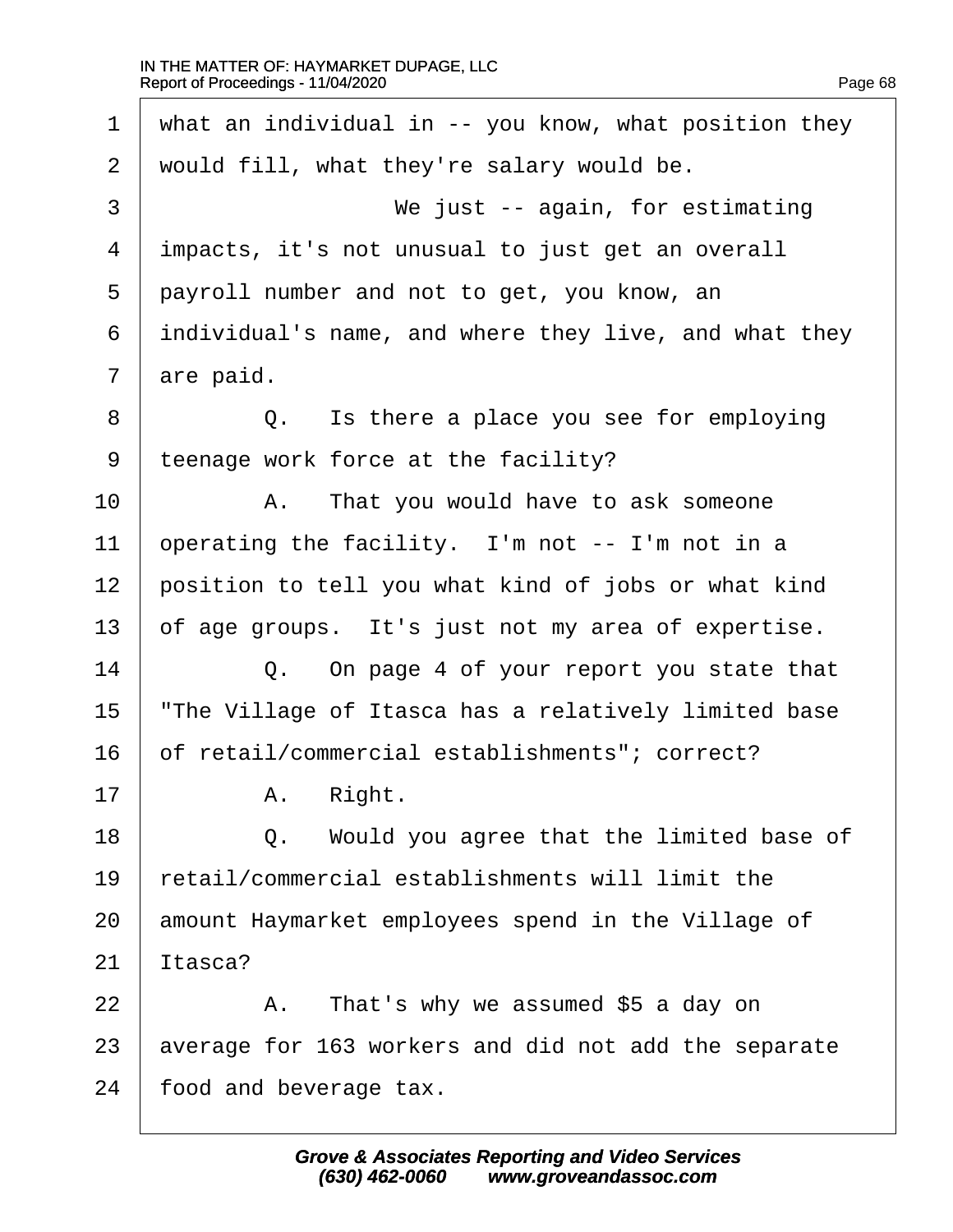what an individual in -- you know, what position they would fill, what they're salary would be.

We just -- again, for estimating impacts, it's not unusual to just get an overall payroll number and not to get, you know, an individual's name, and where they live, and what they are paid.

Q. Is there a place you see for employing teenage work force at the facility?

A. That you would have to ask someone operating the facility. I'm not -- I'm not in a position to tell you what kind of jobs or what kind of age groups. It's just not my area of expertise.

Q. On page 4 of your report you state that "The Village of Itasca has a relatively limited base of retail/commercial establishments"; correct?

A. Right.

Q. Would you agree that the limited base of retail/commercial establishments will limit the amount Haymarket employees spend in the Village of Itasca?

A. That's why we assumed $5 a day on average for 163 workers and did not add the separate food and beverage tax.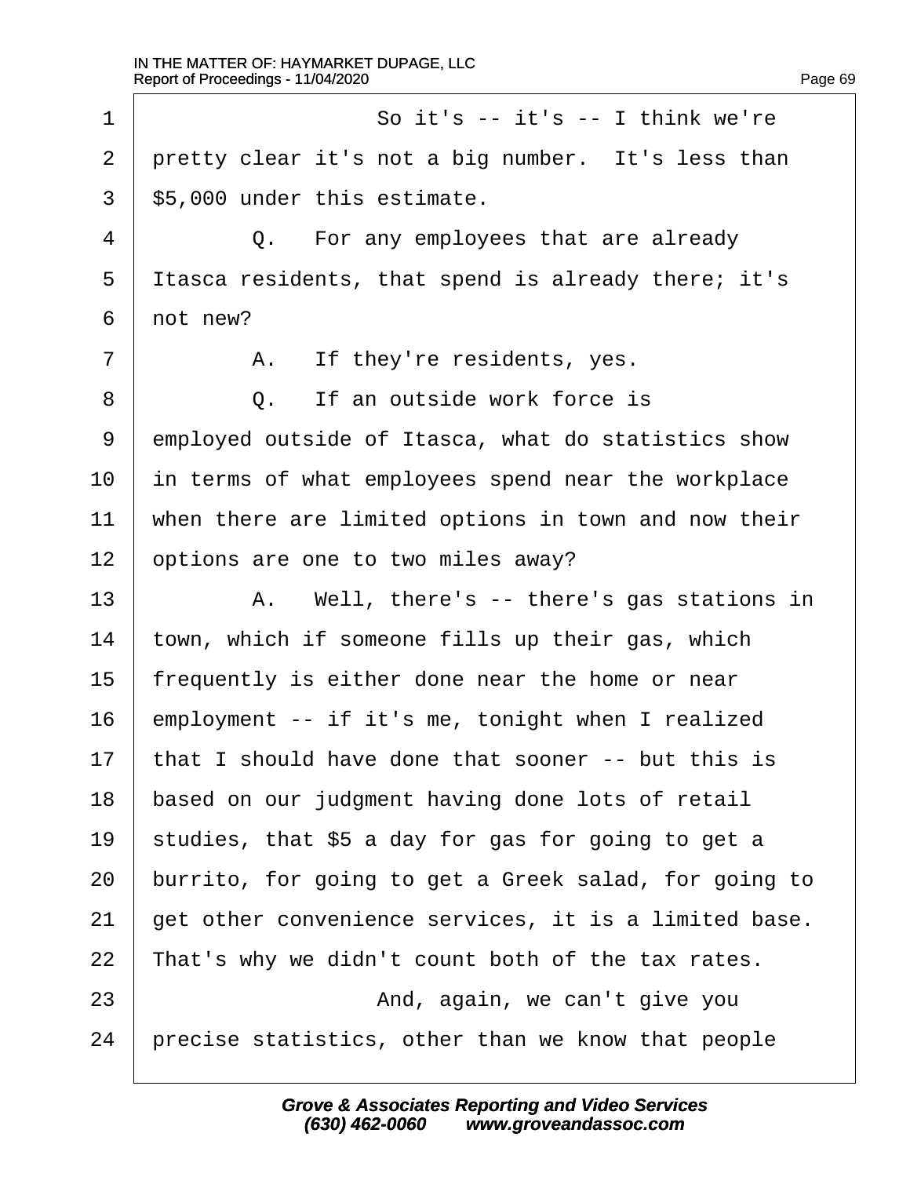So it's -- it's -- I think we're pretty clear it's not a big number. It's less than $5,000 under this estimate.

Q. For any employees that are already Itasca residents, that spend is already there; it's not new?

A. If they're residents, yes.

Q. If an outside work force is employed outside of Itasca, what do statistics show in terms of what employees spend near the workplace when there are limited options in town and now their options are one to two miles away?

A. Well, there's -- there's gas stations in town, which if someone fills up their gas, which frequently is either done near the home or near employment -- if it's me, tonight when I realized that I should have done that sooner -- but this is based on our judgment having done lots of retail studies, that $5 a day for gas for going to get a burrito, for going to get a Greek salad, for going to get other convenience services, it is a limited base. That's why we didn't count both of the tax rates.

And, again, we can't give you precise statistics, other than we know that people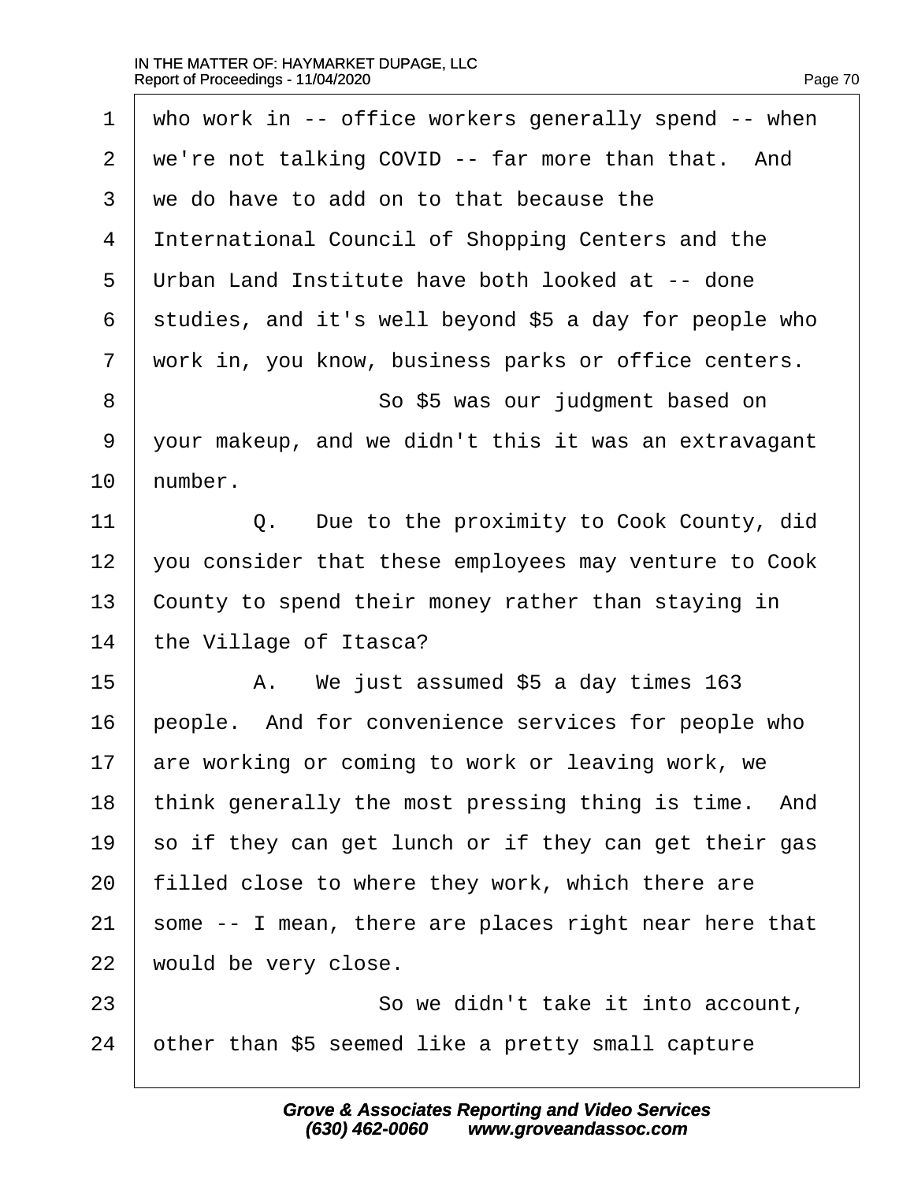1 who work in -- office workers generally spend -- when
2 we're not talking COVID -- far more than that. And
3 we do have to add on to that because the
4 International Council of Shopping Centers and the
5 Urban Land Institute have both looked at -- done
6 studies, and it's well beyond $5 a day for people who
7 work in, you know, business parks or office centers.
8 So $5 was our judgment based on
9 your makeup, and we didn't this it was an extravagant
10 number.
11 Q. Due to the proximity to Cook County, did
12 you consider that these employees may venture to Cook
13 County to spend their money rather than staying in
14 the Village of Itasca?
15 A. We just assumed $5 a day times 163
16 people. And for convenience services for people who
17 are working or coming to work or leaving work, we
18 think generally the most pressing thing is time. And
19 so if they can get lunch or if they can get their gas
20 filled close to where they work, which there are
21 some -- I mean, there are places right near here that
22 would be very close.
23 So we didn't take it into account,
24 other than $5 seemed like a pretty small capture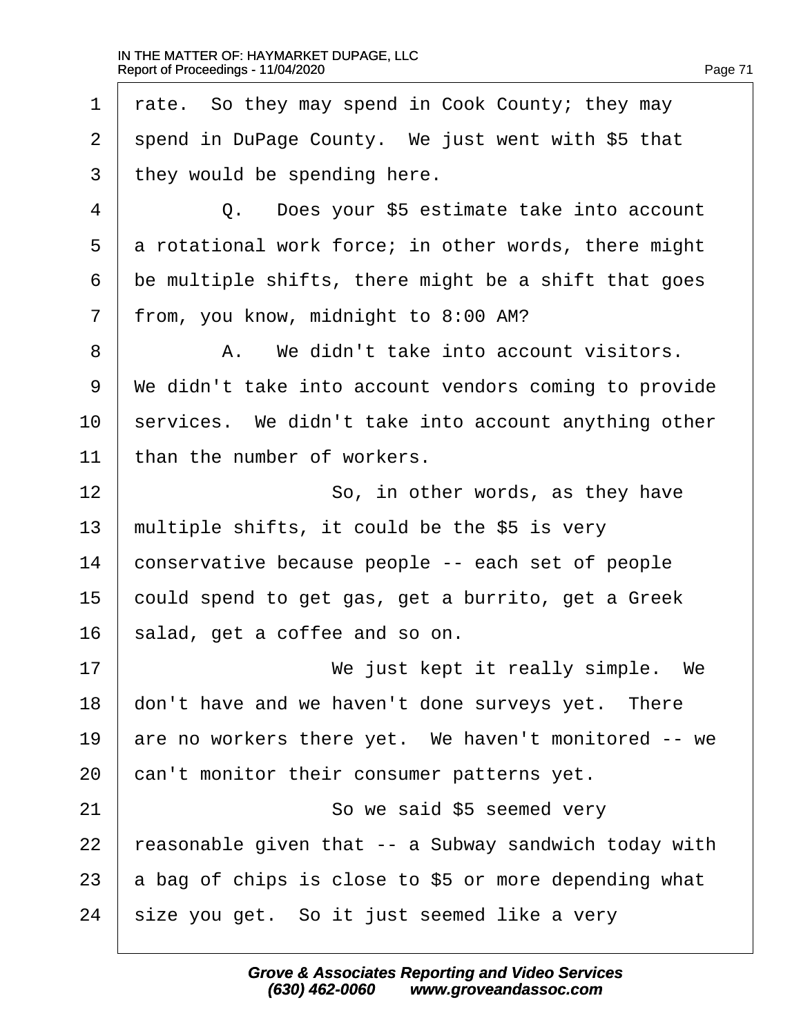1 rate. So they may spend in Cook County; they may
2 spend in DuPage County. We just went with $5 that
3 they would be spending here.

4 Q. Does your $5 estimate take into account
5 a rotational work force; in other words, there might
6 be multiple shifts, there might be a shift that goes
7 from, you know, midnight to 8:00 AM?

8 A. We didn't take into account visitors.
9 We didn't take into account vendors coming to provide
10 services. We didn't take into account anything other
11 than the number of workers.

12 So, in other words, as they have
13 multiple shifts, it could be the $5 is very
14 conservative because people -- each set of people
15 could spend to get gas, get a burrito, get a Greek
16 salad, get a coffee and so on.

17 We just kept it really simple. We
18 don't have and we haven't done surveys yet. There
19 are no workers there yet. We haven't monitored -- we
20 can't monitor their consumer patterns yet.

21 So we said $5 seemed very
22 reasonable given that -- a Subway sandwich today with
23 a bag of chips is close to $5 or more depending what
24 size you get. So it just seemed like a very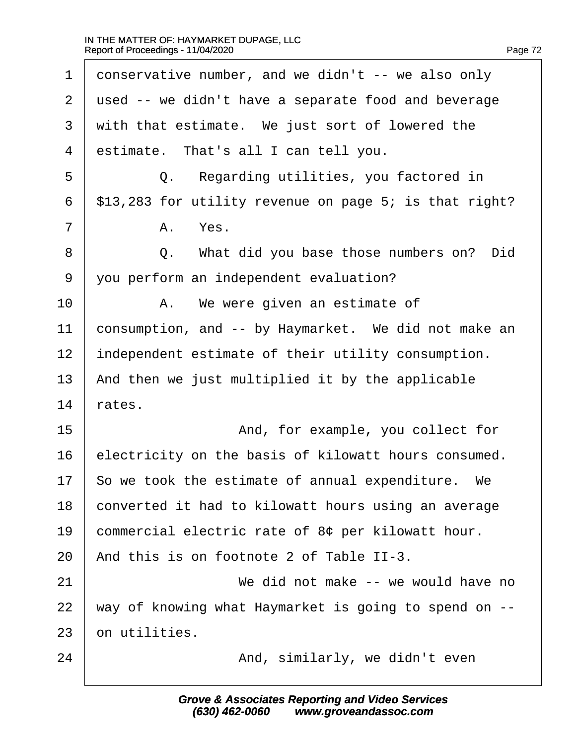1 conservative number, and we didn't -- we also only
2 used -- we didn't have a separate food and beverage
3 with that estimate. We just sort of lowered the
4 estimate. That's all I can tell you.

5 Q. Regarding utilities, you factored in
6 $13,283 for utility revenue on page 5; is that right?

7 A. Yes.

8 Q. What did you base those numbers on? Did
9 you perform an independent evaluation?

10 A. We were given an estimate of
11 consumption, and -- by Haymarket. We did not make an
12 independent estimate of their utility consumption.
13 And then we just multiplied it by the applicable
14 rates.

15 And, for example, you collect for
16 electricity on the basis of kilowatt hours consumed.
17 So we took the estimate of annual expenditure. We
18 converted it had to kilowatt hours using an average
19 commercial electric rate of 8¢ per kilowatt hour.
20 And this is on footnote 2 of Table II-3.

21 We did not make -- we would have no
22 way of knowing what Haymarket is going to spend on --
23 on utilities.

24 And, similarly, we didn't even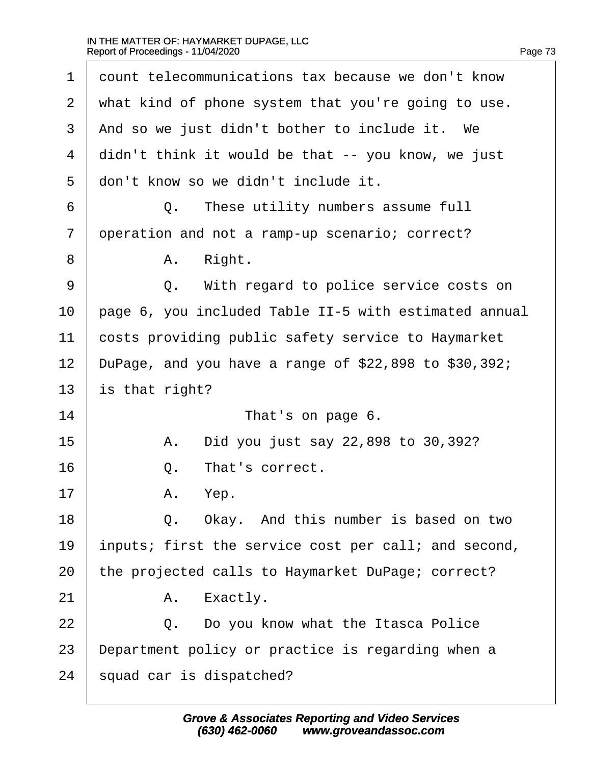count telecommunications tax because we don't know what kind of phone system that you're going to use. And so we just didn't bother to include it. We didn't think it would be that -- you know, we just don't know so we didn't include it.

Q. These utility numbers assume full operation and not a ramp-up scenario; correct?

A. Right.

Q. With regard to police service costs on page 6, you included Table II-5 with estimated annual costs providing public safety service to Haymarket DuPage, and you have a range of $22,898 to $30,392; is that right?

That's on page 6.

A. Did you just say 22,898 to 30,392?

Q. That's correct.

A. Yep.

Q. Okay. And this number is based on two inputs; first the service cost per call; and second, the projected calls to Haymarket DuPage; correct?

A. Exactly.

Q. Do you know what the Itasca Police Department policy or practice is regarding when a squad car is dispatched?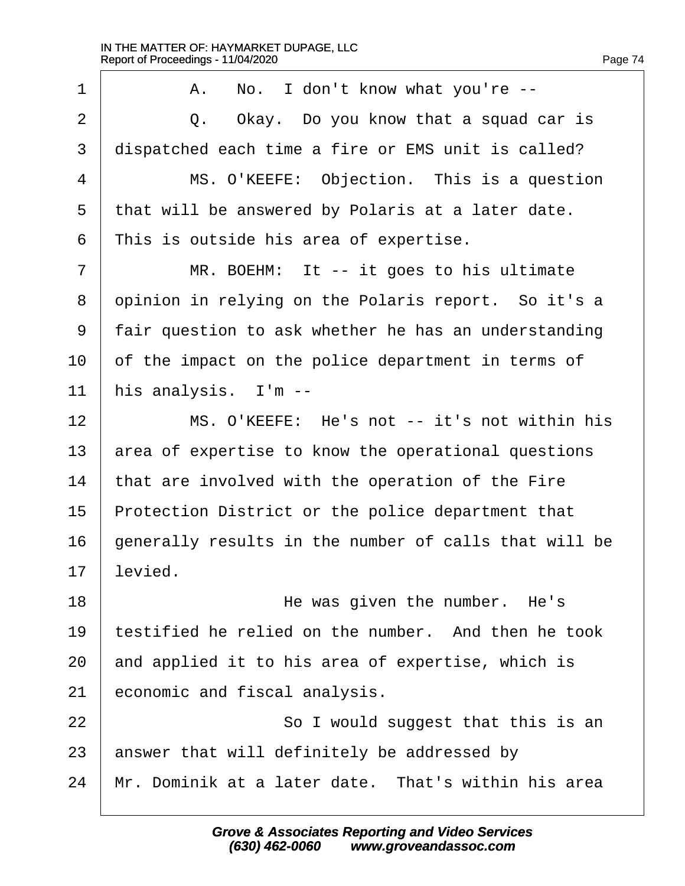1 A. No. I don't know what you're --

2 Q. Okay. Do you know that a squad car is

3 dispatched each time a fire or EMS unit is called?

4 MS. O'KEEFE: Objection. This is a question

5 that will be answered by Polaris at a later date.

6 This is outside his area of expertise.

7 MR. BOEHM: It -- it goes to his ultimate

8 opinion in relying on the Polaris report. So it's a

9 fair question to ask whether he has an understanding

10 of the impact on the police department in terms of

11 his analysis. I'm --

12 MS. O'KEEFE: He's not -- it's not within his

13 area of expertise to know the operational questions

14 that are involved with the operation of the Fire

15 Protection District or the police department that

16 generally results in the number of calls that will be

17 levied.

18 He was given the number. He's

19 testified he relied on the number. And then he took

20 and applied it to his area of expertise, which is

21 economic and fiscal analysis.

22 So I would suggest that this is an

23 answer that will definitely be addressed by

24 Mr. Dominik at a later date. That's within his area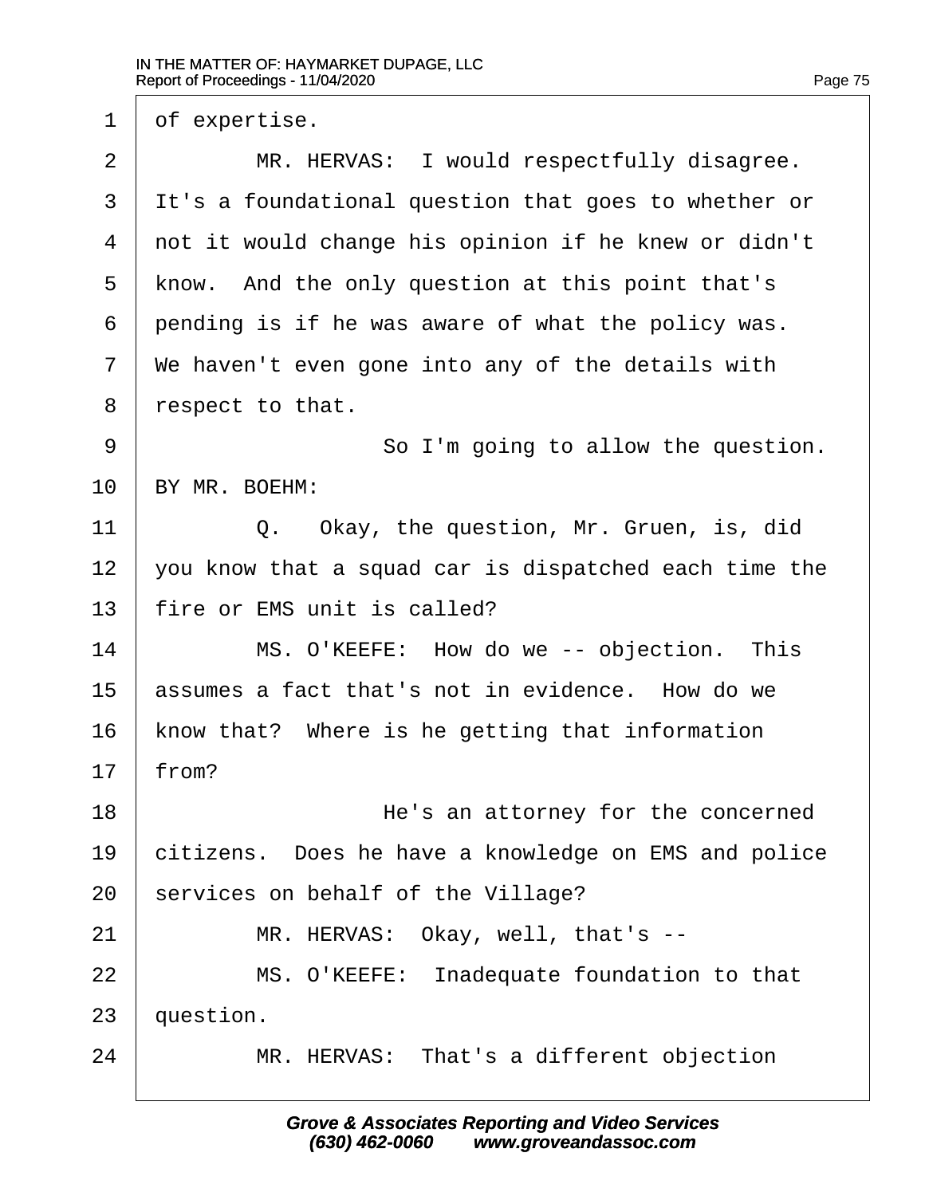of expertise.

MR. HERVAS: I would respectfully disagree. It's a foundational question that goes to whether or not it would change his opinion if he knew or didn't know. And the only question at this point that's pending is if he was aware of what the policy was. We haven't even gone into any of the details with respect to that.

So I'm going to allow the question.

BY MR. BOEHM:

Q. Okay, the question, Mr. Gruen, is, did you know that a squad car is dispatched each time the fire or EMS unit is called?

MS. O'KEEFE: How do we -- objection. This assumes a fact that's not in evidence. How do we know that? Where is he getting that information from?

He's an attorney for the concerned citizens. Does he have a knowledge on EMS and police services on behalf of the Village?

MR. HERVAS: Okay, well, that's --

MS. O'KEEFE: Inadequate foundation to that question.

MR. HERVAS: That's a different objection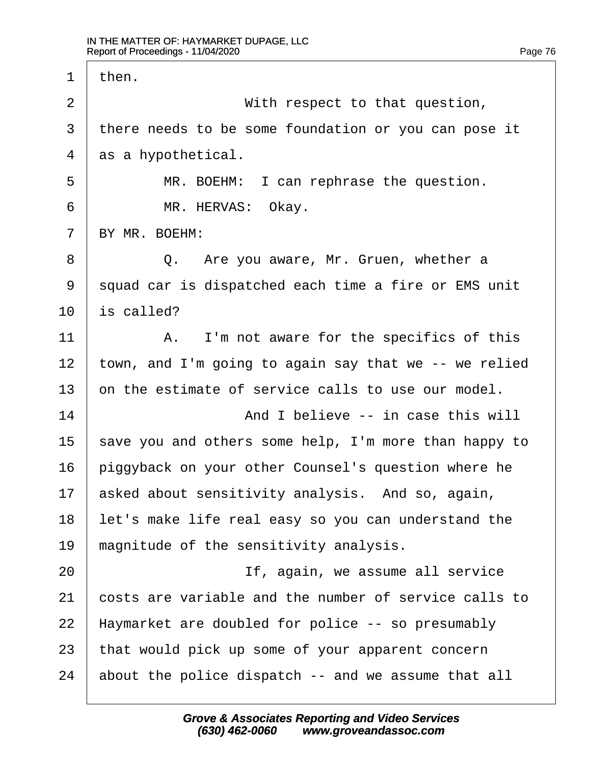then.

With respect to that question, there needs to be some foundation or you can pose it as a hypothetical.

MR. BOEHM: I can rephrase the question.

MR. HERVAS: Okay.

BY MR. BOEHM:

Q. Are you aware, Mr. Gruen, whether a squad car is dispatched each time a fire or EMS unit is called?

A. I'm not aware for the specifics of this town, and I'm going to again say that we -- we relied on the estimate of service calls to use our model.

And I believe -- in case this will save you and others some help, I'm more than happy to piggyback on your other Counsel's question where he asked about sensitivity analysis. And so, again, let's make life real easy so you can understand the magnitude of the sensitivity analysis.

If, again, we assume all service costs are variable and the number of service calls to Haymarket are doubled for police -- so presumably that would pick up some of your apparent concern about the police dispatch -- and we assume that all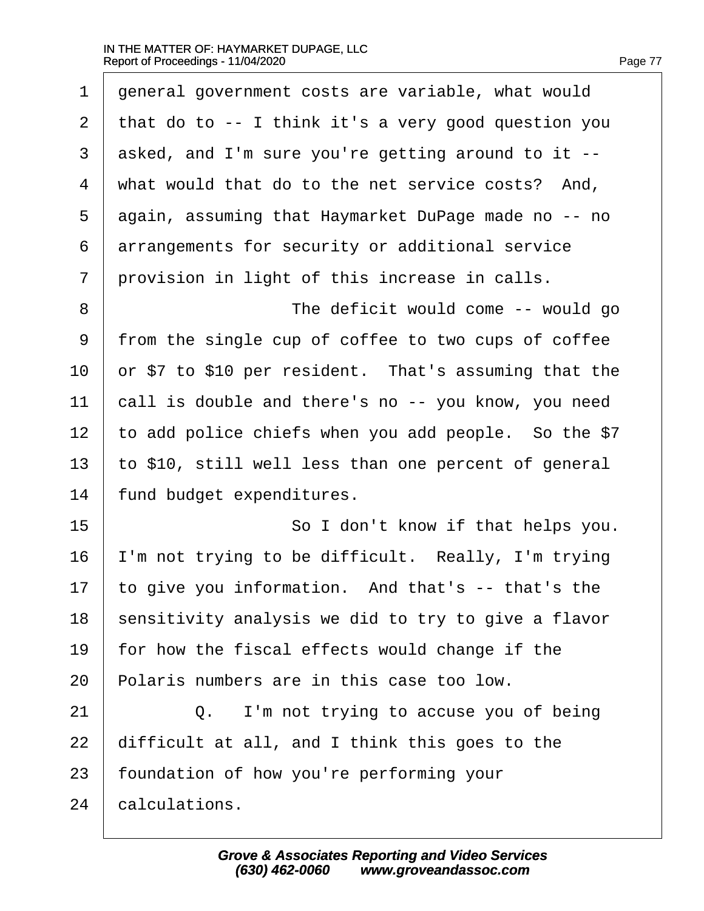1 general government costs are variable, what would
2 that do to -- I think it's a very good question you
3 asked, and I'm sure you're getting around to it --
4 what would that do to the net service costs? And,
5 again, assuming that Haymarket DuPage made no -- no
6 arrangements for security or additional service
7 provision in light of this increase in calls.

8 The deficit would come -- would go
9 from the single cup of coffee to two cups of coffee
10 or $7 to $10 per resident. That's assuming that the
11 call is double and there's no -- you know, you need
12 to add police chiefs when you add people. So the $7
13 to $10, still well less than one percent of general
14 fund budget expenditures.

15 So I don't know if that helps you.
16 I'm not trying to be difficult. Really, I'm trying
17 to give you information. And that's -- that's the
18 sensitivity analysis we did to try to give a flavor
19 for how the fiscal effects would change if the
20 Polaris numbers are in this case too low.

21 Q. I'm not trying to accuse you of being
22 difficult at all, and I think this goes to the
23 foundation of how you're performing your
24 calculations.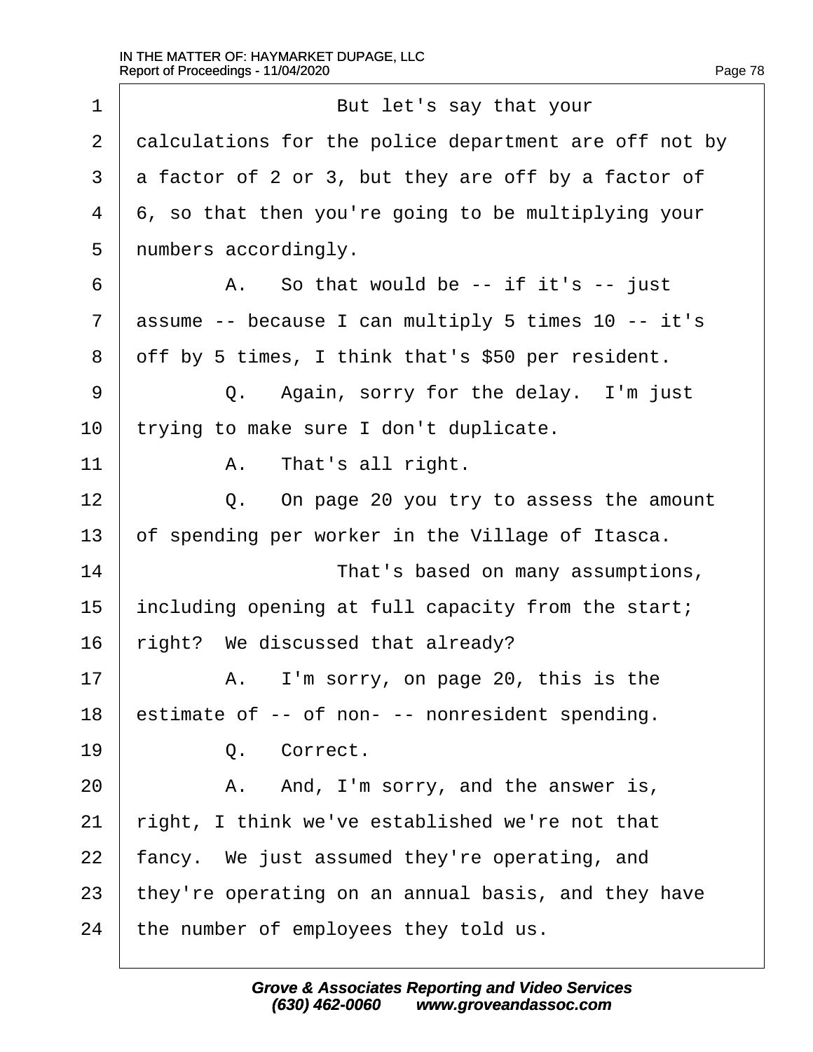1 But let's say that your
2 calculations for the police department are off not by
3 a factor of 2 or 3, but they are off by a factor of
4 6, so that then you're going to be multiplying your
5 numbers accordingly.
6 A. So that would be -- if it's -- just
7 assume -- because I can multiply 5 times 10 -- it's
8 off by 5 times, I think that's $50 per resident.
9 Q. Again, sorry for the delay. I'm just
10 trying to make sure I don't duplicate.
11 A. That's all right.
12 Q. On page 20 you try to assess the amount
13 of spending per worker in the Village of Itasca.
14 That's based on many assumptions,
15 including opening at full capacity from the start;
16 right? We discussed that already?
17 A. I'm sorry, on page 20, this is the
18 estimate of -- of non- -- nonresident spending.
19 Q. Correct.
20 A. And, I'm sorry, and the answer is,
21 right, I think we've established we're not that
22 fancy. We just assumed they're operating, and
23 they're operating on an annual basis, and they have
24 the number of employees they told us.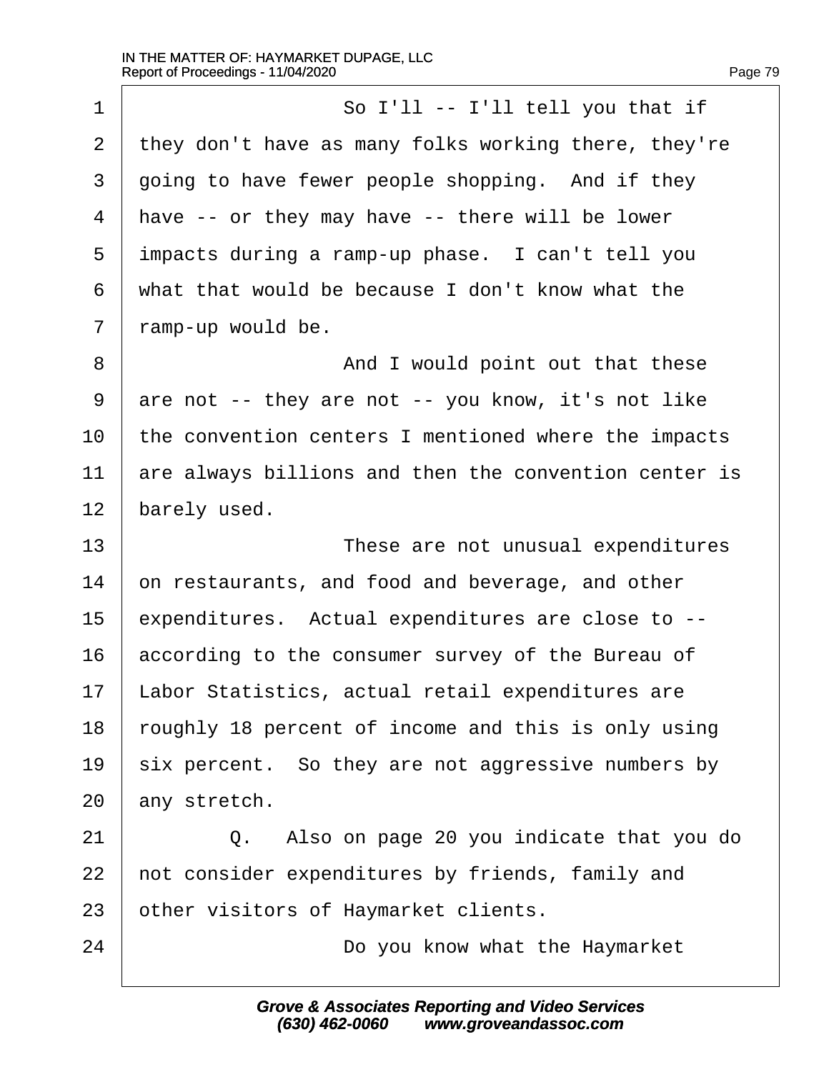1 So I'll -- I'll tell you that if
2 they don't have as many folks working there, they're
3 going to have fewer people shopping. And if they
4 have -- or they may have -- there will be lower
5 impacts during a ramp-up phase. I can't tell you
6 what that would be because I don't know what the
7 ramp-up would be.
8 And I would point out that these
9 are not -- they are not -- you know, it's not like
10 the convention centers I mentioned where the impacts
11 are always billions and then the convention center is
12 barely used.
13 These are not unusual expenditures
14 on restaurants, and food and beverage, and other
15 expenditures. Actual expenditures are close to --
16 according to the consumer survey of the Bureau of
17 Labor Statistics, actual retail expenditures are
18 roughly 18 percent of income and this is only using
19 six percent. So they are not aggressive numbers by
20 any stretch.
21 Q. Also on page 20 you indicate that you do
22 not consider expenditures by friends, family and
23 other visitors of Haymarket clients.
24 Do you know what the Haymarket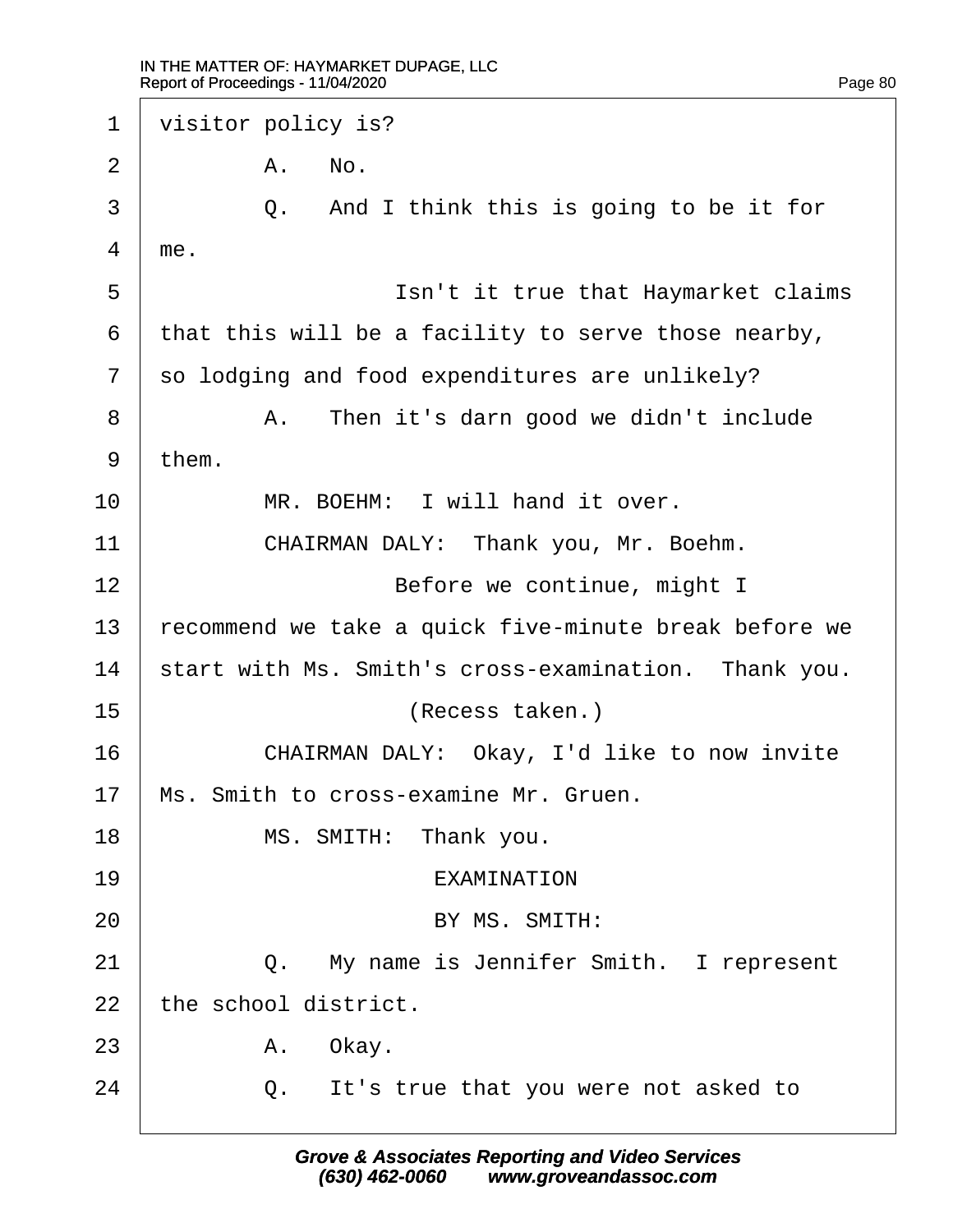1 visitor policy is?

2 A. No.

3 Q. And I think this is going to be it for

4 me.

5 Isn't it true that Haymarket claims

6 that this will be a facility to serve those nearby,

7 so lodging and food expenditures are unlikely?

8 A. Then it's darn good we didn't include

9 them.

10 MR. BOEHM: I will hand it over.

11 CHAIRMAN DALY: Thank you, Mr. Boehm.

12 Before we continue, might I

13 recommend we take a quick five-minute break before we

14 start with Ms. Smith's cross-examination. Thank you.

15 (Recess taken.)

16 CHAIRMAN DALY: Okay, I'd like to now invite

17 Ms. Smith to cross-examine Mr. Gruen.

18 MS. SMITH: Thank you.

19 EXAMINATION

20 BY MS. SMITH:

21 Q. My name is Jennifer Smith. I represent

22 the school district.

23 A. Okay.

24 Q. It's true that you were not asked to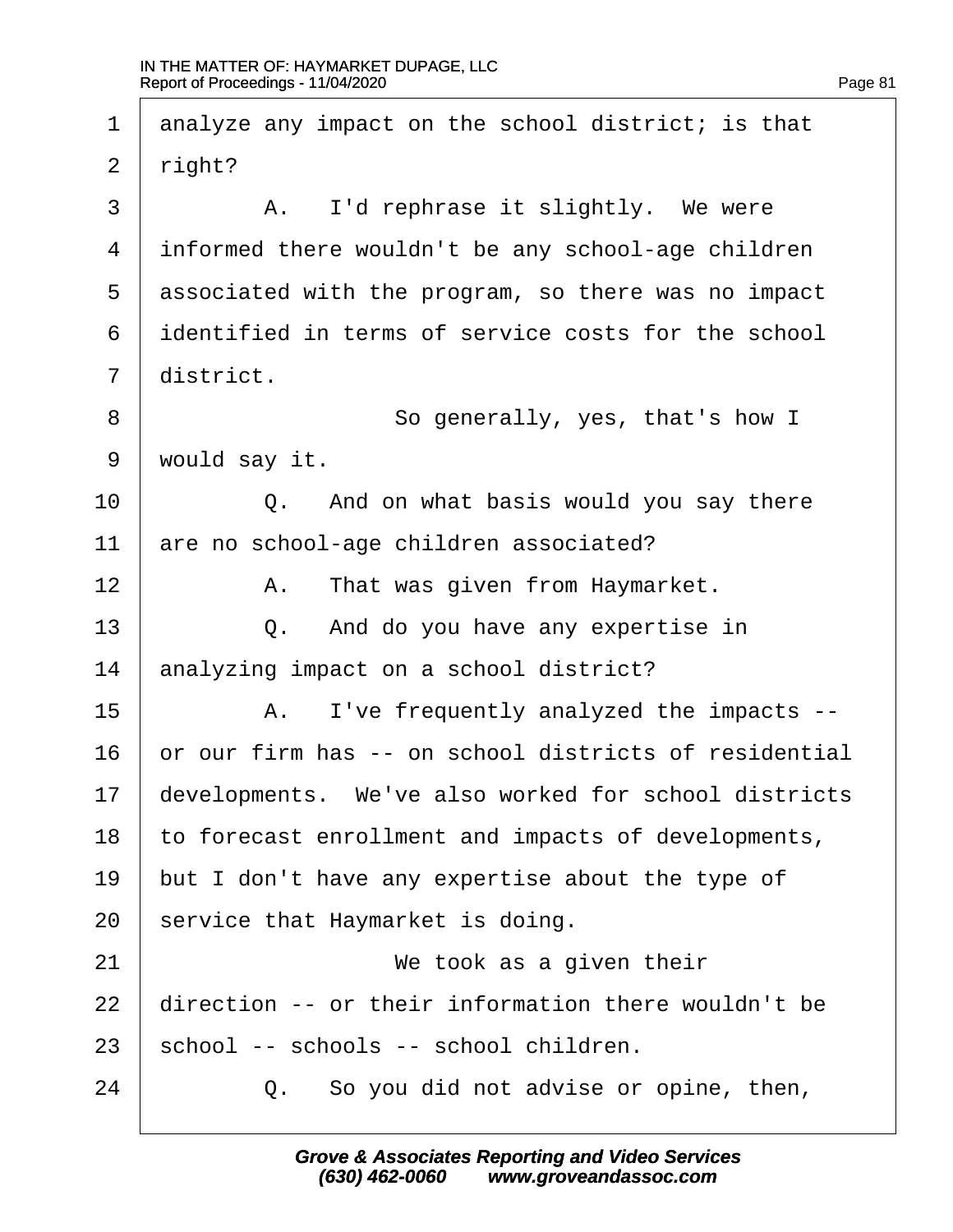1 analyze any impact on the school district; is that
2 right?
3 A. I'd rephrase it slightly. We were
4 informed there wouldn't be any school-age children
5 associated with the program, so there was no impact
6 identified in terms of service costs for the school
7 district.
8 So generally, yes, that's how I
9 would say it.
10 Q. And on what basis would you say there
11 are no school-age children associated?
12 A. That was given from Haymarket.
13 Q. And do you have any expertise in
14 analyzing impact on a school district?
15 A. I've frequently analyzed the impacts --
16 or our firm has -- on school districts of residential
17 developments. We've also worked for school districts
18 to forecast enrollment and impacts of developments,
19 but I don't have any expertise about the type of
20 service that Haymarket is doing.
21 We took as a given their
22 direction -- or their information there wouldn't be
23 school -- schools -- school children.
24 Q. So you did not advise or opine, then,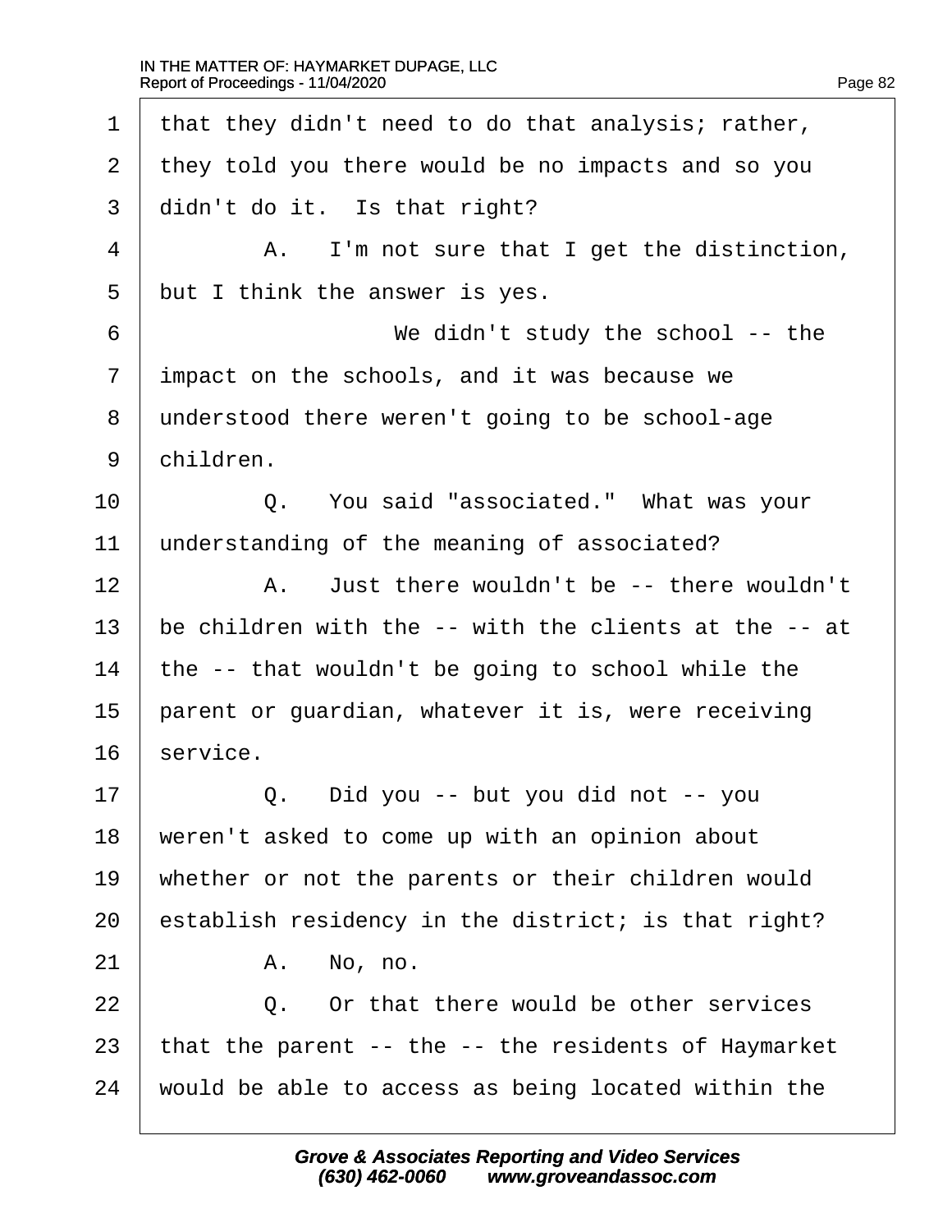1 that they didn't need to do that analysis; rather,
2 they told you there would be no impacts and so you
3 didn't do it. Is that right?
4 A. I'm not sure that I get the distinction,
5 but I think the answer is yes.
6 We didn't study the school -- the
7 impact on the schools, and it was because we
8 understood there weren't going to be school-age
9 children.
10 Q. You said "associated." What was your
11 understanding of the meaning of associated?
12 A. Just there wouldn't be -- there wouldn't
13 be children with the -- with the clients at the -- at
14 the -- that wouldn't be going to school while the
15 parent or guardian, whatever it is, were receiving
16 service.
17 Q. Did you -- but you did not -- you
18 weren't asked to come up with an opinion about
19 whether or not the parents or their children would
20 establish residency in the district; is that right?
21 A. No, no.
22 Q. Or that there would be other services
23 that the parent -- the -- the residents of Haymarket
24 would be able to access as being located within the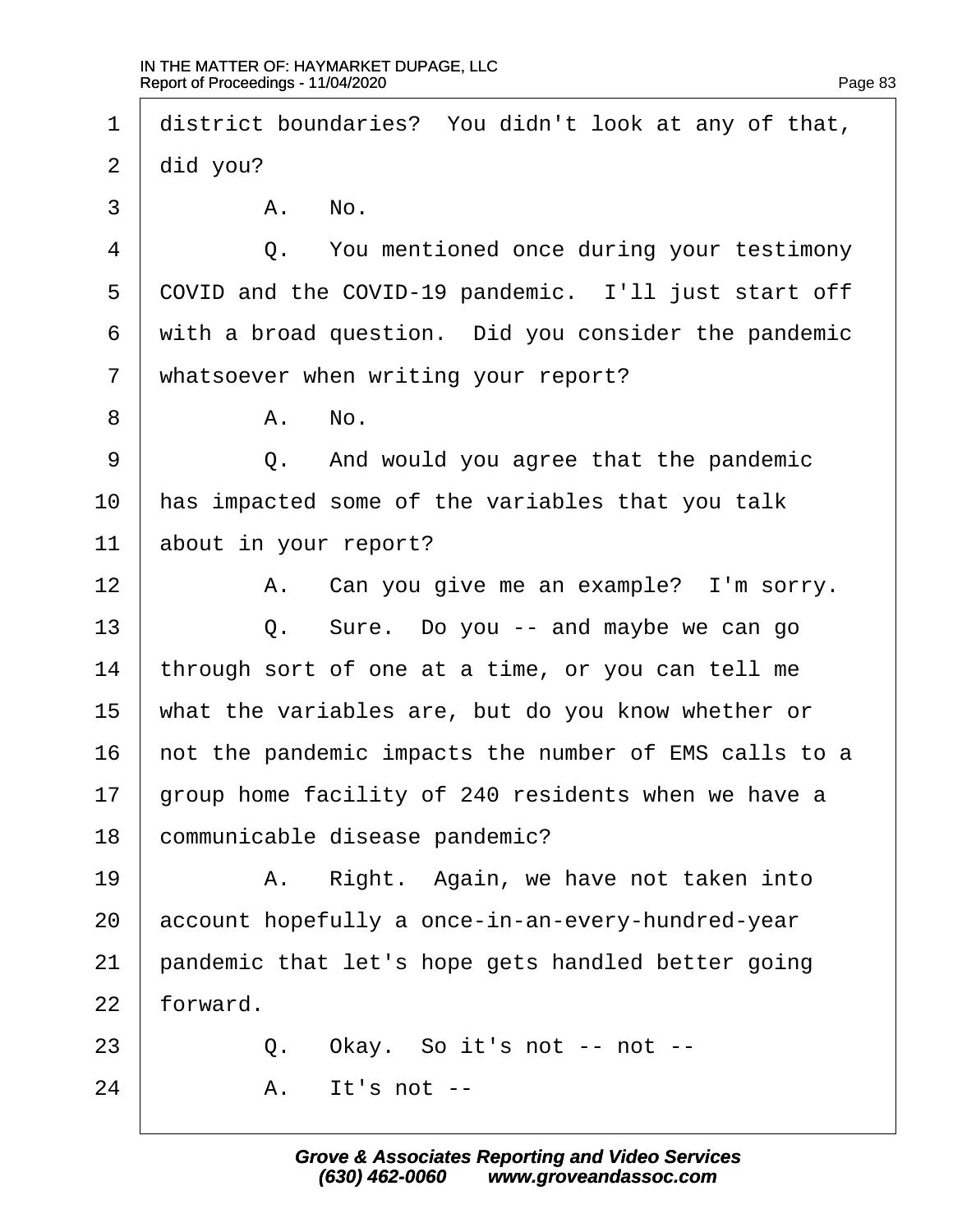1 district boundaries? You didn't look at any of that,

2 did you?

3 A. No.

4 Q. You mentioned once during your testimony

5 COVID and the COVID-19 pandemic. I'll just start off

6 with a broad question. Did you consider the pandemic

7 whatsoever when writing your report?

8 A. No.

9 Q. And would you agree that the pandemic

10 has impacted some of the variables that you talk

11 about in your report?

12 A. Can you give me an example? I'm sorry.

13 Q. Sure. Do you -- and maybe we can go

14 through sort of one at a time, or you can tell me

15 what the variables are, but do you know whether or

16 not the pandemic impacts the number of EMS calls to a

17 group home facility of 240 residents when we have a

18 communicable disease pandemic?

19 A. Right. Again, we have not taken into

20 account hopefully a once-in-an-every-hundred-year

21 pandemic that let's hope gets handled better going

22 forward.

23 Q. Okay. So it's not -- not --

24 A. It's not --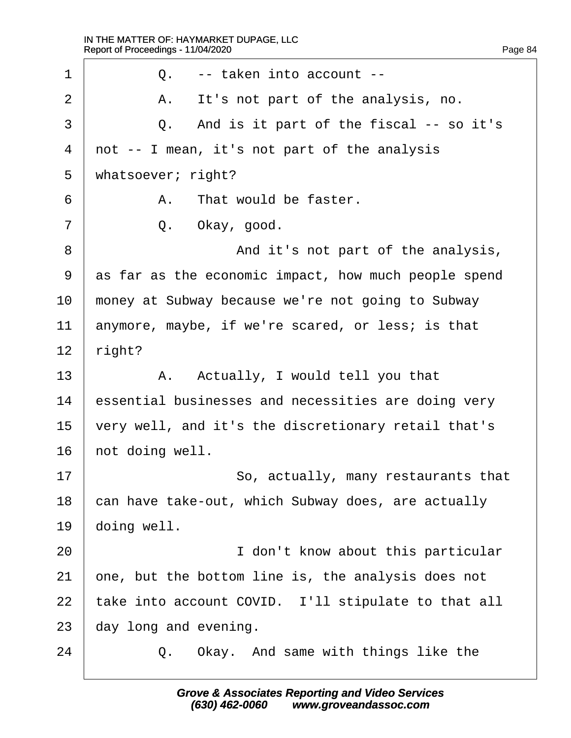1 Q. -- taken into account --

2 A. It's not part of the analysis, no.

3 Q. And is it part of the fiscal -- so it's

4 not -- I mean, it's not part of the analysis

5 whatsoever; right?

6 A. That would be faster.

7 Q. Okay, good.

8 And it's not part of the analysis,

9 as far as the economic impact, how much people spend

10 money at Subway because we're not going to Subway

11 anymore, maybe, if we're scared, or less; is that

12 right?

13 A. Actually, I would tell you that

14 essential businesses and necessities are doing very

15 very well, and it's the discretionary retail that's

16 not doing well.

17 So, actually, many restaurants that

18 can have take-out, which Subway does, are actually

19 doing well.

20 I don't know about this particular

21 one, but the bottom line is, the analysis does not

22 take into account COVID. I'll stipulate to that all

23 day long and evening.

24 Q. Okay. And same with things like the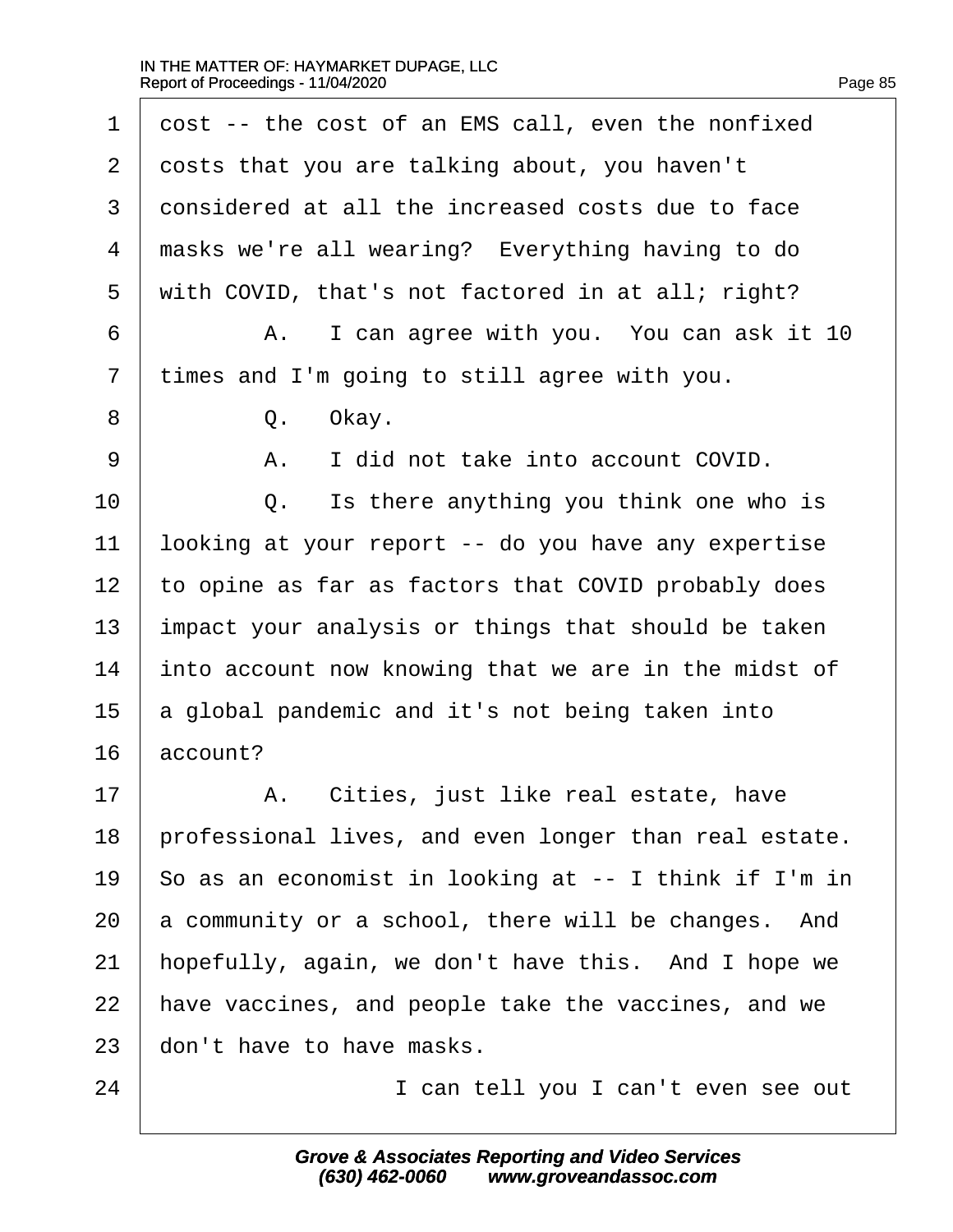1 cost -- the cost of an EMS call, even the nonfixed
2 costs that you are talking about, you haven't
3 considered at all the increased costs due to face
4 masks we're all wearing? Everything having to do
5 with COVID, that's not factored in at all; right?
6 A. I can agree with you. You can ask it 10
7 times and I'm going to still agree with you.
8 Q. Okay.
9 A. I did not take into account COVID.
10 Q. Is there anything you think one who is
11 looking at your report -- do you have any expertise
12 to opine as far as factors that COVID probably does
13 impact your analysis or things that should be taken
14 into account now knowing that we are in the midst of
15 a global pandemic and it's not being taken into
16 account?
17 A. Cities, just like real estate, have
18 professional lives, and even longer than real estate.
19 So as an economist in looking at -- I think if I'm in
20 a community or a school, there will be changes. And
21 hopefully, again, we don't have this. And I hope we
22 have vaccines, and people take the vaccines, and we
23 don't have to have masks.
24 I can tell you I can't even see out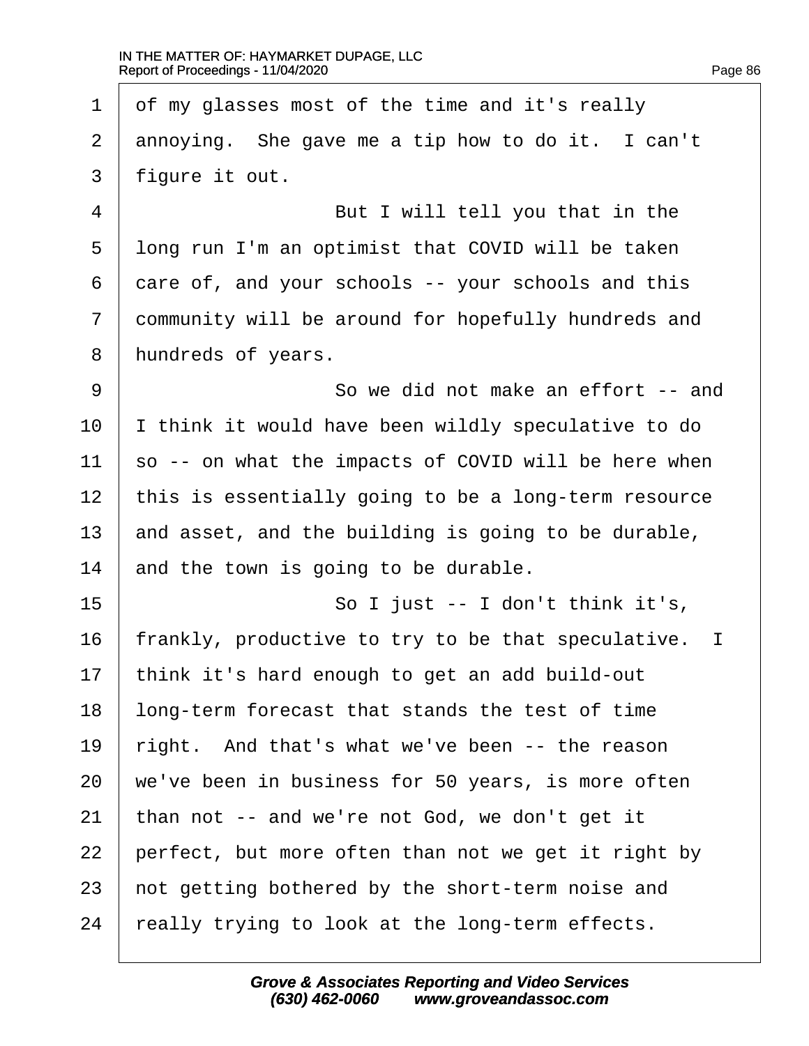1 of my glasses most of the time and it's really
2 annoying. She gave me a tip how to do it. I can't
3 figure it out.
4 But I will tell you that in the
5 long run I'm an optimist that COVID will be taken
6 care of, and your schools -- your schools and this
7 community will be around for hopefully hundreds and
8 hundreds of years.
9 So we did not make an effort -- and
10 I think it would have been wildly speculative to do
11 so -- on what the impacts of COVID will be here when
12 this is essentially going to be a long-term resource
13 and asset, and the building is going to be durable,
14 and the town is going to be durable.
15 So I just -- I don't think it's,
16 frankly, productive to try to be that speculative. I
17 think it's hard enough to get an add build-out
18 long-term forecast that stands the test of time
19 right. And that's what we've been -- the reason
20 we've been in business for 50 years, is more often
21 than not -- and we're not God, we don't get it
22 perfect, but more often than not we get it right by
23 not getting bothered by the short-term noise and
24 really trying to look at the long-term effects.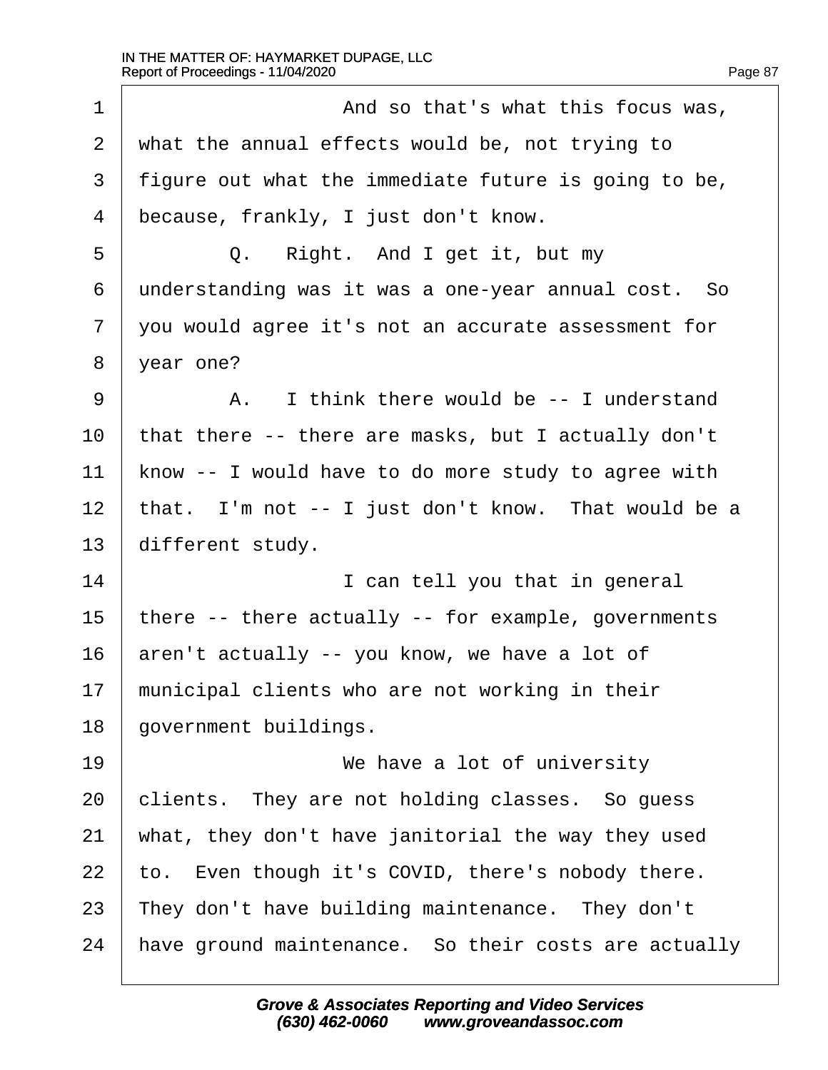1 And so that's what this focus was,
2 what the annual effects would be, not trying to
3 figure out what the immediate future is going to be,
4 because, frankly, I just don't know.
5 Q. Right. And I get it, but my
6 understanding was it was a one-year annual cost. So
7 you would agree it's not an accurate assessment for
8 year one?
9 A. I think there would be -- I understand
10 that there -- there are masks, but I actually don't
11 know -- I would have to do more study to agree with
12 that. I'm not -- I just don't know. That would be a
13 different study.
14 I can tell you that in general
15 there -- there actually -- for example, governments
16 aren't actually -- you know, we have a lot of
17 municipal clients who are not working in their
18 government buildings.
19 We have a lot of university
20 clients. They are not holding classes. So guess
21 what, they don't have janitorial the way they used
22 to. Even though it's COVID, there's nobody there.
23 They don't have building maintenance. They don't
24 have ground maintenance. So their costs are actually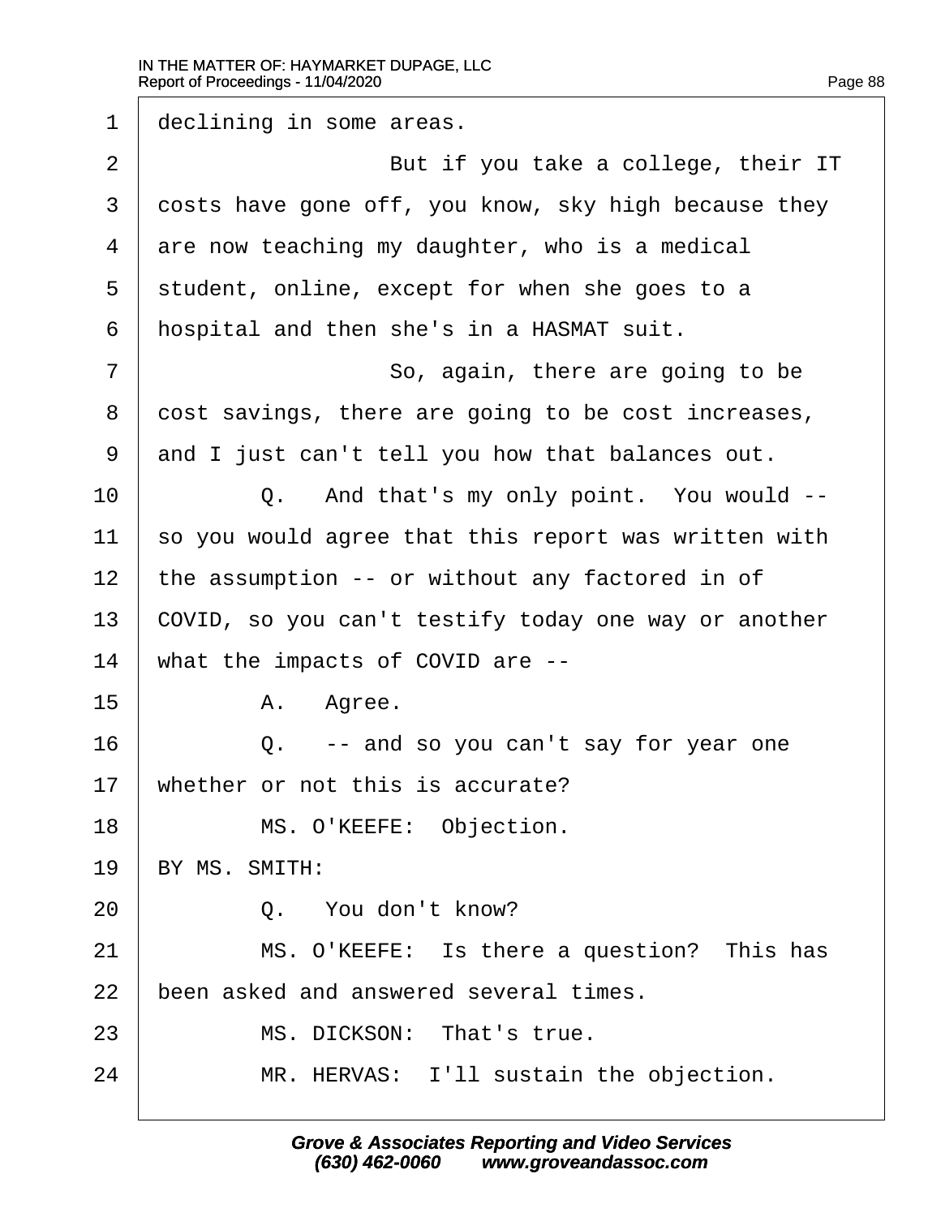1 declining in some areas.

2 But if you take a college, their IT

3 costs have gone off, you know, sky high because they

4 are now teaching my daughter, who is a medical

5 student, online, except for when she goes to a

6 hospital and then she's in a HASMAT suit.

7 So, again, there are going to be

8 cost savings, there are going to be cost increases,

9 and I just can't tell you how that balances out.

10 Q. And that's my only point. You would --

11 so you would agree that this report was written with

12 the assumption -- or without any factored in of

13 COVID, so you can't testify today one way or another

14 what the impacts of COVID are --

15 A. Agree.

16 Q. -- and so you can't say for year one

17 whether or not this is accurate?

18 MS. O'KEEFE: Objection.

19 BY MS. SMITH:

20 Q. You don't know?

21 MS. O'KEEFE: Is there a question? This has

22 been asked and answered several times.

23 MS. DICKSON: That's true.

24 MR. HERVAS: I'll sustain the objection.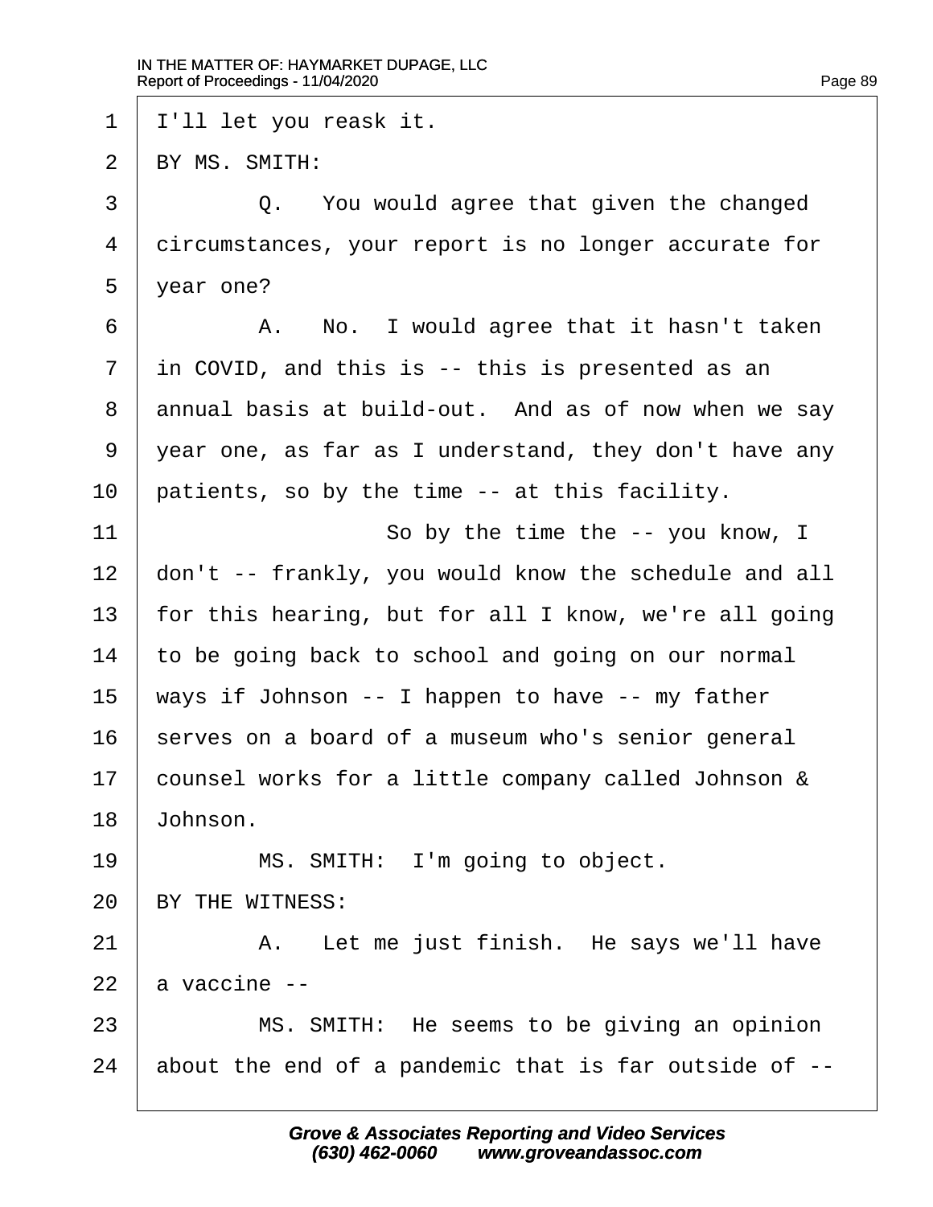1 I'll let you reask it.

2 BY MS. SMITH:

3 Q. You would agree that given the changed

4 circumstances, your report is no longer accurate for

5 year one?

6 A. No. I would agree that it hasn't taken

7 in COVID, and this is -- this is presented as an

8 annual basis at build-out. And as of now when we say

9 year one, as far as I understand, they don't have any

10 patients, so by the time -- at this facility.

11 So by the time the -- you know, I

12 don't -- frankly, you would know the schedule and all

13 for this hearing, but for all I know, we're all going

14 to be going back to school and going on our normal

15 ways if Johnson -- I happen to have -- my father

16 serves on a board of a museum who's senior general

17 counsel works for a little company called Johnson &

18 Johnson.

19 MS. SMITH: I'm going to object.

20 BY THE WITNESS:

21 A. Let me just finish. He says we'll have

22 a vaccine --

23 MS. SMITH: He seems to be giving an opinion

24 about the end of a pandemic that is far outside of --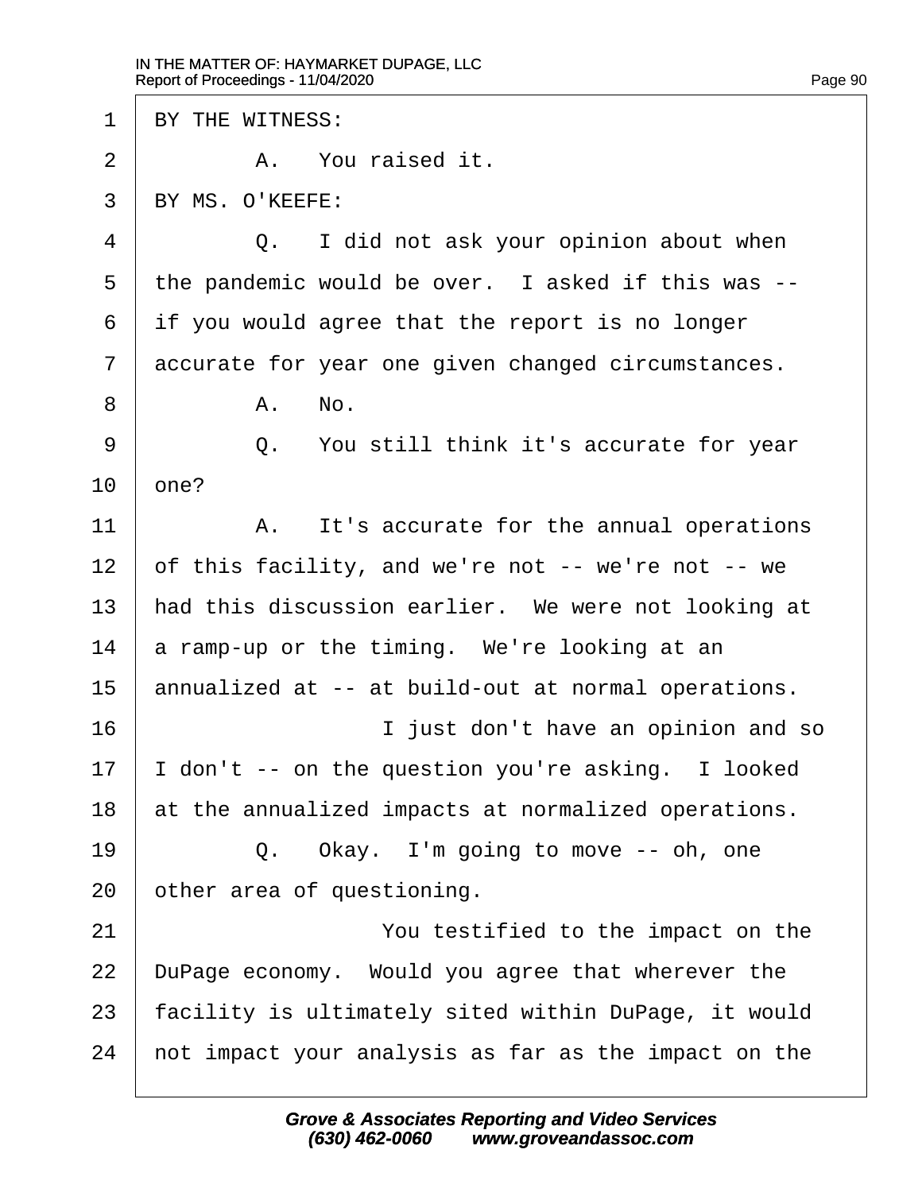BY THE WITNESS:

A. You raised it.

BY MS. O'KEEFE:

Q. I did not ask your opinion about when the pandemic would be over. I asked if this was -- if you would agree that the report is no longer accurate for year one given changed circumstances.

A. No.

Q. You still think it's accurate for year one?

A. It's accurate for the annual operations of this facility, and we're not -- we're not -- we had this discussion earlier. We were not looking at a ramp-up or the timing. We're looking at an annualized at -- at build-out at normal operations.

I just don't have an opinion and so I don't -- on the question you're asking. I looked at the annualized impacts at normalized operations.

Q. Okay. I'm going to move -- oh, one other area of questioning.

You testified to the impact on the DuPage economy. Would you agree that wherever the facility is ultimately sited within DuPage, it would not impact your analysis as far as the impact on the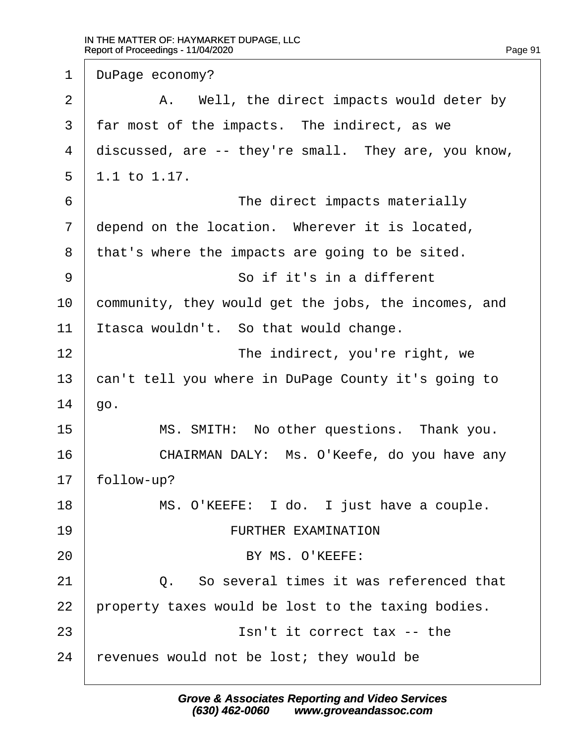DuPage economy?

A. Well, the direct impacts would deter by far most of the impacts. The indirect, as we discussed, are -- they're small. They are, you know, 1.1 to 1.17.

The direct impacts materially depend on the location. Wherever it is located, that's where the impacts are going to be sited.

So if it's in a different community, they would get the jobs, the incomes, and Itasca wouldn't. So that would change.

The indirect, you're right, we can't tell you where in DuPage County it's going to go.

MS. SMITH: No other questions. Thank you.

CHAIRMAN DALY: Ms. O'Keefe, do you have any follow-up?

MS. O'KEEFE: I do. I just have a couple.

FURTHER EXAMINATION

BY MS. O'KEEFE:

Q. So several times it was referenced that property taxes would be lost to the taxing bodies.

Isn't it correct tax -- the revenues would not be lost; they would be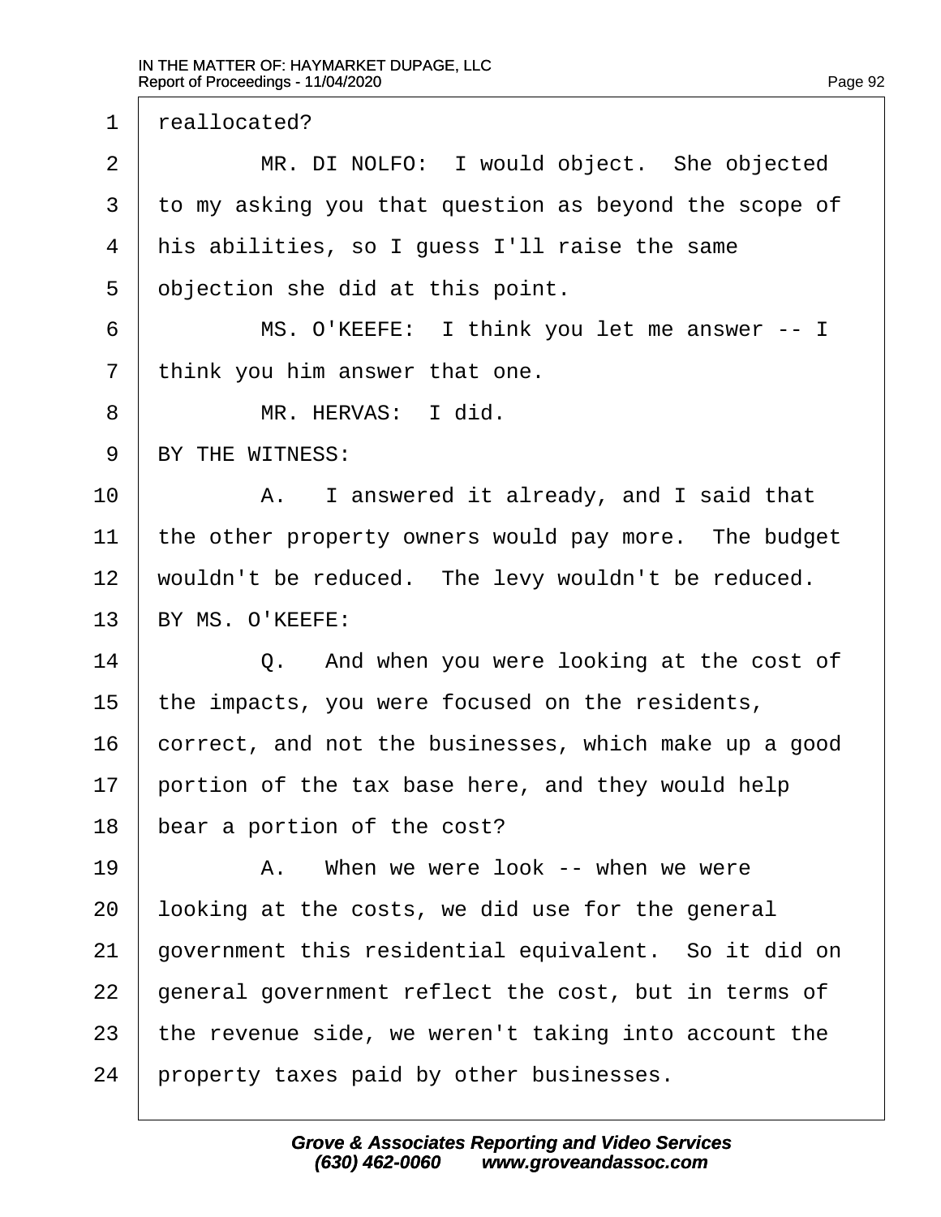reallocated?

MR. DI NOLFO: I would object. She objected to my asking you that question as beyond the scope of his abilities, so I guess I'll raise the same objection she did at this point.

MS. O'KEEFE: I think you let me answer -- I think you him answer that one.

MR. HERVAS: I did.

BY THE WITNESS:

A. I answered it already, and I said that the other property owners would pay more. The budget wouldn't be reduced. The levy wouldn't be reduced.

BY MS. O'KEEFE:

Q. And when you were looking at the cost of the impacts, you were focused on the residents, correct, and not the businesses, which make up a good portion of the tax base here, and they would help bear a portion of the cost?

A. When we were look -- when we were looking at the costs, we did use for the general government this residential equivalent. So it did on general government reflect the cost, but in terms of the revenue side, we weren't taking into account the property taxes paid by other businesses.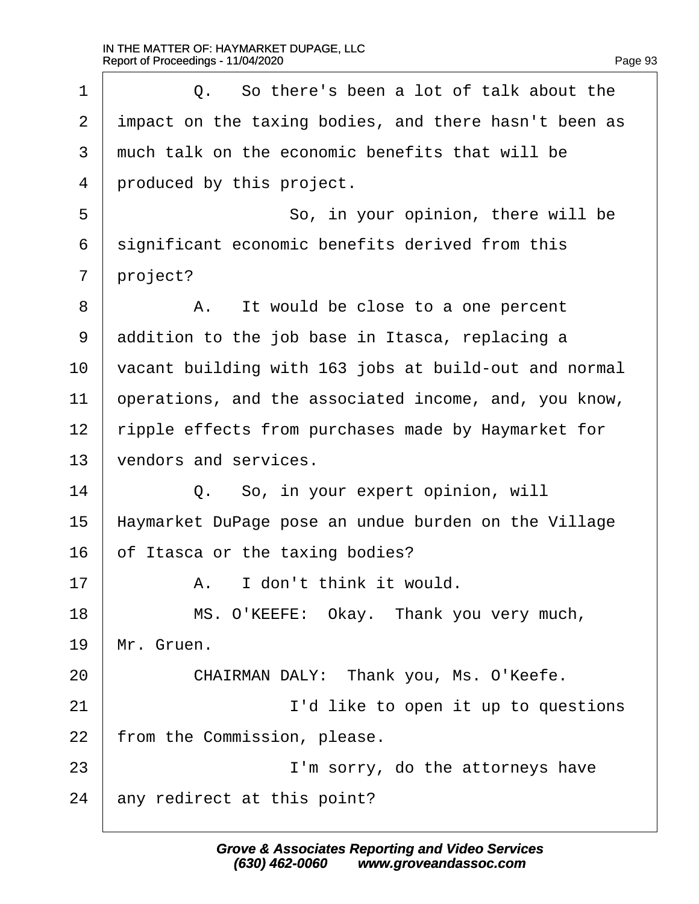Q. So there's been a lot of talk about the impact on the taxing bodies, and there hasn't been as much talk on the economic benefits that will be produced by this project.

So, in your opinion, there will be significant economic benefits derived from this project?

A. It would be close to a one percent addition to the job base in Itasca, replacing a vacant building with 163 jobs at build-out and normal operations, and the associated income, and, you know, ripple effects from purchases made by Haymarket for vendors and services.

Q. So, in your expert opinion, will Haymarket DuPage pose an undue burden on the Village of Itasca or the taxing bodies?

A. I don't think it would.

MS. O'KEEFE: Okay. Thank you very much, Mr. Gruen.

CHAIRMAN DALY: Thank you, Ms. O'Keefe.

I'd like to open it up to questions from the Commission, please.

I'm sorry, do the attorneys have any redirect at this point?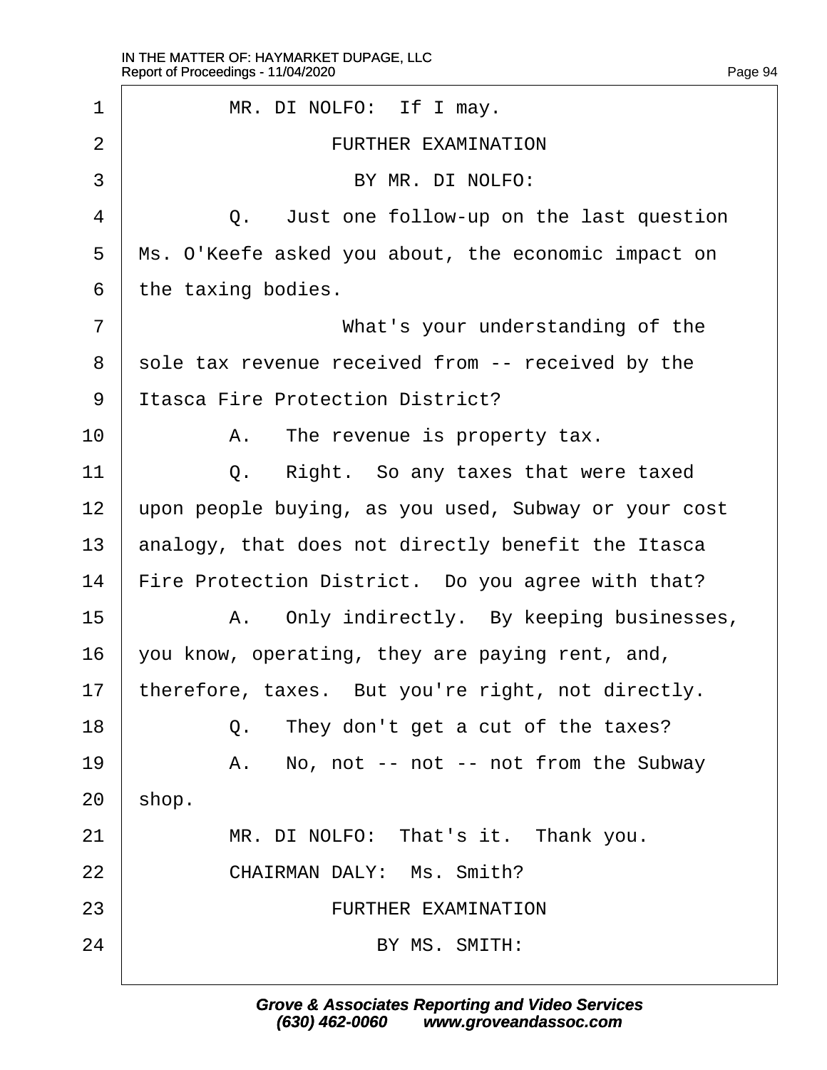MR. DI NOLFO: If I may.

FURTHER EXAMINATION

BY MR. DI NOLFO:

Q. Just one follow-up on the last question Ms. O'Keefe asked you about, the economic impact on the taxing bodies.

What's your understanding of the sole tax revenue received from -- received by the Itasca Fire Protection District?

A. The revenue is property tax.

Q. Right. So any taxes that were taxed upon people buying, as you used, Subway or your cost analogy, that does not directly benefit the Itasca Fire Protection District. Do you agree with that?

A. Only indirectly. By keeping businesses, you know, operating, they are paying rent, and, therefore, taxes. But you're right, not directly.

Q. They don't get a cut of the taxes?

A. No, not -- not -- not from the Subway shop.

MR. DI NOLFO: That's it. Thank you.

CHAIRMAN DALY: Ms. Smith?

FURTHER EXAMINATION

BY MS. SMITH: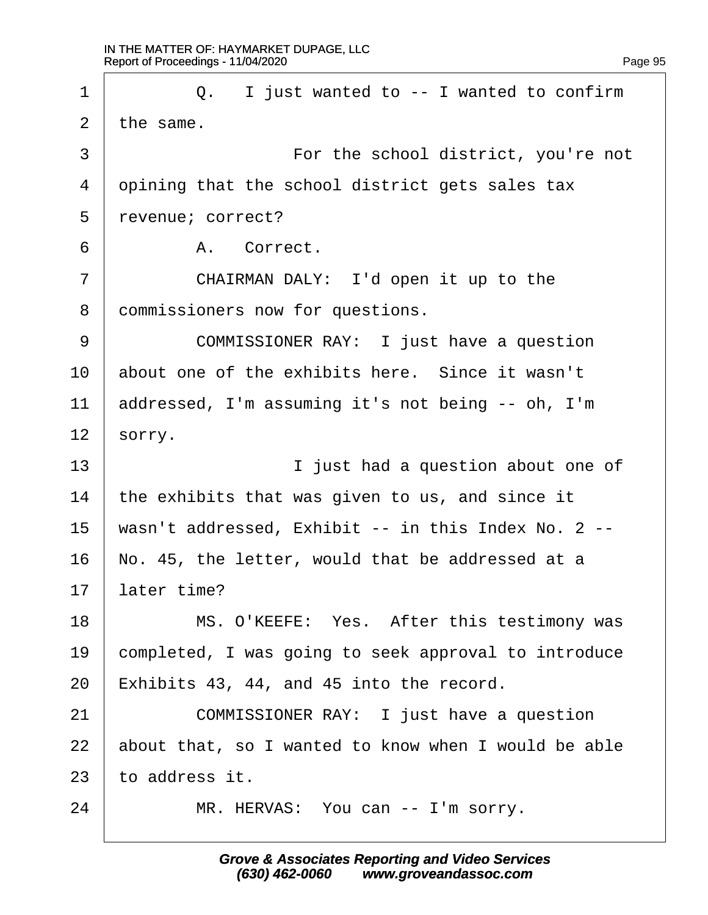1 Q. I just wanted to -- I wanted to confirm
2 the same.
3 For the school district, you're not
4 opining that the school district gets sales tax
5 revenue; correct?
6 A. Correct.
7 CHAIRMAN DALY: I'd open it up to the
8 commissioners now for questions.
9 COMMISSIONER RAY: I just have a question
10 about one of the exhibits here. Since it wasn't
11 addressed, I'm assuming it's not being -- oh, I'm
12 sorry.
13 I just had a question about one of
14 the exhibits that was given to us, and since it
15 wasn't addressed, Exhibit -- in this Index No. 2 --
16 No. 45, the letter, would that be addressed at a
17 later time?
18 MS. O'KEEFE: Yes. After this testimony was
19 completed, I was going to seek approval to introduce
20 Exhibits 43, 44, and 45 into the record.
21 COMMISSIONER RAY: I just have a question
22 about that, so I wanted to know when I would be able
23 to address it.
24 MR. HERVAS: You can -- I'm sorry.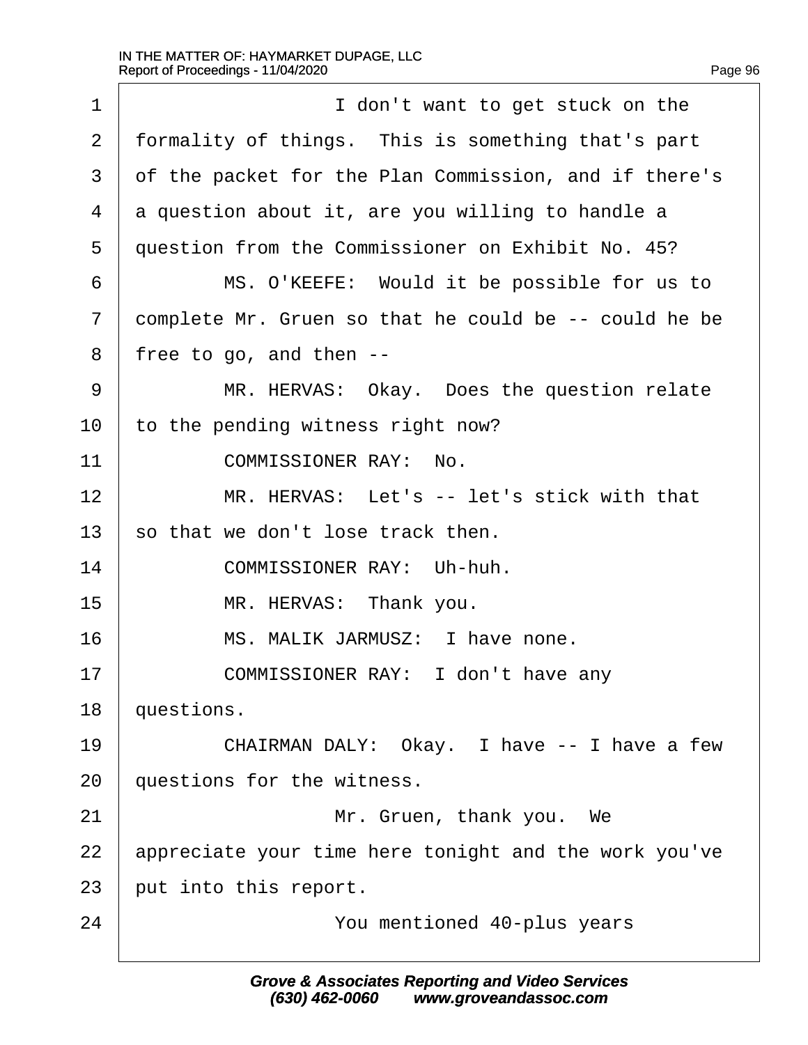I don't want to get stuck on the formality of things. This is something that's part of the packet for the Plan Commission, and if there's a question about it, are you willing to handle a question from the Commissioner on Exhibit No. 45?

MS. O'KEEFE: Would it be possible for us to complete Mr. Gruen so that he could be -- could he be free to go, and then --

MR. HERVAS: Okay. Does the question relate to the pending witness right now?

COMMISSIONER RAY: No.

MR. HERVAS: Let's -- let's stick with that so that we don't lose track then.

COMMISSIONER RAY: Uh-huh.

MR. HERVAS: Thank you.

MS. MALIK JARMUSZ: I have none.

COMMISSIONER RAY: I don't have any questions.

CHAIRMAN DALY: Okay. I have -- I have a few questions for the witness.

Mr. Gruen, thank you. We appreciate your time here tonight and the work you've put into this report.

You mentioned 40-plus years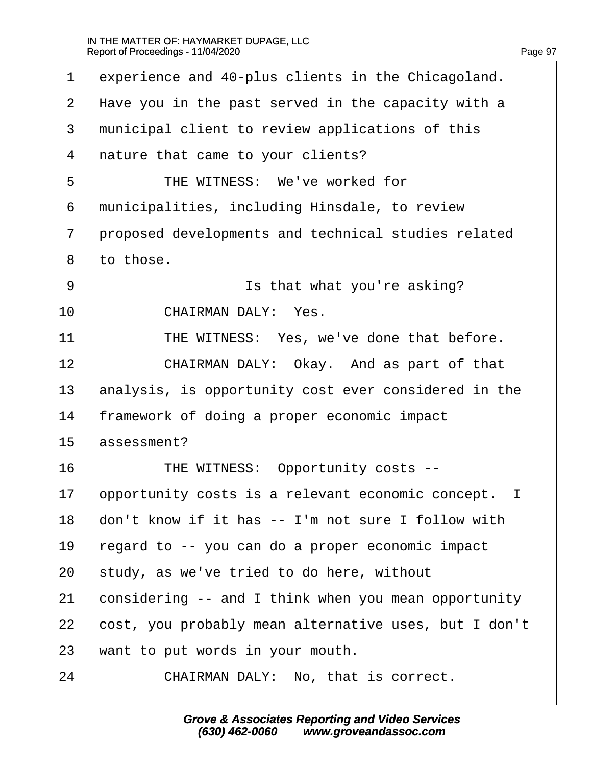experience and 40-plus clients in the Chicagoland. Have you in the past served in the capacity with a municipal client to review applications of this nature that came to your clients?

THE WITNESS: We've worked for municipalities, including Hinsdale, to review proposed developments and technical studies related to those.

Is that what you're asking?

CHAIRMAN DALY: Yes.

THE WITNESS: Yes, we've done that before.

CHAIRMAN DALY: Okay. And as part of that analysis, is opportunity cost ever considered in the framework of doing a proper economic impact assessment?

THE WITNESS: Opportunity costs -- opportunity costs is a relevant economic concept. I don't know if it has -- I'm not sure I follow with regard to -- you can do a proper economic impact study, as we've tried to do here, without considering -- and I think when you mean opportunity cost, you probably mean alternative uses, but I don't want to put words in your mouth.

CHAIRMAN DALY: No, that is correct.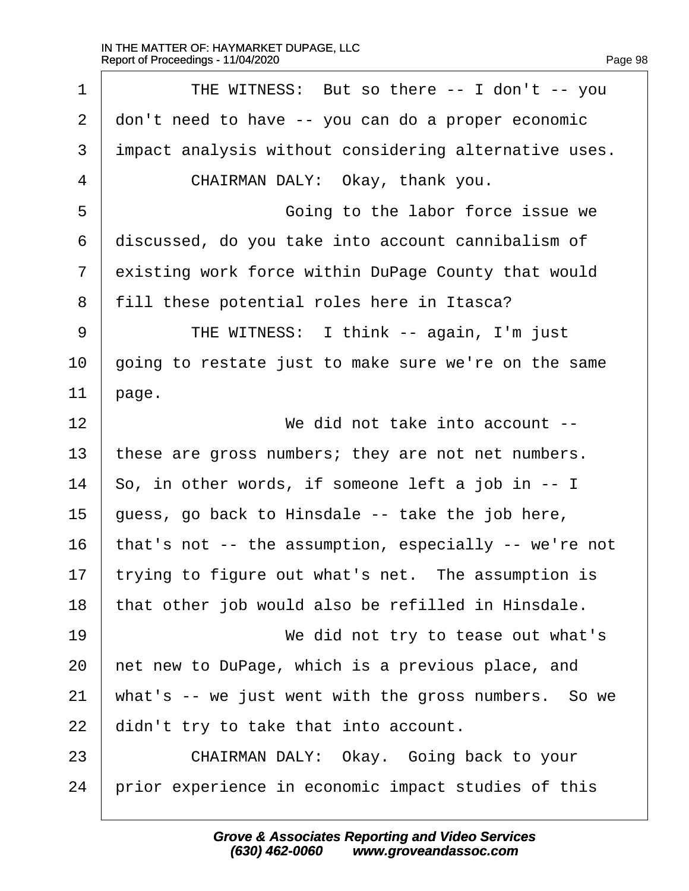THE WITNESS: But so there -- I don't -- you don't need to have -- you can do a proper economic impact analysis without considering alternative uses.

CHAIRMAN DALY: Okay, thank you.

Going to the labor force issue we discussed, do you take into account cannibalism of existing work force within DuPage County that would fill these potential roles here in Itasca?

THE WITNESS: I think -- again, I'm just going to restate just to make sure we're on the same page.

We did not take into account -- these are gross numbers; they are not net numbers. So, in other words, if someone left a job in -- I guess, go back to Hinsdale -- take the job here, that's not -- the assumption, especially -- we're not trying to figure out what's net. The assumption is that other job would also be refilled in Hinsdale.

We did not try to tease out what's net new to DuPage, which is a previous place, and what's -- we just went with the gross numbers. So we didn't try to take that into account.

CHAIRMAN DALY: Okay. Going back to your prior experience in economic impact studies of this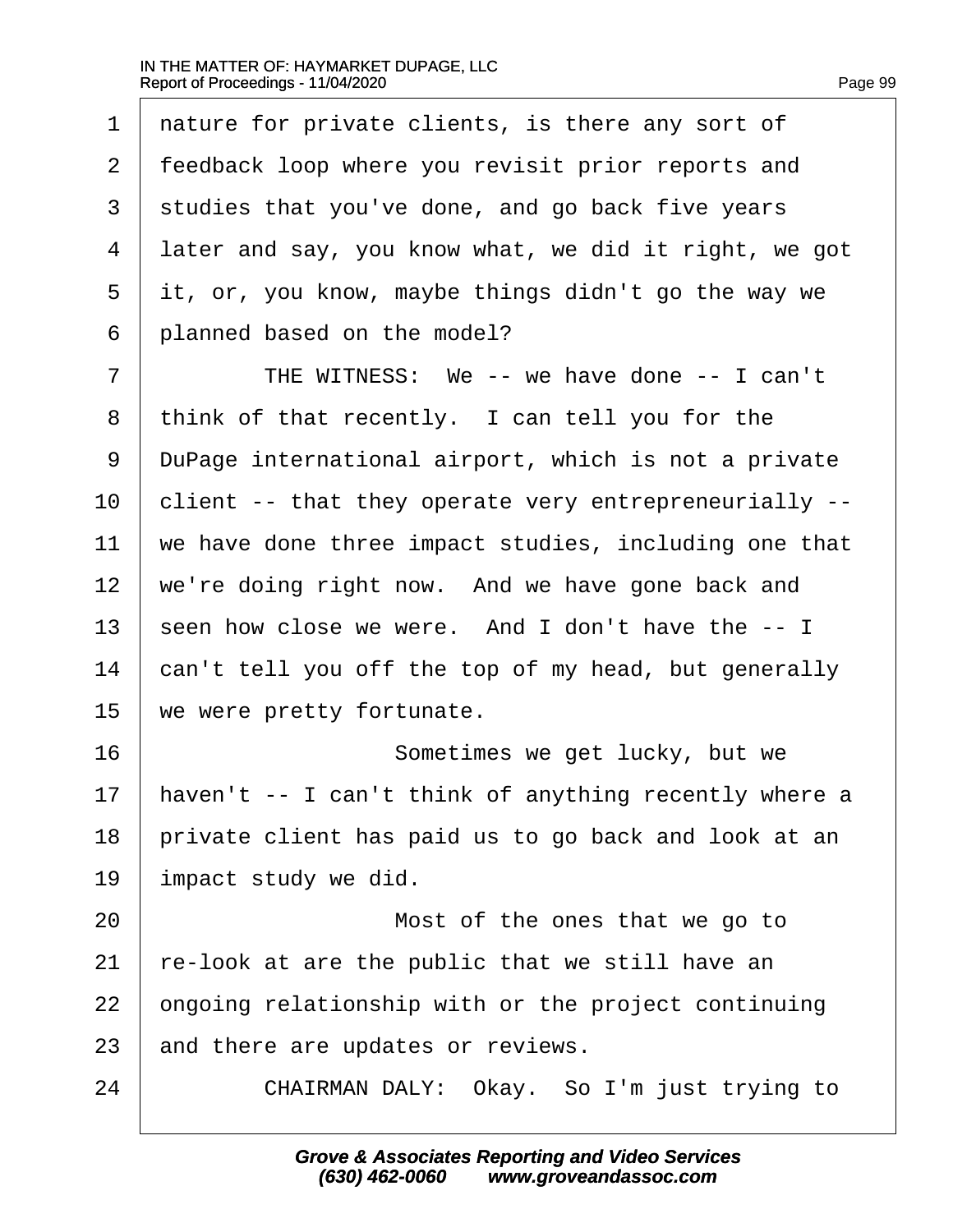1 nature for private clients, is there any sort of
2 feedback loop where you revisit prior reports and
3 studies that you've done, and go back five years
4 later and say, you know what, we did it right, we got
5 it, or, you know, maybe things didn't go the way we
6 planned based on the model?

7 THE WITNESS: We -- we have done -- I can't
8 think of that recently. I can tell you for the
9 DuPage international airport, which is not a private
10 client -- that they operate very entrepreneurially --
11 we have done three impact studies, including one that
12 we're doing right now. And we have gone back and
13 seen how close we were. And I don't have the -- I
14 can't tell you off the top of my head, but generally
15 we were pretty fortunate.

16 Sometimes we get lucky, but we
17 haven't -- I can't think of anything recently where a
18 private client has paid us to go back and look at an
19 impact study we did.

20 Most of the ones that we go to
21 re-look at are the public that we still have an
22 ongoing relationship with or the project continuing
23 and there are updates or reviews.

24 CHAIRMAN DALY: Okay. So I'm just trying to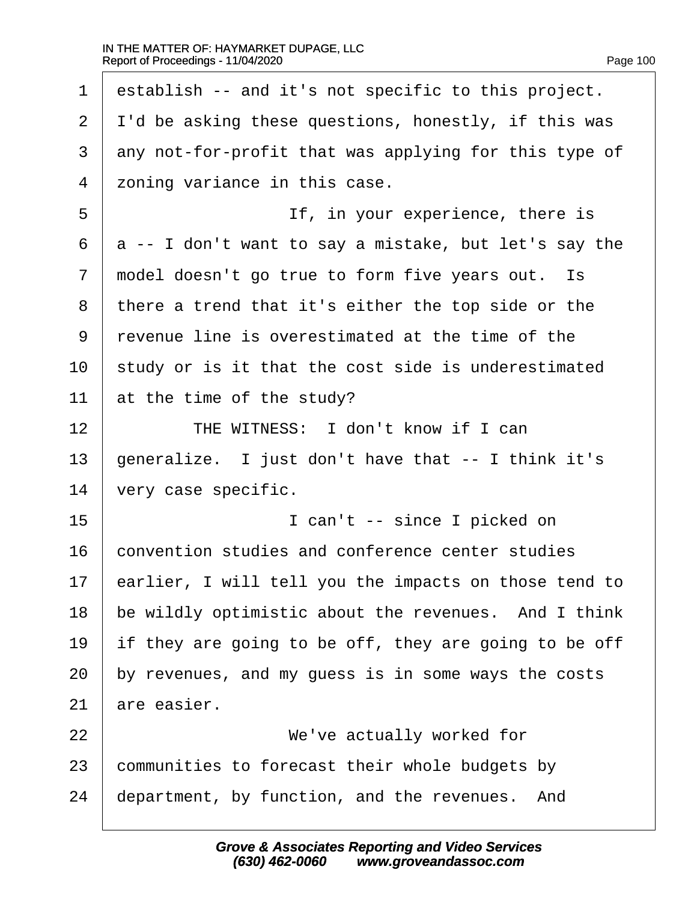establish -- and it's not specific to this project. I'd be asking these questions, honestly, if this was any not-for-profit that was applying for this type of zoning variance in this case.

If, in your experience, there is a -- I don't want to say a mistake, but let's say the model doesn't go true to form five years out. Is there a trend that it's either the top side or the revenue line is overestimated at the time of the study or is it that the cost side is underestimated at the time of the study?

THE WITNESS: I don't know if I can generalize. I just don't have that -- I think it's very case specific.

I can't -- since I picked on convention studies and conference center studies earlier, I will tell you the impacts on those tend to be wildly optimistic about the revenues. And I think if they are going to be off, they are going to be off by revenues, and my guess is in some ways the costs are easier.

We've actually worked for communities to forecast their whole budgets by department, by function, and the revenues. And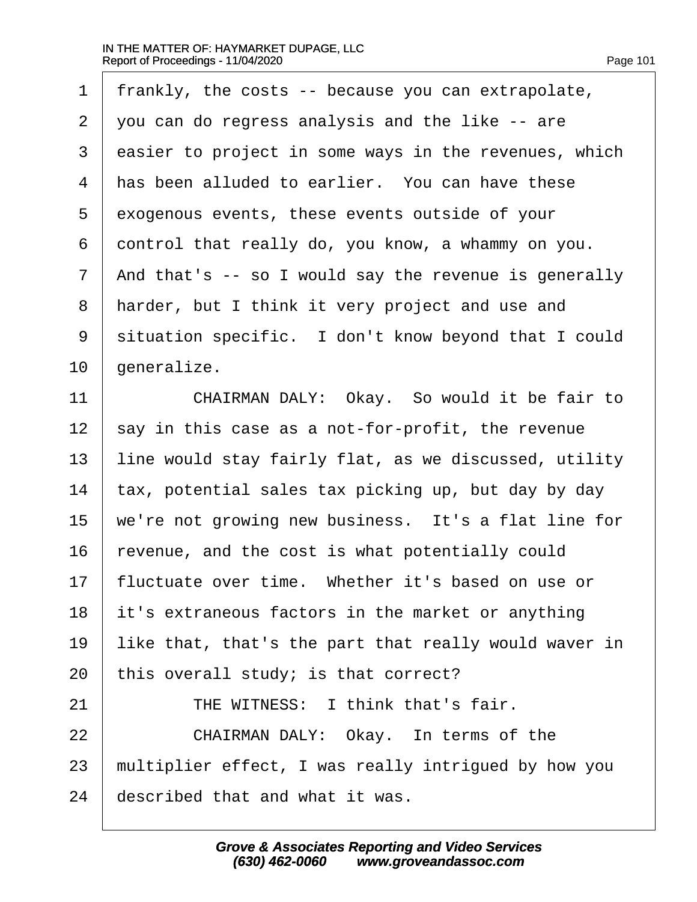frankly, the costs -- because you can extrapolate, you can do regress analysis and the like -- are easier to project in some ways in the revenues, which has been alluded to earlier. You can have these exogenous events, these events outside of your control that really do, you know, a whammy on you. And that's -- so I would say the revenue is generally harder, but I think it very project and use and situation specific. I don't know beyond that I could generalize.

CHAIRMAN DALY: Okay. So would it be fair to say in this case as a not-for-profit, the revenue line would stay fairly flat, as we discussed, utility tax, potential sales tax picking up, but day by day we're not growing new business. It's a flat line for revenue, and the cost is what potentially could fluctuate over time. Whether it's based on use or it's extraneous factors in the market or anything like that, that's the part that really would waver in this overall study; is that correct?

THE WITNESS: I think that's fair.

CHAIRMAN DALY: Okay. In terms of the multiplier effect, I was really intrigued by how you described that and what it was.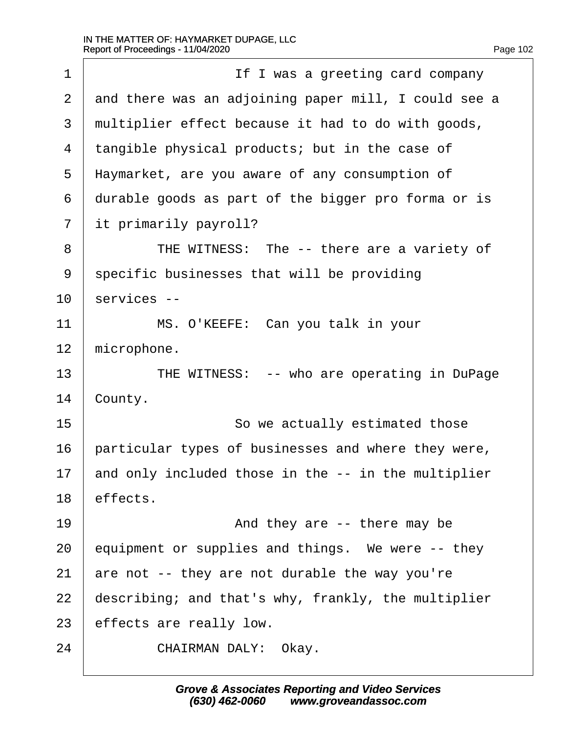If I was a greeting card company and there was an adjoining paper mill, I could see a multiplier effect because it had to do with goods, tangible physical products; but in the case of Haymarket, are you aware of any consumption of durable goods as part of the bigger pro forma or is it primarily payroll?

THE WITNESS: The -- there are a variety of specific businesses that will be providing services --

MS. O'KEEFE: Can you talk in your microphone.

THE WITNESS: -- who are operating in DuPage County.

So we actually estimated those particular types of businesses and where they were, and only included those in the -- in the multiplier effects.

And they are -- there may be equipment or supplies and things. We were -- they are not -- they are not durable the way you're describing; and that's why, frankly, the multiplier effects are really low.

CHAIRMAN DALY: Okay.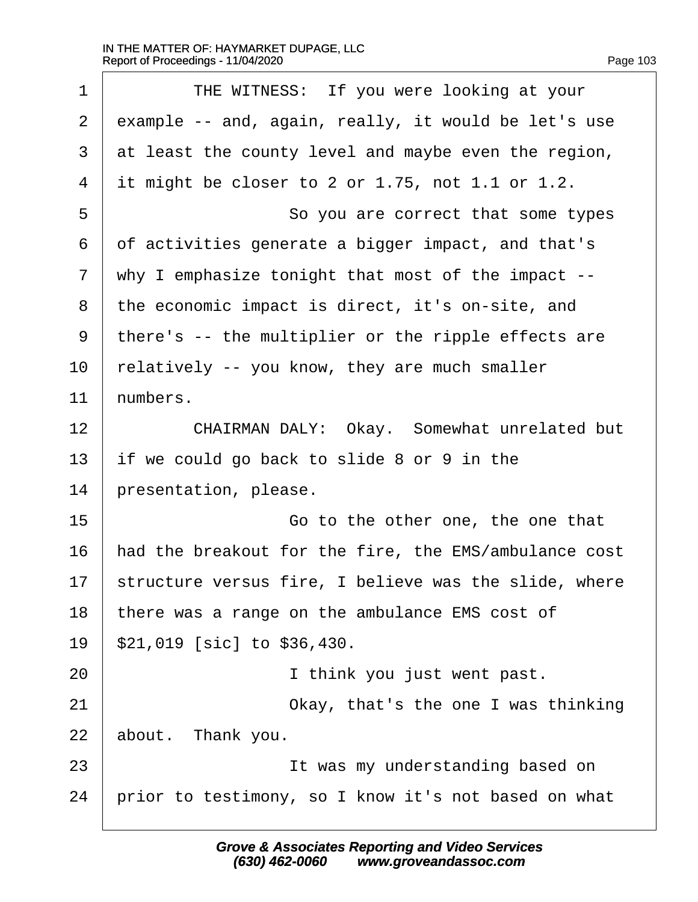THE WITNESS: If you were looking at your example -- and, again, really, it would be let's use at least the county level and maybe even the region, it might be closer to 2 or 1.75, not 1.1 or 1.2.

So you are correct that some types of activities generate a bigger impact, and that's why I emphasize tonight that most of the impact -- the economic impact is direct, it's on-site, and there's -- the multiplier or the ripple effects are relatively -- you know, they are much smaller numbers.

CHAIRMAN DALY: Okay. Somewhat unrelated but if we could go back to slide 8 or 9 in the presentation, please.

Go to the other one, the one that had the breakout for the fire, the EMS/ambulance cost structure versus fire, I believe was the slide, where there was a range on the ambulance EMS cost of $21,019 [sic] to $36,430.

I think you just went past.

Okay, that's the one I was thinking about. Thank you.

It was my understanding based on prior to testimony, so I know it's not based on what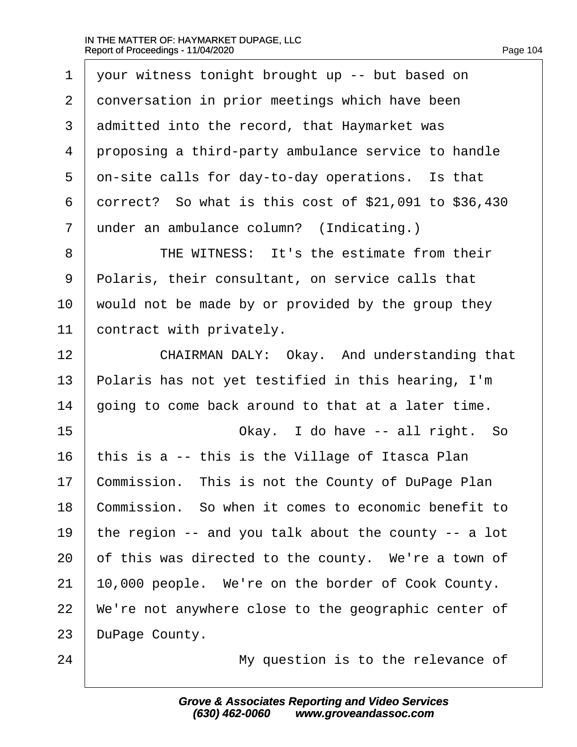your witness tonight brought up -- but based on conversation in prior meetings which have been admitted into the record, that Haymarket was proposing a third-party ambulance service to handle on-site calls for day-to-day operations. Is that correct? So what is this cost of $21,091 to $36,430 under an ambulance column? (Indicating.)

THE WITNESS: It's the estimate from their Polaris, their consultant, on service calls that would not be made by or provided by the group they contract with privately.

CHAIRMAN DALY: Okay. And understanding that Polaris has not yet testified in this hearing, I'm going to come back around to that at a later time.

Okay. I do have -- all right. So this is a -- this is the Village of Itasca Plan Commission. This is not the County of DuPage Plan Commission. So when it comes to economic benefit to the region -- and you talk about the county -- a lot of this was directed to the county. We're a town of 10,000 people. We're on the border of Cook County. We're not anywhere close to the geographic center of DuPage County.

My question is to the relevance of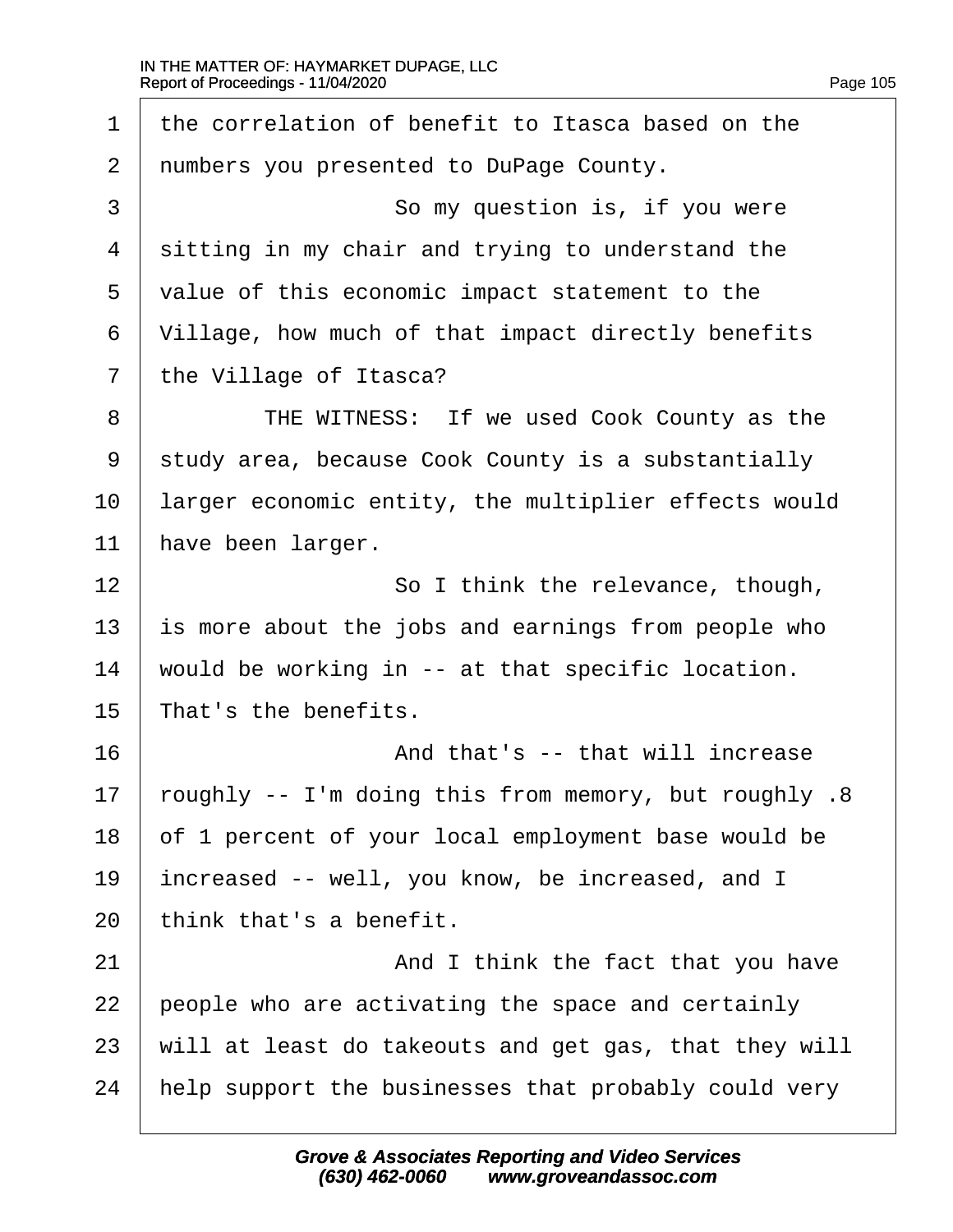the correlation of benefit to Itasca based on the numbers you presented to DuPage County.

So my question is, if you were sitting in my chair and trying to understand the value of this economic impact statement to the Village, how much of that impact directly benefits the Village of Itasca?

THE WITNESS: If we used Cook County as the study area, because Cook County is a substantially larger economic entity, the multiplier effects would have been larger.

So I think the relevance, though, is more about the jobs and earnings from people who would be working in -- at that specific location. That's the benefits.

And that's -- that will increase roughly -- I'm doing this from memory, but roughly .8 of 1 percent of your local employment base would be increased -- well, you know, be increased, and I think that's a benefit.

And I think the fact that you have people who are activating the space and certainly will at least do takeouts and get gas, that they will help support the businesses that probably could very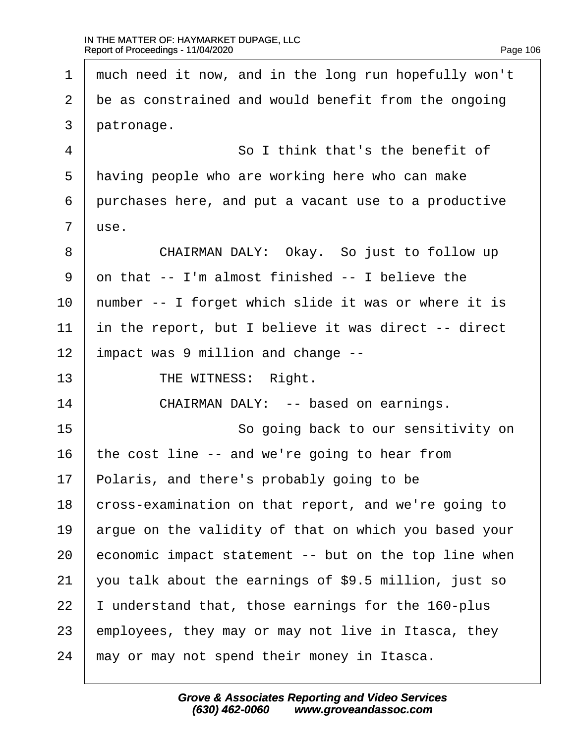much need it now, and in the long run hopefully won't be as constrained and would benefit from the ongoing patronage.

So I think that's the benefit of having people who are working here who can make purchases here, and put a vacant use to a productive use.

CHAIRMAN DALY: Okay. So just to follow up on that -- I'm almost finished -- I believe the number -- I forget which slide it was or where it is in the report, but I believe it was direct -- direct impact was 9 million and change --

THE WITNESS: Right.

CHAIRMAN DALY: -- based on earnings.

So going back to our sensitivity on the cost line -- and we're going to hear from Polaris, and there's probably going to be cross-examination on that report, and we're going to argue on the validity of that on which you based your economic impact statement -- but on the top line when you talk about the earnings of $9.5 million, just so I understand that, those earnings for the 160-plus employees, they may or may not live in Itasca, they may or may not spend their money in Itasca.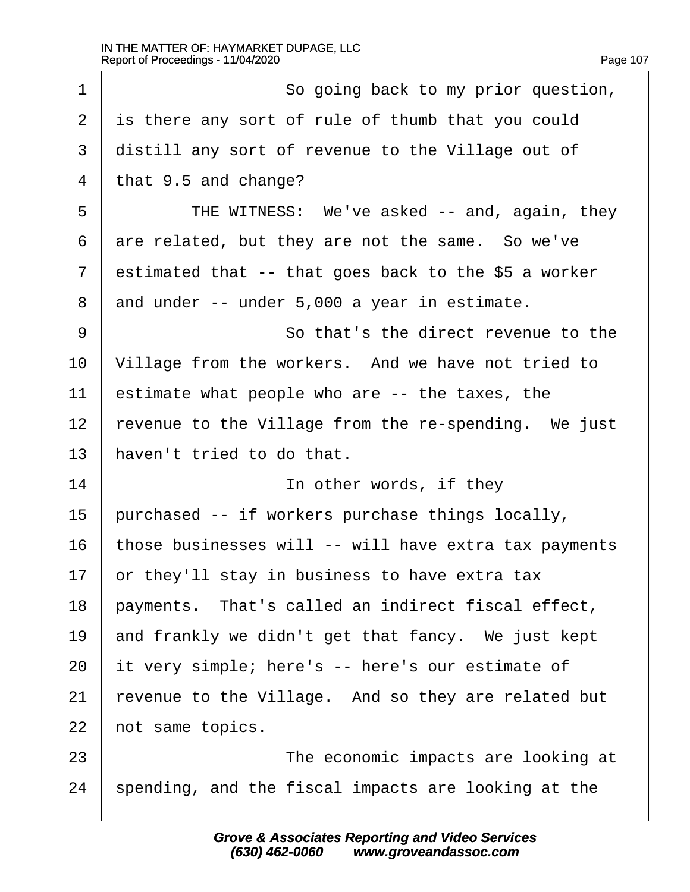So going back to my prior question, is there any sort of rule of thumb that you could distill any sort of revenue to the Village out of that 9.5 and change?

THE WITNESS: We've asked -- and, again, they are related, but they are not the same. So we've estimated that -- that goes back to the $5 a worker and under -- under 5,000 a year in estimate.

So that's the direct revenue to the Village from the workers. And we have not tried to estimate what people who are -- the taxes, the revenue to the Village from the re-spending. We just haven't tried to do that.

In other words, if they purchased -- if workers purchase things locally, those businesses will -- will have extra tax payments or they'll stay in business to have extra tax payments. That's called an indirect fiscal effect, and frankly we didn't get that fancy. We just kept it very simple; here's -- here's our estimate of revenue to the Village. And so they are related but not same topics.

The economic impacts are looking at spending, and the fiscal impacts are looking at the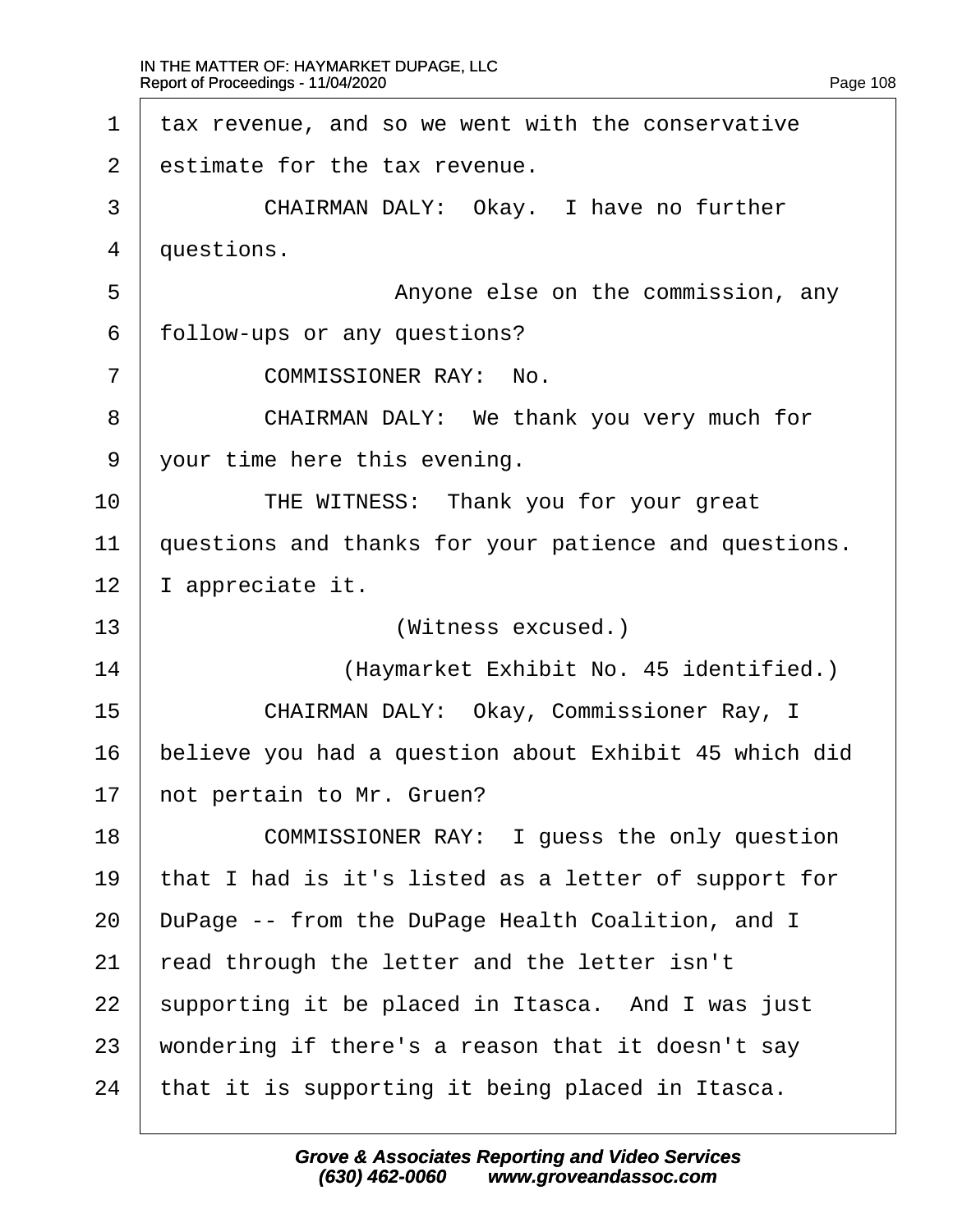1 tax revenue, and so we went with the conservative
2 estimate for the tax revenue.
3 CHAIRMAN DALY: Okay. I have no further
4 questions.
5 Anyone else on the commission, any
6 follow-ups or any questions?
7 COMMISSIONER RAY: No.
8 CHAIRMAN DALY: We thank you very much for
9 your time here this evening.
10 THE WITNESS: Thank you for your great
11 questions and thanks for your patience and questions.
12 I appreciate it.
13 (Witness excused.)
14 (Haymarket Exhibit No. 45 identified.)
15 CHAIRMAN DALY: Okay, Commissioner Ray, I
16 believe you had a question about Exhibit 45 which did
17 not pertain to Mr. Gruen?
18 COMMISSIONER RAY: I guess the only question
19 that I had is it's listed as a letter of support for
20 DuPage -- from the DuPage Health Coalition, and I
21 read through the letter and the letter isn't
22 supporting it be placed in Itasca. And I was just
23 wondering if there's a reason that it doesn't say
24 that it is supporting it being placed in Itasca.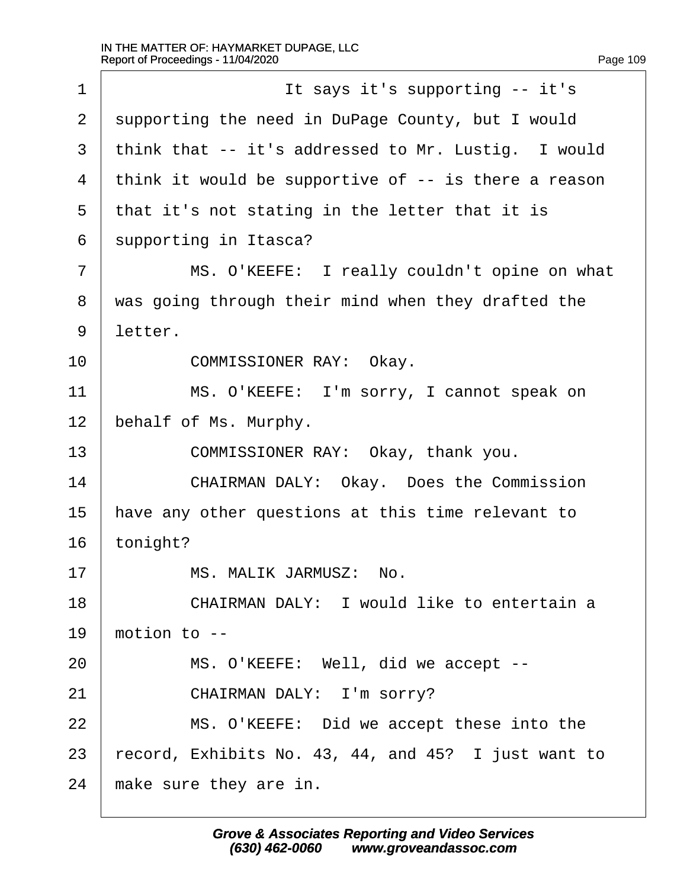It says it's supporting -- it's supporting the need in DuPage County, but I would think that -- it's addressed to Mr. Lustig. I would think it would be supportive of -- is there a reason that it's not stating in the letter that it is supporting in Itasca?

MS. O'KEEFE: I really couldn't opine on what was going through their mind when they drafted the letter.

COMMISSIONER RAY: Okay.

MS. O'KEEFE: I'm sorry, I cannot speak on behalf of Ms. Murphy.

COMMISSIONER RAY: Okay, thank you.

CHAIRMAN DALY: Okay. Does the Commission have any other questions at this time relevant to tonight?

MS. MALIK JARMUSZ: No.

CHAIRMAN DALY: I would like to entertain a motion to --

MS. O'KEEFE: Well, did we accept --

CHAIRMAN DALY: I'm sorry?

MS. O'KEEFE: Did we accept these into the record, Exhibits No. 43, 44, and 45? I just want to make sure they are in.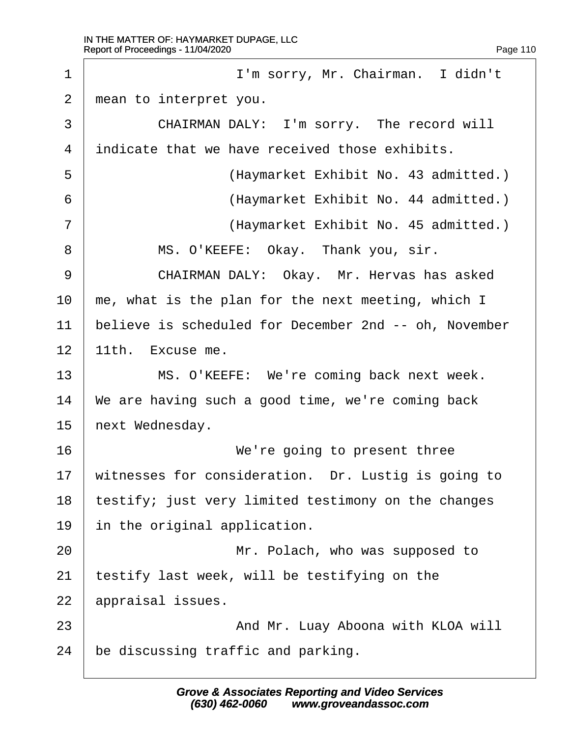I'm sorry, Mr. Chairman. I didn't mean to interpret you.

CHAIRMAN DALY: I'm sorry. The record will indicate that we have received those exhibits.

(Haymarket Exhibit No. 43 admitted.)

(Haymarket Exhibit No. 44 admitted.)

(Haymarket Exhibit No. 45 admitted.)

MS. O'KEEFE: Okay. Thank you, sir.

CHAIRMAN DALY: Okay. Mr. Hervas has asked me, what is the plan for the next meeting, which I believe is scheduled for December 2nd -- oh, November 11th. Excuse me.

MS. O'KEEFE: We're coming back next week. We are having such a good time, we're coming back next Wednesday.

We're going to present three witnesses for consideration. Dr. Lustig is going to testify; just very limited testimony on the changes in the original application.

Mr. Polach, who was supposed to testify last week, will be testifying on the appraisal issues.

And Mr. Luay Aboona with KLOA will be discussing traffic and parking.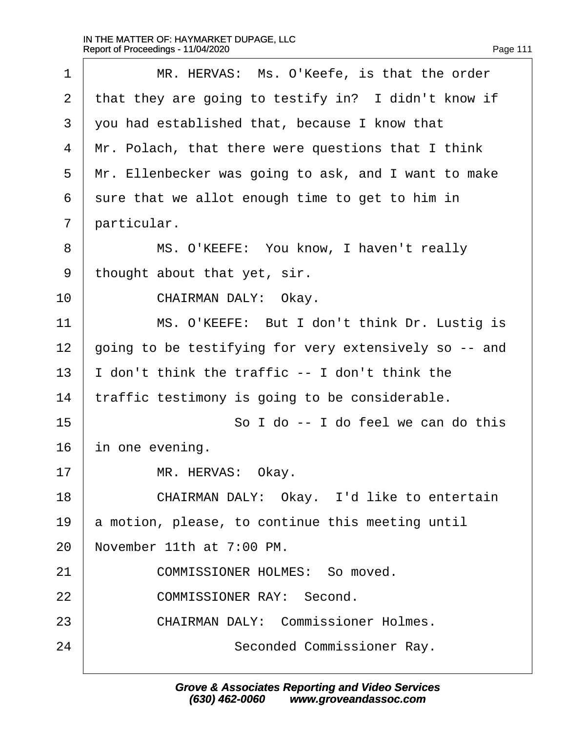MR. HERVAS: Ms. O'Keefe, is that the order that they are going to testify in? I didn't know if you had established that, because I know that Mr. Polach, that there were questions that I think Mr. Ellenbecker was going to ask, and I want to make sure that we allot enough time to get to him in particular.

MS. O'KEEFE: You know, I haven't really thought about that yet, sir.

CHAIRMAN DALY: Okay.

MS. O'KEEFE: But I don't think Dr. Lustig is going to be testifying for very extensively so -- and I don't think the traffic -- I don't think the traffic testimony is going to be considerable.

So I do -- I do feel we can do this in one evening.

MR. HERVAS: Okay.

CHAIRMAN DALY: Okay. I'd like to entertain a motion, please, to continue this meeting until November 11th at 7:00 PM.

COMMISSIONER HOLMES: So moved.

COMMISSIONER RAY: Second.

CHAIRMAN DALY: Commissioner Holmes.

Seconded Commissioner Ray.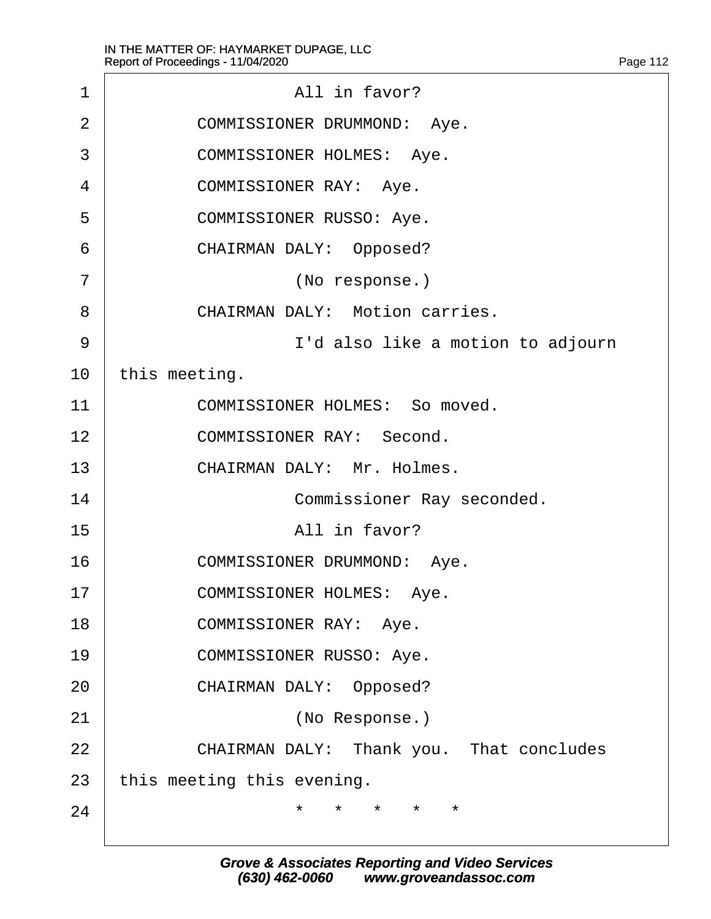All in favor?

COMMISSIONER DRUMMOND: Aye.

COMMISSIONER HOLMES: Aye.

COMMISSIONER RAY: Aye.

COMMISSIONER RUSSO: Aye.

CHAIRMAN DALY: Opposed?

(No response.)

CHAIRMAN DALY: Motion carries.

I'd also like a motion to adjourn this meeting.

COMMISSIONER HOLMES: So moved.

COMMISSIONER RAY: Second.

CHAIRMAN DALY: Mr. Holmes.

Commissioner Ray seconded.

All in favor?

COMMISSIONER DRUMMOND: Aye.

COMMISSIONER HOLMES: Aye.

COMMISSIONER RAY: Aye.

COMMISSIONER RUSSO: Aye.

CHAIRMAN DALY: Opposed?

(No Response.)

CHAIRMAN DALY: Thank you. That concludes this meeting this evening.

* * * * *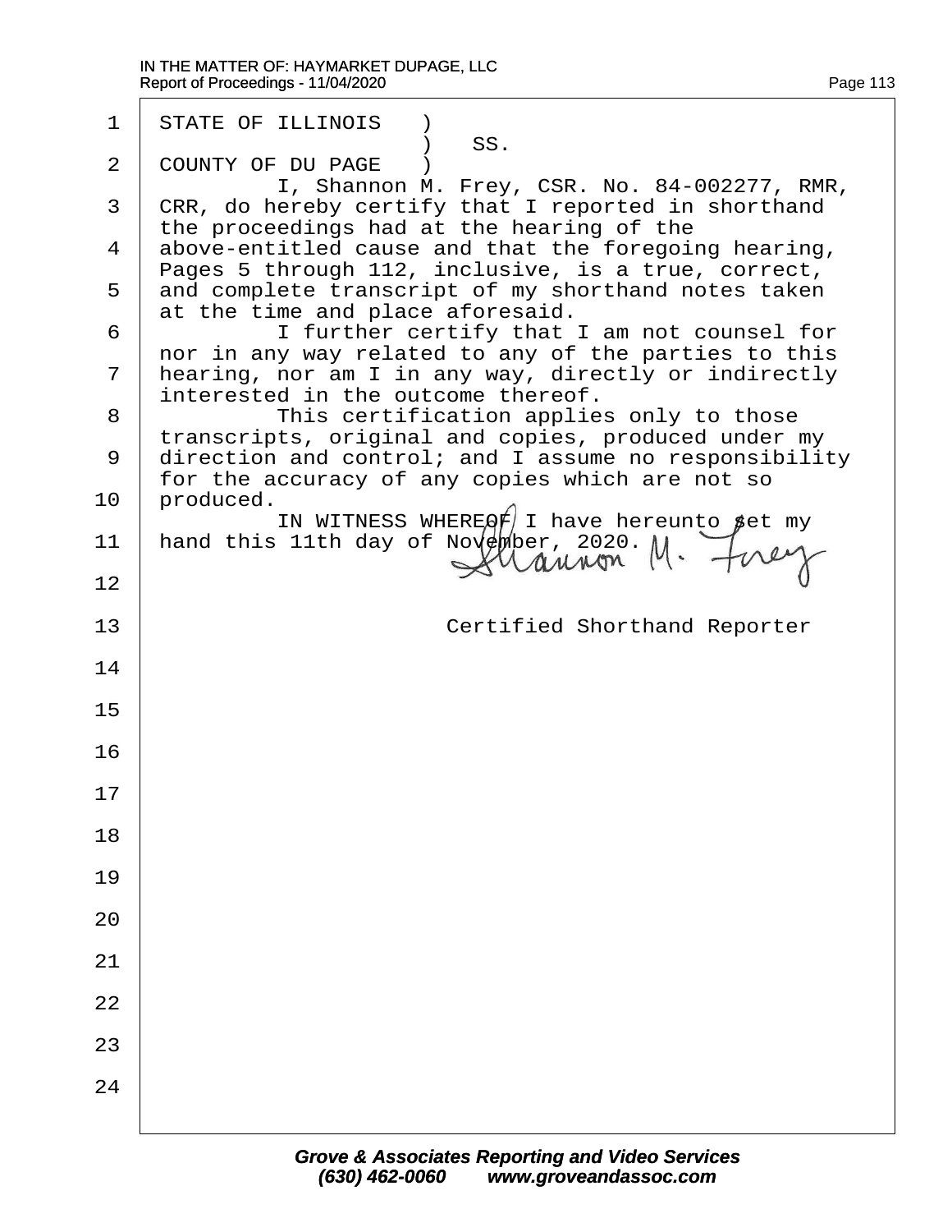STATE OF ILLINOIS )
) SS.
COUNTY OF DU PAGE )

I, Shannon M. Frey, CSR. No. 84-002277, RMR, CRR, do hereby certify that I reported in shorthand the proceedings had at the hearing of the above-entitled cause and that the foregoing hearing, Pages 5 through 112, inclusive, is a true, correct, and complete transcript of my shorthand notes taken at the time and place aforesaid.

I further certify that I am not counsel for nor in any way related to any of the parties to this hearing, nor am I in any way, directly or indirectly interested in the outcome thereof.

This certification applies only to those transcripts, original and copies, produced under my direction and control; and I assume no responsibility for the accuracy of any copies which are not so produced.

IN WITNESS WHEREOF I have hereunto set my hand this 11th day of November, 2020.

Shannon M. Frey

Certified Shorthand Reporter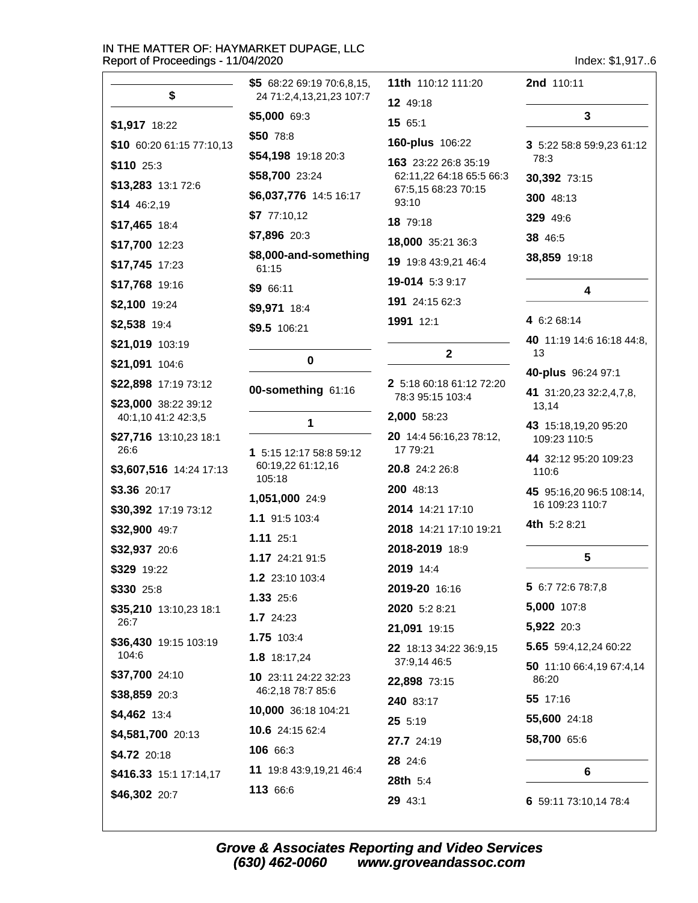## $

**$1,917** 18:22

**$10** 60:20 61:15 77:10,13

**$110** 25:3

**$13,283** 13:1 72:6

**$14** 46:2,19

**$17,465** 18:4

**$17,700** 12:23

**$17,745** 17:23

**$17,768** 19:16

**$2,100** 19:24

**$2,538** 19:4

**$21,019** 103:19

**$21,091** 104:6

**$22,898** 17:19 73:12

**$23,000** 38:22 39:12 40:1,10 41:2 42:3,5

**$27,716** 13:10,23 18:1 26:6

**$3,607,516** 14:24 17:13

**$3.36** 20:17

**$30,392** 17:19 73:12

**$32,900** 49:7

**$32,937** 20:6

**$329** 19:22

**$330** 25:8

**$35,210** 13:10,23 18:1 26:7

**$36,430** 19:15 103:19 104:6

**$37,700** 24:10

**$38,859** 20:3

**$4,462** 13:4

**$4,581,700** 20:13

**$4.72** 20:18

**$416.33** 15:1 17:14,17

**$46,302** 20:7

**$5** 68:22 69:19 70:6,8,15, 24 71:2,4,13,21,23 107:7

**$5,000** 69:3

**$50** 78:8

**$54,198** 19:18 20:3

**$58,700** 23:24

**$6,037,776** 14:5 16:17

**$7** 77:10,12

**$7,896** 20:3

**$8,000-and-something** 61:15

**$9** 66:11

**$9,971** 18:4

**$9.5** 106:21

## 0

**00-something** 61:16

## 1

**1** 5:15 12:17 58:8 59:12 60:19,22 61:12,16 105:18

**1,051,000** 24:9

**1.1** 91:5 103:4

**1.11** 25:1

**1.17** 24:21 91:5

**1.2** 23:10 103:4

**1.33** 25:6

**1.7** 24:23

**1.75** 103:4

**1.8** 18:17,24

**10** 23:11 24:22 32:23 46:2,18 78:7 85:6

**10,000** 36:18 104:21

**10.6** 24:15 62:4

**106** 66:3

**11** 19:8 43:9,19,21 46:4

**113** 66:6

**11th** 110:12 111:20

**12** 49:18

**15** 65:1

**160-plus** 106:22

**163** 23:22 26:8 35:19 62:11,22 64:18 65:5 66:3 67:5,15 68:23 70:15 93:10

**18** 79:18

**18,000** 35:21 36:3

**19** 19:8 43:9,21 46:4

**19-014** 5:3 9:17

**191** 24:15 62:3

**1991** 12:1

## 2

**2** 5:18 60:18 61:12 72:20 78:3 95:15 103:4

**2,000** 58:23

**20** 14:4 56:16,23 78:12, 17 79:21

**20.8** 24:2 26:8

**200** 48:13

**2014** 14:21 17:10

**2018** 14:21 17:10 19:21

**2018-2019** 18:9

**2019** 14:4

**2019-20** 16:16

**2020** 5:2 8:21

**21,091** 19:15

**22** 18:13 34:22 36:9,15 37:9,14 46:5

**22,898** 73:15

**240** 83:17

**25** 5:19

**27.7** 24:19

**28** 24:6

**28th** 5:4

**29** 43:1

**2nd** 110:11

## 3

**3** 5:22 58:8 59:9,23 61:12 78:3

**30,392** 73:15

**300** 48:13

**329** 49:6

**38** 46:5

**38,859** 19:18

## 4

**4** 6:2 68:14

**40** 11:19 14:6 16:18 44:8, 13

**40-plus** 96:24 97:1

**41** 31:20,23 32:2,4,7,8, 13,14

**43** 15:18,19,20 95:20 109:23 110:5

**44** 32:12 95:20 109:23 110:6

**45** 95:16,20 96:5 108:14, 16 109:23 110:7

**4th** 5:2 8:21

## 5

**5** 6:7 72:6 78:7,8

**5,000** 107:8

**5,922** 20:3

**5.65** 59:4,12,24 60:22

**50** 11:10 66:4,19 67:4,14 86:20

**55** 17:16

**55,600** 24:18

**58,700** 65:6

## 6

**6** 59:11 73:10,14 78:4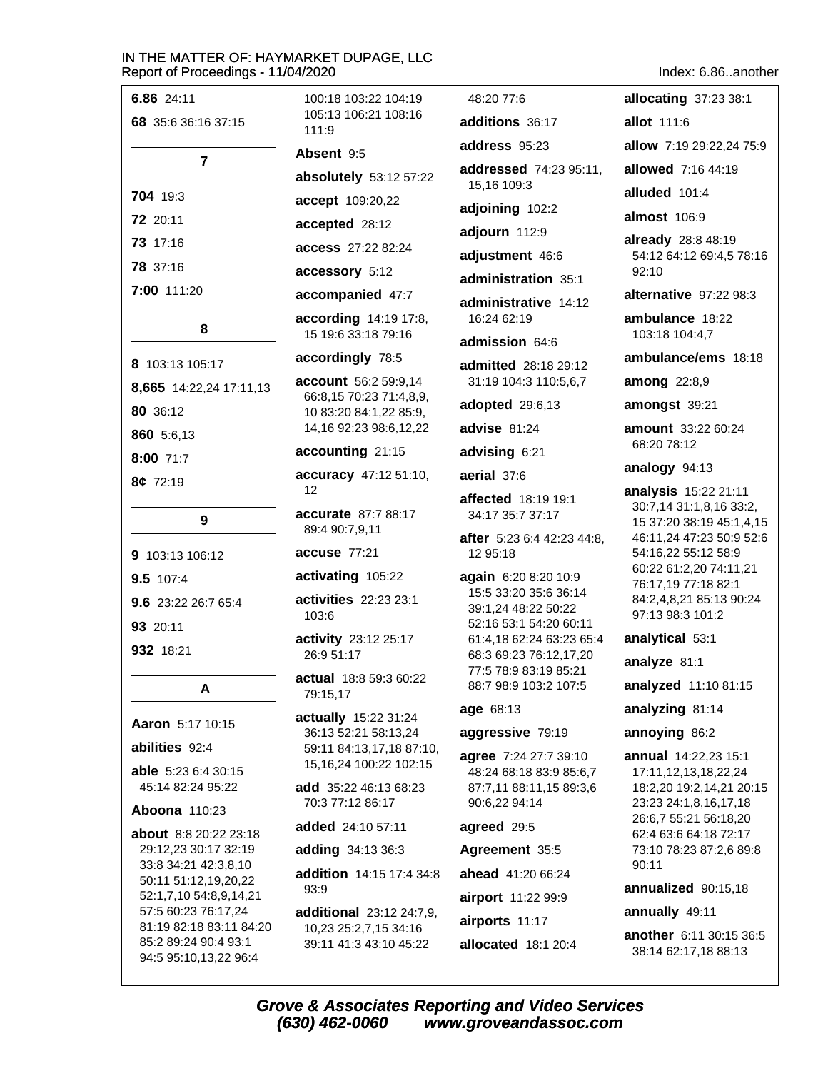**6.86** 24:11

**68** 35:6 36:16 37:15

## 7

**704** 19:3

**72** 20:11

**73** 17:16

**78** 37:16

**7:00** 111:20

## 8

**8** 103:13 105:17

**8,665** 14:22,24 17:11,13

**80** 36:12

**860** 5:6,13

**8:00** 71:7

**8¢** 72:19

## 9

**9** 103:13 106:12

**9.5** 107:4

**9.6** 23:22 26:7 65:4

**93** 20:11

**932** 18:21

## A

**Aaron** 5:17 10:15

**abilities** 92:4

**able** 5:23 6:4 30:15 45:14 82:24 95:22

**Aboona** 110:23

**about** 8:8 20:22 23:18 29:12,23 30:17 32:19 33:8 34:21 42:3,8,10 50:11 51:12,19,20,22 52:1,7,10 54:8,9,14,21 57:5 60:23 76:17,24 81:19 82:18 83:11 84:20 85:2 89:24 90:4 93:1 94:5 95:10,13,22 96:4 100:18 103:22 104:19 105:13 106:21 108:16 111:9

**Absent** 9:5

**absolutely** 53:12 57:22

**accept** 109:20,22

**accepted** 28:12

**access** 27:22 82:24

**accessory** 5:12

**accompanied** 47:7

**according** 14:19 17:8, 15 19:6 33:18 79:16

**accordingly** 78:5

**account** 56:2 59:9,14 66:8,15 70:23 71:4,8,9, 10 83:20 84:1,22 85:9, 14,16 92:23 98:6,12,22

**accounting** 21:15

**accuracy** 47:12 51:10, 12

**accurate** 87:7 88:17 89:4 90:7,9,11

**accuse** 77:21

**activating** 105:22

**activities** 22:23 23:1 103:6

**activity** 23:12 25:17 26:9 51:17

**actual** 18:8 59:3 60:22 79:15,17

**actually** 15:22 31:24 36:13 52:21 58:13,24 59:11 84:13,17,18 87:10, 15,16,24 100:22 102:15

**add** 35:22 46:13 68:23 70:3 77:12 86:17

**added** 24:10 57:11

**adding** 34:13 36:3

**addition** 14:15 17:4 34:8 93:9

**additional** 23:12 24:7,9, 10,23 25:2,7,15 34:16 39:11 41:3 43:10 45:22 48:20 77:6

**additions** 36:17

**address** 95:23

**addressed** 74:23 95:11, 15,16 109:3

**adjoining** 102:2

**adjourn** 112:9

**adjustment** 46:6

**administration** 35:1

**administrative** 14:12 16:24 62:19

**admission** 64:6

**admitted** 28:18 29:12 31:19 104:3 110:5,6,7

**adopted** 29:6,13

**advise** 81:24

**advising** 6:21

**aerial** 37:6

**affected** 18:19 19:1 34:17 35:7 37:17

**after** 5:23 6:4 42:23 44:8, 12 95:18

**again** 6:20 8:20 10:9 15:5 33:20 35:6 36:14 39:1,24 48:22 50:22 52:16 53:1 54:20 60:11 61:4,18 62:24 63:23 65:4 68:3 69:23 76:12,17,20 77:5 78:9 83:19 85:21 88:7 98:9 103:2 107:5

**age** 68:13

**aggressive** 79:19

**agree** 7:24 27:7 39:10 48:24 68:18 83:9 85:6,7 87:7,11 88:11,15 89:3,6 90:6,22 94:14

**agreed** 29:5

**Agreement** 35:5

**ahead** 41:20 66:24

**airport** 11:22 99:9

**airports** 11:17

**allocated** 18:1 20:4

**allocating** 37:23 38:1

**allot** 111:6

**allow** 7:19 29:22,24 75:9

**allowed** 7:16 44:19

**alluded** 101:4

**almost** 106:9

**already** 28:8 48:19 54:12 64:12 69:4,5 78:16 92:10

**alternative** 97:22 98:3

**ambulance** 18:22 103:18 104:4,7

**ambulance/ems** 18:18

**among** 22:8,9

**amongst** 39:21

**amount** 33:22 60:24 68:20 78:12

**analogy** 94:13

**analysis** 15:22 21:11 30:7,14 31:1,8,16 33:2, 15 37:20 38:19 45:1,4,15 46:11,24 47:23 50:9 52:6 54:16,22 55:12 58:9 60:22 61:2,20 74:11,21 76:17,19 77:18 82:1 84:2,4,8,21 85:13 90:24 97:13 98:3 101:2

**analytical** 53:1

**analyze** 81:1

**analyzed** 11:10 81:15

**analyzing** 81:14

**annoying** 86:2

**annual** 14:22,23 15:1 17:11,12,13,18,22,24 18:2,20 19:2,14,21 20:15 23:23 24:1,8,16,17,18 26:6,7 55:21 56:18,20 62:4 63:6 64:18 72:17 73:10 78:23 87:2,6 89:8 90:11

**annualized** 90:15,18

**annually** 49:11

**another** 6:11 30:15 36:5 38:14 62:17,18 88:13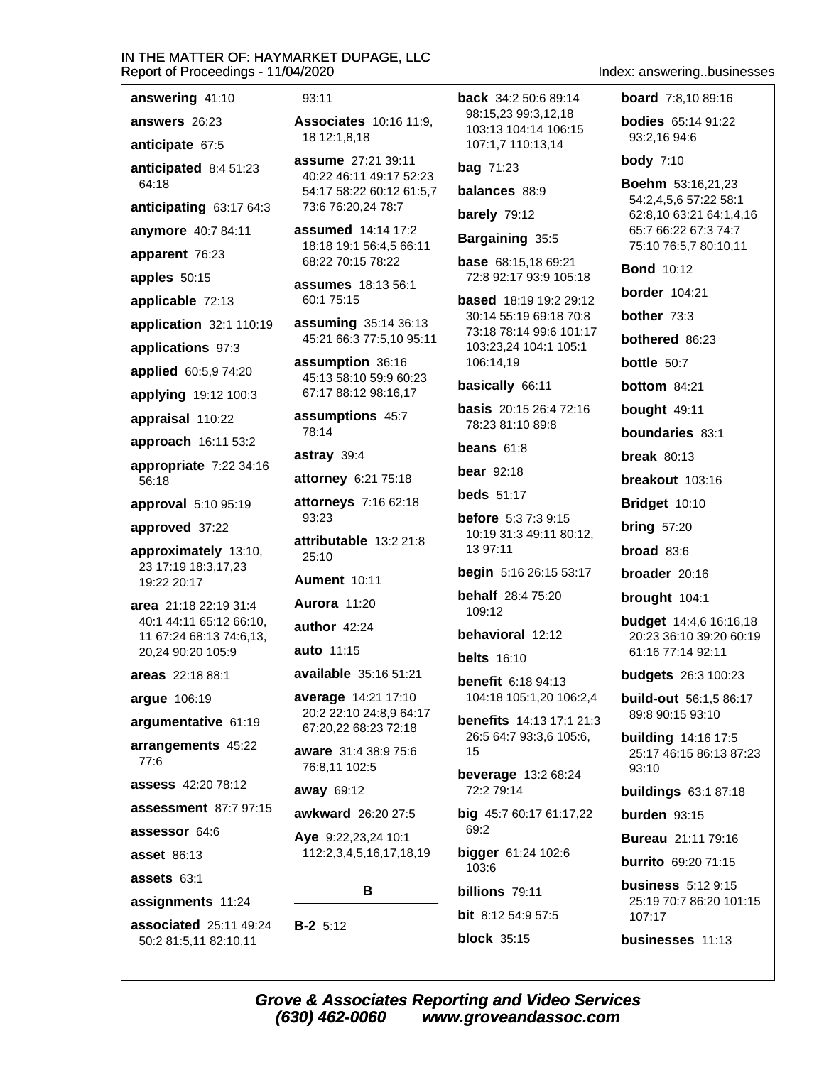**answering** 41:10

**answers** 26:23

**anticipate** 67:5

**anticipated** 8:4 51:23 64:18

**anticipating** 63:17 64:3

**anymore** 40:7 84:11

**apparent** 76:23

**apples** 50:15

**applicable** 72:13

**application** 32:1 110:19

**applications** 97:3

**applied** 60:5,9 74:20

**applying** 19:12 100:3

**appraisal** 110:22

**approach** 16:11 53:2

**appropriate** 7:22 34:16 56:18

**approval** 5:10 95:19

**approved** 37:22

**approximately** 13:10, 23 17:19 18:3,17,23 19:22 20:17

**area** 21:18 22:19 31:4 40:1 44:11 65:12 66:10, 11 67:24 68:13 74:6,13, 20,24 90:20 105:9

**areas** 22:18 88:1

**argue** 106:19

**argumentative** 61:19

**arrangements** 45:22 77:6

**assess** 42:20 78:12

**assessment** 87:7 97:15

**assessor** 64:6

**asset** 86:13

**assets** 63:1

**assignments** 11:24

**associated** 25:11 49:24 50:2 81:5,11 82:10,11 93:11

**Associates** 10:16 11:9, 18 12:1,8,18

**assume** 27:21 39:11 40:22 46:11 49:17 52:23 54:17 58:22 60:12 61:5,7 73:6 76:20,24 78:7

**assumed** 14:14 17:2 18:18 19:1 56:4,5 66:11 68:22 70:15 78:22

**assumes** 18:13 56:1 60:1 75:15

**assuming** 35:14 36:13 45:21 66:3 77:5,10 95:11

**assumption** 36:16 45:13 58:10 59:9 60:23 67:17 88:12 98:16,17

**assumptions** 45:7 78:14

**astray** 39:4

**attorney** 6:21 75:18

**attorneys** 7:16 62:18 93:23

**attributable** 13:2 21:8 25:10

**Aument** 10:11

**Aurora** 11:20

**author** 42:24

**auto** 11:15

**available** 35:16 51:21

**average** 14:21 17:10 20:2 22:10 24:8,9 64:17 67:20,22 68:23 72:18

**aware** 31:4 38:9 75:6 76:8,11 102:5

**away** 69:12

**awkward** 26:20 27:5

**Aye** 9:22,23,24 10:1 112:2,3,4,5,16,17,18,19

## B

**B-2** 5:12

**back** 34:2 50:6 89:14 98:15,23 99:3,12,18 103:13 104:14 106:15 107:1,7 110:13,14

**bag** 71:23

**balances** 88:9

**barely** 79:12

**Bargaining** 35:5

**base** 68:15,18 69:21 72:8 92:17 93:9 105:18

**based** 18:19 19:2 29:12 30:14 55:19 69:18 70:8 73:18 78:14 99:6 101:17 103:23,24 104:1 105:1 106:14,19

**basically** 66:11

**basis** 20:15 26:4 72:16 78:23 81:10 89:8

**beans** 61:8

**bear** 92:18

**beds** 51:17

**before** 5:3 7:3 9:15 10:19 31:3 49:11 80:12, 13 97:11

**begin** 5:16 26:15 53:17

**behalf** 28:4 75:20 109:12

**behavioral** 12:12

**belts** 16:10

**benefit** 6:18 94:13 104:18 105:1,20 106:2,4

**benefits** 14:13 17:1 21:3 26:5 64:7 93:3,6 105:6, 15

**beverage** 13:2 68:24 72:2 79:14

**big** 45:7 60:17 61:17,22 69:2

**bigger** 61:24 102:6 103:6

**billions** 79:11

**bit** 8:12 54:9 57:5

**block** 35:15

**board** 7:8,10 89:16

**bodies** 65:14 91:22 93:2,16 94:6

**body** 7:10

**Boehm** 53:16,21,23 54:2,4,5,6 57:22 58:1 62:8,10 63:21 64:1,4,16 65:7 66:22 67:3 74:7 75:10 76:5,7 80:10,11

**Bond** 10:12

**border** 104:21

**bother** 73:3

**bothered** 86:23

**bottle** 50:7

**bottom** 84:21

**bought** 49:11

**boundaries** 83:1

**break** 80:13

**breakout** 103:16

**Bridget** 10:10

**bring** 57:20

**broad** 83:6

**broader** 20:16

**brought** 104:1

**budget** 14:4,6 16:16,18 20:23 36:10 39:20 60:19 61:16 77:14 92:11

**budgets** 26:3 100:23

**build-out** 56:1,5 86:17 89:8 90:15 93:10

**building** 14:16 17:5 25:17 46:15 86:13 87:23 93:10

**buildings** 63:1 87:18

**burden** 93:15

**Bureau** 21:11 79:16

**burrito** 69:20 71:15

**business** 5:12 9:15 25:19 70:7 86:20 101:15 107:17

**businesses** 11:13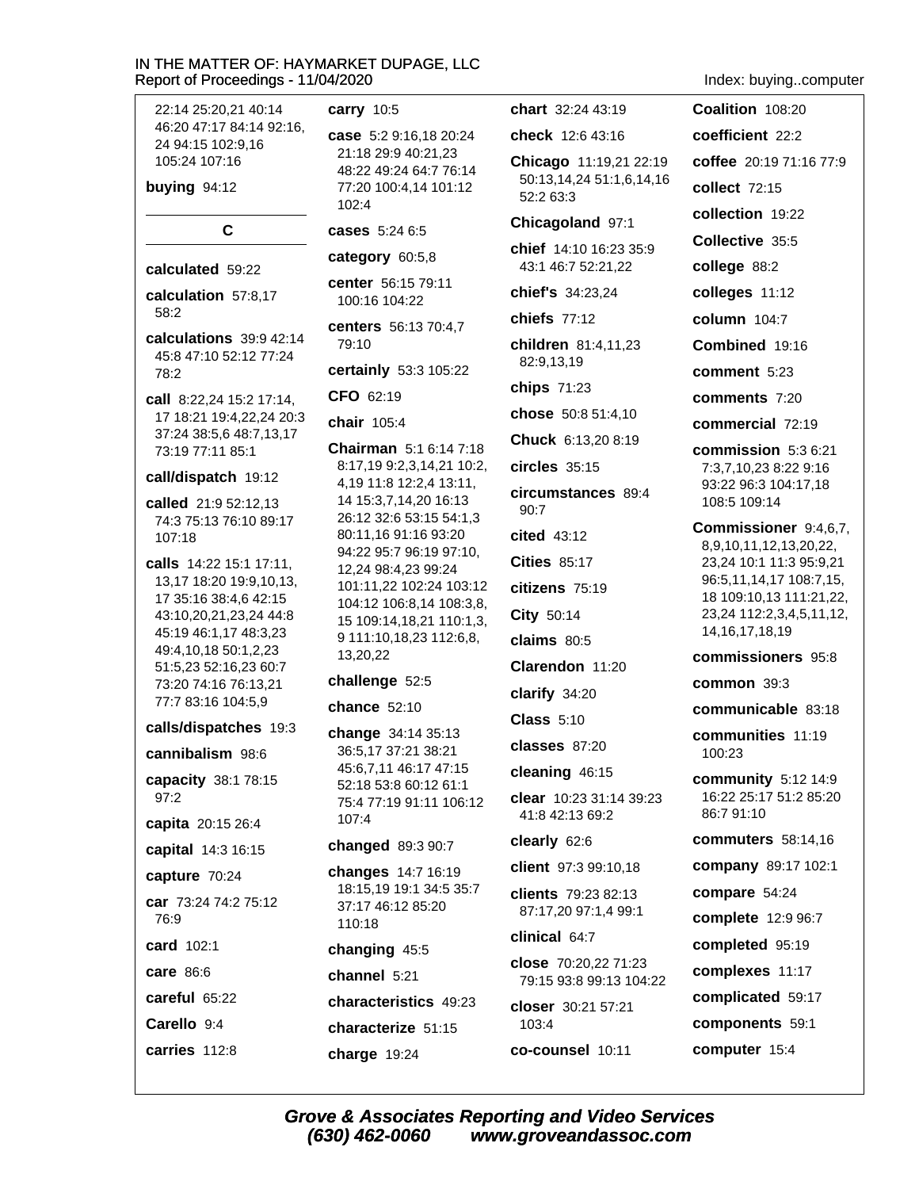22:14 25:20,21 40:14 46:20 47:17 84:14 92:16, 24 94:15 102:9,16 105:24 107:16

**buying** 94:12

## C

**calculated** 59:22

**calculation** 57:8,17 58:2

**calculations** 39:9 42:14 45:8 47:10 52:12 77:24 78:2

**call** 8:22,24 15:2 17:14, 17 18:21 19:4,22,24 20:3 37:24 38:5,6 48:7,13,17 73:19 77:11 85:1

**call/dispatch** 19:12

**called** 21:9 52:12,13 74:3 75:13 76:10 89:17 107:18

**calls** 14:22 15:1 17:11, 13,17 18:20 19:9,10,13, 17 35:16 38:4,6 42:15 43:10,20,21,23,24 44:8 45:19 46:1,17 48:3,23 49:4,10,18 50:1,2,23 51:5,23 52:16,23 60:7 73:20 74:16 76:13,21 77:7 83:16 104:5,9

**calls/dispatches** 19:3

**cannibalism** 98:6

**capacity** 38:1 78:15 97:2

**capita** 20:15 26:4

**capital** 14:3 16:15

**capture** 70:24

**car** 73:24 74:2 75:12 76:9

**card** 102:1

**care** 86:6

**careful** 65:22

**Carello** 9:4

**carries** 112:8

**carry** 10:5

**case** 5:2 9:16,18 20:24 21:18 29:9 40:21,23 48:22 49:24 64:7 76:14 77:20 100:4,14 101:12 102:4

**cases** 5:24 6:5

**category** 60:5,8

**center** 56:15 79:11 100:16 104:22

**centers** 56:13 70:4,7 79:10

**certainly** 53:3 105:22

**CFO** 62:19

**chair** 105:4

**Chairman** 5:1 6:14 7:18 8:17,19 9:2,3,14,21 10:2, 4,19 11:8 12:2,4 13:11, 14 15:3,7,14,20 16:13 26:12 32:6 53:15 54:1,3 80:11,16 91:16 93:20 94:22 95:7 96:19 97:10, 12,24 98:4,23 99:24 101:11,22 102:24 103:12 104:12 106:8,14 108:3,8, 15 109:14,18,21 110:1,3, 9 111:10,18,23 112:6,8, 13,20,22

**challenge** 52:5

**chance** 52:10

**change** 34:14 35:13 36:5,17 37:21 38:21 45:6,7,11 46:17 47:15 52:18 53:8 60:12 61:1 75:4 77:19 91:11 106:12 107:4

**changed** 89:3 90:7

**changes** 14:7 16:19 18:15,19 19:1 34:5 35:7 37:17 46:12 85:20 110:18

**changing** 45:5

**channel** 5:21

**characteristics** 49:23

**characterize** 51:15

**charge** 19:24

**chart** 32:24 43:19

**check** 12:6 43:16

**Chicago** 11:19,21 22:19 50:13,14,24 51:1,6,14,16 52:2 63:3

**Chicagoland** 97:1

**chief** 14:10 16:23 35:9 43:1 46:7 52:21,22

**chief's** 34:23,24

**chiefs** 77:12

**children** 81:4,11,23 82:9,13,19

**chips** 71:23

**chose** 50:8 51:4,10

**Chuck** 6:13,20 8:19

**circles** 35:15

**circumstances** 89:4 90:7

**cited** 43:12

**Cities** 85:17

**citizens** 75:19

**City** 50:14

**claims** 80:5

**Clarendon** 11:20

**clarify** 34:20

**Class** 5:10

**classes** 87:20

**cleaning** 46:15

**clear** 10:23 31:14 39:23 41:8 42:13 69:2

**clearly** 62:6

**client** 97:3 99:10,18

**clients** 79:23 82:13 87:17,20 97:1,4 99:1

**clinical** 64:7

**close** 70:20,22 71:23 79:15 93:8 99:13 104:22

**closer** 30:21 57:21 103:4

**co-counsel** 10:11

**Coalition** 108:20

**coefficient** 22:2

**coffee** 20:19 71:16 77:9

**collect** 72:15

**collection** 19:22

**Collective** 35:5

**college** 88:2

**colleges** 11:12

**column** 104:7

**Combined** 19:16

**comment** 5:23

**comments** 7:20

**commercial** 72:19

**commission** 5:3 6:21 7:3,7,10,23 8:22 9:16 93:22 96:3 104:17,18 108:5 109:14

**Commissioner** 9:4,6,7, 8,9,10,11,12,13,20,22, 23,24 10:1 11:3 95:9,21 96:5,11,14,17 108:7,15, 18 109:10,13 111:21,22, 23,24 112:2,3,4,5,11,12, 14,16,17,18,19

**commissioners** 95:8

**common** 39:3

**communicable** 83:18

**communities** 11:19 100:23

**community** 5:12 14:9 16:22 25:17 51:2 85:20 86:7 91:10

**commuters** 58:14,16

**company** 89:17 102:1

**compare** 54:24

**complete** 12:9 96:7

**completed** 95:19

**complexes** 11:17

**complicated** 59:17

**components** 59:1

**computer** 15:4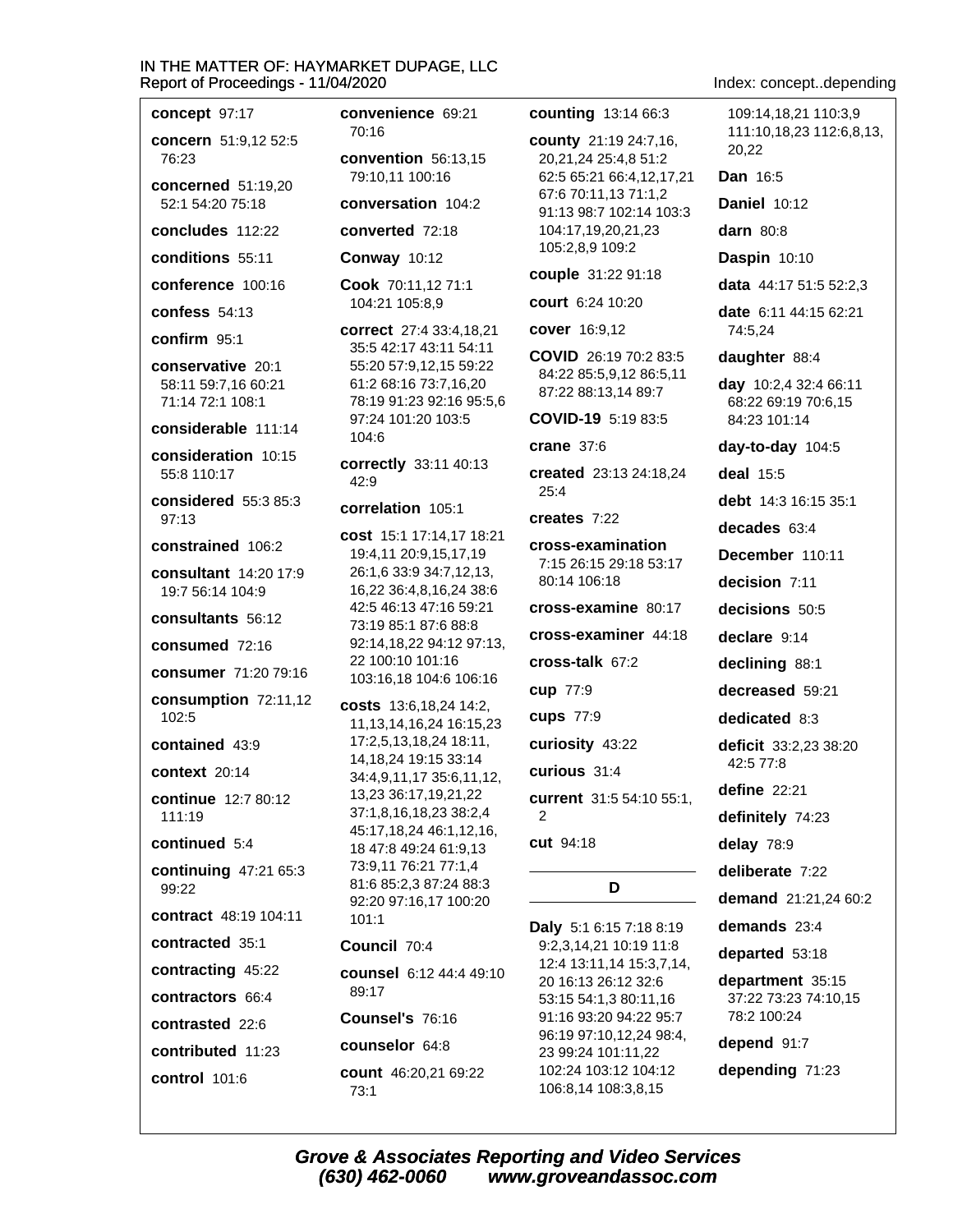**concept** 97:17

**concern** 51:9,12 52:5 76:23

**concerned** 51:19,20 52:1 54:20 75:18

**concludes** 112:22

**conditions** 55:11

**conference** 100:16

**confess** 54:13

**confirm** 95:1

**conservative** 20:1 58:11 59:7,16 60:21 71:14 72:1 108:1

**considerable** 111:14

**consideration** 10:15 55:8 110:17

**considered** 55:3 85:3 97:13

**constrained** 106:2

**consultant** 14:20 17:9 19:7 56:14 104:9

**consultants** 56:12

**consumed** 72:16

**consumer** 71:20 79:16

**consumption** 72:11,12 102:5

**contained** 43:9

**context** 20:14

**continue** 12:7 80:12 111:19

**continued** 5:4

**continuing** 47:21 65:3 99:22

**contract** 48:19 104:11

**contracted** 35:1

**contracting** 45:22

**contractors** 66:4

**contrasted** 22:6

**contributed** 11:23

**control** 101:6

**convenience** 69:21 70:16

**convention** 56:13,15 79:10,11 100:16

**conversation** 104:2

**converted** 72:18

**Conway** 10:12

**Cook** 70:11,12 71:1 104:21 105:8,9

**correct** 27:4 33:4,18,21 35:5 42:17 43:11 54:11 55:20 57:9,12,15 59:22 61:2 68:16 73:7,16,20 78:19 91:23 92:16 95:5,6 97:24 101:20 103:5 104:6

**correctly** 33:11 40:13 42:9

**correlation** 105:1

**cost** 15:1 17:14,17 18:21 19:4,11 20:9,15,17,19 26:1,6 33:9 34:7,12,13, 16,22 36:4,8,16,24 38:6 42:5 46:13 47:16 59:21 73:19 85:1 87:6 88:8 92:14,18,22 94:12 97:13, 22 100:10 101:16 103:16,18 104:6 106:16

**costs** 13:6,18,24 14:2, 11,13,14,16,24 16:15,23 17:2,5,13,18,24 18:11, 14,18,24 19:15 33:14 34:4,9,11,17 35:6,11,12, 13,23 36:17,19,21,22 37:1,8,16,18,23 38:2,4 45:17,18,24 46:1,12,16, 18 47:8 49:24 61:9,13 73:9,11 76:21 77:1,4 81:6 85:2,3 87:24 88:3 92:20 97:16,17 100:20 101:1

**Council** 70:4

**counsel** 6:12 44:4 49:10 89:17

**Counsel's** 76:16

**counselor** 64:8

**count** 46:20,21 69:22 73:1

**counting** 13:14 66:3

**county** 21:19 24:7,16, 20,21,24 25:4,8 51:2 62:5 65:21 66:4,12,17,21 67:6 70:11,13 71:1,2 91:13 98:7 102:14 103:3 104:17,19,20,21,23 105:2,8,9 109:2

**couple** 31:22 91:18

**court** 6:24 10:20

**cover** 16:9,12

**COVID** 26:19 70:2 83:5 84:22 85:5,9,12 86:5,11 87:22 88:13,14 89:7

**COVID-19** 5:19 83:5

**crane** 37:6

**created** 23:13 24:18,24 25:4

**creates** 7:22

**cross-examination** 7:15 26:15 29:18 53:17 80:14 106:18

**cross-examine** 80:17

**cross-examiner** 44:18

**cross-talk** 67:2

**cup** 77:9

**cups** 77:9

**curiosity** 43:22

**curious** 31:4

**current** 31:5 54:10 55:1, 2

**cut** 94:18

## D

**Daly** 5:1 6:15 7:18 8:19 9:2,3,14,21 10:19 11:8 12:4 13:11,14 15:3,7,14, 20 16:13 26:12 32:6 53:15 54:1,3 80:11,16 91:16 93:20 94:22 95:7 96:19 97:10,12,24 98:4, 23 99:24 101:11,22 102:24 103:12 104:12 106:8,14 108:3,8,15 109:14,18,21 110:3,9 111:10,18,23 112:6,8,13, 20,22

**Dan** 16:5

**Daniel** 10:12

**darn** 80:8

**Daspin** 10:10

**data** 44:17 51:5 52:2,3

**date** 6:11 44:15 62:21 74:5,24

**daughter** 88:4

**day** 10:2,4 32:4 66:11 68:22 69:19 70:6,15 84:23 101:14

**day-to-day** 104:5

**deal** 15:5

**debt** 14:3 16:15 35:1

**decades** 63:4

**December** 110:11

**decision** 7:11

**decisions** 50:5

**declare** 9:14

**declining** 88:1

**decreased** 59:21

**dedicated** 8:3

**deficit** 33:2,23 38:20 42:5 77:8

**define** 22:21

**definitely** 74:23

**delay** 78:9

**deliberate** 7:22

**demand** 21:21,24 60:2

**demands** 23:4

**departed** 53:18

**department** 35:15 37:22 73:23 74:10,15 78:2 100:24

**depend** 91:7

**depending** 71:23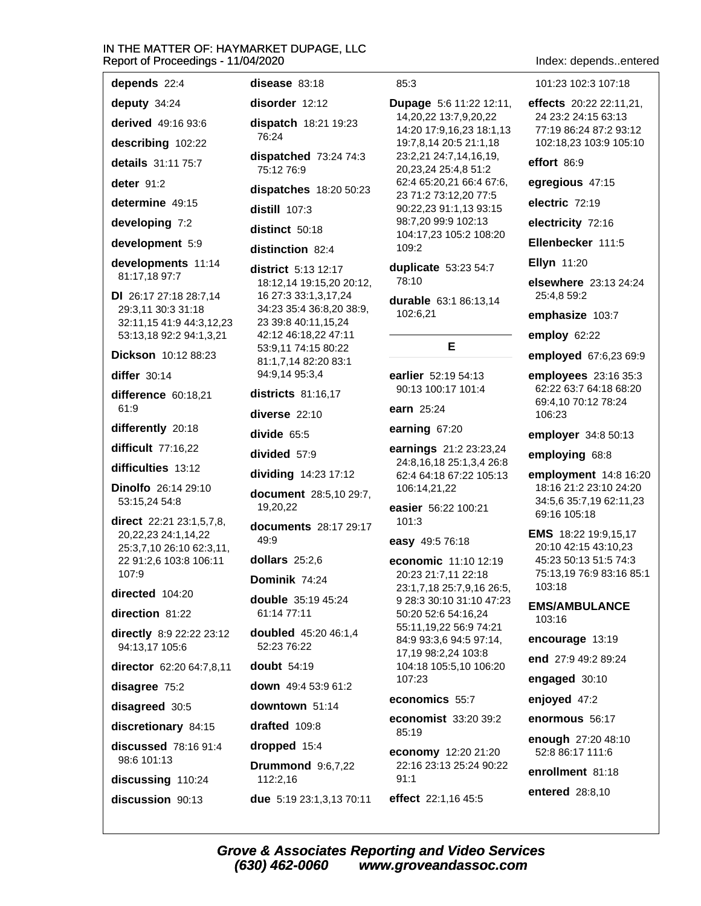**depends** 22:4

**deputy** 34:24

**derived** 49:16 93:6

**describing** 102:22

**details** 31:11 75:7

**deter** 91:2

**determine** 49:15

**developing** 7:2

**development** 5:9

**developments** 11:14 81:17,18 97:7

**DI** 26:17 27:18 28:7,14 29:3,11 30:3 31:18 32:11,15 41:9 44:3,12,23 53:13,18 92:2 94:1,3,21

**Dickson** 10:12 88:23

**differ** 30:14

**difference** 60:18,21 61:9

**differently** 20:18

**difficult** 77:16,22

**difficulties** 13:12

**Dinolfo** 26:14 29:10 53:15,24 54:8

**direct** 22:21 23:1,5,7,8, 20,22,23 24:1,14,22 25:3,7,10 26:10 62:3,11, 22 91:2,6 103:8 106:11 107:9

**directed** 104:20

**direction** 81:22

**directly** 8:9 22:22 23:12 94:13,17 105:6

**director** 62:20 64:7,8,11

**disagree** 75:2

**disagreed** 30:5

**discretionary** 84:15

**discussed** 78:16 91:4 98:6 101:13

**discussing** 110:24

**discussion** 90:13

**disease** 83:18

**disorder** 12:12

**dispatch** 18:21 19:23 76:24

**dispatched** 73:24 74:3 75:12 76:9

**dispatches** 18:20 50:23

**distill** 107:3

**distinct** 50:18

**distinction** 82:4

**district** 5:13 12:17 18:12,14 19:15,20 20:12, 16 27:3 33:1,3,17,24 34:23 35:4 36:8,20 38:9, 23 39:8 40:11,15,24 42:12 46:18,22 47:11 53:9,11 74:15 80:22 81:1,7,14 82:20 83:1 94:9,14 95:3,4

**districts** 81:16,17

**diverse** 22:10

**divide** 65:5

**divided** 57:9

**dividing** 14:23 17:12

**document** 28:5,10 29:7, 19,20,22

**documents** 28:17 29:17 49:9

**dollars** 25:2,6

**Dominik** 74:24

**double** 35:19 45:24 61:14 77:11

**doubled** 45:20 46:1,4 52:23 76:22

**doubt** 54:19

**down** 49:4 53:9 61:2

**downtown** 51:14

**drafted** 109:8

**dropped** 15:4

**Drummond** 9:6,7,22 112:2,16

**due** 5:19 23:1,3,13 70:11 85:3

**Dupage** 5:6 11:22 12:11, 14,20,22 13:7,9,20,22 14:20 17:9,16,23 18:1,13 19:7,8,14 20:5 21:1,18 23:2,21 24:7,14,16,19, 20,23,24 25:4,8 51:2 62:4 65:20,21 66:4 67:6, 23 71:2 73:12,20 77:5 90:22,23 91:1,13 93:15 98:7,20 99:9 102:13 104:17,23 105:2 108:20 109:2

**duplicate** 53:23 54:7 78:10

**durable** 63:1 86:13,14 102:6,21

## E

**earlier** 52:19 54:13 90:13 100:17 101:4

**earn** 25:24

**earning** 67:20

**earnings** 21:2 23:23,24 24:8,16,18 25:1,3,4 26:8 62:4 64:18 67:22 105:13 106:14,21,22

**easier** 56:22 100:21 101:3

**easy** 49:5 76:18

**economic** 11:10 12:19 20:23 21:7,11 22:18 23:1,7,18 25:7,9,16 26:5, 9 28:3 30:10 31:10 47:23 50:20 52:6 54:16,24 55:11,19,22 56:9 74:21 84:9 93:3,6 94:5 97:14, 17,19 98:2,24 103:8 104:18 105:5,10 106:20 107:23

**economics** 55:7

**economist** 33:20 39:2 85:19

**economy** 12:20 21:20 22:16 23:13 25:24 90:22 91:1

**effect** 22:1,16 45:5 101:23 102:3 107:18

**effects** 20:22 22:11,21, 24 23:2 24:15 63:13 77:19 86:24 87:2 93:12 102:18,23 103:9 105:10

**effort** 86:9

**egregious** 47:15

**electric** 72:19

**electricity** 72:16

**Ellenbecker** 111:5

**Ellyn** 11:20

**elsewhere** 23:13 24:24 25:4,8 59:2

**emphasize** 103:7

**employ** 62:22

**employed** 67:6,23 69:9

**employees** 23:16 35:3 62:22 63:7 64:18 68:20 69:4,10 70:12 78:24 106:23

**employer** 34:8 50:13

**employing** 68:8

**employment** 14:8 16:20 18:16 21:2 23:10 24:20 34:5,6 35:7,19 62:11,23 69:16 105:18

**EMS** 18:22 19:9,15,17 20:10 42:15 43:10,23 45:23 50:13 51:5 74:3 75:13,19 76:9 83:16 85:1 103:18

**EMS/AMBULANCE** 103:16

**encourage** 13:19

**end** 27:9 49:2 89:24

**engaged** 30:10

**enjoyed** 47:2

**enormous** 56:17

**enough** 27:20 48:10 52:8 86:17 111:6

**enrollment** 81:18

**entered** 28:8,10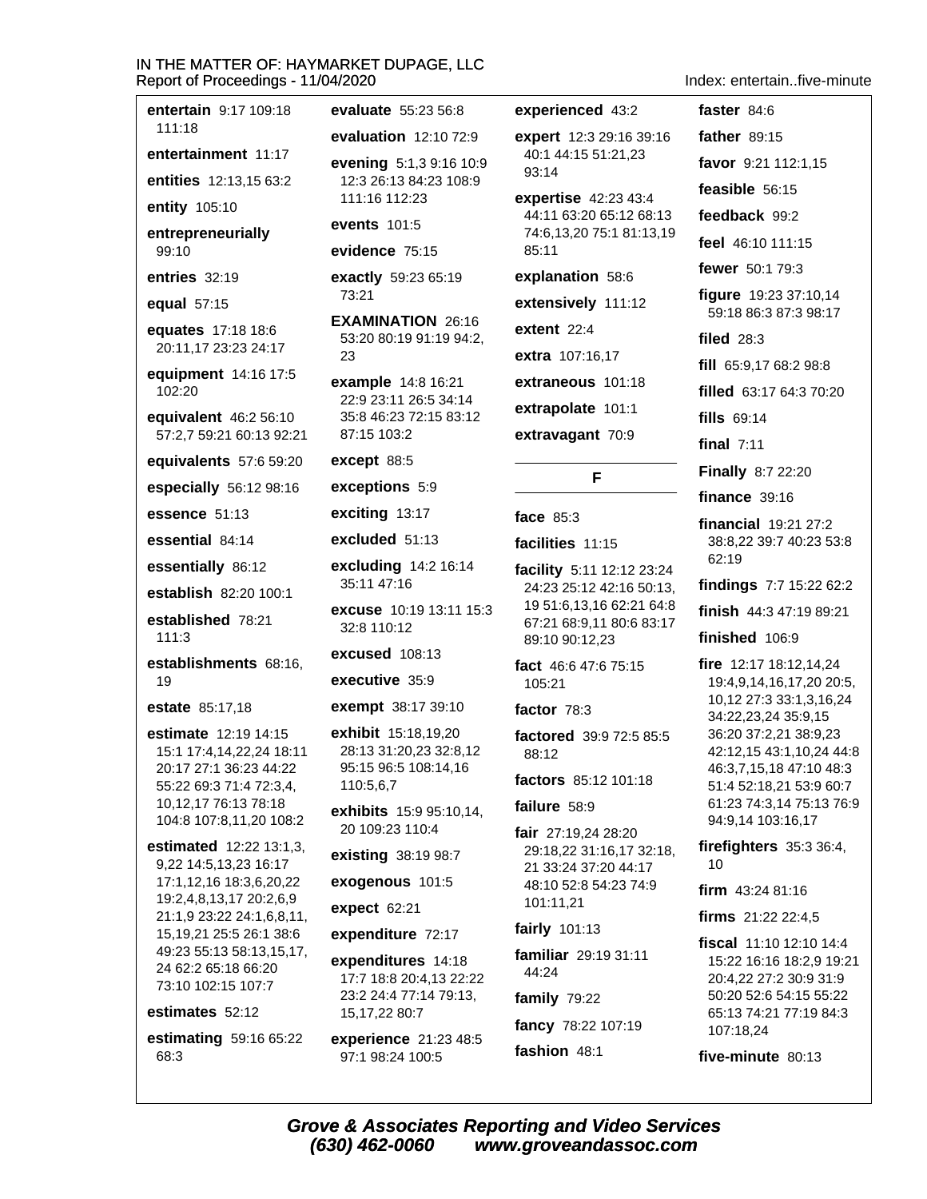**entertain** 9:17 109:18 111:18

**entertainment** 11:17

**entities** 12:13,15 63:2

**entity** 105:10

**entrepreneurially** 99:10

**entries** 32:19

**equal** 57:15

**equates** 17:18 18:6 20:11,17 23:23 24:17

**equipment** 14:16 17:5 102:20

**equivalent** 46:2 56:10 57:2,7 59:21 60:13 92:21

**equivalents** 57:6 59:20

**especially** 56:12 98:16

**essence** 51:13

**essential** 84:14

**essentially** 86:12

**establish** 82:20 100:1

**established** 78:21 111:3

**establishments** 68:16, 19

**estate** 85:17,18

**estimate** 12:19 14:15 15:1 17:4,14,22,24 18:11 20:17 27:1 36:23 44:22 55:22 69:3 71:4 72:3,4, 10,12,17 76:13 78:18 104:8 107:8,11,20 108:2

**estimated** 12:22 13:1,3, 9,22 14:5,13,23 16:17 17:1,12,16 18:3,6,20,22 19:2,4,8,13,17 20:2,6,9 21:1,9 23:22 24:1,6,8,11, 15,19,21 25:5 26:1 38:6 49:23 55:13 58:13,15,17, 24 62:2 65:18 66:20 73:10 102:15 107:7

**estimates** 52:12

**estimating** 59:16 65:22 68:3

**evaluate** 55:23 56:8

**evaluation** 12:10 72:9

**evening** 5:1,3 9:16 10:9 12:3 26:13 84:23 108:9 111:16 112:23

**events** 101:5

**evidence** 75:15

**exactly** 59:23 65:19 73:21

**EXAMINATION** 26:16 53:20 80:19 91:19 94:2, 23

**example** 14:8 16:21 22:9 23:11 26:5 34:14 35:8 46:23 72:15 83:12 87:15 103:2

**except** 88:5

**exceptions** 5:9

**exciting** 13:17

**excluded** 51:13

**excluding** 14:2 16:14 35:11 47:16

**excuse** 10:19 13:11 15:3 32:8 110:12

**excused** 108:13

**executive** 35:9

**exempt** 38:17 39:10

**exhibit** 15:18,19,20 28:13 31:20,23 32:8,12 95:15 96:5 108:14,16 110:5,6,7

**exhibits** 15:9 95:10,14, 20 109:23 110:4

**existing** 38:19 98:7

**exogenous** 101:5

**expect** 62:21

**expenditure** 72:17

**expenditures** 14:18 17:7 18:8 20:4,13 22:22 23:2 24:4 77:14 79:13, 15,17,22 80:7

**experience** 21:23 48:5 97:1 98:24 100:5

**experienced** 43:2

**expert** 12:3 29:16 39:16 40:1 44:15 51:21,23 93:14

**expertise** 42:23 43:4 44:11 63:20 65:12 68:13 74:6,13,20 75:1 81:13,19 85:11

**explanation** 58:6

**extensively** 111:12

**extent** 22:4

**extra** 107:16,17

**extraneous** 101:18

**extrapolate** 101:1

**extravagant** 70:9

## F

**face** 85:3

**facilities** 11:15

**facility** 5:11 12:12 23:24 24:23 25:12 42:16 50:13, 19 51:6,13,16 62:21 64:8 67:21 68:9,11 80:6 83:17 89:10 90:12,23

**fact** 46:6 47:6 75:15 105:21

**factor** 78:3

**factored** 39:9 72:5 85:5 88:12

**factors** 85:12 101:18

**failure** 58:9

**fair** 27:19,24 28:20 29:18,22 31:16,17 32:18, 21 33:24 37:20 44:17 48:10 52:8 54:23 74:9 101:11,21

**fairly** 101:13

**familiar** 29:19 31:11 44:24

**family** 79:22

**fancy** 78:22 107:19

**fashion** 48:1

**faster** 84:6

**father** 89:15

**favor** 9:21 112:1,15

**feasible** 56:15

**feedback** 99:2

**feel** 46:10 111:15

**fewer** 50:1 79:3

**figure** 19:23 37:10,14 59:18 86:3 87:3 98:17

**filed** 28:3

**fill** 65:9,17 68:2 98:8

**filled** 63:17 64:3 70:20

**fills** 69:14

**final** 7:11

**Finally** 8:7 22:20

**finance** 39:16

**financial** 19:21 27:2 38:8,22 39:7 40:23 53:8 62:19

**findings** 7:7 15:22 62:2

**finish** 44:3 47:19 89:21

**finished** 106:9

**fire** 12:17 18:12,14,24 19:4,9,14,16,17,20 20:5, 10,12 27:3 33:1,3,16,24 34:22,23,24 35:9,15 36:20 37:2,21 38:9,23 42:12,15 43:1,10,24 44:8 46:3,7,15,18 47:10 48:3 51:4 52:18,21 53:9 60:7 61:23 74:3,14 75:13 76:9 94:9,14 103:16,17

**firefighters** 35:3 36:4, 10

**firm** 43:24 81:16

**firms** 21:22 22:4,5

**fiscal** 11:10 12:10 14:4 15:22 16:16 18:2,9 19:21 20:4,22 27:2 30:9 31:9 50:20 52:6 54:15 55:22 65:13 74:21 77:19 84:3 107:18,24

**five-minute** 80:13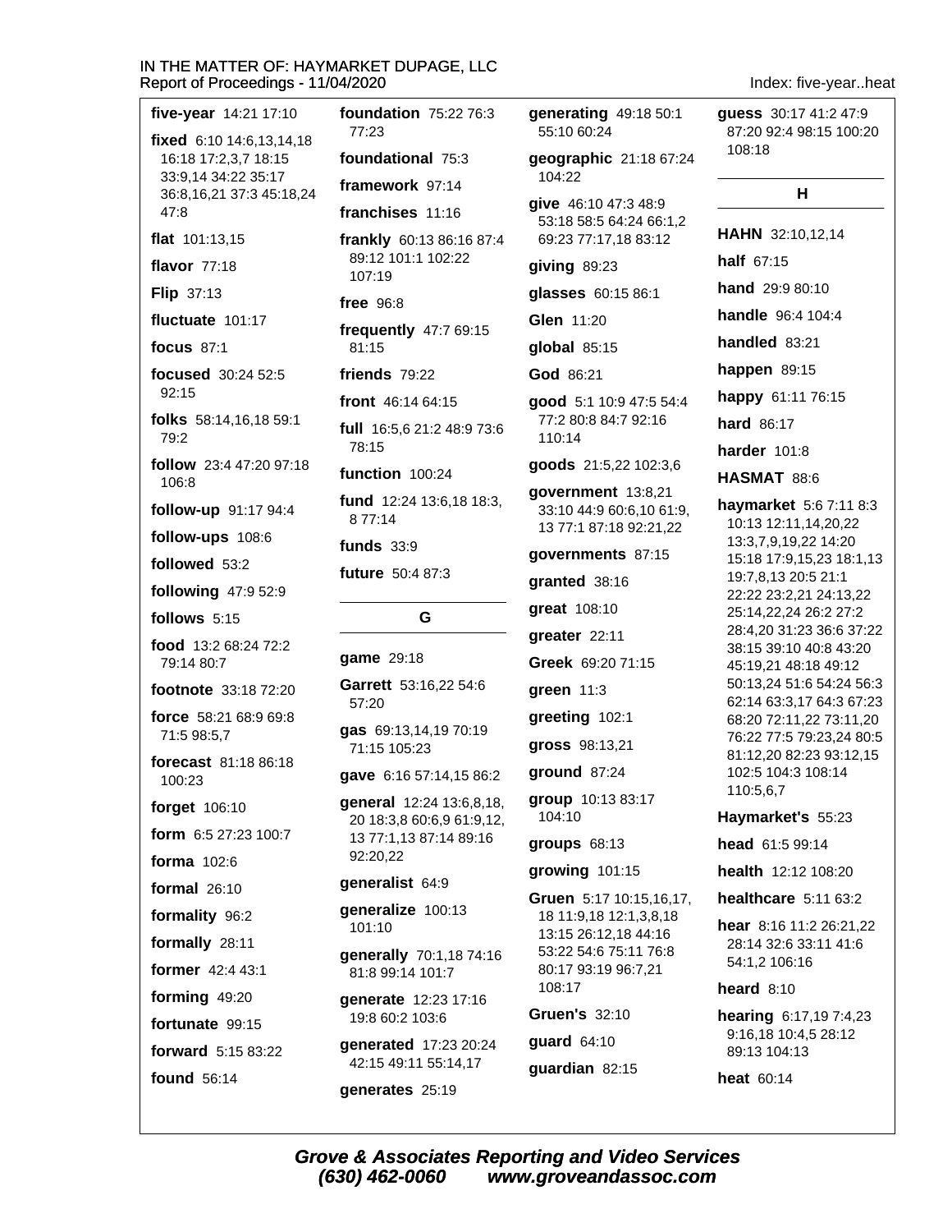**five-year** 14:21 17:10

**fixed** 6:10 14:6,13,14,18 16:18 17:2,3,7 18:15 33:9,14 34:22 35:17 36:8,16,21 37:3 45:18,24 47:8

**flat** 101:13,15

**flavor** 77:18

**Flip** 37:13

**fluctuate** 101:17

**focus** 87:1

**focused** 30:24 52:5 92:15

**folks** 58:14,16,18 59:1 79:2

**follow** 23:4 47:20 97:18 106:8

**follow-up** 91:17 94:4

**follow-ups** 108:6

**followed** 53:2

**following** 47:9 52:9

**follows** 5:15

**food** 13:2 68:24 72:2 79:14 80:7

**footnote** 33:18 72:20

**force** 58:21 68:9 69:8 71:5 98:5,7

**forecast** 81:18 86:18 100:23

**forget** 106:10

**form** 6:5 27:23 100:7

**forma** 102:6

**formal** 26:10

**formality** 96:2

**formally** 28:11

**former** 42:4 43:1

**forming** 49:20

**fortunate** 99:15

**forward** 5:15 83:22

**found** 56:14

**foundation** 75:22 76:3 77:23

**foundational** 75:3

**framework** 97:14

**franchises** 11:16

**frankly** 60:13 86:16 87:4 89:12 101:1 102:22 107:19

**free** 96:8

**frequently** 47:7 69:15 81:15

**friends** 79:22

**front** 46:14 64:15

**full** 16:5,6 21:2 48:9 73:6 78:15

**function** 100:24

**fund** 12:24 13:6,18 18:3, 8 77:14

**funds** 33:9

**future** 50:4 87:3

## G

**game** 29:18

**Garrett** 53:16,22 54:6 57:20

**gas** 69:13,14,19 70:19 71:15 105:23

**gave** 6:16 57:14,15 86:2

**general** 12:24 13:6,8,18, 20 18:3,8 60:6,9 61:9,12, 13 77:1,13 87:14 89:16 92:20,22

**generalist** 64:9

**generalize** 100:13 101:10

**generally** 70:1,18 74:16 81:8 99:14 101:7

**generate** 12:23 17:16 19:8 60:2 103:6

**generated** 17:23 20:24 42:15 49:11 55:14,17

**generates** 25:19

**generating** 49:18 50:1 55:10 60:24

**geographic** 21:18 67:24 104:22

**give** 46:10 47:3 48:9 53:18 58:5 64:24 66:1,2 69:23 77:17,18 83:12

**giving** 89:23

**glasses** 60:15 86:1

**Glen** 11:20

**global** 85:15

**God** 86:21

**good** 5:1 10:9 47:5 54:4 77:2 80:8 84:7 92:16 110:14

**goods** 21:5,22 102:3,6

**government** 13:8,21 33:10 44:9 60:6,10 61:9, 13 77:1 87:18 92:21,22

**governments** 87:15

**granted** 38:16

**great** 108:10

**greater** 22:11

**Greek** 69:20 71:15

**green** 11:3

**greeting** 102:1

**gross** 98:13,21

**ground** 87:24

**group** 10:13 83:17 104:10

**groups** 68:13

**growing** 101:15

**Gruen** 5:17 10:15,16,17, 18 11:9,18 12:1,3,8,18 13:15 26:12,18 44:16 53:22 54:6 75:11 76:8 80:17 93:19 96:7,21 108:17

**Gruen's** 32:10

**guard** 64:10

**guardian** 82:15

**guess** 30:17 41:2 47:9 87:20 92:4 98:15 100:20 108:18

## H

**HAHN** 32:10,12,14

**half** 67:15

**hand** 29:9 80:10

**handle** 96:4 104:4

**handled** 83:21

**happen** 89:15

**happy** 61:11 76:15

**hard** 86:17

**harder** 101:8

**HASMAT** 88:6

**haymarket** 5:6 7:11 8:3 10:13 12:11,14,20,22 13:3,7,9,19,22 14:20 15:18 17:9,15,23 18:1,13 19:7,8,13 20:5 21:1 22:22 23:2,21 24:13,22 25:14,22,24 26:2 27:2 28:4,20 31:23 36:6 37:22 38:15 39:10 40:8 43:20 45:19,21 48:18 49:12 50:13,24 51:6 54:24 56:3 62:14 63:3,17 64:3 67:23 68:20 72:11,22 73:11,20 76:22 77:5 79:23,24 80:5 81:12,20 82:23 93:12,15 102:5 104:3 108:14 110:5,6,7

**Haymarket's** 55:23

**head** 61:5 99:14

**health** 12:12 108:20

**healthcare** 5:11 63:2

**hear** 8:16 11:2 26:21,22 28:14 32:6 33:11 41:6 54:1,2 106:16

**heard** 8:10

**hearing** 6:17,19 7:4,23 9:16,18 10:4,5 28:12 89:13 104:13

**heat** 60:14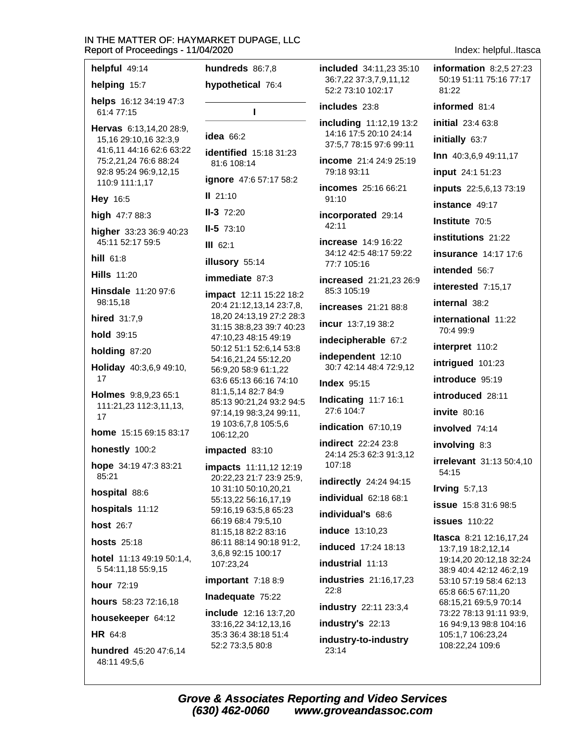**helpful** 49:14

**helping** 15:7

**helps** 16:12 34:19 47:3 61:4 77:15

**Hervas** 6:13,14,20 28:9, 15,16 29:10,16 32:3,9 41:6,11 44:16 62:6 63:22 75:2,21,24 76:6 88:24 92:8 95:24 96:9,12,15 110:9 111:1,17

**Hey** 16:5

**high** 47:7 88:3

**higher** 33:23 36:9 40:23 45:11 52:17 59:5

**hill** 61:8

**Hills** 11:20

**Hinsdale** 11:20 97:6 98:15,18

**hired** 31:7,9

**hold** 39:15

**holding** 87:20

**Holiday** 40:3,6,9 49:10, 17

**Holmes** 9:8,9,23 65:1 111:21,23 112:3,11,13, 17

**home** 15:15 69:15 83:17

**honestly** 100:2

**hope** 34:19 47:3 83:21 85:21

**hospital** 88:6

**hospitals** 11:12

**host** 26:7

**hosts** 25:18

**hotel** 11:13 49:19 50:1,4, 5 54:11,18 55:9,15

**hour** 72:19

**hours** 58:23 72:16,18

**housekeeper** 64:12

**HR** 64:8

**hundred** 45:20 47:6,14 48:11 49:5,6

**hundreds** 86:7,8

**hypothetical** 76:4

## I

**idea** 66:2

**identified** 15:18 31:23 81:6 108:14

**ignore** 47:6 57:17 58:2

**II** 21:10

**II-3** 72:20

**II-5** 73:10

**III** 62:1

**illusory** 55:14

**immediate** 87:3

**impact** 12:11 15:22 18:2 20:4 21:12,13,14 23:7,8, 18,20 24:13,19 27:2 28:3 31:15 38:8,23 39:7 40:23 47:10,23 48:15 49:19 50:12 51:1 52:6,14 53:8 54:16,21,24 55:12,20 56:9,20 58:9 61:1,22 63:6 65:13 66:16 74:10 81:1,5,14 82:7 84:9 85:13 90:21,24 93:2 94:5 97:14,19 98:3,24 99:11, 19 103:6,7,8 105:5,6 106:12,20

**impacted** 83:10

**impacts** 11:11,12 12:19 20:22,23 21:7 23:9 25:9, 10 31:10 50:10,20,21 55:13,22 56:16,17,19 59:16,19 63:5,8 65:23 66:19 68:4 79:5,10 81:15,18 82:2 83:16 86:11 88:14 90:18 91:2, 3,6,8 92:15 100:17 107:23,24

**important** 7:18 8:9

**Inadequate** 75:22

**include** 12:16 13:7,20 33:16,22 34:12,13,16 35:3 36:4 38:18 51:4 52:2 73:3,5 80:8

**included** 34:11,23 35:10 36:7,22 37:3,7,9,11,12 52:2 73:10 102:17

**includes** 23:8

**including** 11:12,19 13:2 14:16 17:5 20:10 24:14 37:5,7 78:15 97:6 99:11

**income** 21:4 24:9 25:19 79:18 93:11

**incomes** 25:16 66:21 91:10

**incorporated** 29:14 42:11

**increase** 14:9 16:22 34:12 42:5 48:17 59:22 77:7 105:16

**increased** 21:21,23 26:9 85:3 105:19

**increases** 21:21 88:8

**incur** 13:7,19 38:2

**indecipherable** 67:2

**independent** 12:10 30:7 42:14 48:4 72:9,12

**Index** 95:15

**Indicating** 11:7 16:1 27:6 104:7

**indication** 67:10,19

**indirect** 22:24 23:8 24:14 25:3 62:3 91:3,12 107:18

**indirectly** 24:24 94:15

**individual** 62:18 68:1

**individual's** 68:6

**induce** 13:10,23

**induced** 17:24 18:13

**industrial** 11:13

**industries** 21:16,17,23 22:8

**industry** 22:11 23:3,4

**industry's** 22:13

**industry-to-industry** 23:14

**information** 8:2,5 27:23 50:19 51:11 75:16 77:17 81:22

**informed** 81:4

**initial** 23:4 63:8

**initially** 63:7

**Inn** 40:3,6,9 49:11,17

**input** 24:1 51:23

**inputs** 22:5,6,13 73:19

**instance** 49:17

**Institute** 70:5

**institutions** 21:22

**insurance** 14:17 17:6

**intended** 56:7

**interested** 7:15,17

**internal** 38:2

**international** 11:22 70:4 99:9

**interpret** 110:2

**intrigued** 101:23

**introduce** 95:19

**introduced** 28:11

**invite** 80:16

**involved** 74:14

**involving** 8:3

**irrelevant** 31:13 50:4,10 54:15

**Irving** 5:7,13

**issue** 15:8 31:6 98:5

**issues** 110:22

**Itasca** 8:21 12:16,17,24 13:7,19 18:2,12,14 19:14,20 20:12,18 32:24 38:9 40:4 42:12 46:2,19 53:10 57:19 58:4 62:13 65:8 66:5 67:11,20 68:15,21 69:5,9 70:14 73:22 78:13 91:11 93:9, 16 94:9,13 98:8 104:16 105:1,7 106:23,24 108:22,24 109:6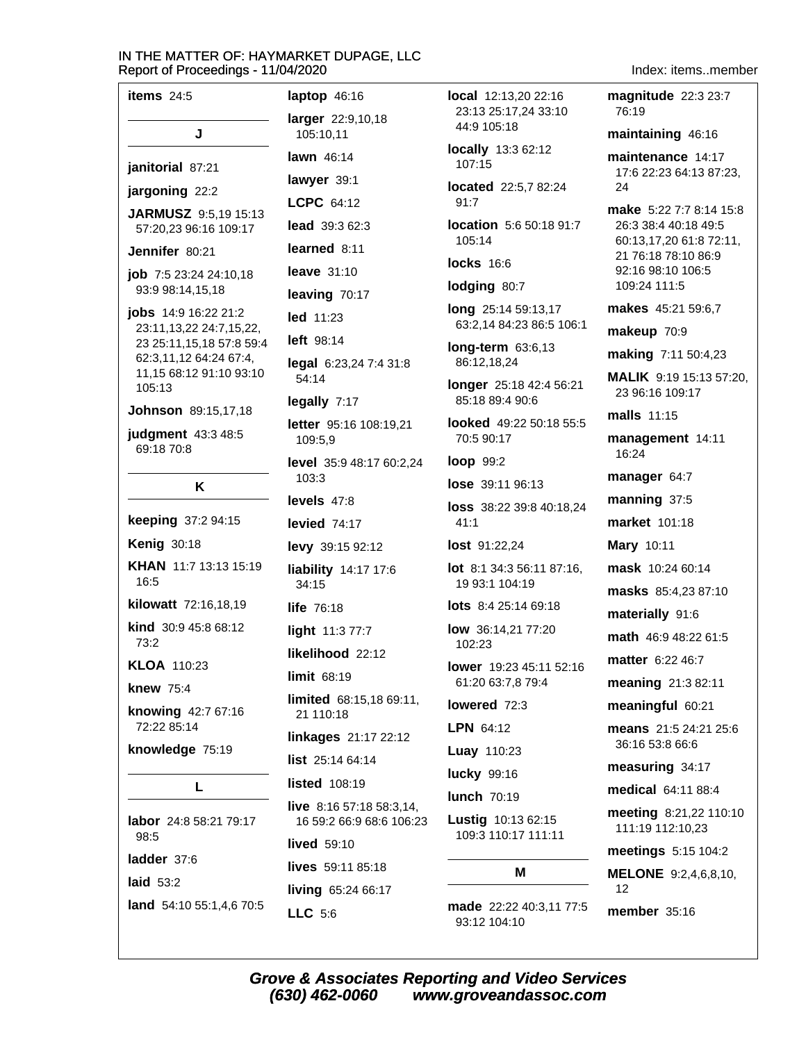**items** 24:5

**J**

**janitorial** 87:21

**jargoning** 22:2

**JARMUSZ** 9:5,19 15:13 57:20,23 96:16 109:17

**Jennifer** 80:21

**job** 7:5 23:24 24:10,18 93:9 98:14,15,18

**jobs** 14:9 16:22 21:2 23:11,13,22 24:7,15,22, 23 25:11,15,18 57:8 59:4 62:3,11,12 64:24 67:4, 11,15 68:12 91:10 93:10 105:13

**Johnson** 89:15,17,18

**judgment** 43:3 48:5 69:18 70:8

**K**

**keeping** 37:2 94:15

**Kenig** 30:18

**KHAN** 11:7 13:13 15:19 16:5

**kilowatt** 72:16,18,19

**kind** 30:9 45:8 68:12 73:2

**KLOA** 110:23

**knew** 75:4

**knowing** 42:7 67:16 72:22 85:14

**knowledge** 75:19

**L**

**labor** 24:8 58:21 79:17 98:5

**ladder** 37:6

**laid** 53:2

**land** 54:10 55:1,4,6 70:5

**laptop** 46:16

**larger** 22:9,10,18 105:10,11

**lawn** 46:14

**lawyer** 39:1

**LCPC** 64:12

**lead** 39:3 62:3

**learned** 8:11

**leave** 31:10

**leaving** 70:17

**led** 11:23

**left** 98:14

**legal** 6:23,24 7:4 31:8 54:14

**legally** 7:17

**letter** 95:16 108:19,21 109:5,9

**level** 35:9 48:17 60:2,24 103:3

**levels** 47:8

**levied** 74:17

**levy** 39:15 92:12

**liability** 14:17 17:6 34:15

**life** 76:18

**light** 11:3 77:7

**likelihood** 22:12

**limit** 68:19

**limited** 68:15,18 69:11, 21 110:18

**linkages** 21:17 22:12

**list** 25:14 64:14

**listed** 108:19

**live** 8:16 57:18 58:3,14, 16 59:2 66:9 68:6 106:23

**lived** 59:10

**lives** 59:11 85:18

**living** 65:24 66:17

**LLC** 5:6

**local** 12:13,20 22:16 23:13 25:17,24 33:10 44:9 105:18

**locally** 13:3 62:12 107:15

**located** 22:5,7 82:24 91:7

**location** 5:6 50:18 91:7 105:14

**locks** 16:6

**lodging** 80:7

**long** 25:14 59:13,17 63:2,14 84:23 86:5 106:1

**long-term** 63:6,13 86:12,18,24

**longer** 25:18 42:4 56:21 85:18 89:4 90:6

**looked** 49:22 50:18 55:5 70:5 90:17

**loop** 99:2

**lose** 39:11 96:13

**loss** 38:22 39:8 40:18,24 41:1

**lost** 91:22,24

**lot** 8:1 34:3 56:11 87:16, 19 93:1 104:19

**lots** 8:4 25:14 69:18

**low** 36:14,21 77:20 102:23

**lower** 19:23 45:11 52:16 61:20 63:7,8 79:4

**lowered** 72:3

**LPN** 64:12

**Luay** 110:23

**lucky** 99:16

**lunch** 70:19

**Lustig** 10:13 62:15 109:3 110:17 111:11

**M**

**made** 22:22 40:3,11 77:5 93:12 104:10

**magnitude** 22:3 23:7 76:19

**maintaining** 46:16

**maintenance** 14:17 17:6 22:23 64:13 87:23, 24

**make** 5:22 7:7 8:14 15:8 26:3 38:4 40:18 49:5 60:13,17,20 61:8 72:11, 21 76:18 78:10 86:9 92:16 98:10 106:5 109:24 111:5

**makes** 45:21 59:6,7

**makeup** 70:9

**making** 7:11 50:4,23

**MALIK** 9:19 15:13 57:20, 23 96:16 109:17

**malls** 11:15

**management** 14:11 16:24

**manager** 64:7

**manning** 37:5

**market** 101:18

**Mary** 10:11

**mask** 10:24 60:14

**masks** 85:4,23 87:10

**materially** 91:6

**math** 46:9 48:22 61:5

**matter** 6:22 46:7

**meaning** 21:3 82:11

**meaningful** 60:21

**means** 21:5 24:21 25:6 36:16 53:8 66:6

**measuring** 34:17

**medical** 64:11 88:4

**meeting** 8:21,22 110:10 111:19 112:10,23

**meetings** 5:15 104:2

**MELONE** 9:2,4,6,8,10, 12

**member** 35:16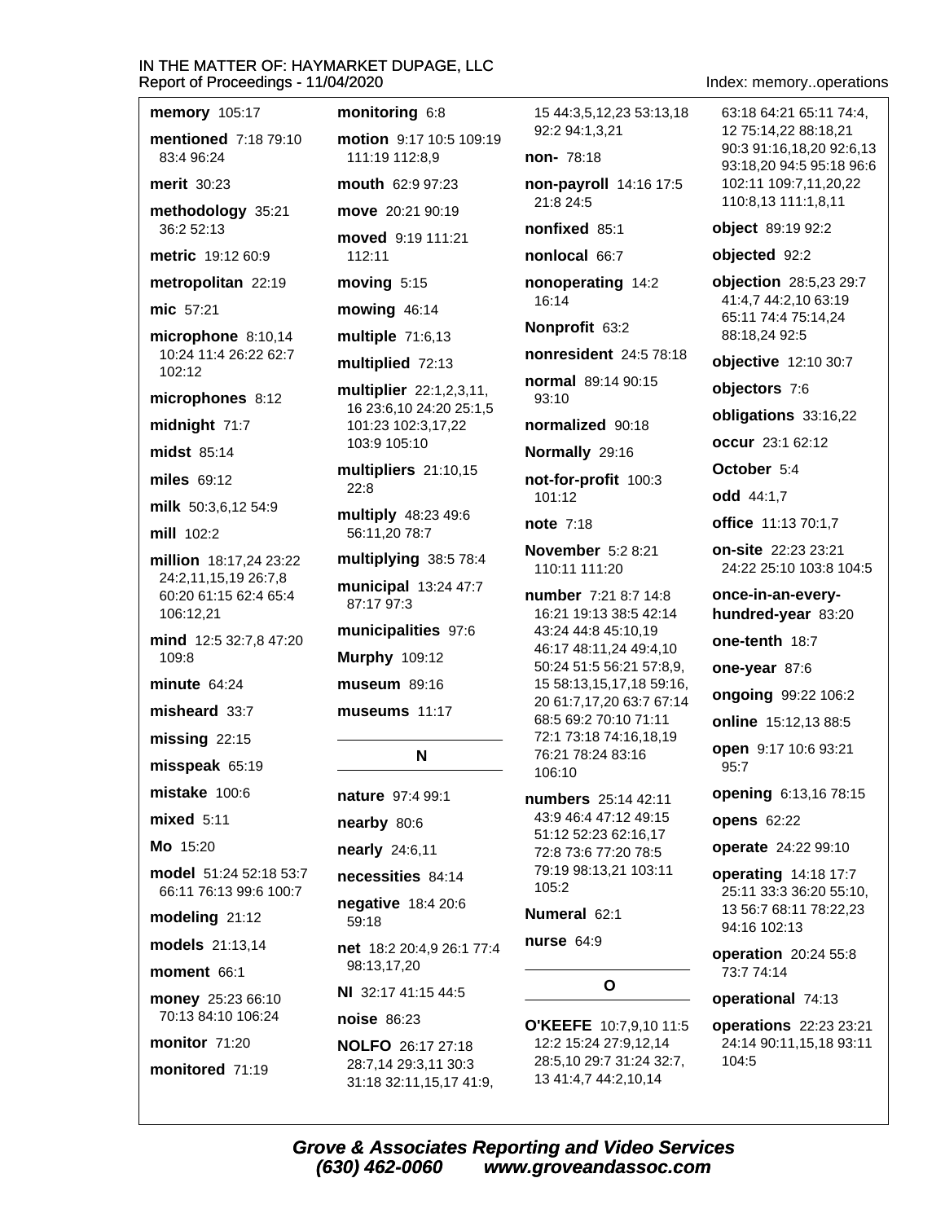**memory** 105:17

**mentioned** 7:18 79:10 83:4 96:24

**merit** 30:23

**methodology** 35:21 36:2 52:13

**metric** 19:12 60:9

**metropolitan** 22:19

**mic** 57:21

**microphone** 8:10,14 10:24 11:4 26:22 62:7 102:12

**microphones** 8:12

**midnight** 71:7

**midst** 85:14

**miles** 69:12

**milk** 50:3,6,12 54:9

**mill** 102:2

**million** 18:17,24 23:22 24:2,11,15,19 26:7,8 60:20 61:15 62:4 65:4 106:12,21

**mind** 12:5 32:7,8 47:20 109:8

**minute** 64:24

**misheard** 33:7

**missing** 22:15

**misspeak** 65:19

**mistake** 100:6

**mixed** 5:11

**Mo** 15:20

**model** 51:24 52:18 53:7 66:11 76:13 99:6 100:7

**modeling** 21:12

**models** 21:13,14

**moment** 66:1

**money** 25:23 66:10 70:13 84:10 106:24

**monitor** 71:20

**monitored** 71:19

**monitoring** 6:8

**motion** 9:17 10:5 109:19 111:19 112:8,9

**mouth** 62:9 97:23

**move** 20:21 90:19

**moved** 9:19 111:21 112:11

**moving** 5:15

**mowing** 46:14

**multiple** 71:6,13

**multiplied** 72:13

**multiplier** 22:1,2,3,11, 16 23:6,10 24:20 25:1,5 101:23 102:3,17,22 103:9 105:10

**multipliers** 21:10,15 22:8

**multiply** 48:23 49:6 56:11,20 78:7

**multiplying** 38:5 78:4

**municipal** 13:24 47:7 87:17 97:3

**municipalities** 97:6

**Murphy** 109:12

**museum** 89:16

**museums** 11:17

## N

**nature** 97:4 99:1

**nearby** 80:6

**nearly** 24:6,11

**necessities** 84:14

**negative** 18:4 20:6 59:18

**net** 18:2 20:4,9 26:1 77:4 98:13,17,20

**NI** 32:17 41:15 44:5

**noise** 86:23

**NOLFO** 26:17 27:18 28:7,14 29:3,11 30:3 31:18 32:11,15,17 41:9, 15 44:3,5,12,23 53:13,18 92:2 94:1,3,21

**non-** 78:18

**non-payroll** 14:16 17:5 21:8 24:5

**nonfixed** 85:1

**nonlocal** 66:7

**nonoperating** 14:2 16:14

**Nonprofit** 63:2

**nonresident** 24:5 78:18

**normal** 89:14 90:15 93:10

**normalized** 90:18

**Normally** 29:16

**not-for-profit** 100:3 101:12

**note** 7:18

**November** 5:2 8:21 110:11 111:20

**number** 7:21 8:7 14:8 16:21 19:13 38:5 42:14 43:24 44:8 45:10,19 46:17 48:11,24 49:4,10 50:24 51:5 56:21 57:8,9, 15 58:13,15,17,18 59:16, 20 61:7,17,20 63:7 67:14 68:5 69:2 70:10 71:11 72:1 73:18 74:16,18,19 76:21 78:24 83:16 106:10

**numbers** 25:14 42:11 43:9 46:4 47:12 49:15 51:12 52:23 62:16,17 72:8 73:6 77:20 78:5 79:19 98:13,21 103:11 105:2

**Numeral** 62:1

**nurse** 64:9

## O

**O'KEEFE** 10:7,9,10 11:5 12:2 15:24 27:9,12,14 28:5,10 29:7 31:24 32:7, 13 41:4,7 44:2,10,14 63:18 64:21 65:11 74:4, 12 75:14,22 88:18,21 90:3 91:16,18,20 92:6,13 93:18,20 94:5 95:18 96:6 102:11 109:7,11,20,22 110:8,13 111:1,8,11

**object** 89:19 92:2

**objected** 92:2

**objection** 28:5,23 29:7 41:4,7 44:2,10 63:19 65:11 74:4 75:14,24 88:18,24 92:5

**objective** 12:10 30:7

**objectors** 7:6

**obligations** 33:16,22

**occur** 23:1 62:12

**October** 5:4

**odd** 44:1,7

**office** 11:13 70:1,7

**on-site** 22:23 23:21 24:22 25:10 103:8 104:5

**once-in-an-every-hundred-year** 83:20

**one-tenth** 18:7

**one-year** 87:6

**ongoing** 99:22 106:2

**online** 15:12,13 88:5

**open** 9:17 10:6 93:21 95:7

**opening** 6:13,16 78:15

**opens** 62:22

**operate** 24:22 99:10

**operating** 14:18 17:7 25:11 33:3 36:20 55:10, 13 56:7 68:11 78:22,23 94:16 102:13

**operation** 20:24 55:8 73:7 74:14

**operational** 74:13

**operations** 22:23 23:21 24:14 90:11,15,18 93:11 104:5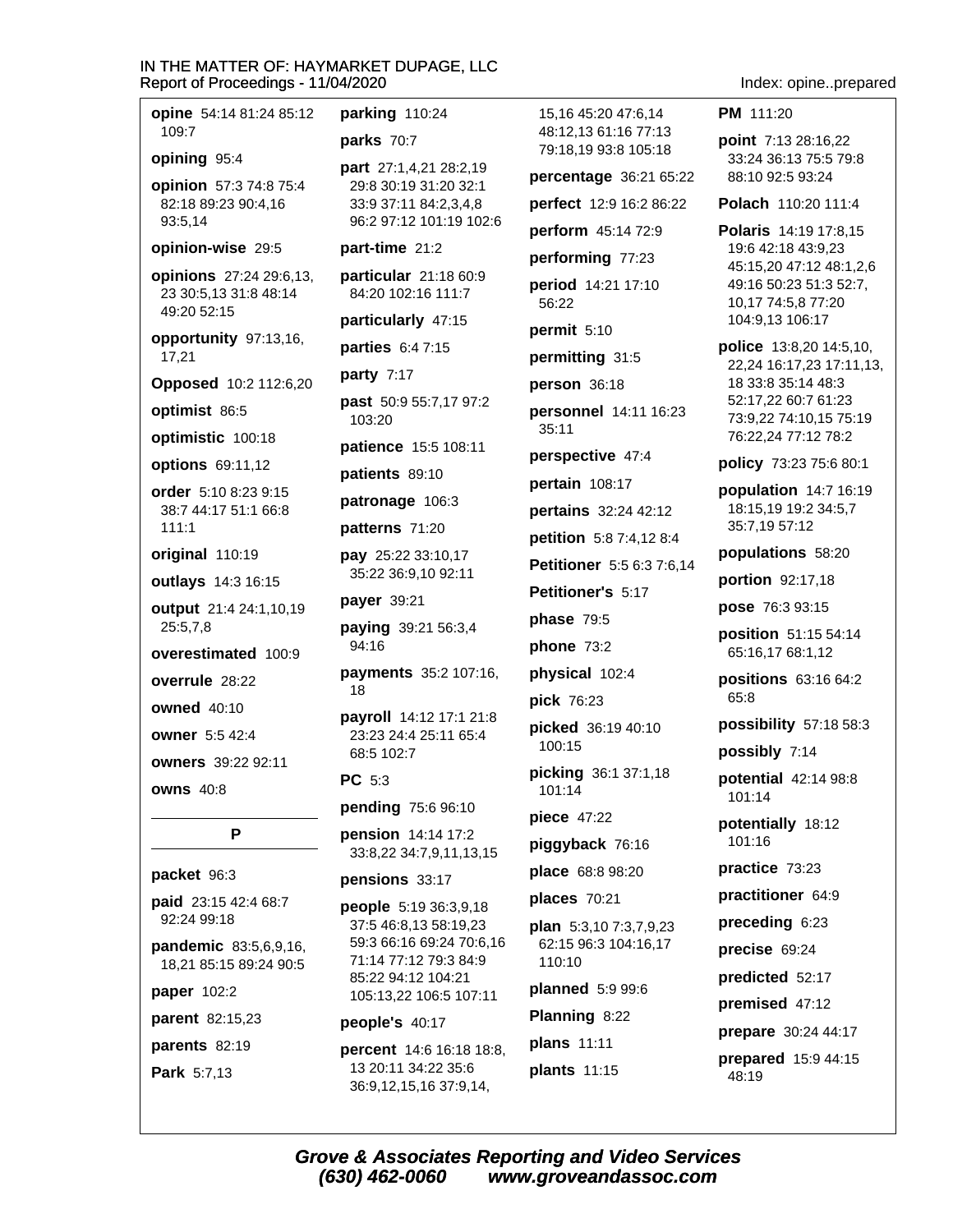**opine** 54:14 81:24 85:12 109:7

**opining** 95:4

**opinion** 57:3 74:8 75:4 82:18 89:23 90:4,16 93:5,14

**opinion-wise** 29:5

**opinions** 27:24 29:6,13, 23 30:5,13 31:8 48:14 49:20 52:15

**opportunity** 97:13,16, 17,21

**Opposed** 10:2 112:6,20

**optimist** 86:5

**optimistic** 100:18

**options** 69:11,12

**order** 5:10 8:23 9:15 38:7 44:17 51:1 66:8 111:1

**original** 110:19

**outlays** 14:3 16:15

**output** 21:4 24:1,10,19 25:5,7,8

**overestimated** 100:9

**overrule** 28:22

**owned** 40:10

**owner** 5:5 42:4

**owners** 39:22 92:11

**owns** 40:8

## P

**packet** 96:3

**paid** 23:15 42:4 68:7 92:24 99:18

**pandemic** 83:5,6,9,16, 18,21 85:15 89:24 90:5

**paper** 102:2

**parent** 82:15,23

**parents** 82:19

**Park** 5:7,13

**parking** 110:24

**parks** 70:7

**part** 27:1,4,21 28:2,19 29:8 30:19 31:20 32:1 33:9 37:11 84:2,3,4,8 96:2 97:12 101:19 102:6

**part-time** 21:2

**particular** 21:18 60:9 84:20 102:16 111:7

**particularly** 47:15

**parties** 6:4 7:15

**party** 7:17

**past** 50:9 55:7,17 97:2 103:20

**patience** 15:5 108:11

**patients** 89:10

**patronage** 106:3

**patterns** 71:20

**pay** 25:22 33:10,17 35:22 36:9,10 92:11

**payer** 39:21

**paying** 39:21 56:3,4 94:16

**payments** 35:2 107:16, 18

**payroll** 14:12 17:1 21:8 23:23 24:4 25:11 65:4 68:5 102:7

**PC** 5:3

**pending** 75:6 96:10

**pension** 14:14 17:2 33:8,22 34:7,9,11,13,15

**pensions** 33:17

**people** 5:19 36:3,9,18 37:5 46:8,13 58:19,23 59:3 66:16 69:24 70:6,16 71:14 77:12 79:3 84:9 85:22 94:12 104:21 105:13,22 106:5 107:11

**people's** 40:17

**percent** 14:6 16:18 18:8, 13 20:11 34:22 35:6 36:9,12,15,16 37:9,14, 15,16 45:20 47:6,14 48:12,13 61:16 77:13 79:18,19 93:8 105:18

**percentage** 36:21 65:22

**perfect** 12:9 16:2 86:22

**perform** 45:14 72:9

**performing** 77:23

**period** 14:21 17:10 56:22

**permit** 5:10

**permitting** 31:5

**person** 36:18

**personnel** 14:11 16:23 35:11

**perspective** 47:4

**pertain** 108:17

**pertains** 32:24 42:12

**petition** 5:8 7:4,12 8:4

**Petitioner** 5:5 6:3 7:6,14

**Petitioner's** 5:17

**phase** 79:5

**phone** 73:2

**physical** 102:4

**pick** 76:23

**picked** 36:19 40:10 100:15

**picking** 36:1 37:1,18 101:14

**piece** 47:22

**piggyback** 76:16

**place** 68:8 98:20

**places** 70:21

**plan** 5:3,10 7:3,7,9,23 62:15 96:3 104:16,17 110:10

**planned** 5:9 99:6

**Planning** 8:22

**plans** 11:11

**plants** 11:15

**PM** 111:20

**point** 7:13 28:16,22 33:24 36:13 75:5 79:8 88:10 92:5 93:24

**Polach** 110:20 111:4

**Polaris** 14:19 17:8,15 19:6 42:18 43:9,23 45:15,20 47:12 48:1,2,6 49:16 50:23 51:3 52:7, 10,17 74:5,8 77:20 104:9,13 106:17

**police** 13:8,20 14:5,10, 22,24 16:17,23 17:11,13, 18 33:8 35:14 48:3 52:17,22 60:7 61:23 73:9,22 74:10,15 75:19 76:22,24 77:12 78:2

**policy** 73:23 75:6 80:1

**population** 14:7 16:19 18:15,19 19:2 34:5,7 35:7,19 57:12

**populations** 58:20

**portion** 92:17,18

**pose** 76:3 93:15

**position** 51:15 54:14 65:16,17 68:1,12

**positions** 63:16 64:2 65:8

**possibility** 57:18 58:3

**possibly** 7:14

**potential** 42:14 98:8 101:14

**potentially** 18:12 101:16

**practice** 73:23

**practitioner** 64:9

**preceding** 6:23

**precise** 69:24

**predicted** 52:17

**premised** 47:12

**prepare** 30:24 44:17

**prepared** 15:9 44:15 48:19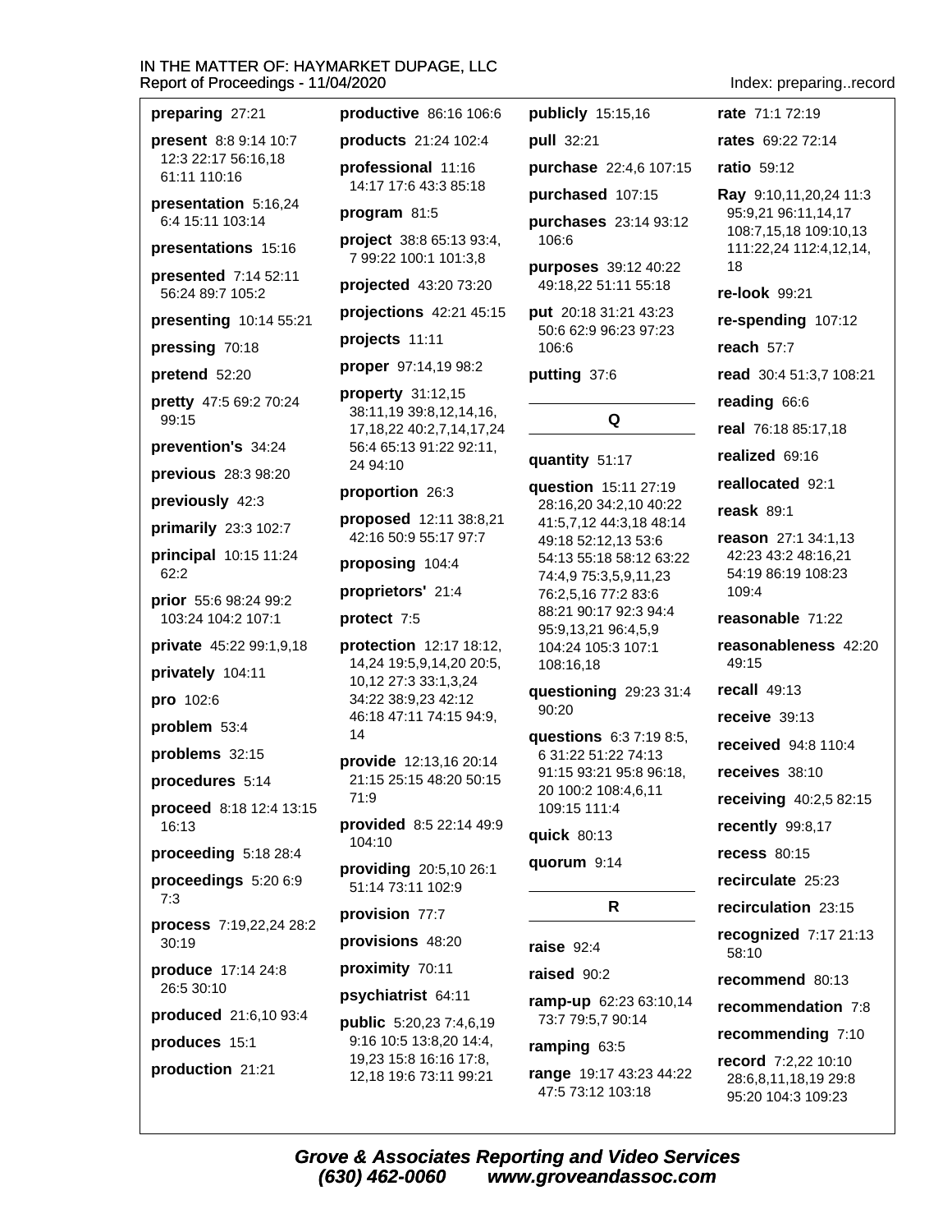**preparing** 27:21

**present** 8:8 9:14 10:7 12:3 22:17 56:16,18 61:11 110:16

**presentation** 5:16,24 6:4 15:11 103:14

**presentations** 15:16

**presented** 7:14 52:11 56:24 89:7 105:2

**presenting** 10:14 55:21

**pressing** 70:18

**pretend** 52:20

**pretty** 47:5 69:2 70:24 99:15

**prevention's** 34:24

**previous** 28:3 98:20

**previously** 42:3

**primarily** 23:3 102:7

**principal** 10:15 11:24 62:2

**prior** 55:6 98:24 99:2 103:24 104:2 107:1

**private** 45:22 99:1,9,18

**privately** 104:11

**pro** 102:6

**problem** 53:4

**problems** 32:15

**procedures** 5:14

**proceed** 8:18 12:4 13:15 16:13

**proceeding** 5:18 28:4

**proceedings** 5:20 6:9 7:3

**process** 7:19,22,24 28:2 30:19

**produce** 17:14 24:8 26:5 30:10

**produced** 21:6,10 93:4

**produces** 15:1

**production** 21:21

**productive** 86:16 106:6

**products** 21:24 102:4

**professional** 11:16 14:17 17:6 43:3 85:18

**program** 81:5

**project** 38:8 65:13 93:4,7 99:22 100:1 101:3,8

**projected** 43:20 73:20

**projections** 42:21 45:15

**projects** 11:11

**proper** 97:14,19 98:2

**property** 31:12,15 38:11,19 39:8,12,14,16,17,18,22 40:2,7,14,17,24 56:4 65:13 91:22 92:11,24 94:10

**proportion** 26:3

**proposed** 12:11 38:8,21 42:16 50:9 55:17 97:7

**proposing** 104:4

**proprietors'** 21:4

**protect** 7:5

**protection** 12:17 18:12,14,24 19:5,9,14,20 20:5,10,12 27:3 33:1,3,24 34:22 38:9,23 42:12 46:18 47:11 74:15 94:9,14

**provide** 12:13,16 20:14 21:15 25:15 48:20 50:15 71:9

**provided** 8:5 22:14 49:9 104:10

**providing** 20:5,10 26:1 51:14 73:11 102:9

**provision** 77:7

**provisions** 48:20

**proximity** 70:11

**psychiatrist** 64:11

**public** 5:20,23 7:4,6,19 9:16 10:5 13:8,20 14:4,19,23 15:8 16:16 17:8,12,18 19:6 73:11 99:21

**publicly** 15:15,16

**pull** 32:21

**purchase** 22:4,6 107:15

**purchased** 107:15

**purchases** 23:14 93:12 106:6

**purposes** 39:12 40:22 49:18,22 51:11 55:18

**put** 20:18 31:21 43:23 50:6 62:9 96:23 97:23 106:6

**putting** 37:6

## Q

**quantity** 51:17

**question** 15:11 27:19 28:16,20 34:2,10 40:22 41:5,7,12 44:3,18 48:14 49:18 52:12,13 53:6 54:13 55:18 58:12 63:22 74:4,9 75:3,5,9,11,23 76:2,5,16 77:2 83:6 88:21 90:17 92:3 94:4 95:9,13,21 96:4,5,9 104:24 105:3 107:1 108:16,18

**questioning** 29:23 31:4 90:20

**questions** 6:3 7:19 8:5,6 31:22 51:22 74:13 91:15 93:21 95:8 96:18,20 100:2 108:4,6,11 109:15 111:4

**quick** 80:13

**quorum** 9:14

## R

**raise** 92:4

**raised** 90:2

**ramp-up** 62:23 63:10,14 73:7 79:5,7 90:14

**ramping** 63:5

**range** 19:17 43:23 44:22 47:5 73:12 103:18

**rate** 71:1 72:19

**rates** 69:22 72:14

**ratio** 59:12

**Ray** 9:10,11,20,24 11:3 95:9,21 96:11,14,17 108:7,15,18 109:10,13 111:22,24 112:4,12,14,18

**re-look** 99:21

**re-spending** 107:12

**reach** 57:7

**read** 30:4 51:3,7 108:21

**reading** 66:6

**real** 76:18 85:17,18

**realized** 69:16

**reallocated** 92:1

**reask** 89:1

**reason** 27:1 34:1,13 42:23 43:2 48:16,21 54:19 86:19 108:23 109:4

**reasonable** 71:22

**reasonableness** 42:20 49:15

**recall** 49:13

**receive** 39:13

**received** 94:8 110:4

**receives** 38:10

**receiving** 40:2,5 82:15

**recently** 99:8,17

**recess** 80:15

**recirculate** 25:23

**recirculation** 23:15

**recognized** 7:17 21:13 58:10

**recommend** 80:13

**recommendation** 7:8

**recommending** 7:10

**record** 7:2,22 10:10 28:6,8,11,18,19 29:8 95:20 104:3 109:23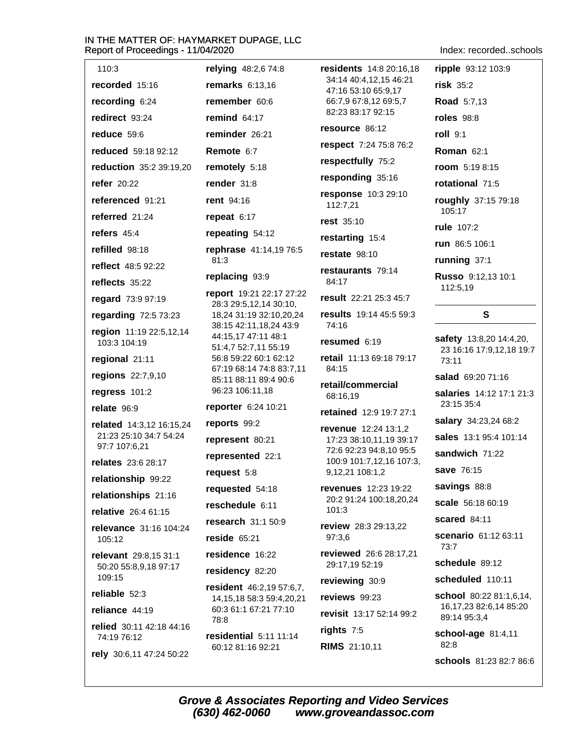110:3

**recorded** 15:16

**recording** 6:24

**redirect** 93:24

**reduce** 59:6

**reduced** 59:18 92:12

**reduction** 35:2 39:19,20

**refer** 20:22

**referenced** 91:21

**referred** 21:24

**refers** 45:4

**refilled** 98:18

**reflect** 48:5 92:22

**reflects** 35:22

**regard** 73:9 97:19

**regarding** 72:5 73:23

**region** 11:19 22:5,12,14 103:3 104:19

**regional** 21:11

**regions** 22:7,9,10

**regress** 101:2

**relate** 96:9

**related** 14:3,12 16:15,24 21:23 25:10 34:7 54:24 97:7 107:6,21

**relates** 23:6 28:17

**relationship** 99:22

**relationships** 21:16

**relative** 26:4 61:15

**relevance** 31:16 104:24 105:12

**relevant** 29:8,15 31:1 50:20 55:8,9,18 97:17 109:15

**reliable** 52:3

**reliance** 44:19

**relied** 30:11 42:18 44:16 74:19 76:12

**rely** 30:6,11 47:24 50:22

**relying** 48:2,6 74:8

**remarks** 6:13,16

**remember** 60:6

**remind** 64:17

**reminder** 26:21

**Remote** 6:7

**remotely** 5:18

**render** 31:8

**rent** 94:16

**repeat** 6:17

**repeating** 54:12

**rephrase** 41:14,19 76:5 81:3

**replacing** 93:9

**report** 19:21 22:17 27:22 28:3 29:5,12,14 30:10, 18,24 31:19 32:10,20,24 38:15 42:11,18,24 43:9 44:15,17 47:11 48:1 51:4,7 52:7,11 55:19 56:8 59:22 60:1 62:12 67:19 68:14 74:8 83:7,11 85:11 88:11 89:4 90:6 96:23 106:11,18

**reporter** 6:24 10:21

**reports** 99:2

**represent** 80:21

**represented** 22:1

**request** 5:8

**requested** 54:18

**reschedule** 6:11

**research** 31:1 50:9

**reside** 65:21

**residence** 16:22

**residency** 82:20

**resident** 46:2,19 57:6,7, 14,15,18 58:3 59:4,20,21 60:3 61:1 67:21 77:10 78:8

**residential** 5:11 11:14 60:12 81:16 92:21

**residents** 14:8 20:16,18 34:14 40:4,12,15 46:21 47:16 53:10 65:9,17 66:7,9 67:8,12 69:5,7 82:23 83:17 92:15

**resource** 86:12

**respect** 7:24 75:8 76:2

**respectfully** 75:2

**responding** 35:16

**response** 10:3 29:10 112:7,21

**rest** 35:10

**restarting** 15:4

**restate** 98:10

**restaurants** 79:14 84:17

**result** 22:21 25:3 45:7

**results** 19:14 45:5 59:3 74:16

**resumed** 6:19

**retail** 11:13 69:18 79:17 84:15

**retail/commercial** 68:16,19

**retained** 12:9 19:7 27:1

**revenue** 12:24 13:1,2 17:23 38:10,11,19 39:17 72:6 92:23 94:8,10 95:5 100:9 101:7,12,16 107:3, 9,12,21 108:1,2

**revenues** 12:23 19:22 20:2 91:24 100:18,20,24 101:3

**review** 28:3 29:13,22 97:3,6

**reviewed** 26:6 28:17,21 29:17,19 52:19

**reviewing** 30:9

**reviews** 99:23

**revisit** 13:17 52:14 99:2

**rights** 7:5

**RIMS** 21:10,11

**ripple** 93:12 103:9

**risk** 35:2

**Road** 5:7,13

**roles** 98:8

**roll** 9:1

**Roman** 62:1

**room** 5:19 8:15

**rotational** 71:5

**roughly** 37:15 79:18 105:17

**rule** 107:2

**run** 86:5 106:1

**running** 37:1

**Russo** 9:12,13 10:1 112:5,19

## S

**safety** 13:8,20 14:4,20, 23 16:16 17:9,12,18 19:7 73:11

**salad** 69:20 71:16

**salaries** 14:12 17:1 21:3 23:15 35:4

**salary** 34:23,24 68:2

**sales** 13:1 95:4 101:14

**sandwich** 71:22

**save** 76:15

**savings** 88:8

**scale** 56:18 60:19

**scared** 84:11

**scenario** 61:12 63:11 73:7

**schedule** 89:12

**scheduled** 110:11

**school** 80:22 81:1,6,14, 16,17,23 82:6,14 85:20 89:14 95:3,4

**school-age** 81:4,11 82:8

**schools** 81:23 82:7 86:6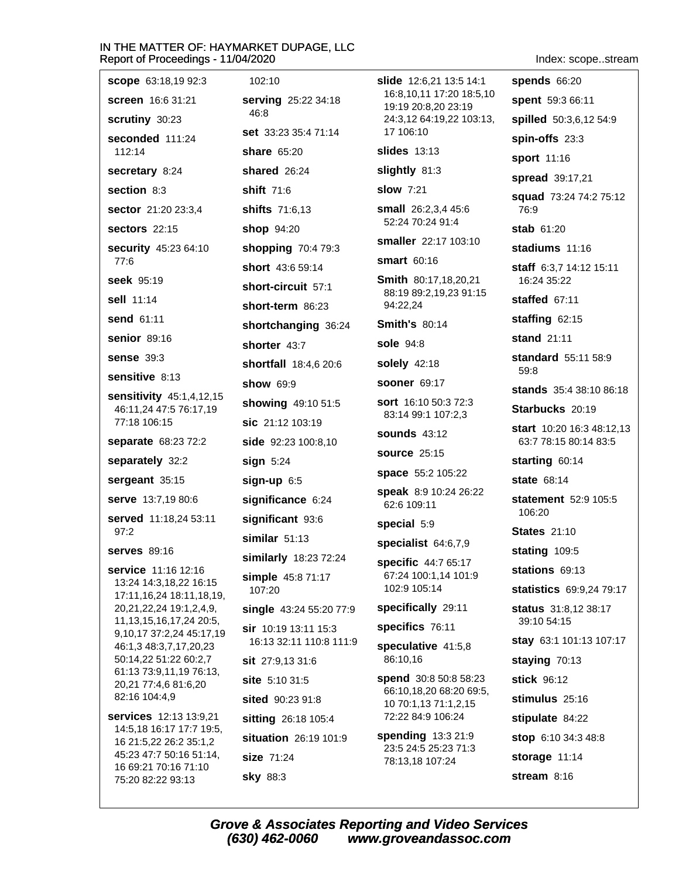**scope** 63:18,19 92:3

**screen** 16:6 31:21

**scrutiny** 30:23

**seconded** 111:24 112:14

**secretary** 8:24

**section** 8:3

**sector** 21:20 23:3,4

**sectors** 22:15

**security** 45:23 64:10 77:6

**seek** 95:19

**sell** 11:14

**send** 61:11

**senior** 89:16

**sense** 39:3

**sensitive** 8:13

**sensitivity** 45:1,4,12,15 46:11,24 47:5 76:17,19 77:18 106:15

**separate** 68:23 72:2

**separately** 32:2

**sergeant** 35:15

**serve** 13:7,19 80:6

**served** 11:18,24 53:11 97:2

**serves** 89:16

**service** 11:16 12:16 13:24 14:3,18,22 16:15 17:11,16,24 18:11,18,19, 20,21,22,24 19:1,2,4,9, 11,13,15,16,17,24 20:5, 9,10,17 37:2,24 45:17,19 46:1,3 48:3,7,17,20,23 50:14,22 51:22 60:2,7 61:13 73:9,11,19 76:13, 20,21 77:4,6 81:6,20 82:16 104:4,9

**services** 12:13 13:9,21 14:5,18 16:17 17:7 19:5, 16 21:5,22 26:2 35:1,2 45:23 47:7 50:16 51:14, 16 69:21 70:16 71:10 75:20 82:22 93:13 102:10

**serving** 25:22 34:18 46:8

**set** 33:23 35:4 71:14

**share** 65:20

**shared** 26:24

**shift** 71:6

**shifts** 71:6,13

**shop** 94:20

**shopping** 70:4 79:3

**short** 43:6 59:14

**short-circuit** 57:1

**short-term** 86:23

**shortchanging** 36:24

**shorter** 43:7

**shortfall** 18:4,6 20:6

**show** 69:9

**showing** 49:10 51:5

**sic** 21:12 103:19

**side** 92:23 100:8,10

**sign** 5:24

**sign-up** 6:5

**significance** 6:24

**significant** 93:6

**similar** 51:13

**similarly** 18:23 72:24

**simple** 45:8 71:17 107:20

**single** 43:24 55:20 77:9

**sir** 10:19 13:11 15:3 16:13 32:11 110:8 111:9

**sit** 27:9,13 31:6

**site** 5:10 31:5

**sited** 90:23 91:8

**sitting** 26:18 105:4

**situation** 26:19 101:9

**size** 71:24

**sky** 88:3

**slide** 12:6,21 13:5 14:1 16:8,10,11 17:20 18:5,10 19:19 20:8,20 23:19 24:3,12 64:19,22 103:13, 17 106:10

**slides** 13:13

**slightly** 81:3

**slow** 7:21

**small** 26:2,3,4 45:6 52:24 70:24 91:4

**smaller** 22:17 103:10

**smart** 60:16

**Smith** 80:17,18,20,21 88:19 89:2,19,23 91:15 94:22,24

**Smith's** 80:14

**sole** 94:8

**solely** 42:18

**sooner** 69:17

**sort** 16:10 50:3 72:3 83:14 99:1 107:2,3

**sounds** 43:12

**source** 25:15

**space** 55:2 105:22

**speak** 8:9 10:24 26:22 62:6 109:11

**special** 5:9

**specialist** 64:6,7,9

**specific** 44:7 65:17 67:24 100:1,14 101:9 102:9 105:14

**specifically** 29:11

**specifics** 76:11

**speculative** 41:5,8 86:10,16

**spend** 30:8 50:8 58:23 66:10,18,20 68:20 69:5, 10 70:1,13 71:1,2,15 72:22 84:9 106:24

**spending** 13:3 21:9 23:5 24:5 25:23 71:3 78:13,18 107:24

**spends** 66:20

**spent** 59:3 66:11

**spilled** 50:3,6,12 54:9

**spin-offs** 23:3

**sport** 11:16

**spread** 39:17,21

**squad** 73:24 74:2 75:12 76:9

**stab** 61:20

**stadiums** 11:16

**staff** 6:3,7 14:12 15:11 16:24 35:22

**staffed** 67:11

**staffing** 62:15

**stand** 21:11

**standard** 55:11 58:9 59:8

**stands** 35:4 38:10 86:18

**Starbucks** 20:19

**start** 10:20 16:3 48:12,13 63:7 78:15 80:14 83:5

**starting** 60:14

**state** 68:14

**statement** 52:9 105:5 106:20

**States** 21:10

**stating** 109:5

**stations** 69:13

**statistics** 69:9,24 79:17

**status** 31:8,12 38:17 39:10 54:15

**stay** 63:1 101:13 107:17

**staying** 70:13

**stick** 96:12

**stimulus** 25:16

**stipulate** 84:22

**stop** 6:10 34:3 48:8

**storage** 11:14

**stream** 8:16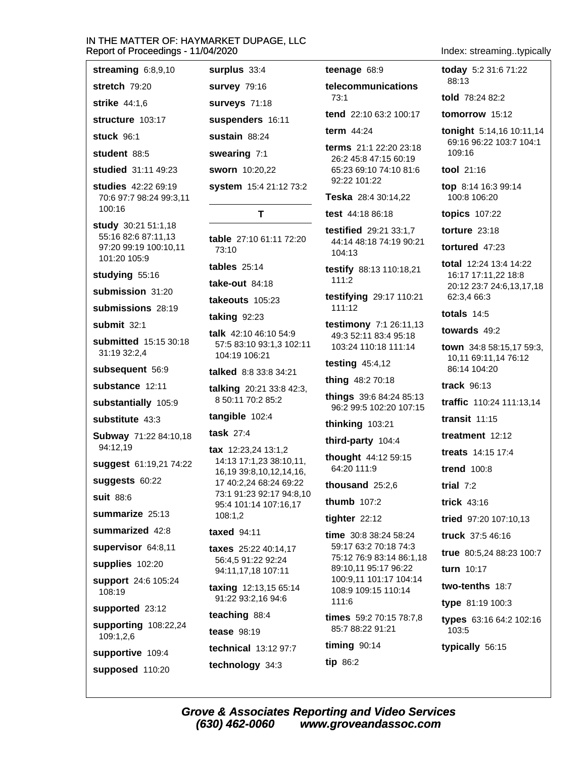**streaming** 6:8,9,10

**stretch** 79:20

**strike** 44:1,6

**structure** 103:17

**stuck** 96:1

**student** 88:5

**studied** 31:11 49:23

**studies** 42:22 69:19 70:6 97:7 98:24 99:3,11 100:16

**study** 30:21 51:1,18 55:16 82:6 87:11,13 97:20 99:19 100:10,11 101:20 105:9

**studying** 55:16

**submission** 31:20

**submissions** 28:19

**submit** 32:1

**submitted** 15:15 30:18 31:19 32:2,4

**subsequent** 56:9

**substance** 12:11

**substantially** 105:9

**substitute** 43:3

**Subway** 71:22 84:10,18 94:12,19

**suggest** 61:19,21 74:22

**suggests** 60:22

**suit** 88:6

**summarize** 25:13

**summarized** 42:8

**supervisor** 64:8,11

**supplies** 102:20

**support** 24:6 105:24 108:19

**supported** 23:12

**supporting** 108:22,24 109:1,2,6

**supportive** 109:4

**supposed** 110:20

**surplus** 33:4

**survey** 79:16

**surveys** 71:18

**suspenders** 16:11

**sustain** 88:24

**swearing** 7:1

**sworn** 10:20,22

**system** 15:4 21:12 73:2

## T

**table** 27:10 61:11 72:20 73:10

**tables** 25:14

**take-out** 84:18

**takeouts** 105:23

**taking** 92:23

**talk** 42:10 46:10 54:9 57:5 83:10 93:1,3 102:11 104:19 106:21

**talked** 8:8 33:8 34:21

**talking** 20:21 33:8 42:3, 8 50:11 70:2 85:2

**tangible** 102:4

**task** 27:4

**tax** 12:23,24 13:1,2 14:13 17:1,23 38:10,11, 16,19 39:8,10,12,14,16, 17 40:2,24 68:24 69:22 73:1 91:23 92:17 94:8,10 95:4 101:14 107:16,17 108:1,2

**taxed** 94:11

**taxes** 25:22 40:14,17 56:4,5 91:22 92:24 94:11,17,18 107:11

**taxing** 12:13,15 65:14 91:22 93:2,16 94:6

**teaching** 88:4

**tease** 98:19

**technical** 13:12 97:7

**technology** 34:3

**teenage** 68:9

**telecommunications** 73:1

**tend** 22:10 63:2 100:17

**term** 44:24

**terms** 21:1 22:20 23:18 26:2 45:8 47:15 60:19 65:23 69:10 74:10 81:6 92:22 101:22

**Teska** 28:4 30:14,22

**test** 44:18 86:18

**testified** 29:21 33:1,7 44:14 48:18 74:19 90:21 104:13

**testify** 88:13 110:18,21 111:2

**testifying** 29:17 110:21 111:12

**testimony** 7:1 26:11,13 49:3 52:11 83:4 95:18 103:24 110:18 111:14

**testing** 45:4,12

**thing** 48:2 70:18

**things** 39:6 84:24 85:13 96:2 99:5 102:20 107:15

**thinking** 103:21

**third-party** 104:4

**thought** 44:12 59:15 64:20 111:9

**thousand** 25:2,6

**thumb** 107:2

**tighter** 22:12

**time** 30:8 38:24 58:24 59:17 63:2 70:18 74:3 75:12 76:9 83:14 86:1,18 89:10,11 95:17 96:22 100:9,11 101:17 104:14 108:9 109:15 110:14 111:6

**times** 59:2 70:15 78:7,8 85:7 88:22 91:21

**timing** 90:14

**tip** 86:2

**today** 5:2 31:6 71:22 88:13

**told** 78:24 82:2

**tomorrow** 15:12

**tonight** 5:14,16 10:11,14 69:16 96:22 103:7 104:1 109:16

**tool** 21:16

**top** 8:14 16:3 99:14 100:8 106:20

**topics** 107:22

**torture** 23:18

**tortured** 47:23

**total** 12:24 13:4 14:22 16:17 17:11,22 18:8 20:12 23:7 24:6,13,17,18 62:3,4 66:3

**totals** 14:5

**towards** 49:2

**town** 34:8 58:15,17 59:3, 10,11 69:11,14 76:12 86:14 104:20

**track** 96:13

**traffic** 110:24 111:13,14

**transit** 11:15

**treatment** 12:12

**treats** 14:15 17:4

**trend** 100:8

**trial** 7:2

**trick** 43:16

**tried** 97:20 107:10,13

**truck** 37:5 46:16

**true** 80:5,24 88:23 100:7

**turn** 10:17

**two-tenths** 18:7

**type** 81:19 100:3

**types** 63:16 64:2 102:16 103:5

**typically** 56:15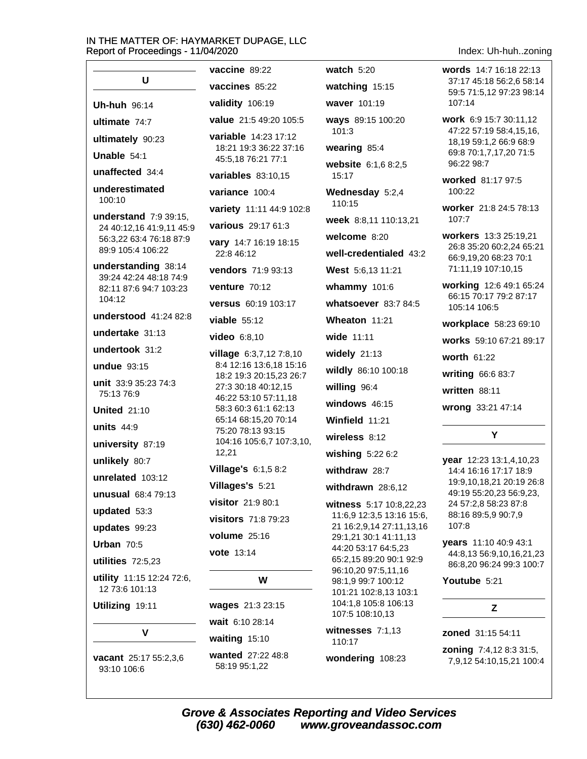## U

**Uh-huh** 96:14

**ultimate** 74:7

**ultimately** 90:23

**Unable** 54:1

**unaffected** 34:4

**underestimated** 100:10

**understand** 7:9 39:15, 24 40:12,16 41:9,11 45:9 56:3,22 63:4 76:18 87:9 89:9 105:4 106:22

**understanding** 38:14 39:24 42:24 48:18 74:9 82:11 87:6 94:7 103:23 104:12

**understood** 41:24 82:8

**undertake** 31:13

**undertook** 31:2

**undue** 93:15

**unit** 33:9 35:23 74:3 75:13 76:9

**United** 21:10

**units** 44:9

**university** 87:19

**unlikely** 80:7

**unrelated** 103:12

**unusual** 68:4 79:13

**updated** 53:3

**updates** 99:23

**Urban** 70:5

**utilities** 72:5,23

**utility** 11:15 12:24 72:6, 12 73:6 101:13

**Utilizing** 19:11

## V

**vacant** 25:17 55:2,3,6 93:10 106:6

**vaccine** 89:22

**vaccines** 85:22

**validity** 106:19

**value** 21:5 49:20 105:5

**variable** 14:23 17:12 18:21 19:3 36:22 37:16 45:5,18 76:21 77:1

**variables** 83:10,15

**variance** 100:4

**variety** 11:11 44:9 102:8

**various** 29:17 61:3

**vary** 14:7 16:19 18:15 22:8 46:12

**vendors** 71:9 93:13

**venture** 70:12

**versus** 60:19 103:17

**viable** 55:12

**video** 6:8,10

**village** 6:3,7,12 7:8,10 8:4 12:16 13:6,18 15:16 18:2 19:3 20:15,23 26:7 27:3 30:18 40:12,15 46:22 53:10 57:11,18 58:3 60:3 61:1 62:13 65:14 68:15,20 70:14 75:20 78:13 93:15 104:16 105:6,7 107:3,10, 12,21

**Village's** 6:1,5 8:2

**Villages's** 5:21

**visitor** 21:9 80:1

**visitors** 71:8 79:23

**volume** 25:16

**vote** 13:14

## W

**wages** 21:3 23:15

**wait** 6:10 28:14

**waiting** 15:10

**wanted** 27:22 48:8 58:19 95:1,22

**watch** 5:20

**watching** 15:15

**waver** 101:19

**ways** 89:15 100:20 101:3

**wearing** 85:4

**website** 6:1,6 8:2,5 15:17

**Wednesday** 5:2,4 110:15

**week** 8:8,11 110:13,21

**welcome** 8:20

**well-credentialed** 43:2

**West** 5:6,13 11:21

**whammy** 101:6

**whatsoever** 83:7 84:5

**Wheaton** 11:21

**wide** 11:11

**widely** 21:13

**wildly** 86:10 100:18

**willing** 96:4

**windows** 46:15

**Winfield** 11:21

**wireless** 8:12

**wishing** 5:22 6:2

**withdraw** 28:7

**withdrawn** 28:6,12

**witness** 5:17 10:8,22,23 11:6,9 12:3,5 13:16 15:6, 21 16:2,9,14 27:11,13,16 29:1,21 30:1 41:11,13 44:20 53:17 64:5,23 65:2,15 89:20 90:1 92:9 96:10,20 97:5,11,16 98:1,9 99:7 100:12 101:21 102:8,13 103:1 104:1,8 105:8 106:13 107:5 108:10,13

**witnesses** 7:1,13 110:17

**wondering** 108:23

**words** 14:7 16:18 22:13 37:17 45:18 56:2,6 58:14 59:5 71:5,12 97:23 98:14 107:14

**work** 6:9 15:7 30:11,12 47:22 57:19 58:4,15,16, 18,19 59:1,2 66:9 68:9 69:8 70:1,7,17,20 71:5 96:22 98:7

**worked** 81:17 97:5 100:22

**worker** 21:8 24:5 78:13 107:7

**workers** 13:3 25:19,21 26:8 35:20 60:2,24 65:21 66:9,19,20 68:23 70:1 71:11,19 107:10,15

**working** 12:6 49:1 65:24 66:15 70:17 79:2 87:17 105:14 106:5

**workplace** 58:23 69:10

**works** 59:10 67:21 89:17

**worth** 61:22

**writing** 66:6 83:7

**written** 88:11

**wrong** 33:21 47:14

## Y

**year** 12:23 13:1,4,10,23 14:4 16:16 17:17 18:9 19:9,10,18,21 20:19 26:8 49:19 55:20,23 56:9,23, 24 57:2,8 58:23 87:8 88:16 89:5,9 90:7,9 107:8

**years** 11:10 40:9 43:1 44:8,13 56:9,10,16,21,23 86:8,20 96:24 99:3 100:7

**Youtube** 5:21

## Z

**zoned** 31:15 54:11

**zoning** 7:4,12 8:3 31:5, 7,9,12 54:10,15,21 100:4